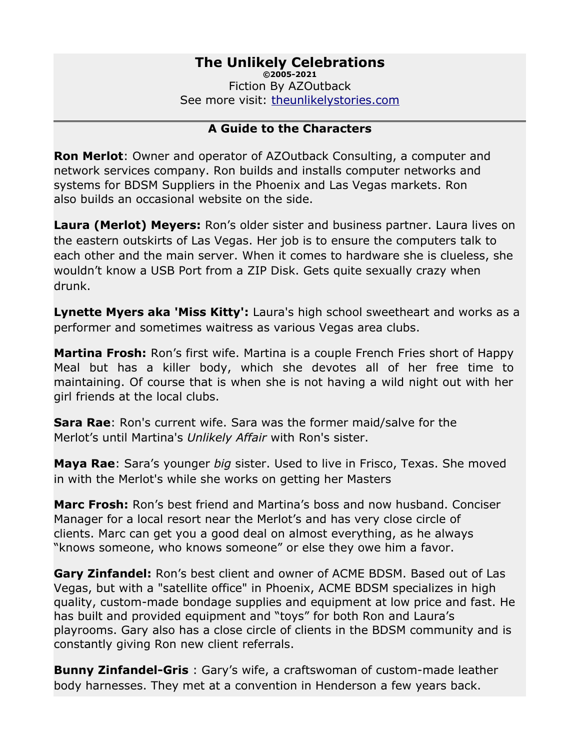# The Unlikely Celebrations

**©2005-2021**

Fiction By AZOutback

See more visit: theunlikelystories.com

---

## A Guide to the Characters

**Ron Merlot**: Owner and operator of AZOutback Consulting, a computer and network services company. Ron builds and installs computer networks and systems for BDSM Suppliers in the Phoenix and Las Vegas markets. Ron also builds an occasional website on the side.

**Laura (Merlot) Meyers:** Ron's older sister and business partner. Laura lives on the eastern outskirts of Las Vegas. Her job is to ensure the computers talk to each other and the main server. When it comes to hardware she is clueless, she wouldn't know a USB Port from a ZIP Disk. Gets quite sexually crazy when drunk.

**Lynette Myers aka 'Miss Kitty':** Laura's high school sweetheart and works as a performer and sometimes waitress as various Vegas area clubs.

**Martina Frosh:** Ron's first wife. Martina is a couple French Fries short of Happy Meal but has a killer body, which she devotes all of her free time to maintaining. Of course that is when she is not having a wild night out with her girl friends at the local clubs.

**Sara Rae**: Ron's current wife. Sara was the former maid/salve for the Merlot's until Martina's *Unlikely Affair* with Ron's sister.

**Maya Rae**: Sara's younger *big* sister. Used to live in Frisco, Texas. She moved in with the Merlot's while she works on getting her Masters

**Marc Frosh:** Ron's best friend and Martina's boss and now husband. Conciser Manager for a local resort near the Merlot's and has very close circle of clients. Marc can get you a good deal on almost everything, as he always "knows someone, who knows someone" or else they owe him a favor.

**Gary Zinfandel:** Ron's best client and owner of ACME BDSM. Based out of Las Vegas, but with a "satellite office" in Phoenix, ACME BDSM specializes in high quality, custom-made bondage supplies and equipment at low price and fast. He has built and provided equipment and "toys" for both Ron and Laura's playrooms. Gary also has a close circle of clients in the BDSM community and is constantly giving Ron new client referrals.

**Bunny Zinfandel-Gris** : Gary's wife, a craftswoman of custom-made leather body harnesses. They met at a convention in Henderson a few years back.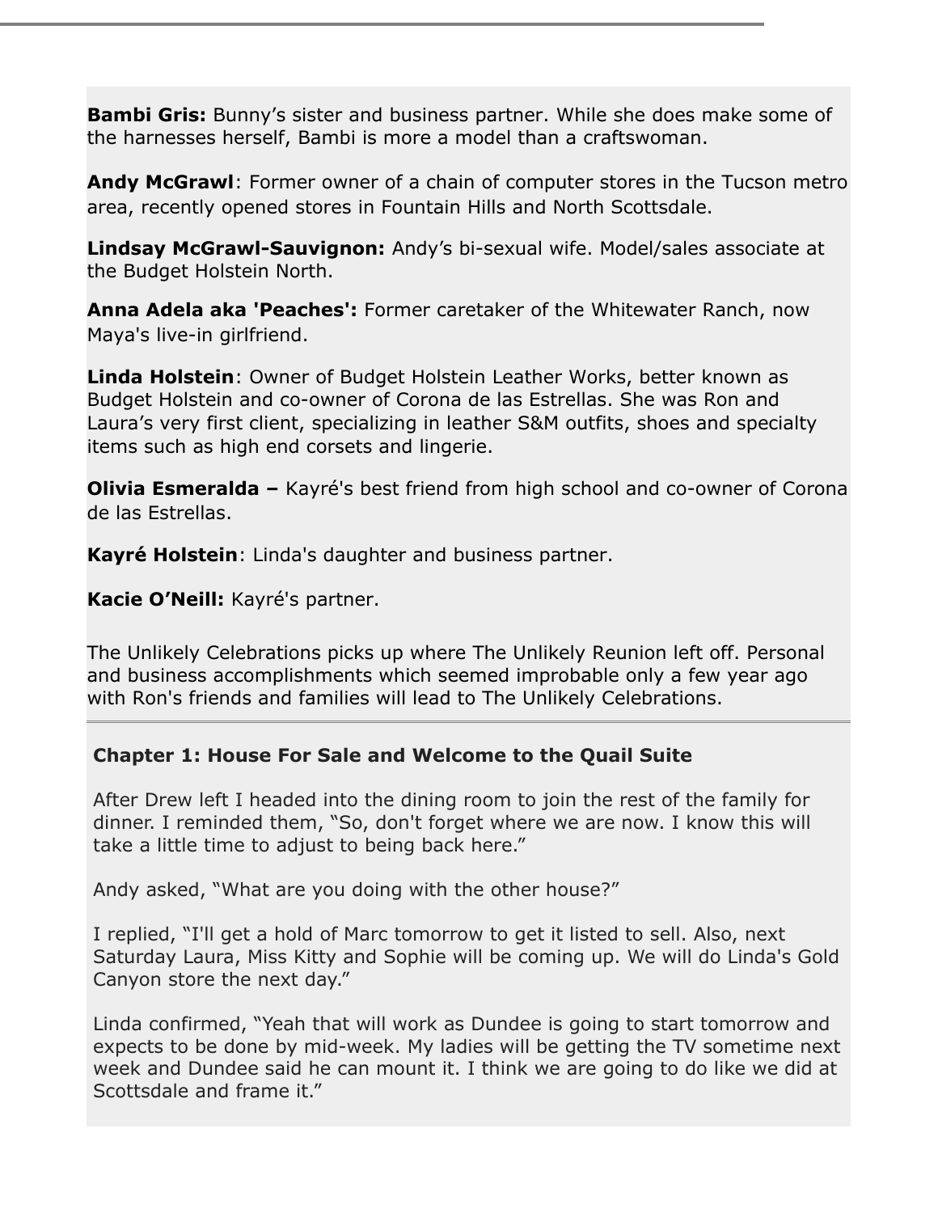**Bambi Gris:** Bunny's sister and business partner. While she does make some of the harnesses herself, Bambi is more a model than a craftswoman.

**Andy McGrawl**: Former owner of a chain of computer stores in the Tucson metro area, recently opened stores in Fountain Hills and North Scottsdale.

**Lindsay McGrawl-Sauvignon:** Andy's bi-sexual wife. Model/sales associate at the Budget Holstein North.

**Anna Adela aka 'Peaches':** Former caretaker of the Whitewater Ranch, now Maya's live-in girlfriend.

**Linda Holstein**: Owner of Budget Holstein Leather Works, better known as Budget Holstein and co-owner of Corona de las Estrellas. She was Ron and Laura's very first client, specializing in leather S&M outfits, shoes and specialty items such as high end corsets and lingerie.

**Olivia Esmeralda –** Kayré's best friend from high school and co-owner of Corona de las Estrellas.

**Kayré Holstein**: Linda's daughter and business partner.

**Kacie O'Neill:** Kayré's partner.

The Unlikely Celebrations picks up where The Unlikely Reunion left off. Personal and business accomplishments which seemed improbable only a few year ago with Ron's friends and families will lead to The Unlikely Celebrations.

---

### Chapter 1: House For Sale and Welcome to the Quail Suite

After Drew left I headed into the dining room to join the rest of the family for dinner. I reminded them, "So, don't forget where we are now. I know this will take a little time to adjust to being back here."

Andy asked, "What are you doing with the other house?"

I replied, "I'll get a hold of Marc tomorrow to get it listed to sell. Also, next Saturday Laura, Miss Kitty and Sophie will be coming up. We will do Linda's Gold Canyon store the next day."

Linda confirmed, "Yeah that will work as Dundee is going to start tomorrow and expects to be done by mid-week. My ladies will be getting the TV sometime next week and Dundee said he can mount it. I think we are going to do like we did at Scottsdale and frame it."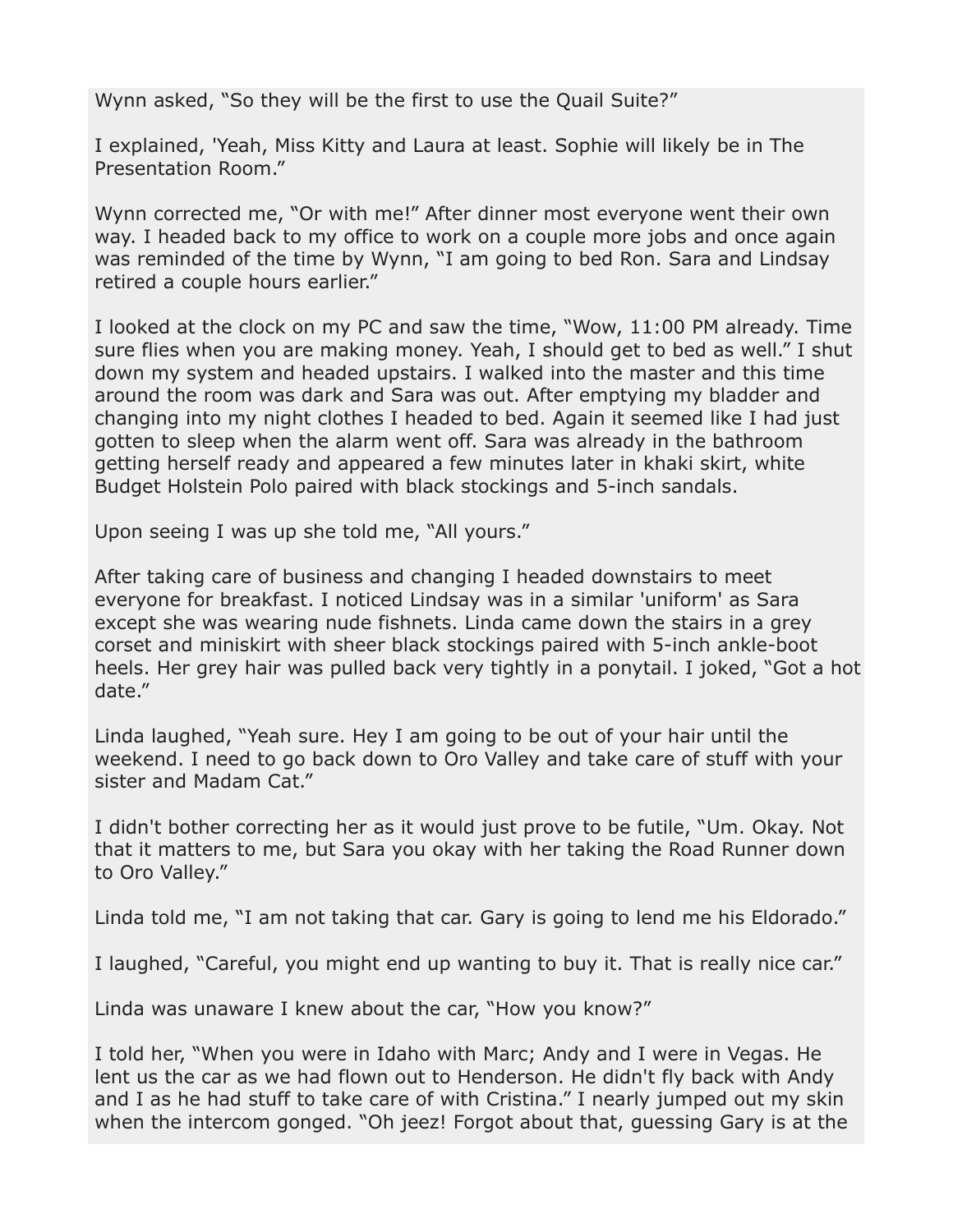Wynn asked, “So they will be the first to use the Quail Suite?”

I explained, 'Yeah, Miss Kitty and Laura at least. Sophie will likely be in The Presentation Room.”

Wynn corrected me, “Or with me!” After dinner most everyone went their own way. I headed back to my office to work on a couple more jobs and once again was reminded of the time by Wynn, “I am going to bed Ron. Sara and Lindsay retired a couple hours earlier.”

I looked at the clock on my PC and saw the time, “Wow, 11:00 PM already. Time sure flies when you are making money. Yeah, I should get to bed as well.” I shut down my system and headed upstairs. I walked into the master and this time around the room was dark and Sara was out. After emptying my bladder and changing into my night clothes I headed to bed. Again it seemed like I had just gotten to sleep when the alarm went off. Sara was already in the bathroom getting herself ready and appeared a few minutes later in khaki skirt, white Budget Holstein Polo paired with black stockings and 5-inch sandals.

Upon seeing I was up she told me, “All yours.”

After taking care of business and changing I headed downstairs to meet everyone for breakfast. I noticed Lindsay was in a similar 'uniform' as Sara except she was wearing nude fishnets. Linda came down the stairs in a grey corset and miniskirt with sheer black stockings paired with 5-inch ankle-boot heels. Her grey hair was pulled back very tightly in a ponytail. I joked, “Got a hot date.”

Linda laughed, “Yeah sure. Hey I am going to be out of your hair until the weekend. I need to go back down to Oro Valley and take care of stuff with your sister and Madam Cat.”

I didn't bother correcting her as it would just prove to be futile, “Um. Okay. Not that it matters to me, but Sara you okay with her taking the Road Runner down to Oro Valley.”

Linda told me, “I am not taking that car. Gary is going to lend me his Eldorado.”

I laughed, “Careful, you might end up wanting to buy it. That is really nice car.”

Linda was unaware I knew about the car, “How you know?”

I told her, “When you were in Idaho with Marc; Andy and I were in Vegas. He lent us the car as we had flown out to Henderson. He didn't fly back with Andy and I as he had stuff to take care of with Cristina.” I nearly jumped out my skin when the intercom gonged. “Oh jeez! Forgot about that, guessing Gary is at the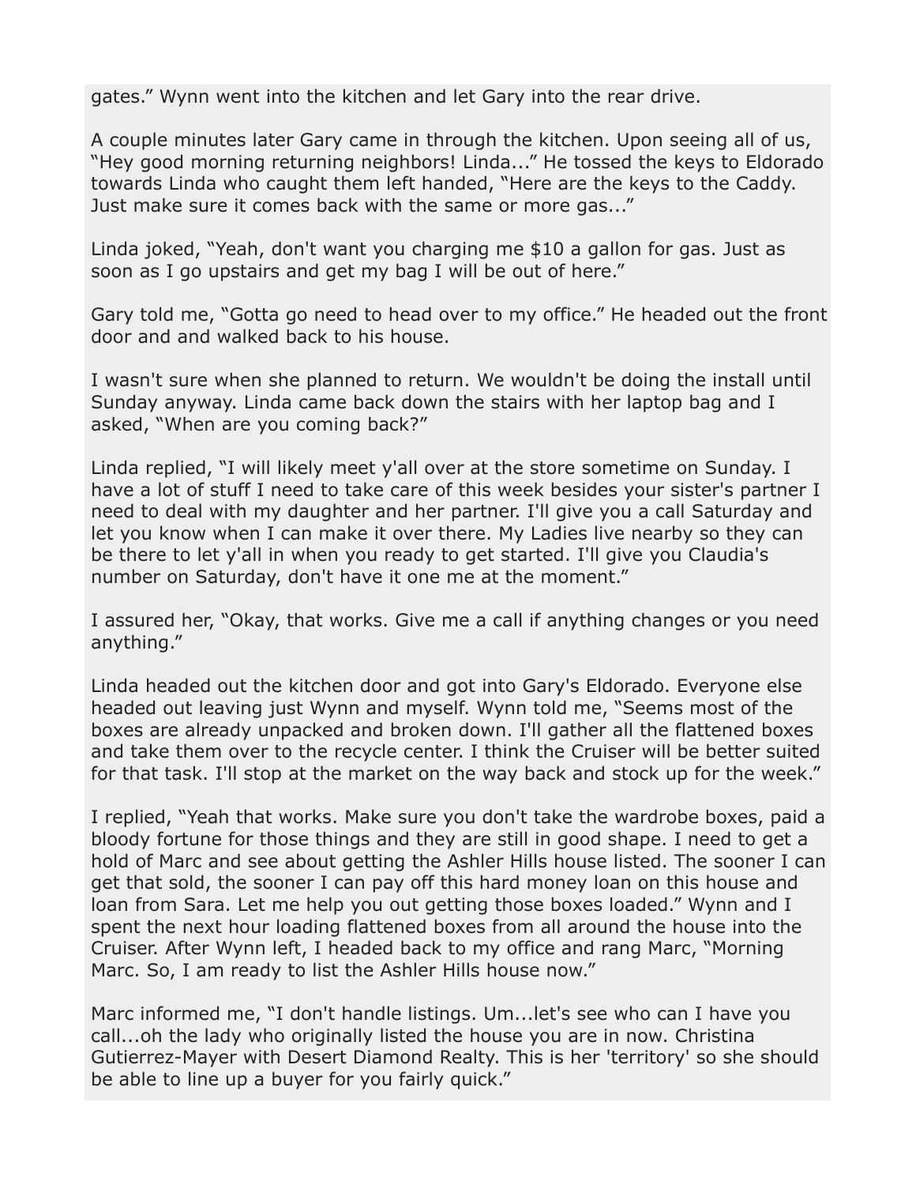gates." Wynn went into the kitchen and let Gary into the rear drive.

A couple minutes later Gary came in through the kitchen. Upon seeing all of us, "Hey good morning returning neighbors! Linda..." He tossed the keys to Eldorado towards Linda who caught them left handed, "Here are the keys to the Caddy. Just make sure it comes back with the same or more gas..."

Linda joked, "Yeah, don't want you charging me $10 a gallon for gas. Just as soon as I go upstairs and get my bag I will be out of here."

Gary told me, "Gotta go need to head over to my office." He headed out the front door and and walked back to his house.

I wasn't sure when she planned to return. We wouldn't be doing the install until Sunday anyway. Linda came back down the stairs with her laptop bag and I asked, "When are you coming back?"

Linda replied, "I will likely meet y'all over at the store sometime on Sunday. I have a lot of stuff I need to take care of this week besides your sister's partner I need to deal with my daughter and her partner. I'll give you a call Saturday and let you know when I can make it over there. My Ladies live nearby so they can be there to let y'all in when you ready to get started. I'll give you Claudia's number on Saturday, don't have it one me at the moment."

I assured her, "Okay, that works. Give me a call if anything changes or you need anything."

Linda headed out the kitchen door and got into Gary's Eldorado. Everyone else headed out leaving just Wynn and myself. Wynn told me, "Seems most of the boxes are already unpacked and broken down. I'll gather all the flattened boxes and take them over to the recycle center. I think the Cruiser will be better suited for that task. I'll stop at the market on the way back and stock up for the week."

I replied, "Yeah that works. Make sure you don't take the wardrobe boxes, paid a bloody fortune for those things and they are still in good shape. I need to get a hold of Marc and see about getting the Ashler Hills house listed. The sooner I can get that sold, the sooner I can pay off this hard money loan on this house and loan from Sara. Let me help you out getting those boxes loaded." Wynn and I spent the next hour loading flattened boxes from all around the house into the Cruiser. After Wynn left, I headed back to my office and rang Marc, "Morning Marc. So, I am ready to list the Ashler Hills house now."

Marc informed me, "I don't handle listings. Um...let's see who can I have you call...oh the lady who originally listed the house you are in now. Christina Gutierrez-Mayer with Desert Diamond Realty. This is her 'territory' so she should be able to line up a buyer for you fairly quick."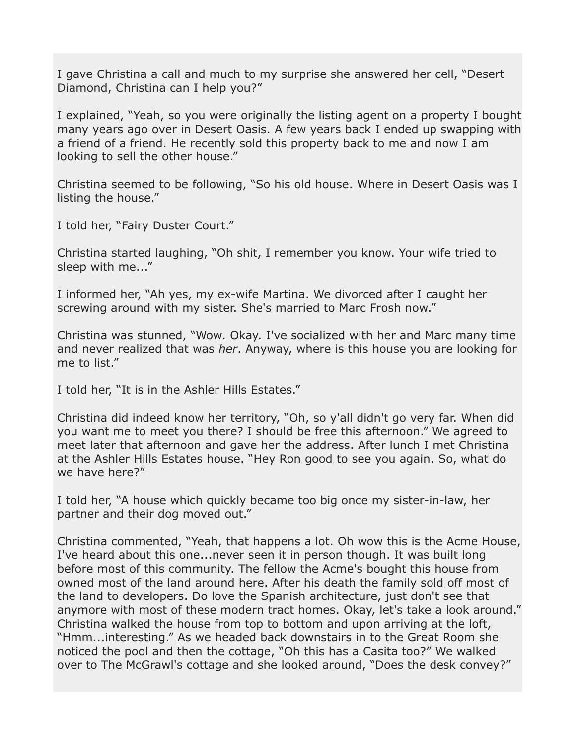I gave Christina a call and much to my surprise she answered her cell, "Desert Diamond, Christina can I help you?"

I explained, "Yeah, so you were originally the listing agent on a property I bought many years ago over in Desert Oasis. A few years back I ended up swapping with a friend of a friend. He recently sold this property back to me and now I am looking to sell the other house."

Christina seemed to be following, "So his old house. Where in Desert Oasis was I listing the house."

I told her, "Fairy Duster Court."

Christina started laughing, "Oh shit, I remember you know. Your wife tried to sleep with me..."

I informed her, "Ah yes, my ex-wife Martina. We divorced after I caught her screwing around with my sister. She's married to Marc Frosh now."

Christina was stunned, "Wow. Okay. I've socialized with her and Marc many time and never realized that was *her*. Anyway, where is this house you are looking for me to list."

I told her, "It is in the Ashler Hills Estates."

Christina did indeed know her territory, "Oh, so y'all didn't go very far. When did you want me to meet you there? I should be free this afternoon." We agreed to meet later that afternoon and gave her the address. After lunch I met Christina at the Ashler Hills Estates house. "Hey Ron good to see you again. So, what do we have here?"

I told her, "A house which quickly became too big once my sister-in-law, her partner and their dog moved out."

Christina commented, "Yeah, that happens a lot. Oh wow this is the Acme House, I've heard about this one...never seen it in person though. It was built long before most of this community. The fellow the Acme's bought this house from owned most of the land around here. After his death the family sold off most of the land to developers. Do love the Spanish architecture, just don't see that anymore with most of these modern tract homes. Okay, let's take a look around." Christina walked the house from top to bottom and upon arriving at the loft, "Hmm...interesting." As we headed back downstairs in to the Great Room she noticed the pool and then the cottage, "Oh this has a Casita too?" We walked over to The McGrawl's cottage and she looked around, "Does the desk convey?"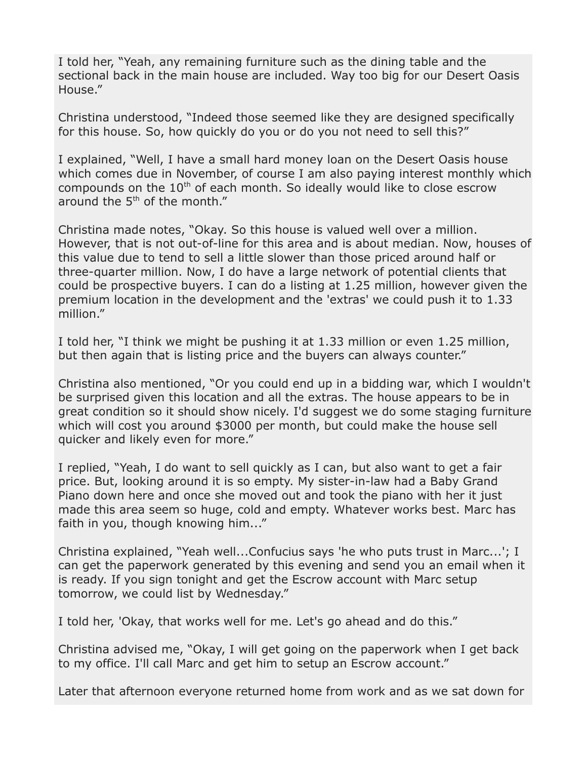I told her, "Yeah, any remaining furniture such as the dining table and the sectional back in the main house are included. Way too big for our Desert Oasis House."

Christina understood, "Indeed those seemed like they are designed specifically for this house. So, how quickly do you or do you not need to sell this?"

I explained, "Well, I have a small hard money loan on the Desert Oasis house which comes due in November, of course I am also paying interest monthly which compounds on the 10th of each month. So ideally would like to close escrow around the 5th of the month."

Christina made notes, "Okay. So this house is valued well over a million. However, that is not out-of-line for this area and is about median. Now, houses of this value due to tend to sell a little slower than those priced around half or three-quarter million. Now, I do have a large network of potential clients that could be prospective buyers. I can do a listing at 1.25 million, however given the premium location in the development and the 'extras' we could push it to 1.33 million."

I told her, "I think we might be pushing it at 1.33 million or even 1.25 million, but then again that is listing price and the buyers can always counter."

Christina also mentioned, "Or you could end up in a bidding war, which I wouldn't be surprised given this location and all the extras. The house appears to be in great condition so it should show nicely. I'd suggest we do some staging furniture which will cost you around $3000 per month, but could make the house sell quicker and likely even for more."

I replied, "Yeah, I do want to sell quickly as I can, but also want to get a fair price. But, looking around it is so empty. My sister-in-law had a Baby Grand Piano down here and once she moved out and took the piano with her it just made this area seem so huge, cold and empty. Whatever works best. Marc has faith in you, though knowing him..."

Christina explained, "Yeah well...Confucius says 'he who puts trust in Marc...'; I can get the paperwork generated by this evening and send you an email when it is ready. If you sign tonight and get the Escrow account with Marc setup tomorrow, we could list by Wednesday."

I told her, 'Okay, that works well for me. Let's go ahead and do this."

Christina advised me, "Okay, I will get going on the paperwork when I get back to my office. I'll call Marc and get him to setup an Escrow account."

Later that afternoon everyone returned home from work and as we sat down for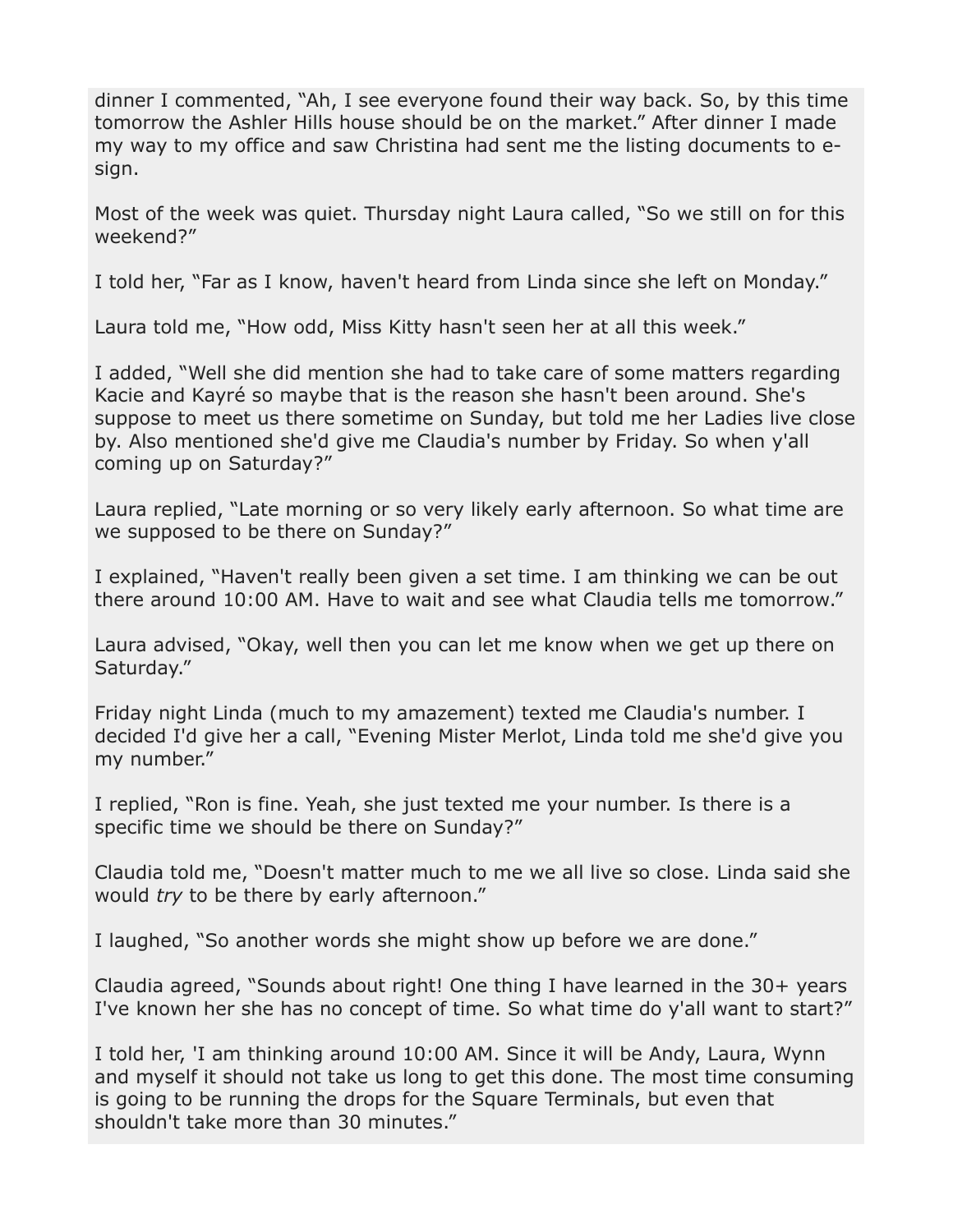dinner I commented, “Ah, I see everyone found their way back. So, by this time tomorrow the Ashler Hills house should be on the market.” After dinner I made my way to my office and saw Christina had sent me the listing documents to e-sign.

Most of the week was quiet. Thursday night Laura called, “So we still on for this weekend?”

I told her, “Far as I know, haven't heard from Linda since she left on Monday.”

Laura told me, “How odd, Miss Kitty hasn't seen her at all this week.”

I added, “Well she did mention she had to take care of some matters regarding Kacie and Kayré so maybe that is the reason she hasn't been around. She's suppose to meet us there sometime on Sunday, but told me her Ladies live close by. Also mentioned she'd give me Claudia's number by Friday. So when y'all coming up on Saturday?”

Laura replied, “Late morning or so very likely early afternoon. So what time are we supposed to be there on Sunday?”

I explained, “Haven't really been given a set time. I am thinking we can be out there around 10:00 AM. Have to wait and see what Claudia tells me tomorrow.”

Laura advised, “Okay, well then you can let me know when we get up there on Saturday.”

Friday night Linda (much to my amazement) texted me Claudia's number. I decided I'd give her a call, “Evening Mister Merlot, Linda told me she'd give you my number.”

I replied, “Ron is fine. Yeah, she just texted me your number. Is there is a specific time we should be there on Sunday?”

Claudia told me, “Doesn't matter much to me we all live so close. Linda said she would *try* to be there by early afternoon.”

I laughed, “So another words she might show up before we are done.”

Claudia agreed, “Sounds about right! One thing I have learned in the 30+ years I've known her she has no concept of time. So what time do y'all want to start?”

I told her, 'I am thinking around 10:00 AM. Since it will be Andy, Laura, Wynn and myself it should not take us long to get this done. The most time consuming is going to be running the drops for the Square Terminals, but even that shouldn't take more than 30 minutes.”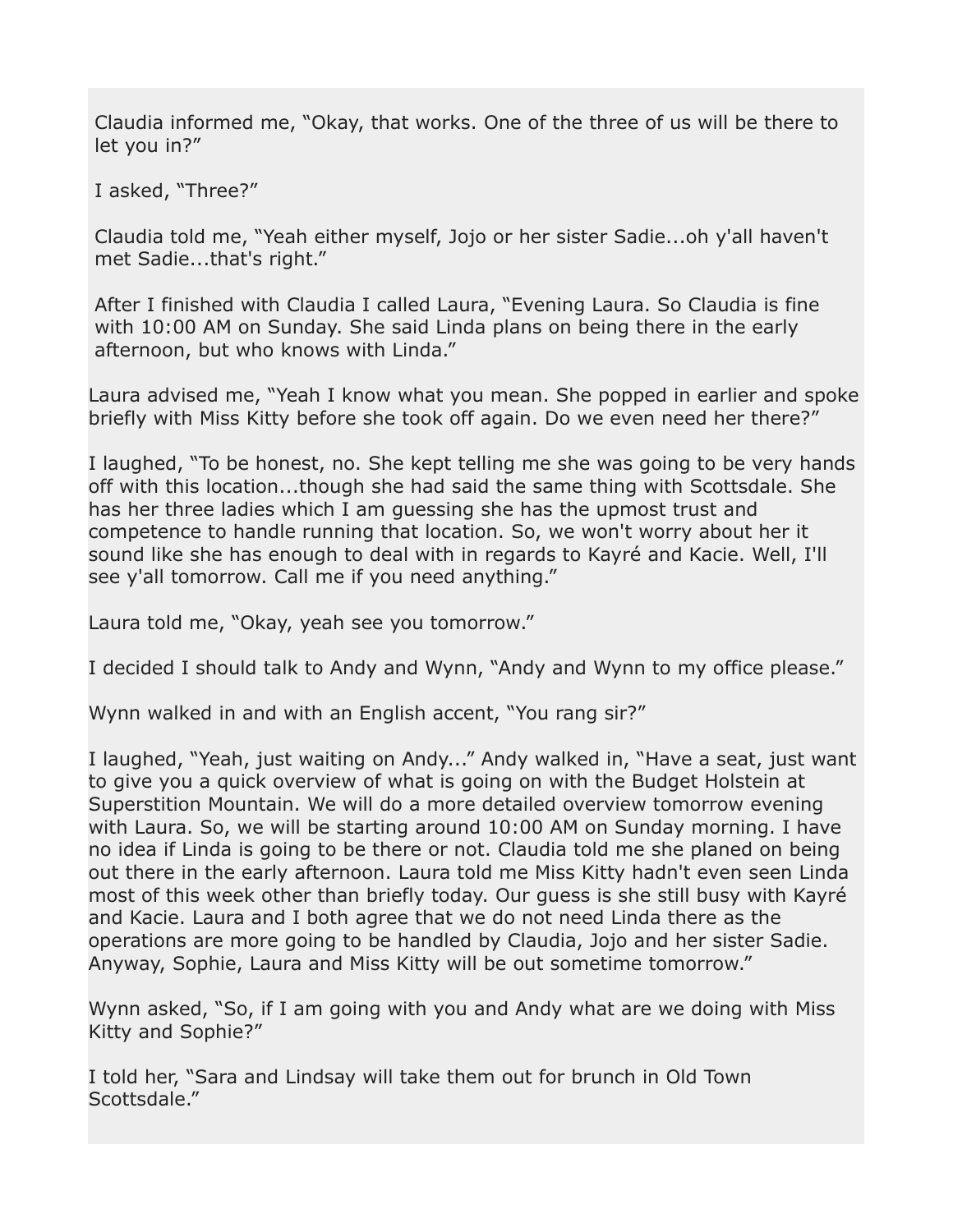Claudia informed me, “Okay, that works. One of the three of us will be there to let you in?”

I asked, “Three?”

Claudia told me, “Yeah either myself, Jojo or her sister Sadie...oh y'all haven't met Sadie...that's right.”

After I finished with Claudia I called Laura, “Evening Laura. So Claudia is fine with 10:00 AM on Sunday. She said Linda plans on being there in the early afternoon, but who knows with Linda.”

Laura advised me, “Yeah I know what you mean. She popped in earlier and spoke briefly with Miss Kitty before she took off again. Do we even need her there?”

I laughed, “To be honest, no. She kept telling me she was going to be very hands off with this location...though she had said the same thing with Scottsdale. She has her three ladies which I am guessing she has the upmost trust and competence to handle running that location. So, we won't worry about her it sound like she has enough to deal with in regards to Kayré and Kacie. Well, I'll see y'all tomorrow. Call me if you need anything.”

Laura told me, “Okay, yeah see you tomorrow.”

I decided I should talk to Andy and Wynn, “Andy and Wynn to my office please.”

Wynn walked in and with an English accent, “You rang sir?”

I laughed, “Yeah, just waiting on Andy...” Andy walked in, “Have a seat, just want to give you a quick overview of what is going on with the Budget Holstein at Superstition Mountain. We will do a more detailed overview tomorrow evening with Laura. So, we will be starting around 10:00 AM on Sunday morning. I have no idea if Linda is going to be there or not. Claudia told me she planed on being out there in the early afternoon. Laura told me Miss Kitty hadn't even seen Linda most of this week other than briefly today. Our guess is she still busy with Kayré and Kacie. Laura and I both agree that we do not need Linda there as the operations are more going to be handled by Claudia, Jojo and her sister Sadie. Anyway, Sophie, Laura and Miss Kitty will be out sometime tomorrow.”

Wynn asked, “So, if I am going with you and Andy what are we doing with Miss Kitty and Sophie?”

I told her, “Sara and Lindsay will take them out for brunch in Old Town Scottsdale.”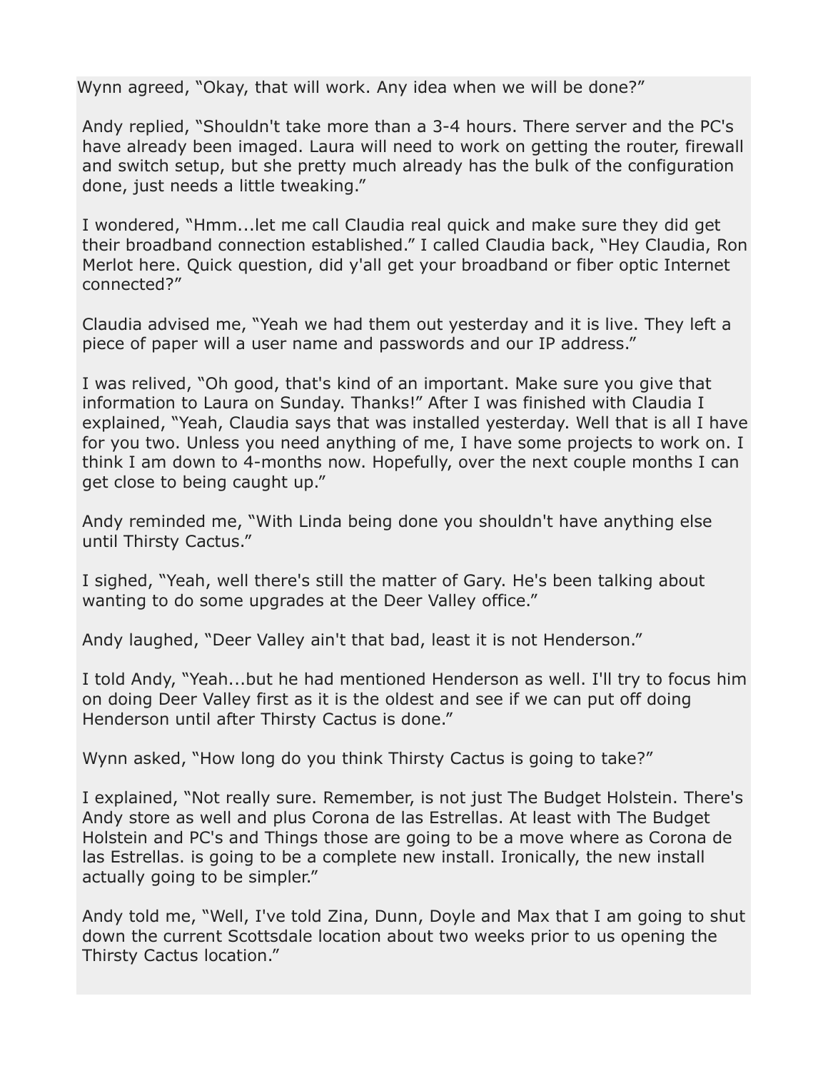Wynn agreed, “Okay, that will work. Any idea when we will be done?”

Andy replied, “Shouldn't take more than a 3-4 hours. There server and the PC's have already been imaged. Laura will need to work on getting the router, firewall and switch setup, but she pretty much already has the bulk of the configuration done, just needs a little tweaking.”

I wondered, “Hmm...let me call Claudia real quick and make sure they did get their broadband connection established.” I called Claudia back, “Hey Claudia, Ron Merlot here. Quick question, did y'all get your broadband or fiber optic Internet connected?”

Claudia advised me, “Yeah we had them out yesterday and it is live. They left a piece of paper will a user name and passwords and our IP address.”

I was relived, “Oh good, that's kind of an important. Make sure you give that information to Laura on Sunday. Thanks!” After I was finished with Claudia I explained, “Yeah, Claudia says that was installed yesterday. Well that is all I have for you two. Unless you need anything of me, I have some projects to work on. I think I am down to 4-months now. Hopefully, over the next couple months I can get close to being caught up.”

Andy reminded me, “With Linda being done you shouldn't have anything else until Thirsty Cactus.”

I sighed, “Yeah, well there's still the matter of Gary. He's been talking about wanting to do some upgrades at the Deer Valley office.”

Andy laughed, “Deer Valley ain't that bad, least it is not Henderson.”

I told Andy, “Yeah...but he had mentioned Henderson as well. I'll try to focus him on doing Deer Valley first as it is the oldest and see if we can put off doing Henderson until after Thirsty Cactus is done.”

Wynn asked, “How long do you think Thirsty Cactus is going to take?”

I explained, “Not really sure. Remember, is not just The Budget Holstein. There's Andy store as well and plus Corona de las Estrellas. At least with The Budget Holstein and PC's and Things those are going to be a move where as Corona de las Estrellas. is going to be a complete new install. Ironically, the new install actually going to be simpler.”

Andy told me, “Well, I've told Zina, Dunn, Doyle and Max that I am going to shut down the current Scottsdale location about two weeks prior to us opening the Thirsty Cactus location.”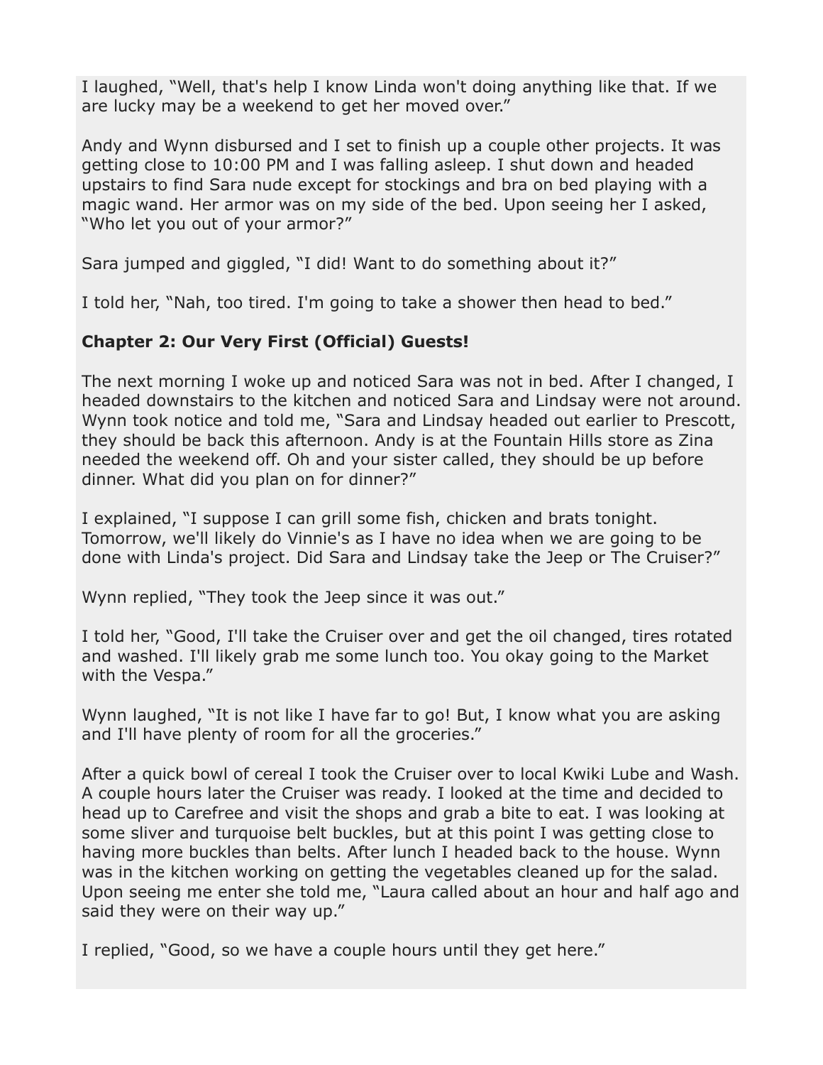I laughed, “Well, that's help I know Linda won't doing anything like that. If we are lucky may be a weekend to get her moved over.”

Andy and Wynn disbursed and I set to finish up a couple other projects. It was getting close to 10:00 PM and I was falling asleep. I shut down and headed upstairs to find Sara nude except for stockings and bra on bed playing with a magic wand. Her armor was on my side of the bed. Upon seeing her I asked, “Who let you out of your armor?”

Sara jumped and giggled, “I did! Want to do something about it?”

I told her, “Nah, too tired. I'm going to take a shower then head to bed.”

**Chapter 2: Our Very First (Official) Guests!**

The next morning I woke up and noticed Sara was not in bed. After I changed, I headed downstairs to the kitchen and noticed Sara and Lindsay were not around. Wynn took notice and told me, “Sara and Lindsay headed out earlier to Prescott, they should be back this afternoon. Andy is at the Fountain Hills store as Zina needed the weekend off. Oh and your sister called, they should be up before dinner. What did you plan on for dinner?”

I explained, “I suppose I can grill some fish, chicken and brats tonight. Tomorrow, we'll likely do Vinnie's as I have no idea when we are going to be done with Linda's project. Did Sara and Lindsay take the Jeep or The Cruiser?”

Wynn replied, “They took the Jeep since it was out.”

I told her, “Good, I'll take the Cruiser over and get the oil changed, tires rotated and washed. I'll likely grab me some lunch too. You okay going to the Market with the Vespa.”

Wynn laughed, “It is not like I have far to go! But, I know what you are asking and I'll have plenty of room for all the groceries.”

After a quick bowl of cereal I took the Cruiser over to local Kwiki Lube and Wash. A couple hours later the Cruiser was ready. I looked at the time and decided to head up to Carefree and visit the shops and grab a bite to eat. I was looking at some sliver and turquoise belt buckles, but at this point I was getting close to having more buckles than belts. After lunch I headed back to the house. Wynn was in the kitchen working on getting the vegetables cleaned up for the salad. Upon seeing me enter she told me, “Laura called about an hour and half ago and said they were on their way up.”

I replied, “Good, so we have a couple hours until they get here.”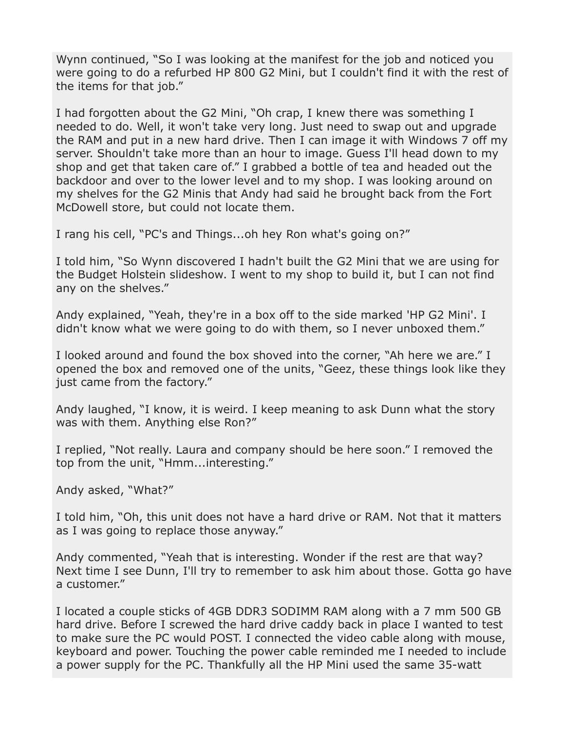Wynn continued, “So I was looking at the manifest for the job and noticed you were going to do a refurbed HP 800 G2 Mini, but I couldn't find it with the rest of the items for that job.”

I had forgotten about the G2 Mini, “Oh crap, I knew there was something I needed to do. Well, it won't take very long. Just need to swap out and upgrade the RAM and put in a new hard drive. Then I can image it with Windows 7 off my server. Shouldn't take more than an hour to image. Guess I'll head down to my shop and get that taken care of.” I grabbed a bottle of tea and headed out the backdoor and over to the lower level and to my shop. I was looking around on my shelves for the G2 Minis that Andy had said he brought back from the Fort McDowell store, but could not locate them.

I rang his cell, “PC's and Things...oh hey Ron what's going on?”

I told him, “So Wynn discovered I hadn't built the G2 Mini that we are using for the Budget Holstein slideshow. I went to my shop to build it, but I can not find any on the shelves.”

Andy explained, “Yeah, they're in a box off to the side marked 'HP G2 Mini'. I didn't know what we were going to do with them, so I never unboxed them.”

I looked around and found the box shoved into the corner, “Ah here we are.” I opened the box and removed one of the units, “Geez, these things look like they just came from the factory.”

Andy laughed, “I know, it is weird. I keep meaning to ask Dunn what the story was with them. Anything else Ron?”

I replied, “Not really. Laura and company should be here soon.” I removed the top from the unit, “Hmm...interesting.”

Andy asked, “What?”

I told him, “Oh, this unit does not have a hard drive or RAM. Not that it matters as I was going to replace those anyway.”

Andy commented, “Yeah that is interesting. Wonder if the rest are that way? Next time I see Dunn, I'll try to remember to ask him about those. Gotta go have a customer.”

I located a couple sticks of 4GB DDR3 SODIMM RAM along with a 7 mm 500 GB hard drive. Before I screwed the hard drive caddy back in place I wanted to test to make sure the PC would POST. I connected the video cable along with mouse, keyboard and power. Touching the power cable reminded me I needed to include a power supply for the PC. Thankfully all the HP Mini used the same 35-watt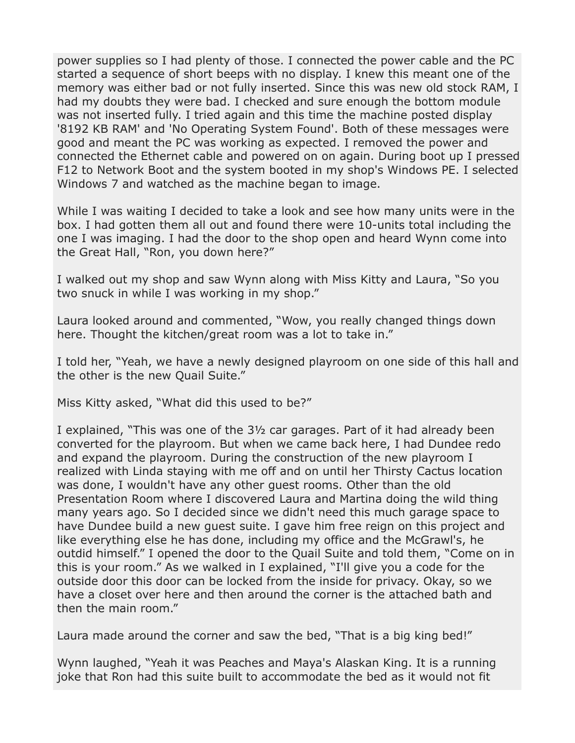power supplies so I had plenty of those. I connected the power cable and the PC started a sequence of short beeps with no display. I knew this meant one of the memory was either bad or not fully inserted. Since this was new old stock RAM, I had my doubts they were bad. I checked and sure enough the bottom module was not inserted fully. I tried again and this time the machine posted display '8192 KB RAM' and 'No Operating System Found'. Both of these messages were good and meant the PC was working as expected. I removed the power and connected the Ethernet cable and powered on on again. During boot up I pressed F12 to Network Boot and the system booted in my shop's Windows PE. I selected Windows 7 and watched as the machine began to image.

While I was waiting I decided to take a look and see how many units were in the box. I had gotten them all out and found there were 10-units total including the one I was imaging. I had the door to the shop open and heard Wynn come into the Great Hall, "Ron, you down here?"

I walked out my shop and saw Wynn along with Miss Kitty and Laura, "So you two snuck in while I was working in my shop."

Laura looked around and commented, "Wow, you really changed things down here. Thought the kitchen/great room was a lot to take in."

I told her, "Yeah, we have a newly designed playroom on one side of this hall and the other is the new Quail Suite."

Miss Kitty asked, "What did this used to be?"

I explained, "This was one of the 3½ car garages. Part of it had already been converted for the playroom. But when we came back here, I had Dundee redo and expand the playroom. During the construction of the new playroom I realized with Linda staying with me off and on until her Thirsty Cactus location was done, I wouldn't have any other guest rooms. Other than the old Presentation Room where I discovered Laura and Martina doing the wild thing many years ago. So I decided since we didn't need this much garage space to have Dundee build a new guest suite. I gave him free reign on this project and like everything else he has done, including my office and the McGrawl's, he outdid himself." I opened the door to the Quail Suite and told them, "Come on in this is your room." As we walked in I explained, "I'll give you a code for the outside door this door can be locked from the inside for privacy. Okay, so we have a closet over here and then around the corner is the attached bath and then the main room."

Laura made around the corner and saw the bed, "That is a big king bed!"

Wynn laughed, "Yeah it was Peaches and Maya's Alaskan King. It is a running joke that Ron had this suite built to accommodate the bed as it would not fit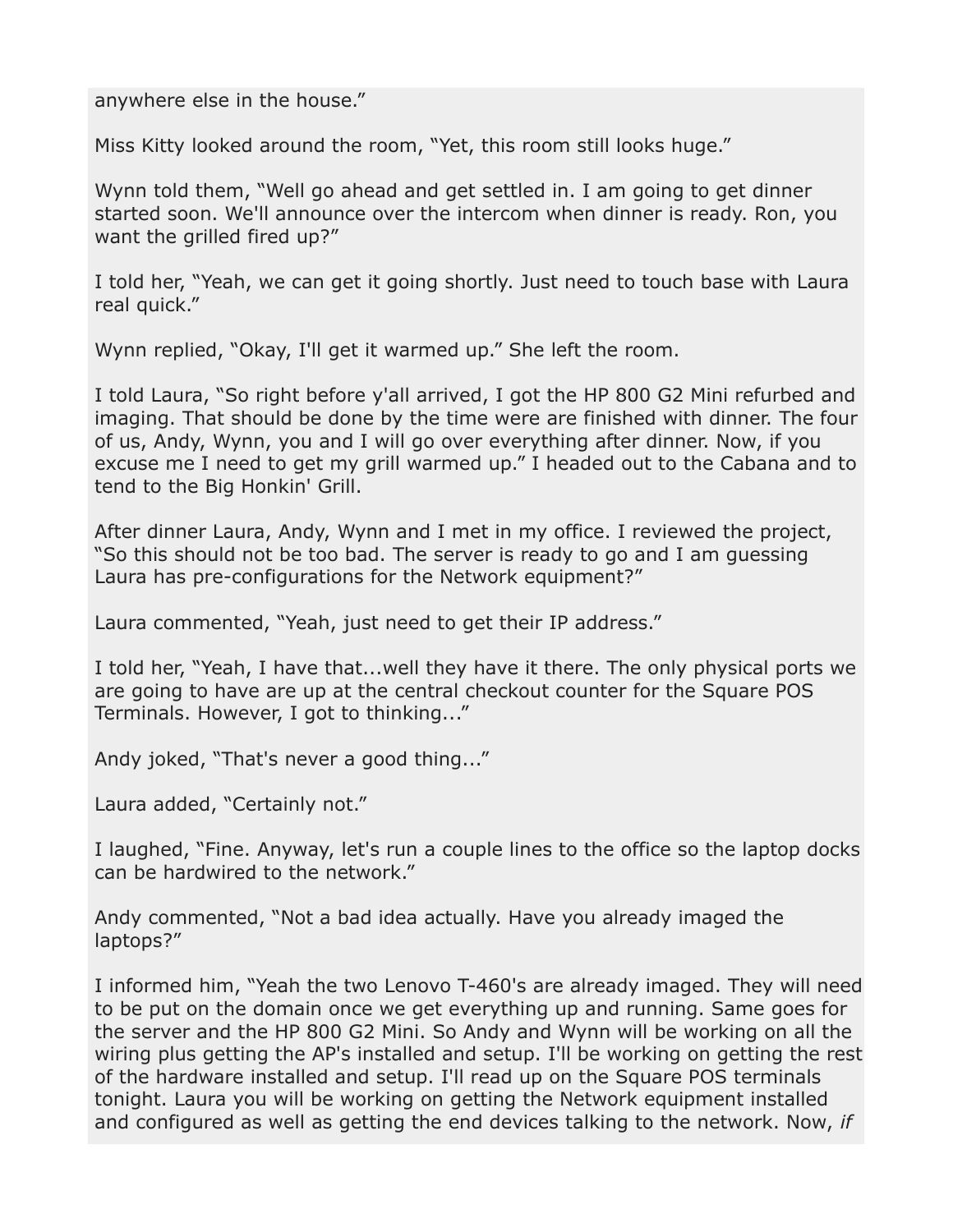anywhere else in the house."

Miss Kitty looked around the room, "Yet, this room still looks huge."

Wynn told them, "Well go ahead and get settled in. I am going to get dinner started soon. We'll announce over the intercom when dinner is ready. Ron, you want the grilled fired up?"

I told her, "Yeah, we can get it going shortly. Just need to touch base with Laura real quick."

Wynn replied, "Okay, I'll get it warmed up." She left the room.

I told Laura, "So right before y'all arrived, I got the HP 800 G2 Mini refurbed and imaging. That should be done by the time were are finished with dinner. The four of us, Andy, Wynn, you and I will go over everything after dinner. Now, if you excuse me I need to get my grill warmed up." I headed out to the Cabana and to tend to the Big Honkin' Grill.

After dinner Laura, Andy, Wynn and I met in my office. I reviewed the project, "So this should not be too bad. The server is ready to go and I am guessing Laura has pre-configurations for the Network equipment?"

Laura commented, "Yeah, just need to get their IP address."

I told her, "Yeah, I have that...well they have it there. The only physical ports we are going to have are up at the central checkout counter for the Square POS Terminals. However, I got to thinking..."

Andy joked, "That's never a good thing..."

Laura added, "Certainly not."

I laughed, "Fine. Anyway, let's run a couple lines to the office so the laptop docks can be hardwired to the network."

Andy commented, "Not a bad idea actually. Have you already imaged the laptops?"

I informed him, "Yeah the two Lenovo T-460's are already imaged. They will need to be put on the domain once we get everything up and running. Same goes for the server and the HP 800 G2 Mini. So Andy and Wynn will be working on all the wiring plus getting the AP's installed and setup. I'll be working on getting the rest of the hardware installed and setup. I'll read up on the Square POS terminals tonight. Laura you will be working on getting the Network equipment installed and configured as well as getting the end devices talking to the network. Now, *if*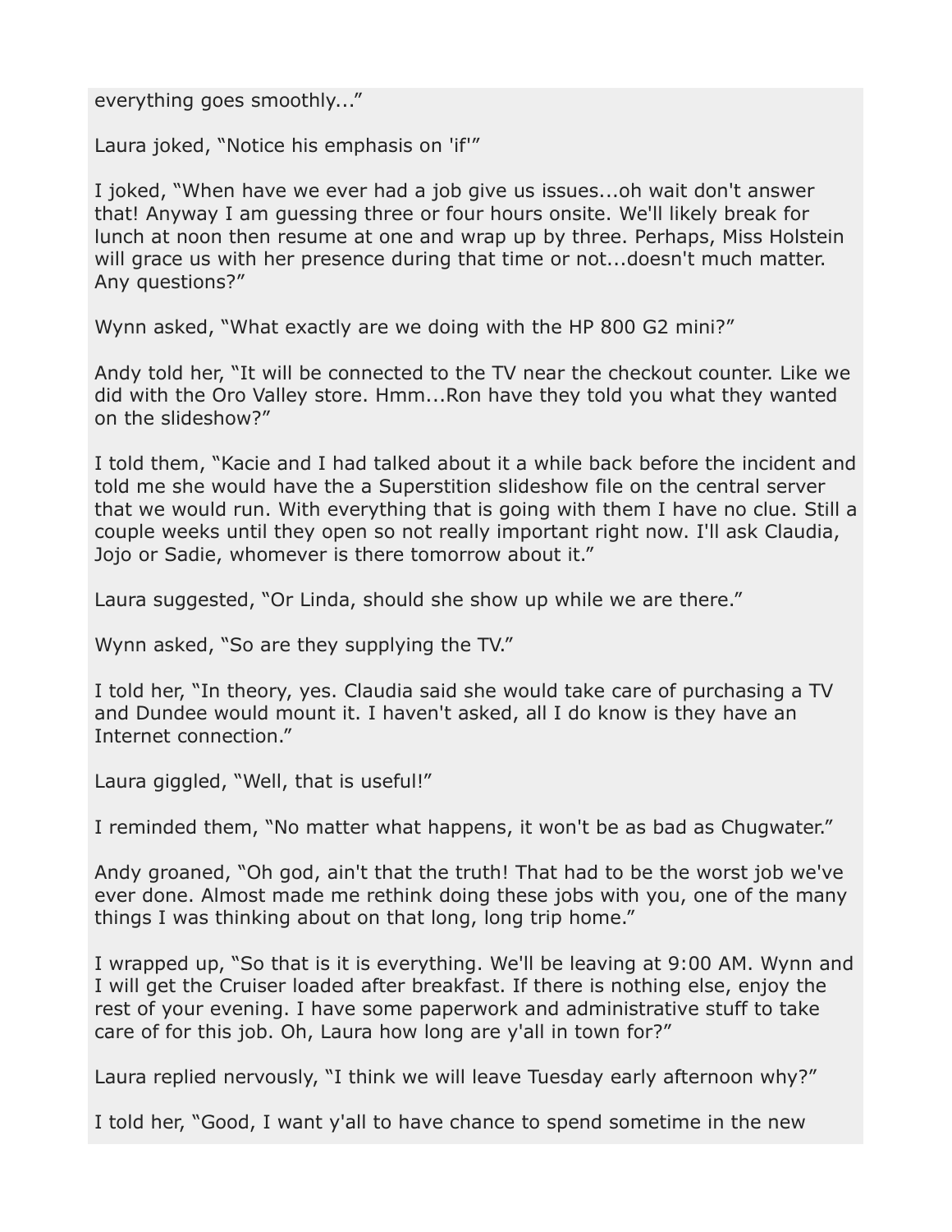everything goes smoothly...”

Laura joked, “Notice his emphasis on 'if'”

I joked, “When have we ever had a job give us issues...oh wait don't answer that! Anyway I am guessing three or four hours onsite. We'll likely break for lunch at noon then resume at one and wrap up by three. Perhaps, Miss Holstein will grace us with her presence during that time or not...doesn't much matter. Any questions?”

Wynn asked, “What exactly are we doing with the HP 800 G2 mini?”

Andy told her, “It will be connected to the TV near the checkout counter. Like we did with the Oro Valley store. Hmm...Ron have they told you what they wanted on the slideshow?”

I told them, “Kacie and I had talked about it a while back before the incident and told me she would have the a Superstition slideshow file on the central server that we would run. With everything that is going with them I have no clue. Still a couple weeks until they open so not really important right now. I'll ask Claudia, Jojo or Sadie, whomever is there tomorrow about it.”

Laura suggested, “Or Linda, should she show up while we are there.”

Wynn asked, “So are they supplying the TV.”

I told her, “In theory, yes. Claudia said she would take care of purchasing a TV and Dundee would mount it. I haven't asked, all I do know is they have an Internet connection.”

Laura giggled, “Well, that is useful!”

I reminded them, “No matter what happens, it won't be as bad as Chugwater.”

Andy groaned, “Oh god, ain't that the truth! That had to be the worst job we've ever done. Almost made me rethink doing these jobs with you, one of the many things I was thinking about on that long, long trip home.”

I wrapped up, “So that is it is everything. We'll be leaving at 9:00 AM. Wynn and I will get the Cruiser loaded after breakfast. If there is nothing else, enjoy the rest of your evening. I have some paperwork and administrative stuff to take care of for this job. Oh, Laura how long are y'all in town for?”

Laura replied nervously, “I think we will leave Tuesday early afternoon why?”

I told her, “Good, I want y'all to have chance to spend sometime in the new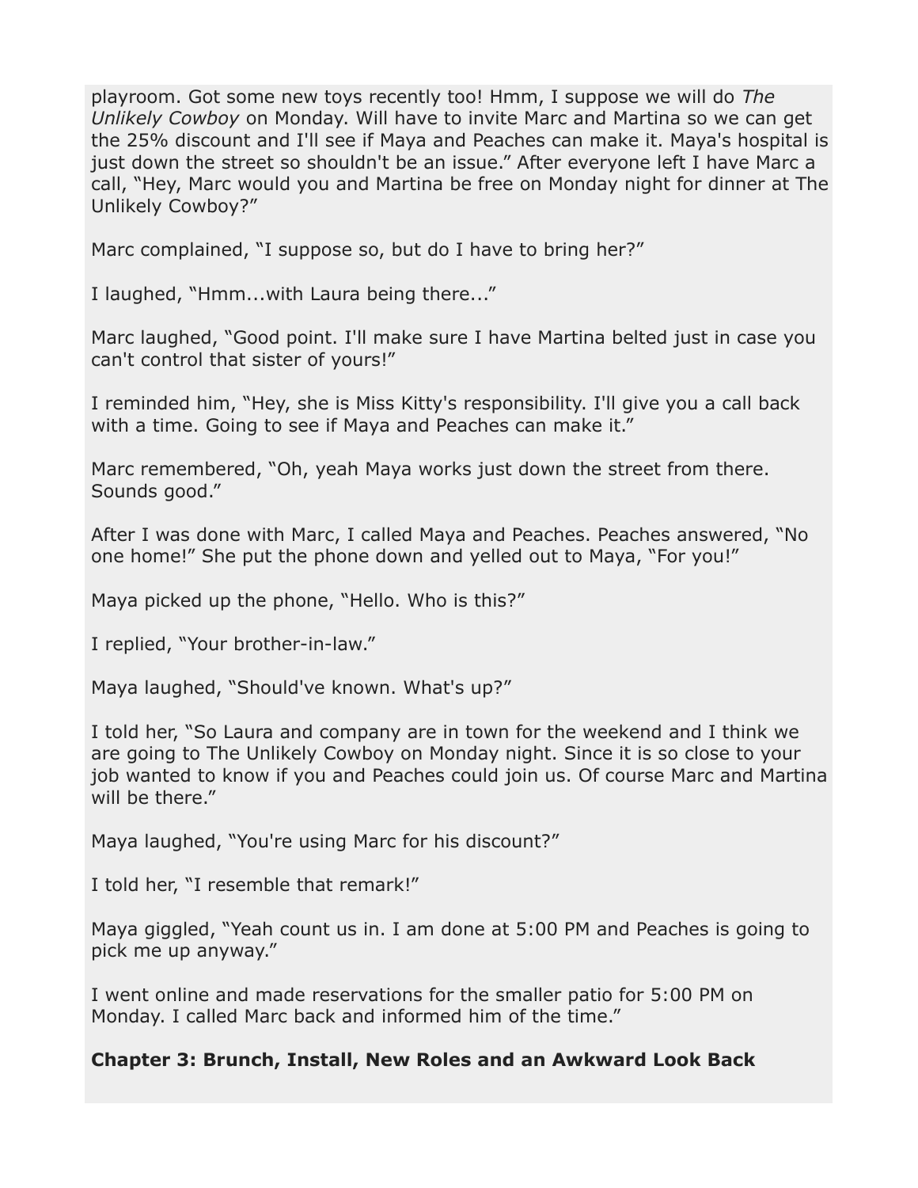playroom. Got some new toys recently too! Hmm, I suppose we will do *The Unlikely Cowboy* on Monday. Will have to invite Marc and Martina so we can get the 25% discount and I'll see if Maya and Peaches can make it. Maya's hospital is just down the street so shouldn't be an issue." After everyone left I have Marc a call, "Hey, Marc would you and Martina be free on Monday night for dinner at The Unlikely Cowboy?"

Marc complained, "I suppose so, but do I have to bring her?"

I laughed, "Hmm...with Laura being there..."

Marc laughed, "Good point. I'll make sure I have Martina belted just in case you can't control that sister of yours!"

I reminded him, "Hey, she is Miss Kitty's responsibility. I'll give you a call back with a time. Going to see if Maya and Peaches can make it."

Marc remembered, "Oh, yeah Maya works just down the street from there. Sounds good."

After I was done with Marc, I called Maya and Peaches. Peaches answered, "No one home!" She put the phone down and yelled out to Maya, "For you!"

Maya picked up the phone, "Hello. Who is this?"

I replied, "Your brother-in-law."

Maya laughed, "Should've known. What's up?"

I told her, "So Laura and company are in town for the weekend and I think we are going to The Unlikely Cowboy on Monday night. Since it is so close to your job wanted to know if you and Peaches could join us. Of course Marc and Martina will be there."

Maya laughed, "You're using Marc for his discount?"

I told her, "I resemble that remark!"

Maya giggled, "Yeah count us in. I am done at 5:00 PM and Peaches is going to pick me up anyway."

I went online and made reservations for the smaller patio for 5:00 PM on Monday. I called Marc back and informed him of the time."

**Chapter 3: Brunch, Install, New Roles and an Awkward Look Back**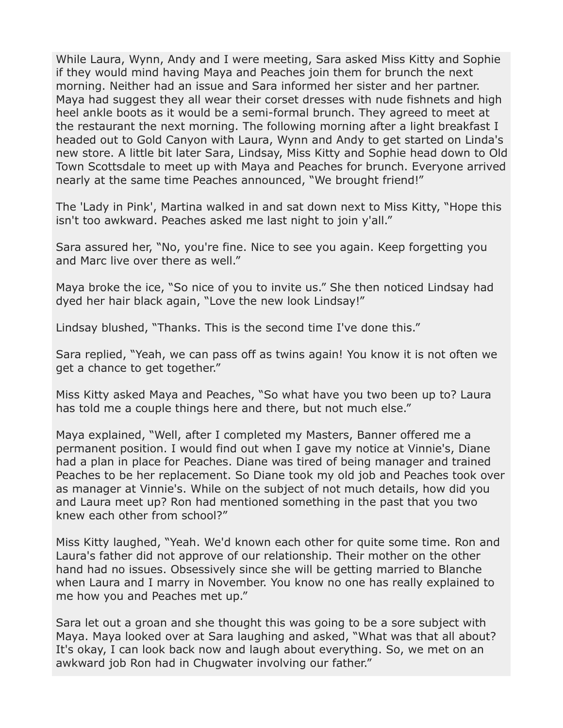While Laura, Wynn, Andy and I were meeting, Sara asked Miss Kitty and Sophie if they would mind having Maya and Peaches join them for brunch the next morning. Neither had an issue and Sara informed her sister and her partner. Maya had suggest they all wear their corset dresses with nude fishnets and high heel ankle boots as it would be a semi-formal brunch. They agreed to meet at the restaurant the next morning. The following morning after a light breakfast I headed out to Gold Canyon with Laura, Wynn and Andy to get started on Linda's new store. A little bit later Sara, Lindsay, Miss Kitty and Sophie head down to Old Town Scottsdale to meet up with Maya and Peaches for brunch. Everyone arrived nearly at the same time Peaches announced, “We brought friend!”

The 'Lady in Pink', Martina walked in and sat down next to Miss Kitty, “Hope this isn't too awkward. Peaches asked me last night to join y'all.”

Sara assured her, “No, you're fine. Nice to see you again. Keep forgetting you and Marc live over there as well.”

Maya broke the ice, “So nice of you to invite us.” She then noticed Lindsay had dyed her hair black again, “Love the new look Lindsay!”

Lindsay blushed, “Thanks. This is the second time I've done this.”

Sara replied, “Yeah, we can pass off as twins again! You know it is not often we get a chance to get together.”

Miss Kitty asked Maya and Peaches, “So what have you two been up to? Laura has told me a couple things here and there, but not much else.”

Maya explained, “Well, after I completed my Masters, Banner offered me a permanent position. I would find out when I gave my notice at Vinnie's, Diane had a plan in place for Peaches. Diane was tired of being manager and trained Peaches to be her replacement. So Diane took my old job and Peaches took over as manager at Vinnie's. While on the subject of not much details, how did you and Laura meet up? Ron had mentioned something in the past that you two knew each other from school?”

Miss Kitty laughed, “Yeah. We'd known each other for quite some time. Ron and Laura's father did not approve of our relationship. Their mother on the other hand had no issues. Obsessively since she will be getting married to Blanche when Laura and I marry in November. You know no one has really explained to me how you and Peaches met up.”

Sara let out a groan and she thought this was going to be a sore subject with Maya. Maya looked over at Sara laughing and asked, “What was that all about? It's okay, I can look back now and laugh about everything. So, we met on an awkward job Ron had in Chugwater involving our father.”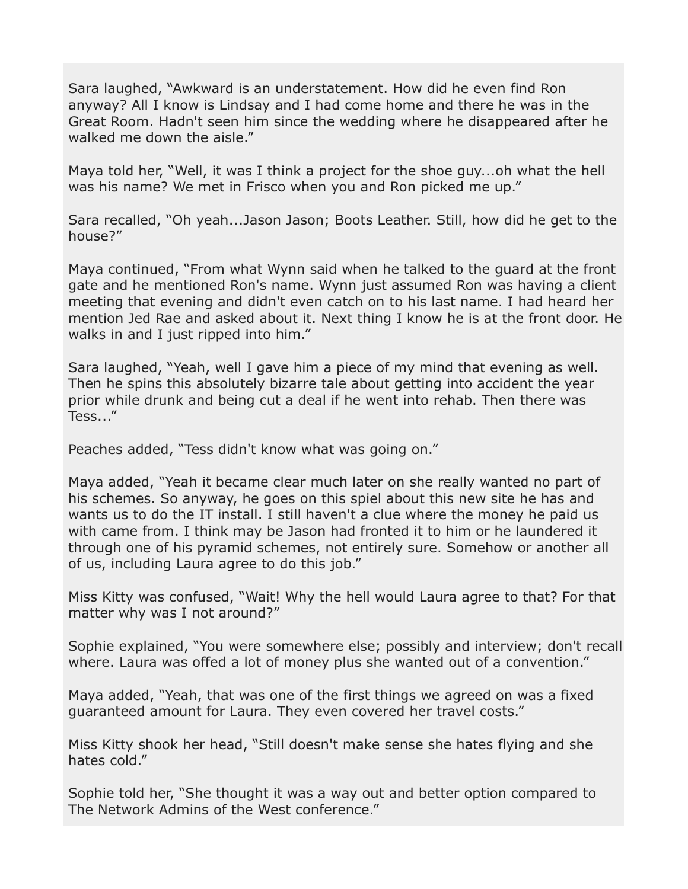Sara laughed, “Awkward is an understatement. How did he even find Ron anyway? All I know is Lindsay and I had come home and there he was in the Great Room. Hadn't seen him since the wedding where he disappeared after he walked me down the aisle.”

Maya told her, “Well, it was I think a project for the shoe guy...oh what the hell was his name? We met in Frisco when you and Ron picked me up.”

Sara recalled, “Oh yeah...Jason Jason; Boots Leather. Still, how did he get to the house?”

Maya continued, “From what Wynn said when he talked to the guard at the front gate and he mentioned Ron's name. Wynn just assumed Ron was having a client meeting that evening and didn't even catch on to his last name. I had heard her mention Jed Rae and asked about it. Next thing I know he is at the front door. He walks in and I just ripped into him.”

Sara laughed, “Yeah, well I gave him a piece of my mind that evening as well. Then he spins this absolutely bizarre tale about getting into accident the year prior while drunk and being cut a deal if he went into rehab. Then there was Tess...”

Peaches added, “Tess didn't know what was going on.”

Maya added, “Yeah it became clear much later on she really wanted no part of his schemes. So anyway, he goes on this spiel about this new site he has and wants us to do the IT install. I still haven't a clue where the money he paid us with came from. I think may be Jason had fronted it to him or he laundered it through one of his pyramid schemes, not entirely sure. Somehow or another all of us, including Laura agree to do this job.”

Miss Kitty was confused, “Wait! Why the hell would Laura agree to that? For that matter why was I not around?”

Sophie explained, “You were somewhere else; possibly and interview; don't recall where. Laura was offed a lot of money plus she wanted out of a convention.”

Maya added, “Yeah, that was one of the first things we agreed on was a fixed guaranteed amount for Laura. They even covered her travel costs.”

Miss Kitty shook her head, “Still doesn't make sense she hates flying and she hates cold.”

Sophie told her, “She thought it was a way out and better option compared to The Network Admins of the West conference.”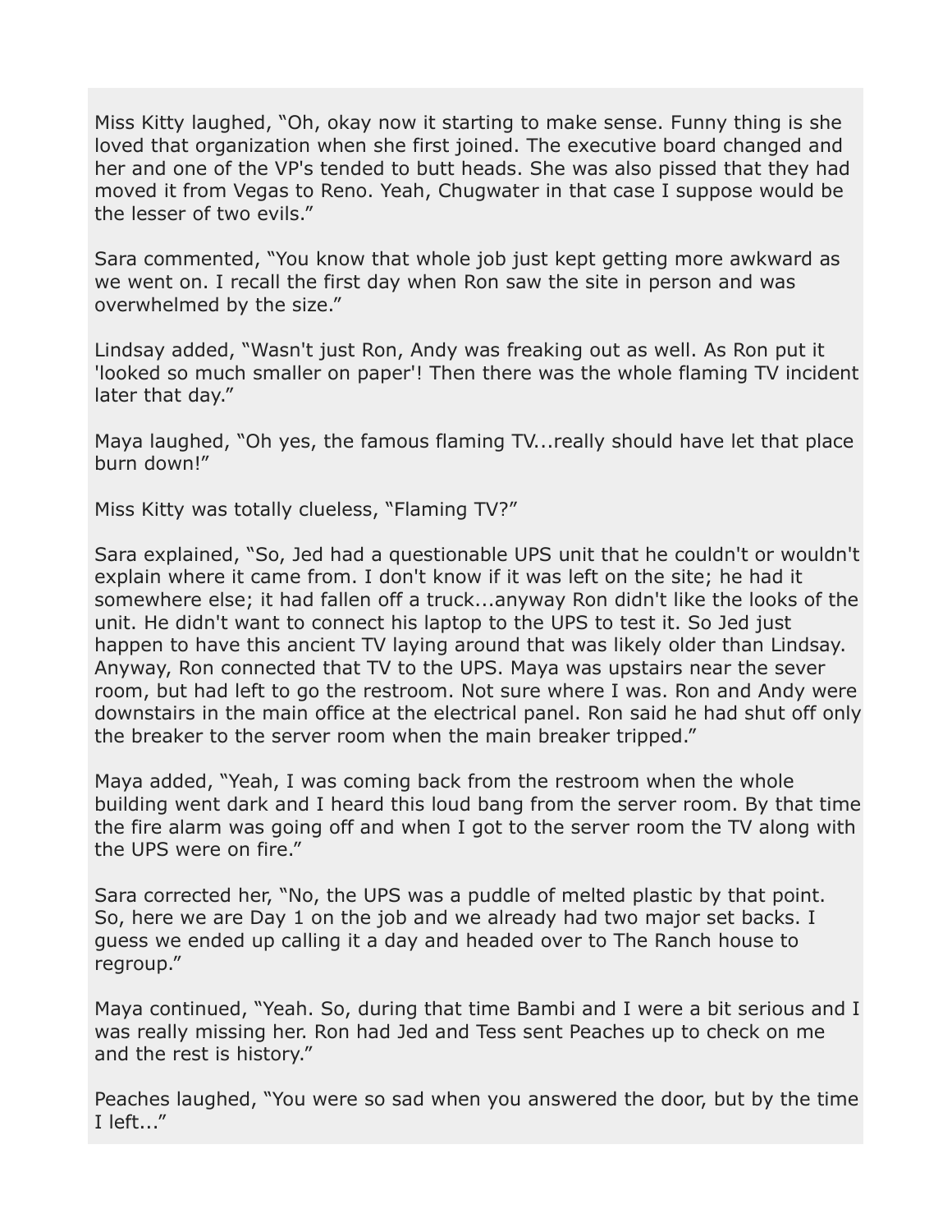Miss Kitty laughed, “Oh, okay now it starting to make sense. Funny thing is she loved that organization when she first joined. The executive board changed and her and one of the VP's tended to butt heads. She was also pissed that they had moved it from Vegas to Reno. Yeah, Chugwater in that case I suppose would be the lesser of two evils.”

Sara commented, “You know that whole job just kept getting more awkward as we went on. I recall the first day when Ron saw the site in person and was overwhelmed by the size.”

Lindsay added, “Wasn't just Ron, Andy was freaking out as well. As Ron put it 'looked so much smaller on paper'! Then there was the whole flaming TV incident later that day.”

Maya laughed, “Oh yes, the famous flaming TV...really should have let that place burn down!”

Miss Kitty was totally clueless, “Flaming TV?”

Sara explained, “So, Jed had a questionable UPS unit that he couldn't or wouldn't explain where it came from. I don't know if it was left on the site; he had it somewhere else; it had fallen off a truck...anyway Ron didn't like the looks of the unit. He didn't want to connect his laptop to the UPS to test it. So Jed just happen to have this ancient TV laying around that was likely older than Lindsay. Anyway, Ron connected that TV to the UPS. Maya was upstairs near the sever room, but had left to go the restroom. Not sure where I was. Ron and Andy were downstairs in the main office at the electrical panel. Ron said he had shut off only the breaker to the server room when the main breaker tripped.”

Maya added, “Yeah, I was coming back from the restroom when the whole building went dark and I heard this loud bang from the server room. By that time the fire alarm was going off and when I got to the server room the TV along with the UPS were on fire.”

Sara corrected her, “No, the UPS was a puddle of melted plastic by that point. So, here we are Day 1 on the job and we already had two major set backs. I guess we ended up calling it a day and headed over to The Ranch house to regroup.”

Maya continued, “Yeah. So, during that time Bambi and I were a bit serious and I was really missing her. Ron had Jed and Tess sent Peaches up to check on me and the rest is history.”

Peaches laughed, “You were so sad when you answered the door, but by the time I left...”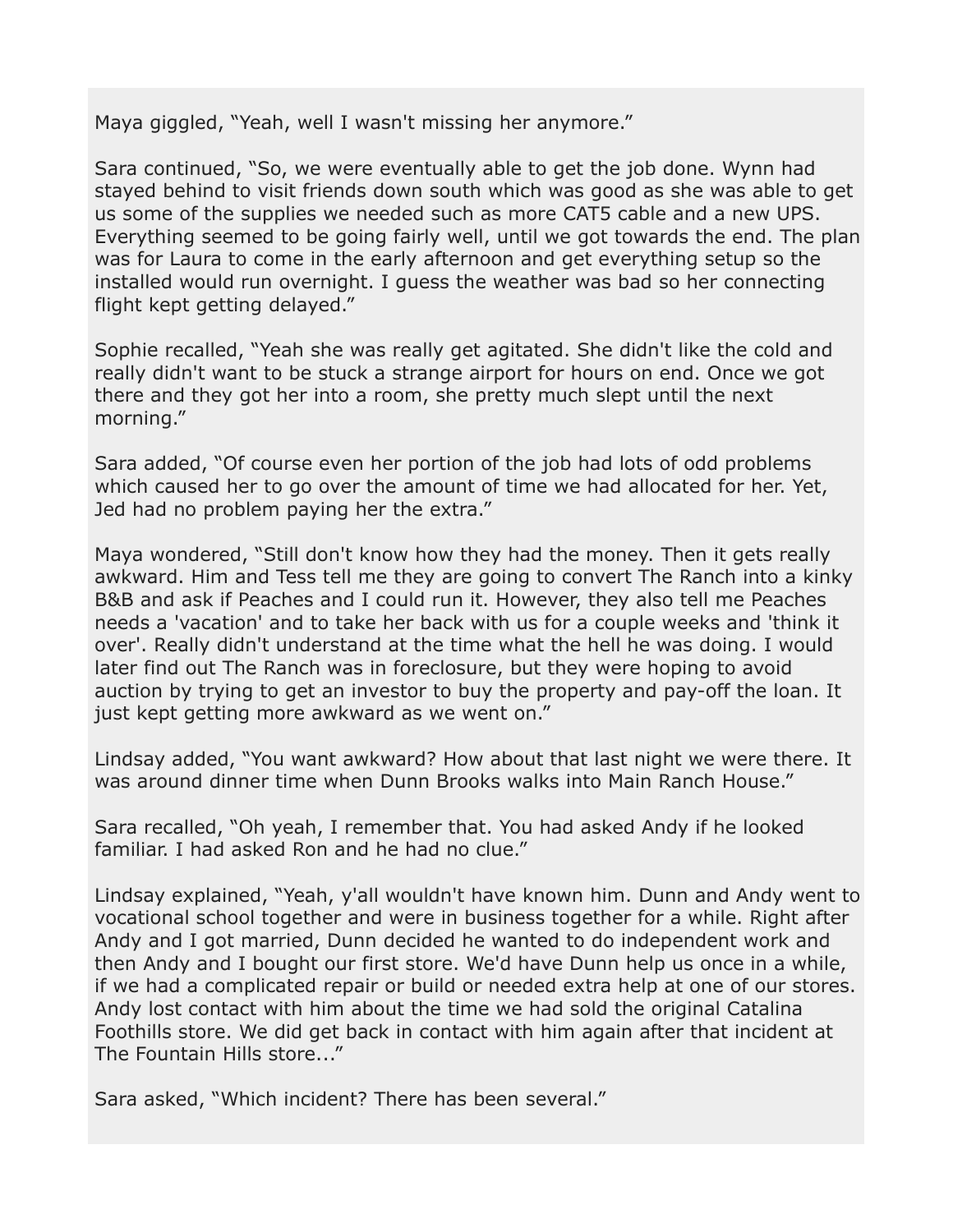Maya giggled, “Yeah, well I wasn't missing her anymore.”

Sara continued, “So, we were eventually able to get the job done. Wynn had stayed behind to visit friends down south which was good as she was able to get us some of the supplies we needed such as more CAT5 cable and a new UPS. Everything seemed to be going fairly well, until we got towards the end. The plan was for Laura to come in the early afternoon and get everything setup so the installed would run overnight. I guess the weather was bad so her connecting flight kept getting delayed.”

Sophie recalled, “Yeah she was really get agitated. She didn't like the cold and really didn't want to be stuck a strange airport for hours on end. Once we got there and they got her into a room, she pretty much slept until the next morning.”

Sara added, “Of course even her portion of the job had lots of odd problems which caused her to go over the amount of time we had allocated for her. Yet, Jed had no problem paying her the extra.”

Maya wondered, “Still don't know how they had the money. Then it gets really awkward. Him and Tess tell me they are going to convert The Ranch into a kinky B&B and ask if Peaches and I could run it. However, they also tell me Peaches needs a 'vacation' and to take her back with us for a couple weeks and 'think it over'. Really didn't understand at the time what the hell he was doing. I would later find out The Ranch was in foreclosure, but they were hoping to avoid auction by trying to get an investor to buy the property and pay-off the loan. It just kept getting more awkward as we went on.”

Lindsay added, “You want awkward? How about that last night we were there. It was around dinner time when Dunn Brooks walks into Main Ranch House.”

Sara recalled, “Oh yeah, I remember that. You had asked Andy if he looked familiar. I had asked Ron and he had no clue.”

Lindsay explained, “Yeah, y'all wouldn't have known him. Dunn and Andy went to vocational school together and were in business together for a while. Right after Andy and I got married, Dunn decided he wanted to do independent work and then Andy and I bought our first store. We'd have Dunn help us once in a while, if we had a complicated repair or build or needed extra help at one of our stores. Andy lost contact with him about the time we had sold the original Catalina Foothills store. We did get back in contact with him again after that incident at The Fountain Hills store...”

Sara asked, “Which incident? There has been several.”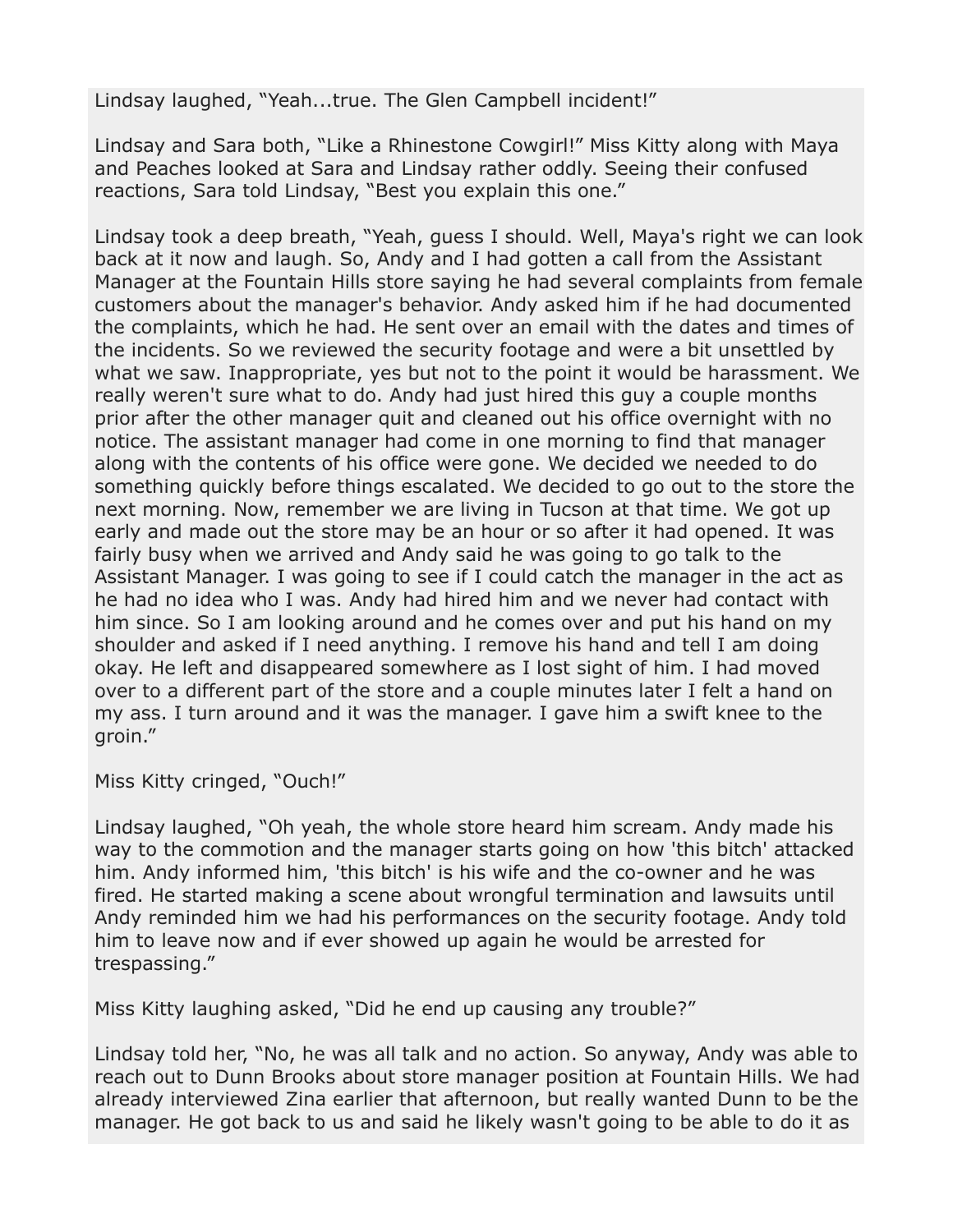Lindsay laughed, “Yeah...true. The Glen Campbell incident!”

Lindsay and Sara both, “Like a Rhinestone Cowgirl!” Miss Kitty along with Maya and Peaches looked at Sara and Lindsay rather oddly. Seeing their confused reactions, Sara told Lindsay, “Best you explain this one.”

Lindsay took a deep breath, “Yeah, guess I should. Well, Maya's right we can look back at it now and laugh. So, Andy and I had gotten a call from the Assistant Manager at the Fountain Hills store saying he had several complaints from female customers about the manager's behavior. Andy asked him if he had documented the complaints, which he had. He sent over an email with the dates and times of the incidents. So we reviewed the security footage and were a bit unsettled by what we saw. Inappropriate, yes but not to the point it would be harassment. We really weren't sure what to do. Andy had just hired this guy a couple months prior after the other manager quit and cleaned out his office overnight with no notice. The assistant manager had come in one morning to find that manager along with the contents of his office were gone. We decided we needed to do something quickly before things escalated. We decided to go out to the store the next morning. Now, remember we are living in Tucson at that time. We got up early and made out the store may be an hour or so after it had opened. It was fairly busy when we arrived and Andy said he was going to go talk to the Assistant Manager. I was going to see if I could catch the manager in the act as he had no idea who I was. Andy had hired him and we never had contact with him since. So I am looking around and he comes over and put his hand on my shoulder and asked if I need anything. I remove his hand and tell I am doing okay. He left and disappeared somewhere as I lost sight of him. I had moved over to a different part of the store and a couple minutes later I felt a hand on my ass. I turn around and it was the manager. I gave him a swift knee to the groin.”

Miss Kitty cringed, “Ouch!”

Lindsay laughed, “Oh yeah, the whole store heard him scream. Andy made his way to the commotion and the manager starts going on how 'this bitch' attacked him. Andy informed him, 'this bitch' is his wife and the co-owner and he was fired. He started making a scene about wrongful termination and lawsuits until Andy reminded him we had his performances on the security footage. Andy told him to leave now and if ever showed up again he would be arrested for trespassing.”

Miss Kitty laughing asked, “Did he end up causing any trouble?”

Lindsay told her, “No, he was all talk and no action. So anyway, Andy was able to reach out to Dunn Brooks about store manager position at Fountain Hills. We had already interviewed Zina earlier that afternoon, but really wanted Dunn to be the manager. He got back to us and said he likely wasn't going to be able to do it as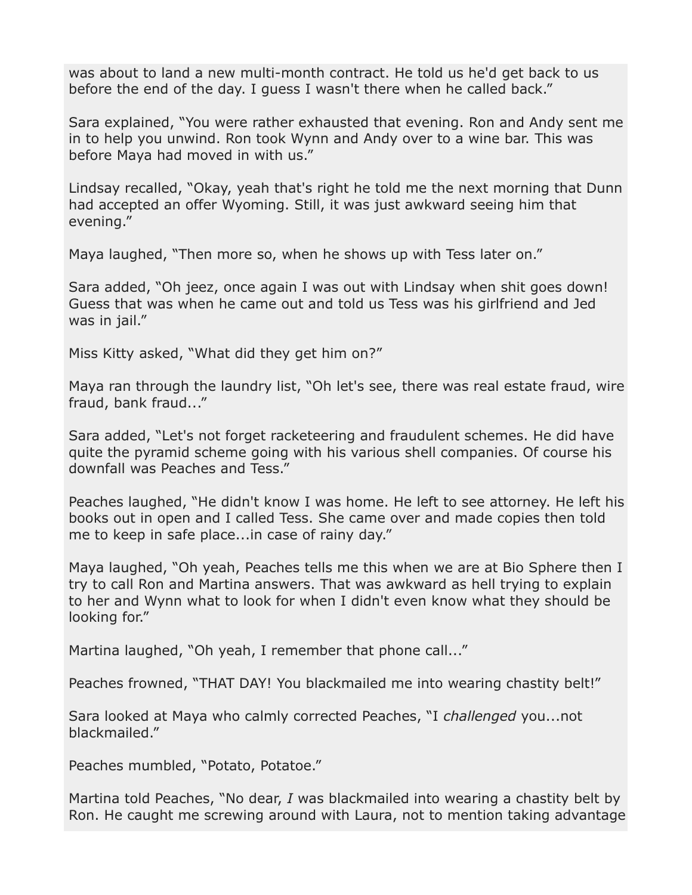was about to land a new multi-month contract. He told us he'd get back to us before the end of the day. I guess I wasn't there when he called back."

Sara explained, "You were rather exhausted that evening. Ron and Andy sent me in to help you unwind. Ron took Wynn and Andy over to a wine bar. This was before Maya had moved in with us."

Lindsay recalled, "Okay, yeah that's right he told me the next morning that Dunn had accepted an offer Wyoming. Still, it was just awkward seeing him that evening."

Maya laughed, "Then more so, when he shows up with Tess later on."

Sara added, "Oh jeez, once again I was out with Lindsay when shit goes down! Guess that was when he came out and told us Tess was his girlfriend and Jed was in jail."

Miss Kitty asked, "What did they get him on?"

Maya ran through the laundry list, "Oh let's see, there was real estate fraud, wire fraud, bank fraud..."

Sara added, "Let's not forget racketeering and fraudulent schemes. He did have quite the pyramid scheme going with his various shell companies. Of course his downfall was Peaches and Tess."

Peaches laughed, "He didn't know I was home. He left to see attorney. He left his books out in open and I called Tess. She came over and made copies then told me to keep in safe place...in case of rainy day."

Maya laughed, "Oh yeah, Peaches tells me this when we are at Bio Sphere then I try to call Ron and Martina answers. That was awkward as hell trying to explain to her and Wynn what to look for when I didn't even know what they should be looking for."

Martina laughed, "Oh yeah, I remember that phone call..."

Peaches frowned, "THAT DAY! You blackmailed me into wearing chastity belt!"

Sara looked at Maya who calmly corrected Peaches, "I *challenged* you...not blackmailed."

Peaches mumbled, "Potato, Potatoe."

Martina told Peaches, "No dear, *I* was blackmailed into wearing a chastity belt by Ron. He caught me screwing around with Laura, not to mention taking advantage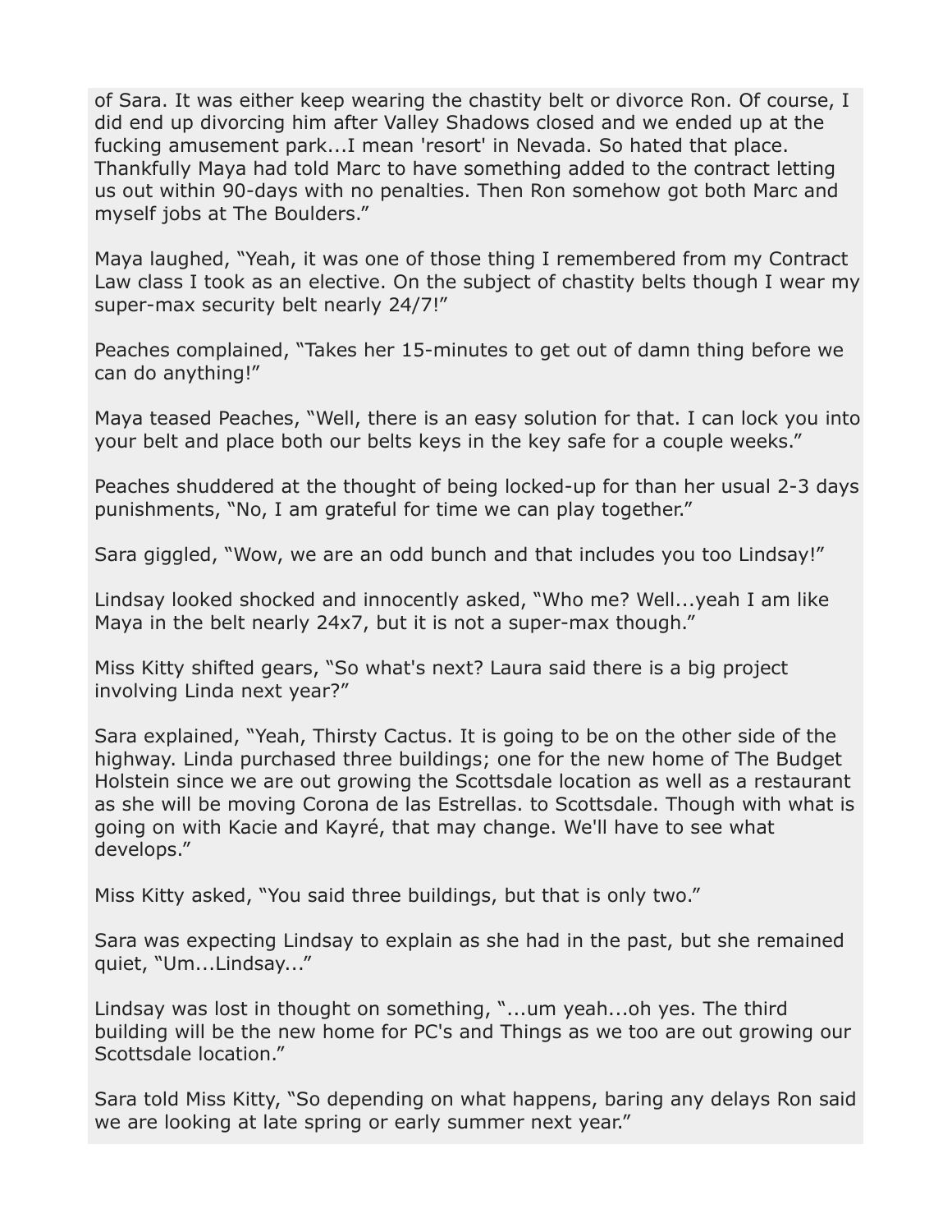of Sara. It was either keep wearing the chastity belt or divorce Ron. Of course, I did end up divorcing him after Valley Shadows closed and we ended up at the fucking amusement park...I mean 'resort' in Nevada. So hated that place. Thankfully Maya had told Marc to have something added to the contract letting us out within 90-days with no penalties. Then Ron somehow got both Marc and myself jobs at The Boulders."

Maya laughed, "Yeah, it was one of those thing I remembered from my Contract Law class I took as an elective. On the subject of chastity belts though I wear my super-max security belt nearly 24/7!"

Peaches complained, "Takes her 15-minutes to get out of damn thing before we can do anything!"

Maya teased Peaches, "Well, there is an easy solution for that. I can lock you into your belt and place both our belts keys in the key safe for a couple weeks."

Peaches shuddered at the thought of being locked-up for than her usual 2-3 days punishments, "No, I am grateful for time we can play together."

Sara giggled, "Wow, we are an odd bunch and that includes you too Lindsay!"

Lindsay looked shocked and innocently asked, "Who me? Well...yeah I am like Maya in the belt nearly 24x7, but it is not a super-max though."

Miss Kitty shifted gears, "So what's next? Laura said there is a big project involving Linda next year?"

Sara explained, "Yeah, Thirsty Cactus. It is going to be on the other side of the highway. Linda purchased three buildings; one for the new home of The Budget Holstein since we are out growing the Scottsdale location as well as a restaurant as she will be moving Corona de las Estrellas. to Scottsdale. Though with what is going on with Kacie and Kayré, that may change. We'll have to see what develops."

Miss Kitty asked, "You said three buildings, but that is only two."

Sara was expecting Lindsay to explain as she had in the past, but she remained quiet, "Um...Lindsay..."

Lindsay was lost in thought on something, "...um yeah...oh yes. The third building will be the new home for PC's and Things as we too are out growing our Scottsdale location."

Sara told Miss Kitty, "So depending on what happens, baring any delays Ron said we are looking at late spring or early summer next year."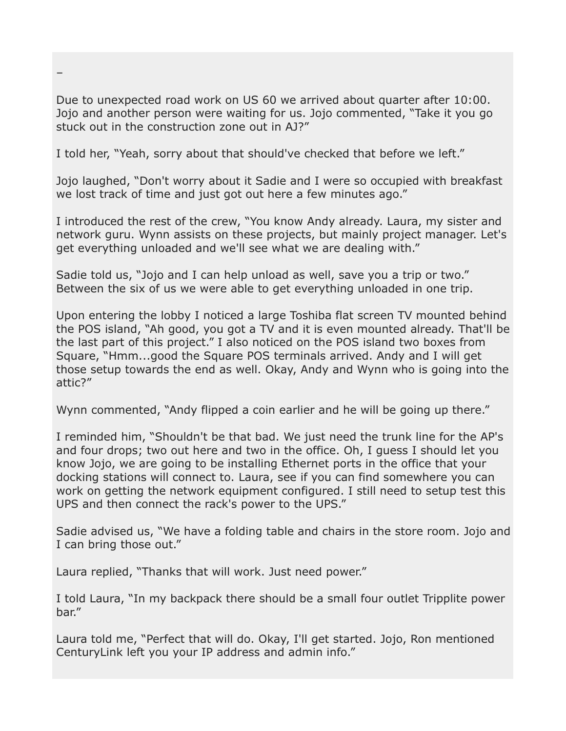–

Due to unexpected road work on US 60 we arrived about quarter after 10:00. Jojo and another person were waiting for us. Jojo commented, "Take it you go stuck out in the construction zone out in AJ?"

I told her, "Yeah, sorry about that should've checked that before we left."

Jojo laughed, "Don't worry about it Sadie and I were so occupied with breakfast we lost track of time and just got out here a few minutes ago."

I introduced the rest of the crew, "You know Andy already. Laura, my sister and network guru. Wynn assists on these projects, but mainly project manager. Let's get everything unloaded and we'll see what we are dealing with."

Sadie told us, "Jojo and I can help unload as well, save you a trip or two." Between the six of us we were able to get everything unloaded in one trip.

Upon entering the lobby I noticed a large Toshiba flat screen TV mounted behind the POS island, "Ah good, you got a TV and it is even mounted already. That'll be the last part of this project." I also noticed on the POS island two boxes from Square, "Hmm...good the Square POS terminals arrived. Andy and I will get those setup towards the end as well. Okay, Andy and Wynn who is going into the attic?"

Wynn commented, "Andy flipped a coin earlier and he will be going up there."

I reminded him, "Shouldn't be that bad. We just need the trunk line for the AP's and four drops; two out here and two in the office. Oh, I guess I should let you know Jojo, we are going to be installing Ethernet ports in the office that your docking stations will connect to. Laura, see if you can find somewhere you can work on getting the network equipment configured. I still need to setup test this UPS and then connect the rack's power to the UPS."

Sadie advised us, "We have a folding table and chairs in the store room. Jojo and I can bring those out."

Laura replied, "Thanks that will work. Just need power."

I told Laura, "In my backpack there should be a small four outlet Tripplite power bar."

Laura told me, "Perfect that will do. Okay, I'll get started. Jojo, Ron mentioned CenturyLink left you your IP address and admin info."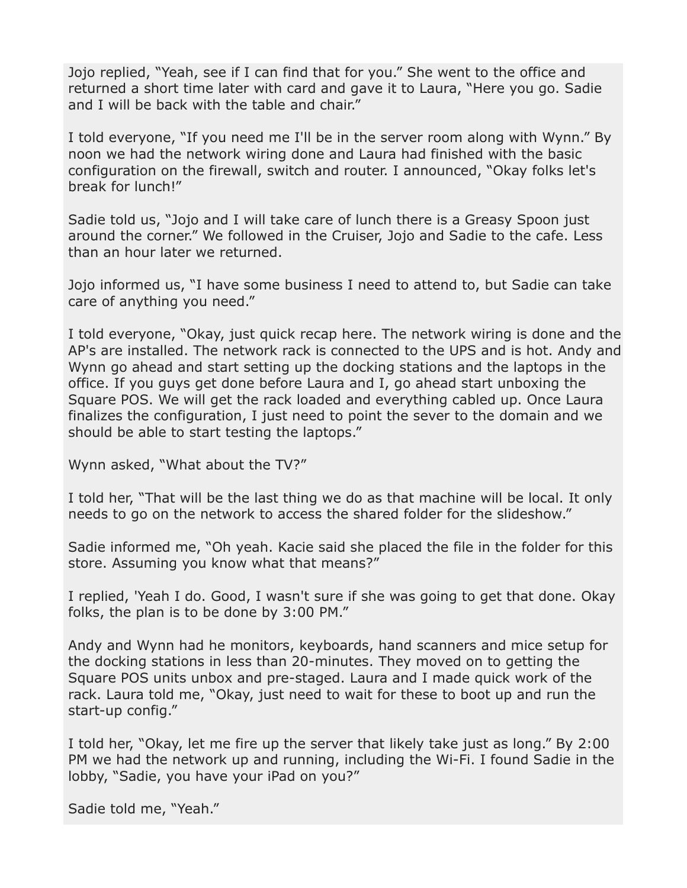Jojo replied, “Yeah, see if I can find that for you.” She went to the office and returned a short time later with card and gave it to Laura, “Here you go. Sadie and I will be back with the table and chair.”

I told everyone, “If you need me I'll be in the server room along with Wynn.” By noon we had the network wiring done and Laura had finished with the basic configuration on the firewall, switch and router. I announced, “Okay folks let's break for lunch!”

Sadie told us, “Jojo and I will take care of lunch there is a Greasy Spoon just around the corner.” We followed in the Cruiser, Jojo and Sadie to the cafe. Less than an hour later we returned.

Jojo informed us, “I have some business I need to attend to, but Sadie can take care of anything you need.”

I told everyone, “Okay, just quick recap here. The network wiring is done and the AP's are installed. The network rack is connected to the UPS and is hot. Andy and Wynn go ahead and start setting up the docking stations and the laptops in the office. If you guys get done before Laura and I, go ahead start unboxing the Square POS. We will get the rack loaded and everything cabled up. Once Laura finalizes the configuration, I just need to point the sever to the domain and we should be able to start testing the laptops.”

Wynn asked, “What about the TV?”

I told her, “That will be the last thing we do as that machine will be local. It only needs to go on the network to access the shared folder for the slideshow.”

Sadie informed me, “Oh yeah. Kacie said she placed the file in the folder for this store. Assuming you know what that means?”

I replied, 'Yeah I do. Good, I wasn't sure if she was going to get that done. Okay folks, the plan is to be done by 3:00 PM.”

Andy and Wynn had he monitors, keyboards, hand scanners and mice setup for the docking stations in less than 20-minutes. They moved on to getting the Square POS units unbox and pre-staged. Laura and I made quick work of the rack. Laura told me, “Okay, just need to wait for these to boot up and run the start-up config.”

I told her, “Okay, let me fire up the server that likely take just as long.” By 2:00 PM we had the network up and running, including the Wi-Fi. I found Sadie in the lobby, “Sadie, you have your iPad on you?”

Sadie told me, “Yeah.”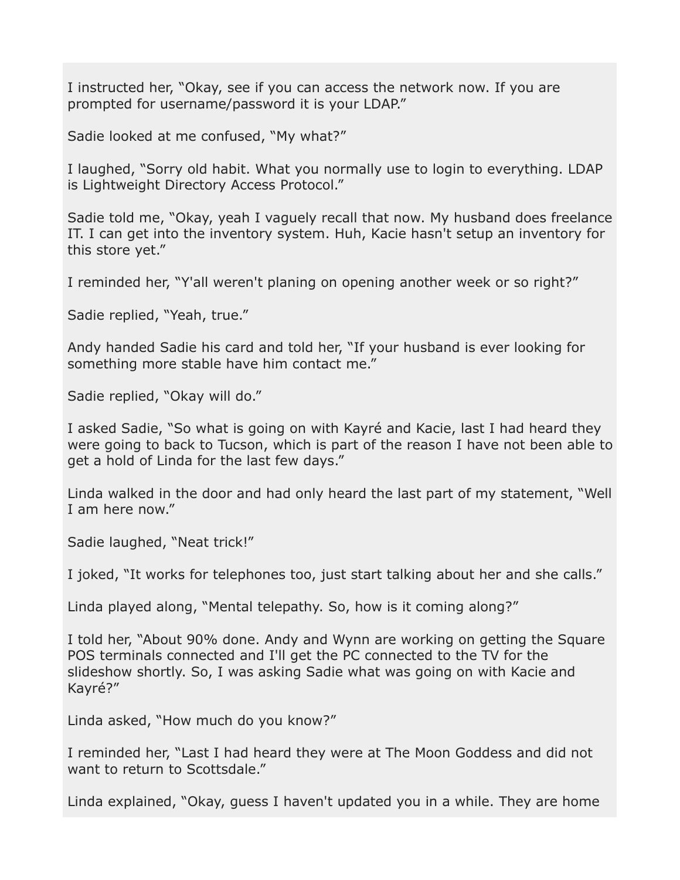I instructed her, "Okay, see if you can access the network now. If you are prompted for username/password it is your LDAP."

Sadie looked at me confused, "My what?"

I laughed, "Sorry old habit. What you normally use to login to everything. LDAP is Lightweight Directory Access Protocol."

Sadie told me, "Okay, yeah I vaguely recall that now. My husband does freelance IT. I can get into the inventory system. Huh, Kacie hasn't setup an inventory for this store yet."

I reminded her, "Y'all weren't planing on opening another week or so right?"

Sadie replied, "Yeah, true."

Andy handed Sadie his card and told her, "If your husband is ever looking for something more stable have him contact me."

Sadie replied, "Okay will do."

I asked Sadie, "So what is going on with Kayré and Kacie, last I had heard they were going to back to Tucson, which is part of the reason I have not been able to get a hold of Linda for the last few days."

Linda walked in the door and had only heard the last part of my statement, "Well I am here now."

Sadie laughed, "Neat trick!"

I joked, "It works for telephones too, just start talking about her and she calls."

Linda played along, "Mental telepathy. So, how is it coming along?"

I told her, "About 90% done. Andy and Wynn are working on getting the Square POS terminals connected and I'll get the PC connected to the TV for the slideshow shortly. So, I was asking Sadie what was going on with Kacie and Kayré?"

Linda asked, "How much do you know?"

I reminded her, "Last I had heard they were at The Moon Goddess and did not want to return to Scottsdale."

Linda explained, "Okay, guess I haven't updated you in a while. They are home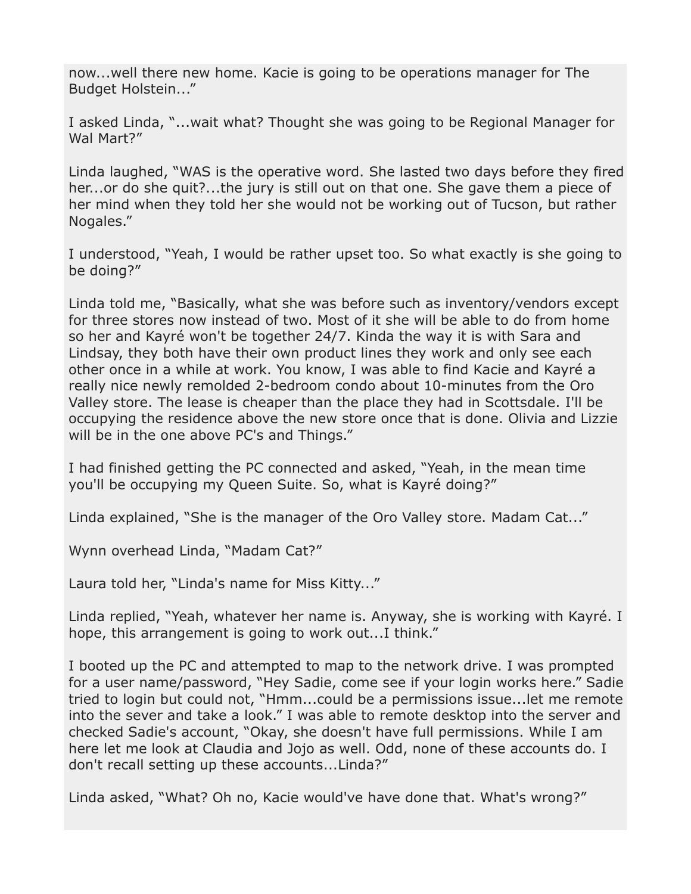now...well there new home. Kacie is going to be operations manager for The Budget Holstein...”

I asked Linda, “...wait what? Thought she was going to be Regional Manager for Wal Mart?”

Linda laughed, “WAS is the operative word. She lasted two days before they fired her...or do she quit?...the jury is still out on that one. She gave them a piece of her mind when they told her she would not be working out of Tucson, but rather Nogales.”

I understood, “Yeah, I would be rather upset too. So what exactly is she going to be doing?”

Linda told me, “Basically, what she was before such as inventory/vendors except for three stores now instead of two. Most of it she will be able to do from home so her and Kayré won't be together 24/7. Kinda the way it is with Sara and Lindsay, they both have their own product lines they work and only see each other once in a while at work. You know, I was able to find Kacie and Kayré a really nice newly remolded 2-bedroom condo about 10-minutes from the Oro Valley store. The lease is cheaper than the place they had in Scottsdale. I'll be occupying the residence above the new store once that is done. Olivia and Lizzie will be in the one above PC's and Things.”

I had finished getting the PC connected and asked, “Yeah, in the mean time you'll be occupying my Queen Suite. So, what is Kayré doing?”

Linda explained, “She is the manager of the Oro Valley store. Madam Cat...”

Wynn overhead Linda, “Madam Cat?”

Laura told her, “Linda's name for Miss Kitty...”

Linda replied, “Yeah, whatever her name is. Anyway, she is working with Kayré. I hope, this arrangement is going to work out...I think.”

I booted up the PC and attempted to map to the network drive. I was prompted for a user name/password, “Hey Sadie, come see if your login works here.” Sadie tried to login but could not, “Hmm...could be a permissions issue...let me remote into the sever and take a look.” I was able to remote desktop into the server and checked Sadie's account, “Okay, she doesn't have full permissions. While I am here let me look at Claudia and Jojo as well. Odd, none of these accounts do. I don't recall setting up these accounts...Linda?”

Linda asked, “What? Oh no, Kacie would've have done that. What's wrong?”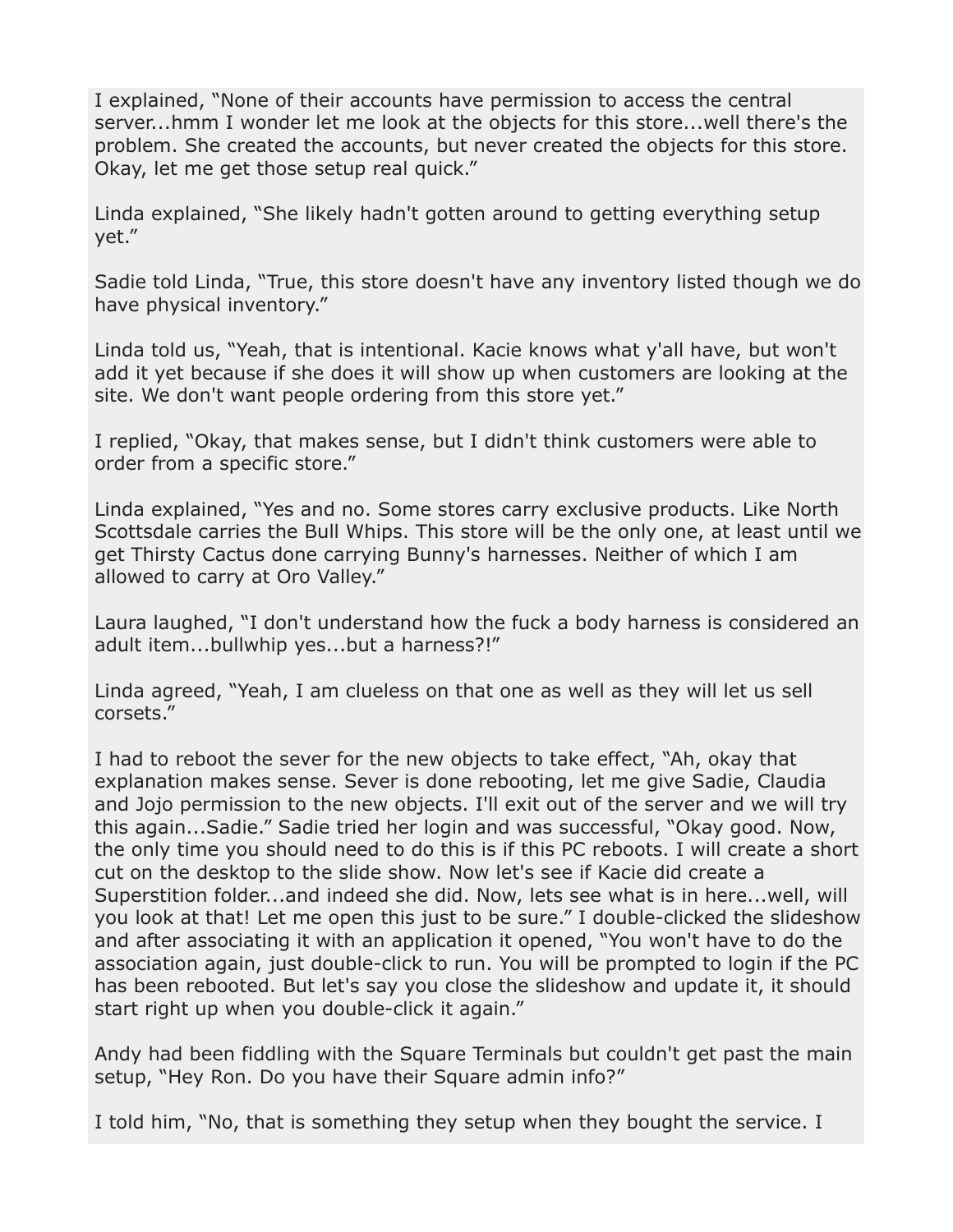I explained, “None of their accounts have permission to access the central server...hmm I wonder let me look at the objects for this store...well there's the problem. She created the accounts, but never created the objects for this store. Okay, let me get those setup real quick.”

Linda explained, “She likely hadn't gotten around to getting everything setup yet.”

Sadie told Linda, “True, this store doesn't have any inventory listed though we do have physical inventory.”

Linda told us, “Yeah, that is intentional. Kacie knows what y'all have, but won't add it yet because if she does it will show up when customers are looking at the site. We don't want people ordering from this store yet.”

I replied, “Okay, that makes sense, but I didn't think customers were able to order from a specific store.”

Linda explained, “Yes and no. Some stores carry exclusive products. Like North Scottsdale carries the Bull Whips. This store will be the only one, at least until we get Thirsty Cactus done carrying Bunny's harnesses. Neither of which I am allowed to carry at Oro Valley.”

Laura laughed, “I don't understand how the fuck a body harness is considered an adult item...bullwhip yes...but a harness?!”

Linda agreed, “Yeah, I am clueless on that one as well as they will let us sell corsets.”

I had to reboot the sever for the new objects to take effect, “Ah, okay that explanation makes sense. Sever is done rebooting, let me give Sadie, Claudia and Jojo permission to the new objects. I'll exit out of the server and we will try this again...Sadie.” Sadie tried her login and was successful, “Okay good. Now, the only time you should need to do this is if this PC reboots. I will create a short cut on the desktop to the slide show. Now let's see if Kacie did create a Superstition folder...and indeed she did. Now, lets see what is in here...well, will you look at that! Let me open this just to be sure.” I double-clicked the slideshow and after associating it with an application it opened, “You won't have to do the association again, just double-click to run. You will be prompted to login if the PC has been rebooted. But let's say you close the slideshow and update it, it should start right up when you double-click it again.”

Andy had been fiddling with the Square Terminals but couldn't get past the main setup, “Hey Ron. Do you have their Square admin info?”

I told him, “No, that is something they setup when they bought the service. I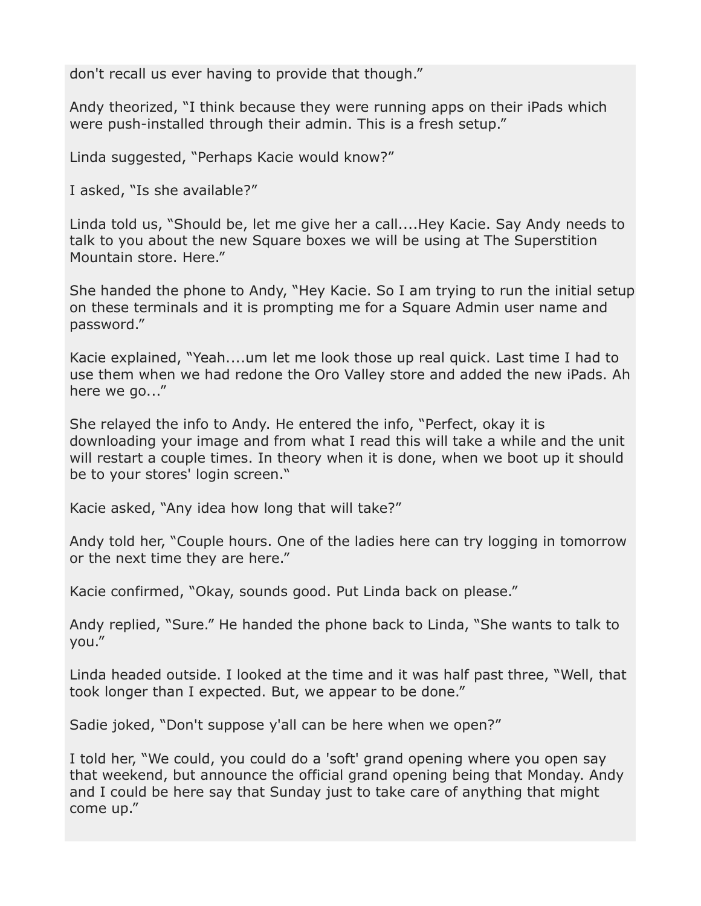don't recall us ever having to provide that though."

Andy theorized, "I think because they were running apps on their iPads which were push-installed through their admin. This is a fresh setup."

Linda suggested, "Perhaps Kacie would know?"

I asked, "Is she available?"

Linda told us, "Should be, let me give her a call....Hey Kacie. Say Andy needs to talk to you about the new Square boxes we will be using at The Superstition Mountain store. Here."

She handed the phone to Andy, "Hey Kacie. So I am trying to run the initial setup on these terminals and it is prompting me for a Square Admin user name and password."

Kacie explained, "Yeah....um let me look those up real quick. Last time I had to use them when we had redone the Oro Valley store and added the new iPads. Ah here we go..."

She relayed the info to Andy. He entered the info, "Perfect, okay it is downloading your image and from what I read this will take a while and the unit will restart a couple times. In theory when it is done, when we boot up it should be to your stores' login screen."

Kacie asked, "Any idea how long that will take?"

Andy told her, "Couple hours. One of the ladies here can try logging in tomorrow or the next time they are here."

Kacie confirmed, "Okay, sounds good. Put Linda back on please."

Andy replied, "Sure." He handed the phone back to Linda, "She wants to talk to you."

Linda headed outside. I looked at the time and it was half past three, "Well, that took longer than I expected. But, we appear to be done."

Sadie joked, "Don't suppose y'all can be here when we open?"

I told her, "We could, you could do a 'soft' grand opening where you open say that weekend, but announce the official grand opening being that Monday. Andy and I could be here say that Sunday just to take care of anything that might come up."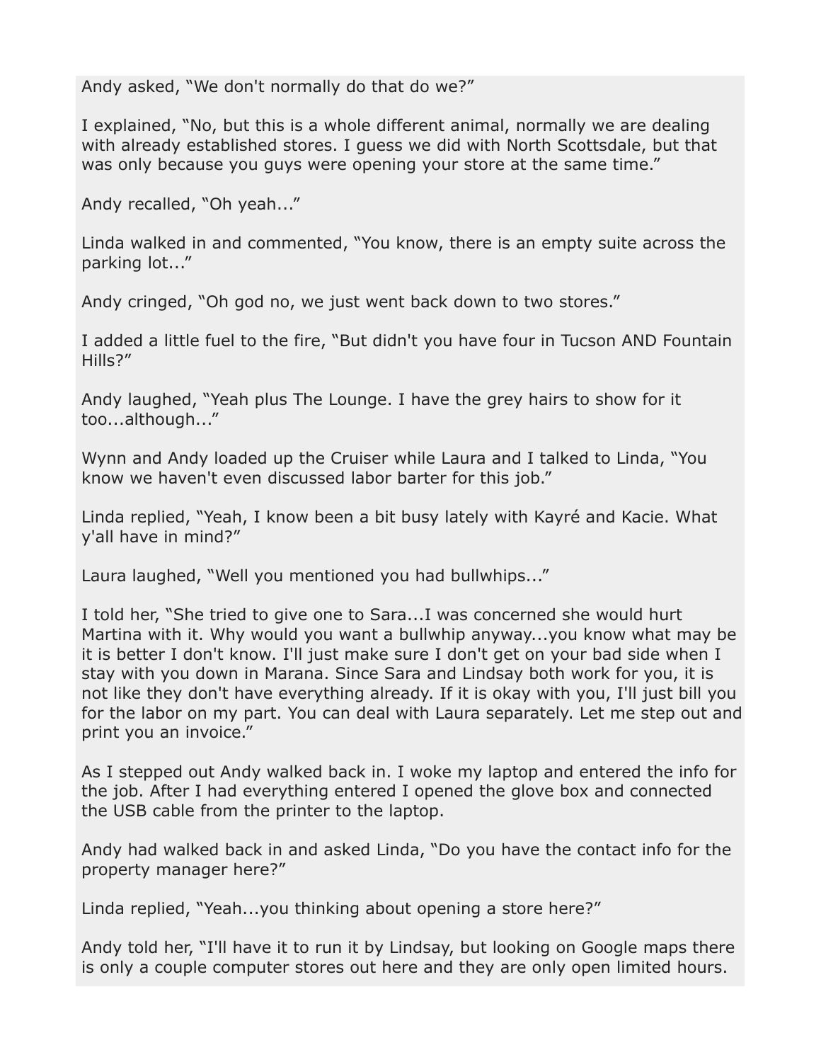Andy asked, “We don't normally do that do we?”

I explained, “No, but this is a whole different animal, normally we are dealing with already established stores. I guess we did with North Scottsdale, but that was only because you guys were opening your store at the same time.”

Andy recalled, “Oh yeah...”

Linda walked in and commented, “You know, there is an empty suite across the parking lot...”

Andy cringed, “Oh god no, we just went back down to two stores.”

I added a little fuel to the fire, “But didn't you have four in Tucson AND Fountain Hills?”

Andy laughed, “Yeah plus The Lounge. I have the grey hairs to show for it too...although...”

Wynn and Andy loaded up the Cruiser while Laura and I talked to Linda, “You know we haven't even discussed labor barter for this job.”

Linda replied, “Yeah, I know been a bit busy lately with Kayré and Kacie. What y'all have in mind?”

Laura laughed, “Well you mentioned you had bullwhips...”

I told her, “She tried to give one to Sara...I was concerned she would hurt Martina with it. Why would you want a bullwhip anyway...you know what may be it is better I don't know. I'll just make sure I don't get on your bad side when I stay with you down in Marana. Since Sara and Lindsay both work for you, it is not like they don't have everything already. If it is okay with you, I'll just bill you for the labor on my part. You can deal with Laura separately. Let me step out and print you an invoice.”

As I stepped out Andy walked back in. I woke my laptop and entered the info for the job. After I had everything entered I opened the glove box and connected the USB cable from the printer to the laptop.

Andy had walked back in and asked Linda, “Do you have the contact info for the property manager here?”

Linda replied, “Yeah...you thinking about opening a store here?”

Andy told her, “I'll have it to run it by Lindsay, but looking on Google maps there is only a couple computer stores out here and they are only open limited hours.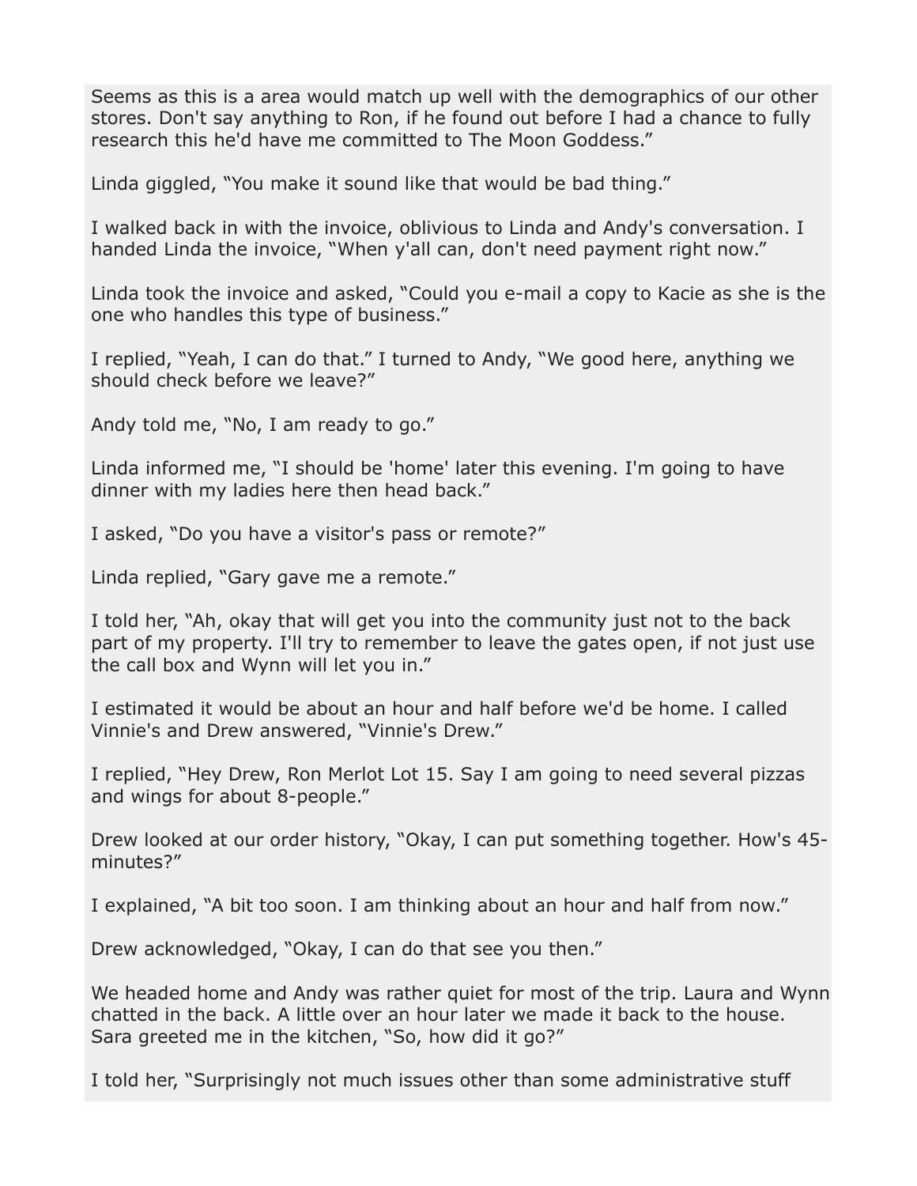Seems as this is a area would match up well with the demographics of our other stores. Don't say anything to Ron, if he found out before I had a chance to fully research this he'd have me committed to The Moon Goddess."

Linda giggled, "You make it sound like that would be bad thing."

I walked back in with the invoice, oblivious to Linda and Andy's conversation. I handed Linda the invoice, "When y'all can, don't need payment right now."

Linda took the invoice and asked, "Could you e-mail a copy to Kacie as she is the one who handles this type of business."

I replied, "Yeah, I can do that." I turned to Andy, "We good here, anything we should check before we leave?"

Andy told me, "No, I am ready to go."

Linda informed me, "I should be 'home' later this evening. I'm going to have dinner with my ladies here then head back."

I asked, "Do you have a visitor's pass or remote?"

Linda replied, "Gary gave me a remote."

I told her, "Ah, okay that will get you into the community just not to the back part of my property. I'll try to remember to leave the gates open, if not just use the call box and Wynn will let you in."

I estimated it would be about an hour and half before we'd be home. I called Vinnie's and Drew answered, "Vinnie's Drew."

I replied, "Hey Drew, Ron Merlot Lot 15. Say I am going to need several pizzas and wings for about 8-people."

Drew looked at our order history, "Okay, I can put something together. How's 45-minutes?"

I explained, "A bit too soon. I am thinking about an hour and half from now."

Drew acknowledged, "Okay, I can do that see you then."

We headed home and Andy was rather quiet for most of the trip. Laura and Wynn chatted in the back. A little over an hour later we made it back to the house. Sara greeted me in the kitchen, "So, how did it go?"

I told her, "Surprisingly not much issues other than some administrative stuff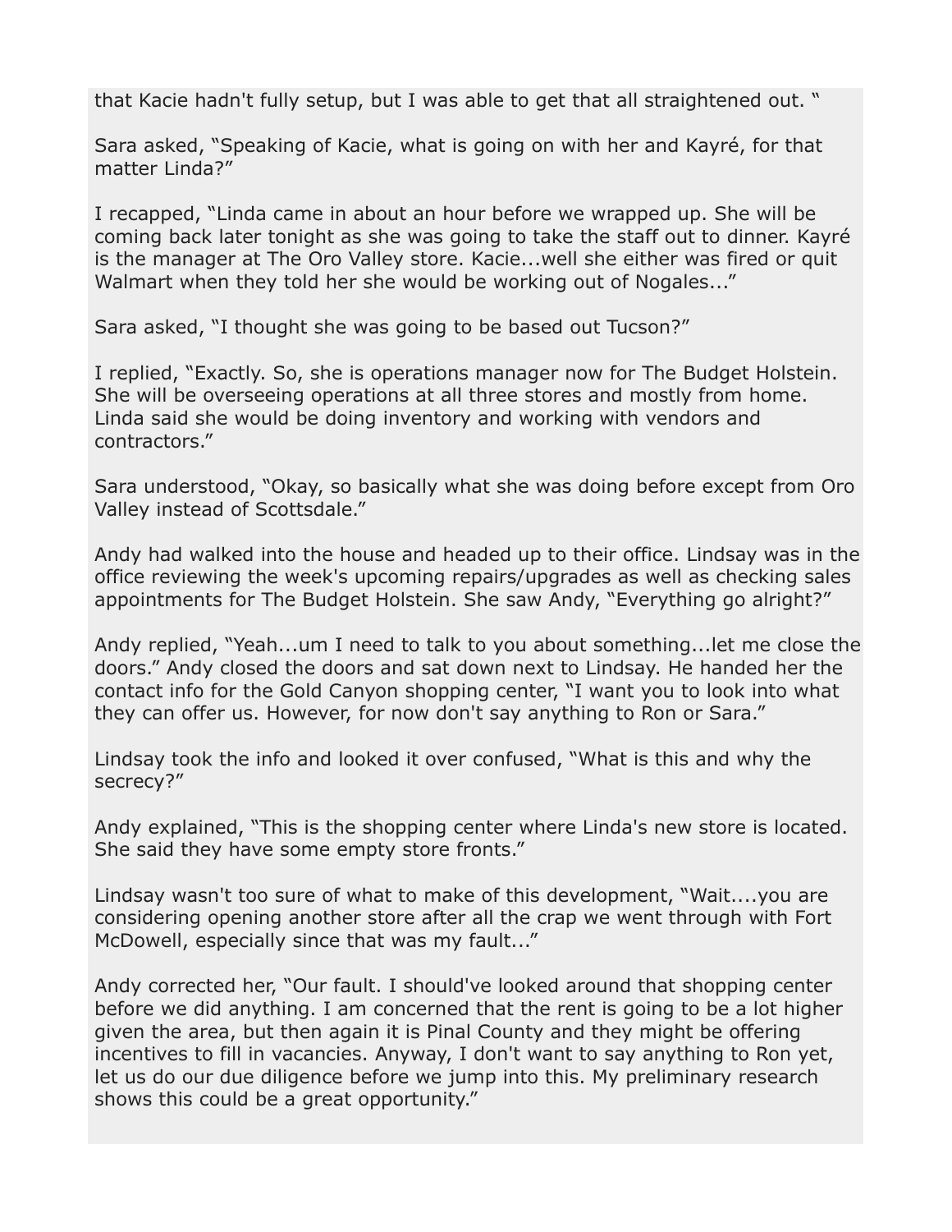that Kacie hadn't fully setup, but I was able to get that all straightened out. "

Sara asked, "Speaking of Kacie, what is going on with her and Kayré, for that matter Linda?"

I recapped, "Linda came in about an hour before we wrapped up. She will be coming back later tonight as she was going to take the staff out to dinner. Kayré is the manager at The Oro Valley store. Kacie...well she either was fired or quit Walmart when they told her she would be working out of Nogales..."

Sara asked, "I thought she was going to be based out Tucson?"

I replied, "Exactly. So, she is operations manager now for The Budget Holstein. She will be overseeing operations at all three stores and mostly from home. Linda said she would be doing inventory and working with vendors and contractors."

Sara understood, "Okay, so basically what she was doing before except from Oro Valley instead of Scottsdale."

Andy had walked into the house and headed up to their office. Lindsay was in the office reviewing the week's upcoming repairs/upgrades as well as checking sales appointments for The Budget Holstein. She saw Andy, "Everything go alright?"

Andy replied, "Yeah...um I need to talk to you about something...let me close the doors." Andy closed the doors and sat down next to Lindsay. He handed her the contact info for the Gold Canyon shopping center, "I want you to look into what they can offer us. However, for now don't say anything to Ron or Sara."

Lindsay took the info and looked it over confused, "What is this and why the secrecy?"

Andy explained, "This is the shopping center where Linda's new store is located. She said they have some empty store fronts."

Lindsay wasn't too sure of what to make of this development, "Wait....you are considering opening another store after all the crap we went through with Fort McDowell, especially since that was my fault..."

Andy corrected her, "Our fault. I should've looked around that shopping center before we did anything. I am concerned that the rent is going to be a lot higher given the area, but then again it is Pinal County and they might be offering incentives to fill in vacancies. Anyway, I don't want to say anything to Ron yet, let us do our due diligence before we jump into this. My preliminary research shows this could be a great opportunity."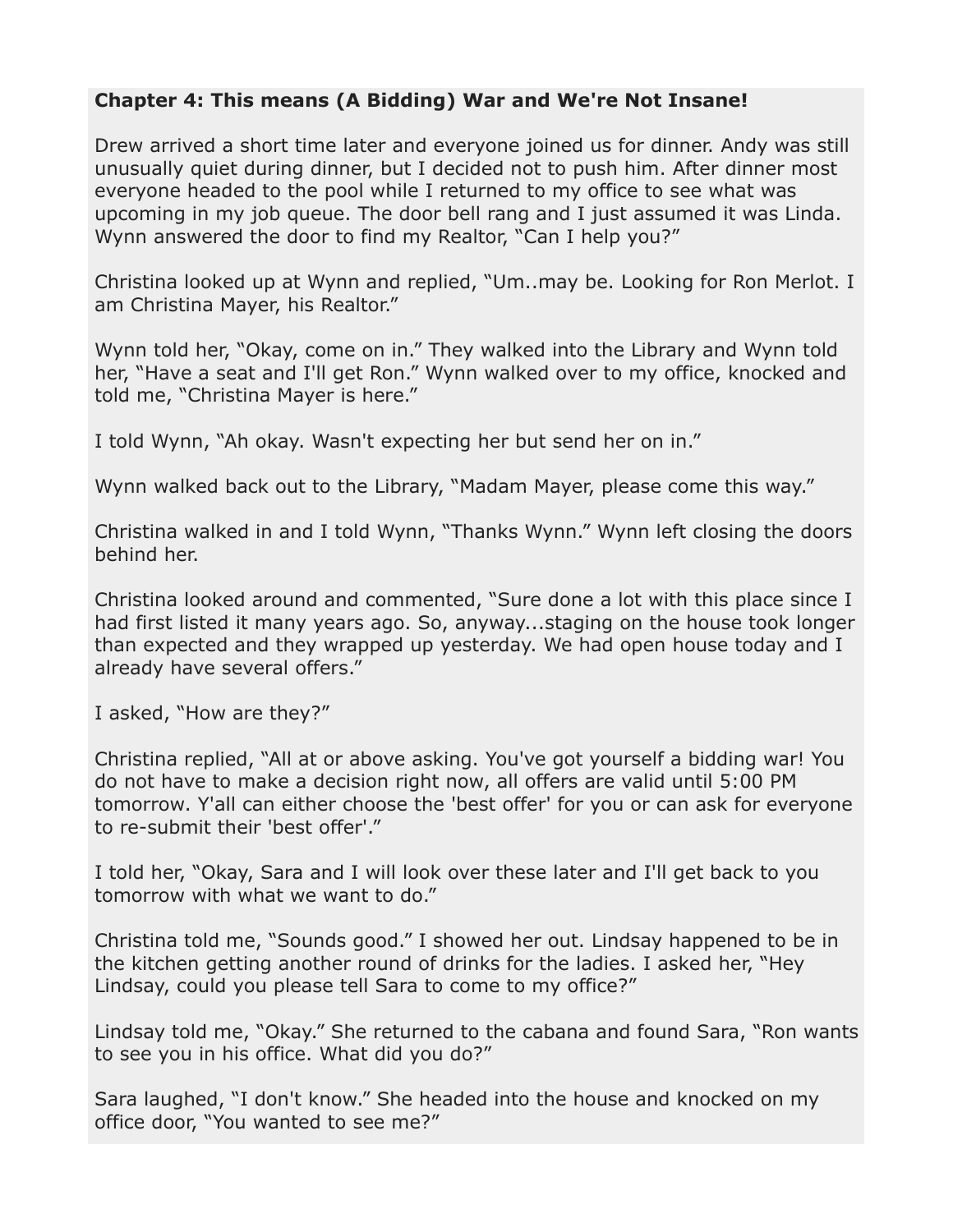**Chapter 4: This means (A Bidding) War and We're Not Insane!**

Drew arrived a short time later and everyone joined us for dinner. Andy was still unusually quiet during dinner, but I decided not to push him. After dinner most everyone headed to the pool while I returned to my office to see what was upcoming in my job queue. The door bell rang and I just assumed it was Linda. Wynn answered the door to find my Realtor, "Can I help you?"

Christina looked up at Wynn and replied, "Um..may be. Looking for Ron Merlot. I am Christina Mayer, his Realtor."

Wynn told her, "Okay, come on in." They walked into the Library and Wynn told her, "Have a seat and I'll get Ron." Wynn walked over to my office, knocked and told me, "Christina Mayer is here."

I told Wynn, "Ah okay. Wasn't expecting her but send her on in."

Wynn walked back out to the Library, "Madam Mayer, please come this way."

Christina walked in and I told Wynn, "Thanks Wynn." Wynn left closing the doors behind her.

Christina looked around and commented, "Sure done a lot with this place since I had first listed it many years ago. So, anyway...staging on the house took longer than expected and they wrapped up yesterday. We had open house today and I already have several offers."

I asked, "How are they?"

Christina replied, "All at or above asking. You've got yourself a bidding war! You do not have to make a decision right now, all offers are valid until 5:00 PM tomorrow. Y'all can either choose the 'best offer' for you or can ask for everyone to re-submit their 'best offer'."

I told her, "Okay, Sara and I will look over these later and I'll get back to you tomorrow with what we want to do."

Christina told me, "Sounds good." I showed her out. Lindsay happened to be in the kitchen getting another round of drinks for the ladies. I asked her, "Hey Lindsay, could you please tell Sara to come to my office?"

Lindsay told me, "Okay." She returned to the cabana and found Sara, "Ron wants to see you in his office. What did you do?"

Sara laughed, "I don't know." She headed into the house and knocked on my office door, "You wanted to see me?"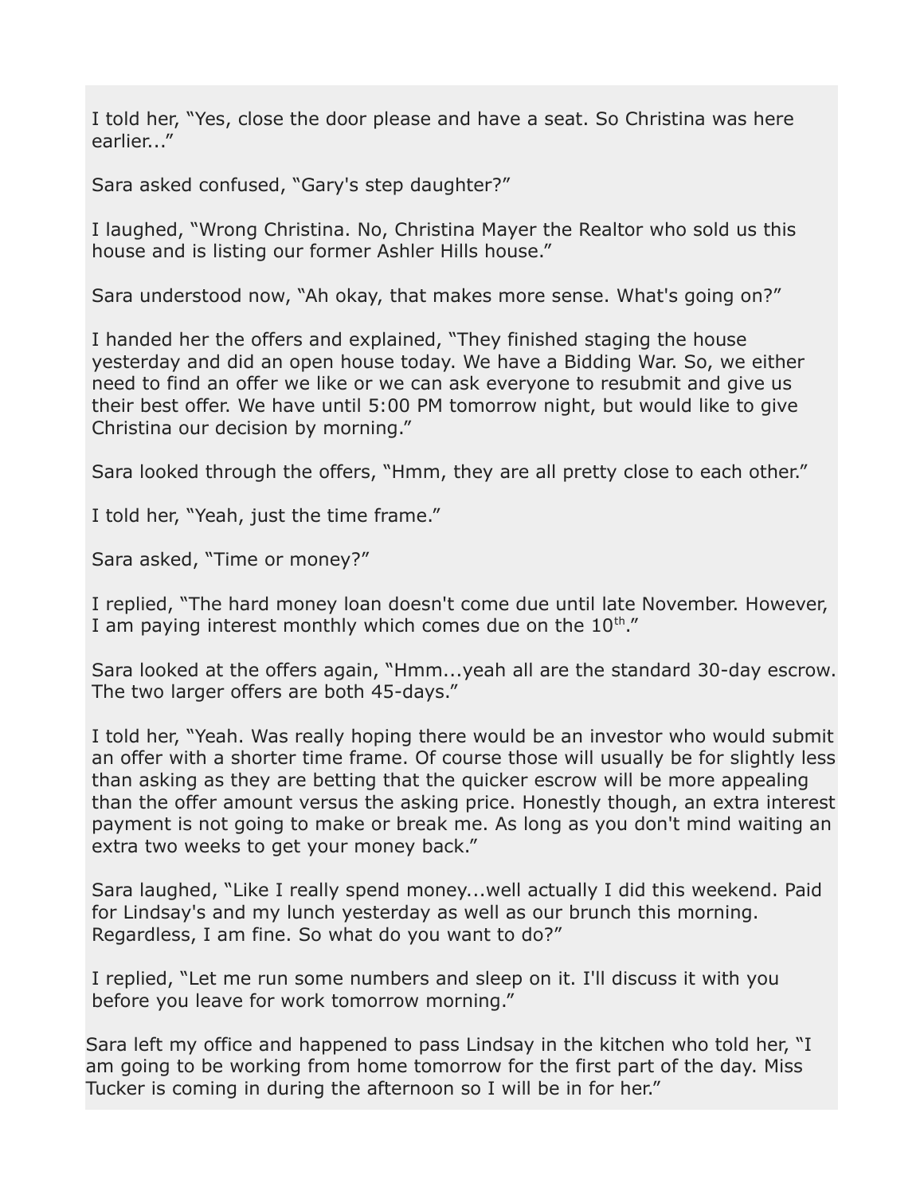I told her, “Yes, close the door please and have a seat. So Christina was here earlier...”

Sara asked confused, “Gary's step daughter?”

I laughed, “Wrong Christina. No, Christina Mayer the Realtor who sold us this house and is listing our former Ashler Hills house.”

Sara understood now, “Ah okay, that makes more sense. What's going on?”

I handed her the offers and explained, “They finished staging the house yesterday and did an open house today. We have a Bidding War. So, we either need to find an offer we like or we can ask everyone to resubmit and give us their best offer. We have until 5:00 PM tomorrow night, but would like to give Christina our decision by morning.”

Sara looked through the offers, “Hmm, they are all pretty close to each other.”

I told her, “Yeah, just the time frame.”

Sara asked, “Time or money?”

I replied, “The hard money loan doesn't come due until late November. However, I am paying interest monthly which comes due on the 10th.”

Sara looked at the offers again, “Hmm...yeah all are the standard 30-day escrow. The two larger offers are both 45-days.”

I told her, “Yeah. Was really hoping there would be an investor who would submit an offer with a shorter time frame. Of course those will usually be for slightly less than asking as they are betting that the quicker escrow will be more appealing than the offer amount versus the asking price. Honestly though, an extra interest payment is not going to make or break me. As long as you don't mind waiting an extra two weeks to get your money back.”

Sara laughed, “Like I really spend money...well actually I did this weekend. Paid for Lindsay's and my lunch yesterday as well as our brunch this morning. Regardless, I am fine. So what do you want to do?”

I replied, “Let me run some numbers and sleep on it. I'll discuss it with you before you leave for work tomorrow morning.”

Sara left my office and happened to pass Lindsay in the kitchen who told her, “I am going to be working from home tomorrow for the first part of the day. Miss Tucker is coming in during the afternoon so I will be in for her.”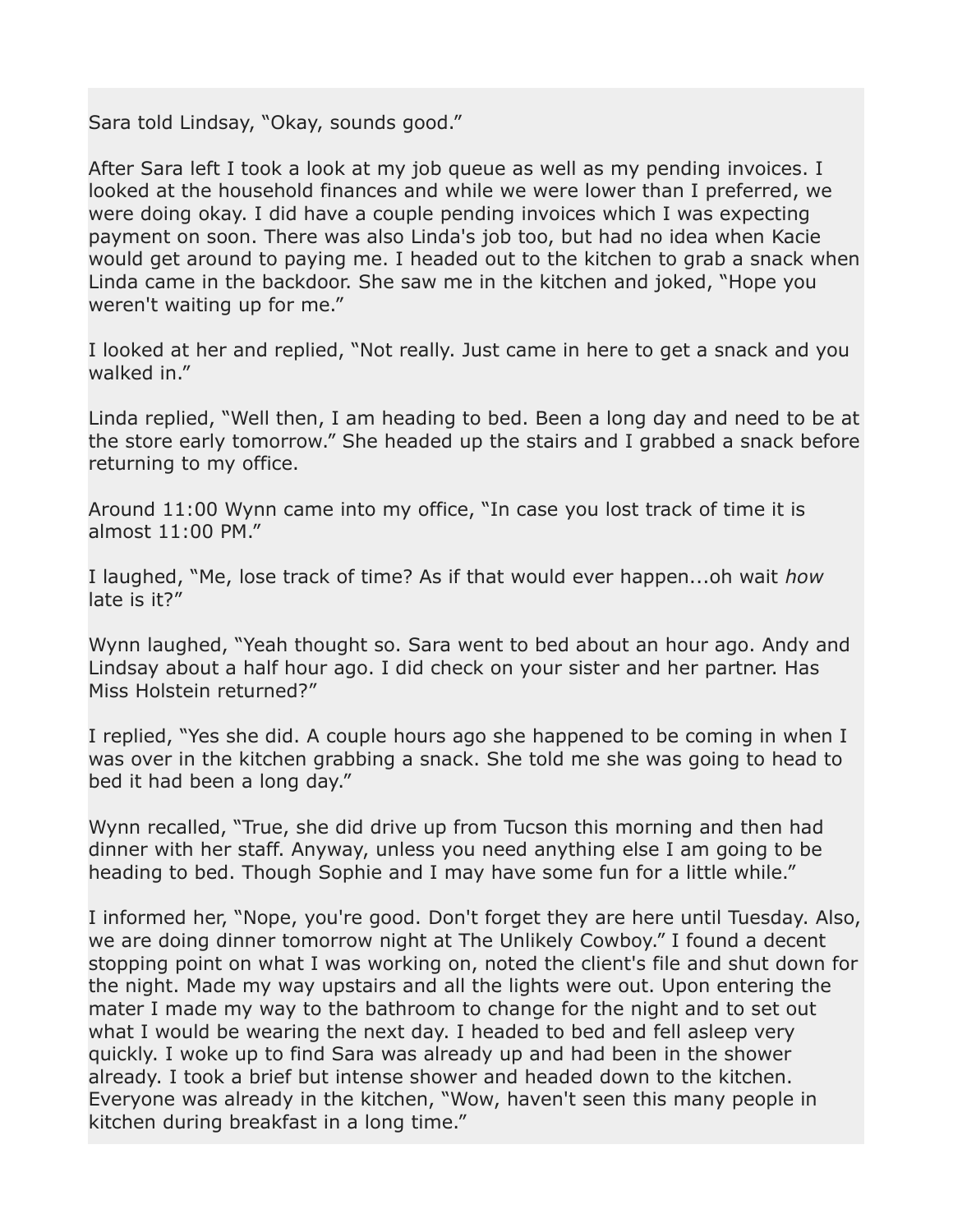Sara told Lindsay, “Okay, sounds good.”

After Sara left I took a look at my job queue as well as my pending invoices. I looked at the household finances and while we were lower than I preferred, we were doing okay. I did have a couple pending invoices which I was expecting payment on soon. There was also Linda's job too, but had no idea when Kacie would get around to paying me. I headed out to the kitchen to grab a snack when Linda came in the backdoor. She saw me in the kitchen and joked, “Hope you weren't waiting up for me.”

I looked at her and replied, “Not really. Just came in here to get a snack and you walked in.”

Linda replied, “Well then, I am heading to bed. Been a long day and need to be at the store early tomorrow.” She headed up the stairs and I grabbed a snack before returning to my office.

Around 11:00 Wynn came into my office, “In case you lost track of time it is almost 11:00 PM.”

I laughed, “Me, lose track of time? As if that would ever happen...oh wait *how* late is it?”

Wynn laughed, “Yeah thought so. Sara went to bed about an hour ago. Andy and Lindsay about a half hour ago. I did check on your sister and her partner. Has Miss Holstein returned?”

I replied, “Yes she did. A couple hours ago she happened to be coming in when I was over in the kitchen grabbing a snack. She told me she was going to head to bed it had been a long day.”

Wynn recalled, “True, she did drive up from Tucson this morning and then had dinner with her staff. Anyway, unless you need anything else I am going to be heading to bed. Though Sophie and I may have some fun for a little while.”

I informed her, “Nope, you're good. Don't forget they are here until Tuesday. Also, we are doing dinner tomorrow night at The Unlikely Cowboy.” I found a decent stopping point on what I was working on, noted the client's file and shut down for the night. Made my way upstairs and all the lights were out. Upon entering the mater I made my way to the bathroom to change for the night and to set out what I would be wearing the next day. I headed to bed and fell asleep very quickly. I woke up to find Sara was already up and had been in the shower already. I took a brief but intense shower and headed down to the kitchen. Everyone was already in the kitchen, “Wow, haven't seen this many people in kitchen during breakfast in a long time.”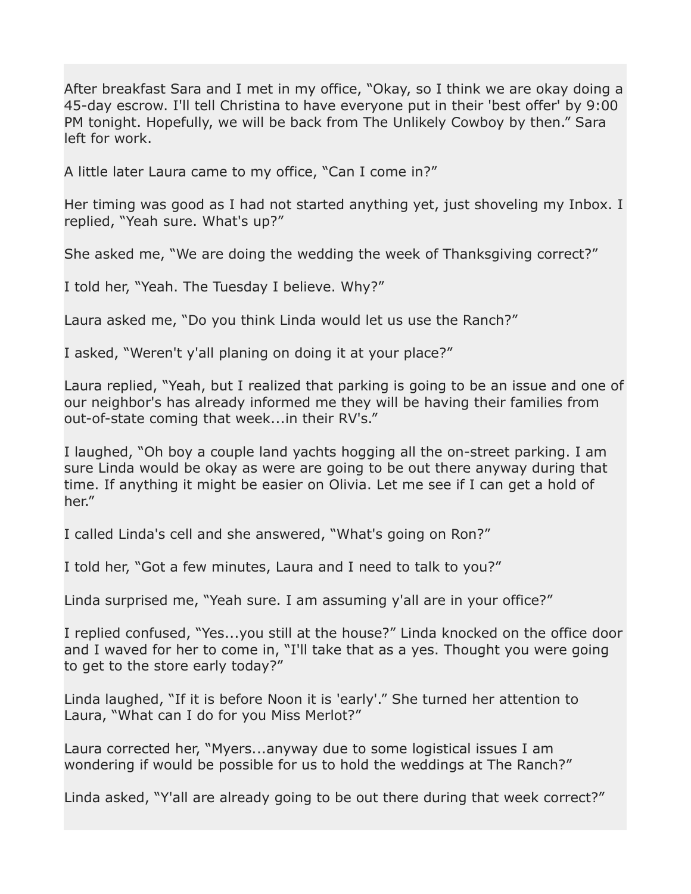After breakfast Sara and I met in my office, “Okay, so I think we are okay doing a 45-day escrow. I'll tell Christina to have everyone put in their 'best offer' by 9:00 PM tonight. Hopefully, we will be back from The Unlikely Cowboy by then.” Sara left for work.

A little later Laura came to my office, “Can I come in?”

Her timing was good as I had not started anything yet, just shoveling my Inbox. I replied, “Yeah sure. What's up?”

She asked me, “We are doing the wedding the week of Thanksgiving correct?”

I told her, “Yeah. The Tuesday I believe. Why?”

Laura asked me, “Do you think Linda would let us use the Ranch?”

I asked, “Weren't y'all planing on doing it at your place?”

Laura replied, “Yeah, but I realized that parking is going to be an issue and one of our neighbor's has already informed me they will be having their families from out-of-state coming that week...in their RV's.”

I laughed, “Oh boy a couple land yachts hogging all the on-street parking. I am sure Linda would be okay as were are going to be out there anyway during that time. If anything it might be easier on Olivia. Let me see if I can get a hold of her.”

I called Linda's cell and she answered, “What's going on Ron?”

I told her, “Got a few minutes, Laura and I need to talk to you?”

Linda surprised me, “Yeah sure. I am assuming y'all are in your office?”

I replied confused, “Yes...you still at the house?” Linda knocked on the office door and I waved for her to come in, “I'll take that as a yes. Thought you were going to get to the store early today?”

Linda laughed, “If it is before Noon it is 'early'.” She turned her attention to Laura, “What can I do for you Miss Merlot?”

Laura corrected her, “Myers...anyway due to some logistical issues I am wondering if would be possible for us to hold the weddings at The Ranch?”

Linda asked, “Y'all are already going to be out there during that week correct?”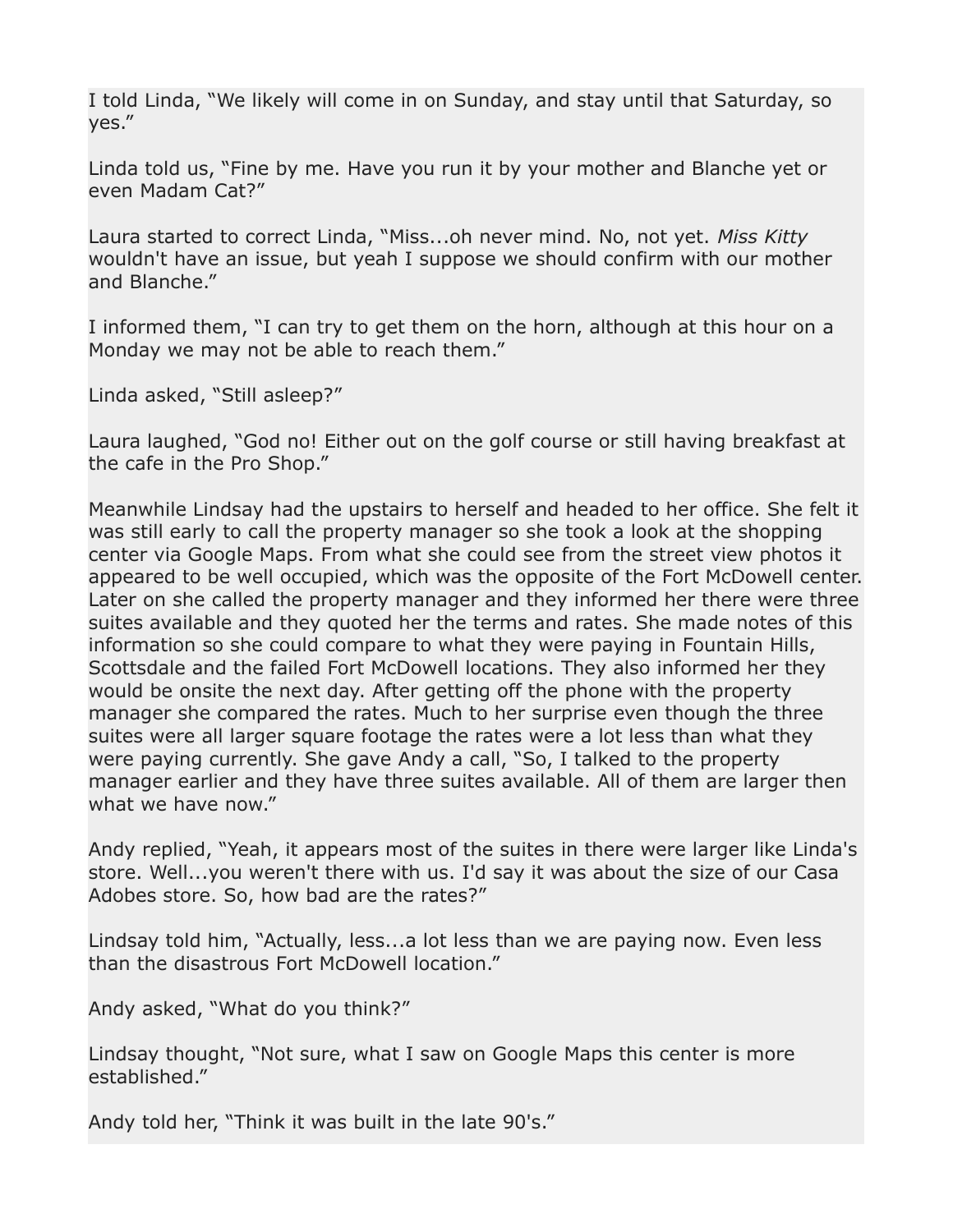I told Linda, “We likely will come in on Sunday, and stay until that Saturday, so yes.”

Linda told us, “Fine by me. Have you run it by your mother and Blanche yet or even Madam Cat?”

Laura started to correct Linda, “Miss...oh never mind. No, not yet. *Miss Kitty* wouldn't have an issue, but yeah I suppose we should confirm with our mother and Blanche.”

I informed them, “I can try to get them on the horn, although at this hour on a Monday we may not be able to reach them.”

Linda asked, “Still asleep?”

Laura laughed, “God no! Either out on the golf course or still having breakfast at the cafe in the Pro Shop.”

Meanwhile Lindsay had the upstairs to herself and headed to her office. She felt it was still early to call the property manager so she took a look at the shopping center via Google Maps. From what she could see from the street view photos it appeared to be well occupied, which was the opposite of the Fort McDowell center. Later on she called the property manager and they informed her there were three suites available and they quoted her the terms and rates. She made notes of this information so she could compare to what they were paying in Fountain Hills, Scottsdale and the failed Fort McDowell locations. They also informed her they would be onsite the next day. After getting off the phone with the property manager she compared the rates. Much to her surprise even though the three suites were all larger square footage the rates were a lot less than what they were paying currently. She gave Andy a call, “So, I talked to the property manager earlier and they have three suites available. All of them are larger then what we have now.”

Andy replied, “Yeah, it appears most of the suites in there were larger like Linda's store. Well...you weren't there with us. I'd say it was about the size of our Casa Adobes store. So, how bad are the rates?”

Lindsay told him, “Actually, less...a lot less than we are paying now. Even less than the disastrous Fort McDowell location.”

Andy asked, “What do you think?”

Lindsay thought, “Not sure, what I saw on Google Maps this center is more established.”

Andy told her, “Think it was built in the late 90's.”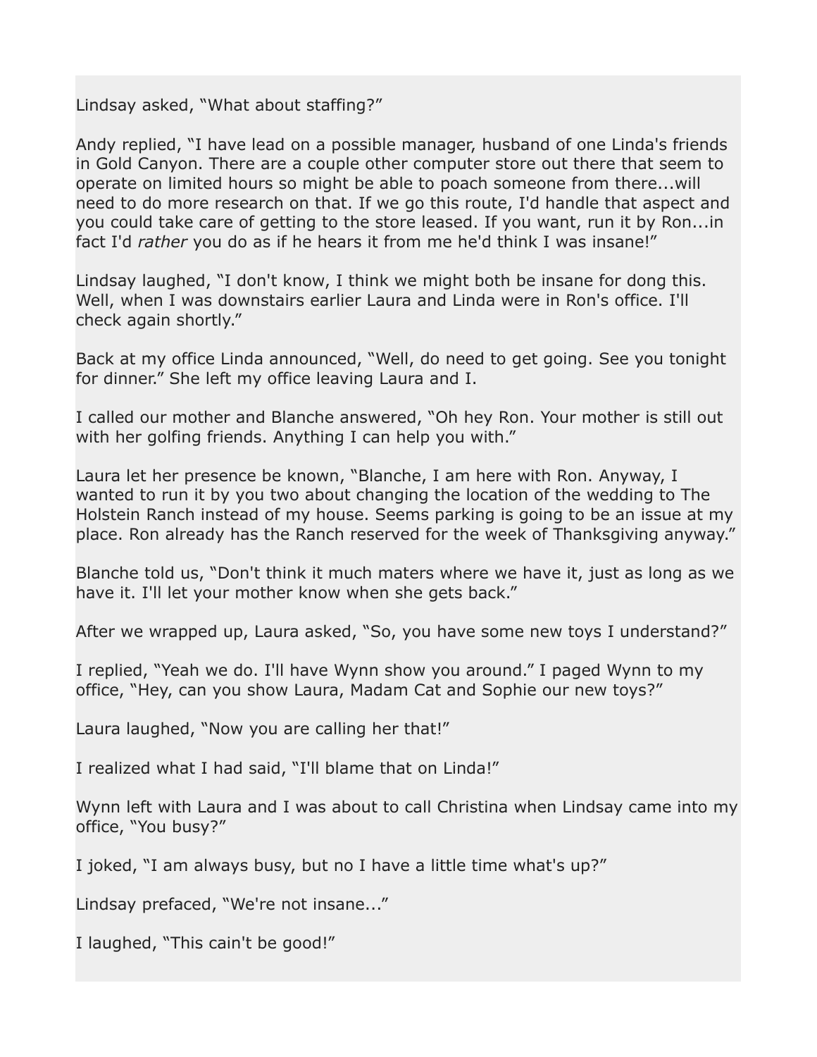Lindsay asked, “What about staffing?”

Andy replied, “I have lead on a possible manager, husband of one Linda's friends in Gold Canyon. There are a couple other computer store out there that seem to operate on limited hours so might be able to poach someone from there...will need to do more research on that. If we go this route, I'd handle that aspect and you could take care of getting to the store leased. If you want, run it by Ron...in fact I'd *rather* you do as if he hears it from me he'd think I was insane!”

Lindsay laughed, “I don't know, I think we might both be insane for dong this. Well, when I was downstairs earlier Laura and Linda were in Ron's office. I'll check again shortly.”

Back at my office Linda announced, “Well, do need to get going. See you tonight for dinner.” She left my office leaving Laura and I.

I called our mother and Blanche answered, “Oh hey Ron. Your mother is still out with her golfing friends. Anything I can help you with.”

Laura let her presence be known, “Blanche, I am here with Ron. Anyway, I wanted to run it by you two about changing the location of the wedding to The Holstein Ranch instead of my house. Seems parking is going to be an issue at my place. Ron already has the Ranch reserved for the week of Thanksgiving anyway.”

Blanche told us, “Don't think it much maters where we have it, just as long as we have it. I'll let your mother know when she gets back.”

After we wrapped up, Laura asked, “So, you have some new toys I understand?”

I replied, “Yeah we do. I'll have Wynn show you around.” I paged Wynn to my office, “Hey, can you show Laura, Madam Cat and Sophie our new toys?”

Laura laughed, “Now you are calling her that!”

I realized what I had said, “I'll blame that on Linda!”

Wynn left with Laura and I was about to call Christina when Lindsay came into my office, “You busy?”

I joked, “I am always busy, but no I have a little time what's up?”

Lindsay prefaced, “We're not insane...”

I laughed, “This cain't be good!”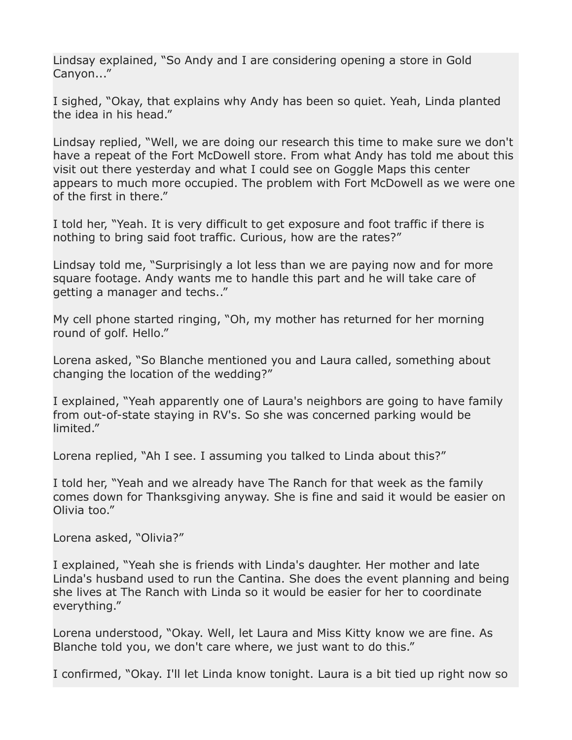Lindsay explained, “So Andy and I are considering opening a store in Gold Canyon...”

I sighed, “Okay, that explains why Andy has been so quiet. Yeah, Linda planted the idea in his head.”

Lindsay replied, “Well, we are doing our research this time to make sure we don't have a repeat of the Fort McDowell store. From what Andy has told me about this visit out there yesterday and what I could see on Goggle Maps this center appears to much more occupied. The problem with Fort McDowell as we were one of the first in there.”

I told her, “Yeah. It is very difficult to get exposure and foot traffic if there is nothing to bring said foot traffic. Curious, how are the rates?”

Lindsay told me, “Surprisingly a lot less than we are paying now and for more square footage. Andy wants me to handle this part and he will take care of getting a manager and techs..”

My cell phone started ringing, “Oh, my mother has returned for her morning round of golf. Hello.”

Lorena asked, “So Blanche mentioned you and Laura called, something about changing the location of the wedding?”

I explained, “Yeah apparently one of Laura's neighbors are going to have family from out-of-state staying in RV's. So she was concerned parking would be limited.”

Lorena replied, “Ah I see. I assuming you talked to Linda about this?”

I told her, “Yeah and we already have The Ranch for that week as the family comes down for Thanksgiving anyway. She is fine and said it would be easier on Olivia too.”

Lorena asked, “Olivia?”

I explained, “Yeah she is friends with Linda's daughter. Her mother and late Linda's husband used to run the Cantina. She does the event planning and being she lives at The Ranch with Linda so it would be easier for her to coordinate everything.”

Lorena understood, “Okay. Well, let Laura and Miss Kitty know we are fine. As Blanche told you, we don't care where, we just want to do this.”

I confirmed, “Okay. I'll let Linda know tonight. Laura is a bit tied up right now so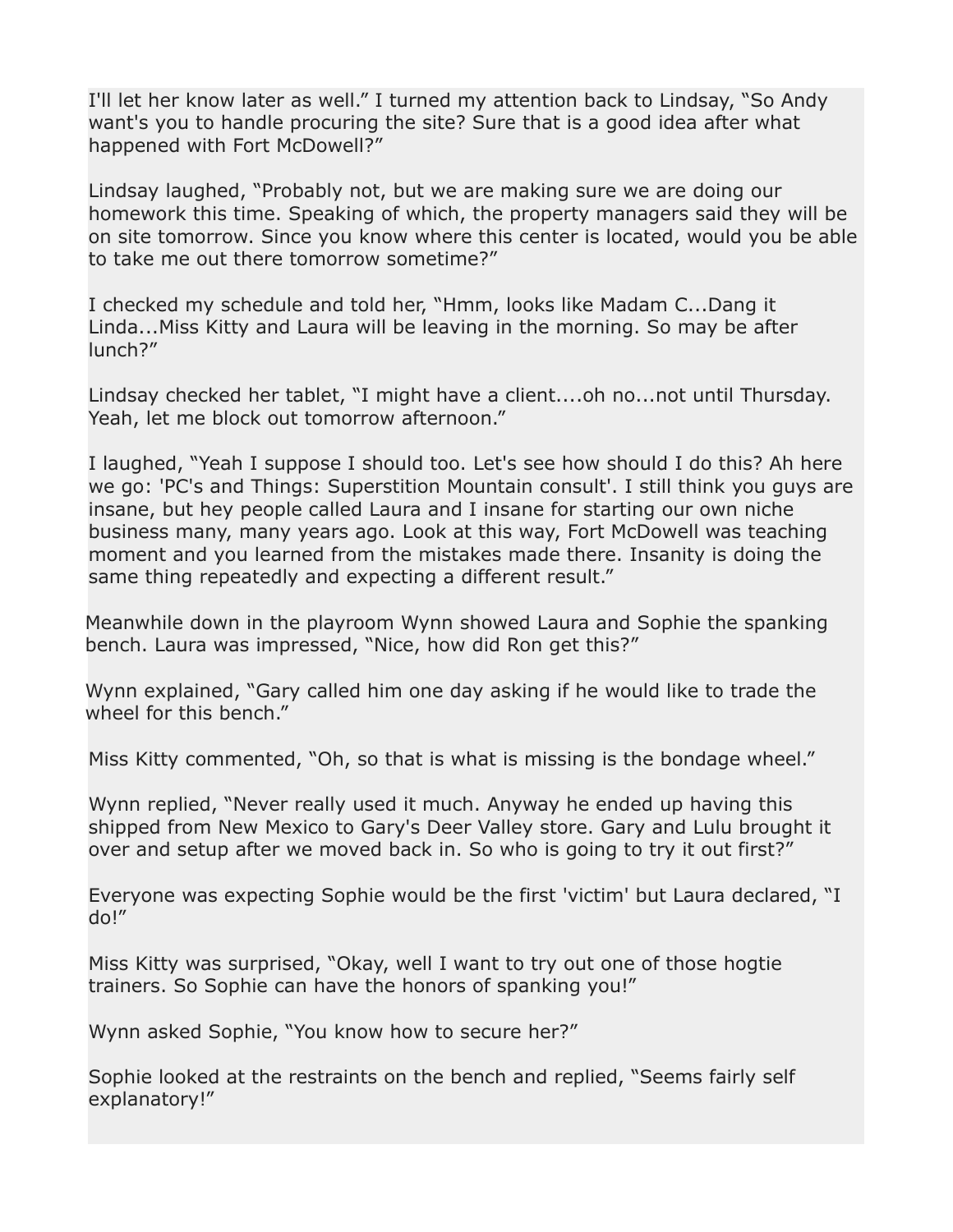I'll let her know later as well." I turned my attention back to Lindsay, "So Andy want's you to handle procuring the site? Sure that is a good idea after what happened with Fort McDowell?"

Lindsay laughed, "Probably not, but we are making sure we are doing our homework this time. Speaking of which, the property managers said they will be on site tomorrow. Since you know where this center is located, would you be able to take me out there tomorrow sometime?"

I checked my schedule and told her, "Hmm, looks like Madam C...Dang it Linda...Miss Kitty and Laura will be leaving in the morning. So may be after lunch?"

Lindsay checked her tablet, "I might have a client....oh no...not until Thursday. Yeah, let me block out tomorrow afternoon."

I laughed, "Yeah I suppose I should too. Let's see how should I do this? Ah here we go: 'PC's and Things: Superstition Mountain consult'. I still think you guys are insane, but hey people called Laura and I insane for starting our own niche business many, many years ago. Look at this way, Fort McDowell was teaching moment and you learned from the mistakes made there. Insanity is doing the same thing repeatedly and expecting a different result."

Meanwhile down in the playroom Wynn showed Laura and Sophie the spanking bench. Laura was impressed, "Nice, how did Ron get this?"

Wynn explained, "Gary called him one day asking if he would like to trade the wheel for this bench."

Miss Kitty commented, "Oh, so that is what is missing is the bondage wheel."

Wynn replied, "Never really used it much. Anyway he ended up having this shipped from New Mexico to Gary's Deer Valley store. Gary and Lulu brought it over and setup after we moved back in. So who is going to try it out first?"

Everyone was expecting Sophie would be the first 'victim' but Laura declared, "I do!"

Miss Kitty was surprised, "Okay, well I want to try out one of those hogtie trainers. So Sophie can have the honors of spanking you!"

Wynn asked Sophie, "You know how to secure her?"

Sophie looked at the restraints on the bench and replied, "Seems fairly self explanatory!"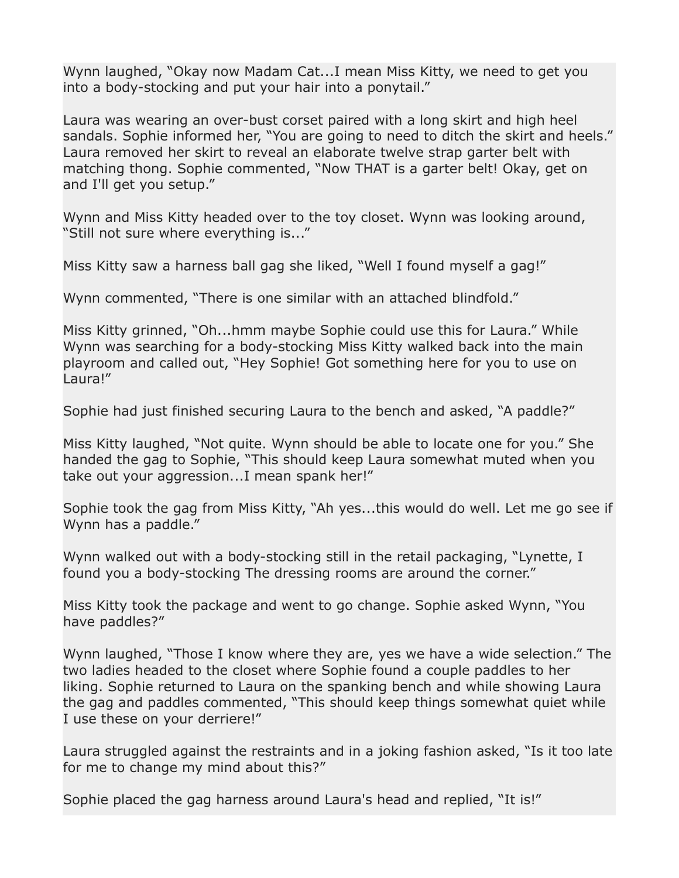Wynn laughed, “Okay now Madam Cat...I mean Miss Kitty, we need to get you into a body-stocking and put your hair into a ponytail.”

Laura was wearing an over-bust corset paired with a long skirt and high heel sandals. Sophie informed her, “You are going to need to ditch the skirt and heels.” Laura removed her skirt to reveal an elaborate twelve strap garter belt with matching thong. Sophie commented, “Now THAT is a garter belt! Okay, get on and I'll get you setup.”

Wynn and Miss Kitty headed over to the toy closet. Wynn was looking around, “Still not sure where everything is...”

Miss Kitty saw a harness ball gag she liked, “Well I found myself a gag!”

Wynn commented, “There is one similar with an attached blindfold.”

Miss Kitty grinned, “Oh...hmm maybe Sophie could use this for Laura.” While Wynn was searching for a body-stocking Miss Kitty walked back into the main playroom and called out, “Hey Sophie! Got something here for you to use on Laura!”

Sophie had just finished securing Laura to the bench and asked, “A paddle?”

Miss Kitty laughed, “Not quite. Wynn should be able to locate one for you.” She handed the gag to Sophie, “This should keep Laura somewhat muted when you take out your aggression...I mean spank her!”

Sophie took the gag from Miss Kitty, “Ah yes...this would do well. Let me go see if Wynn has a paddle.”

Wynn walked out with a body-stocking still in the retail packaging, “Lynette, I found you a body-stocking The dressing rooms are around the corner.”

Miss Kitty took the package and went to go change. Sophie asked Wynn, “You have paddles?”

Wynn laughed, “Those I know where they are, yes we have a wide selection.” The two ladies headed to the closet where Sophie found a couple paddles to her liking. Sophie returned to Laura on the spanking bench and while showing Laura the gag and paddles commented, “This should keep things somewhat quiet while I use these on your derriere!”

Laura struggled against the restraints and in a joking fashion asked, “Is it too late for me to change my mind about this?”

Sophie placed the gag harness around Laura's head and replied, “It is!”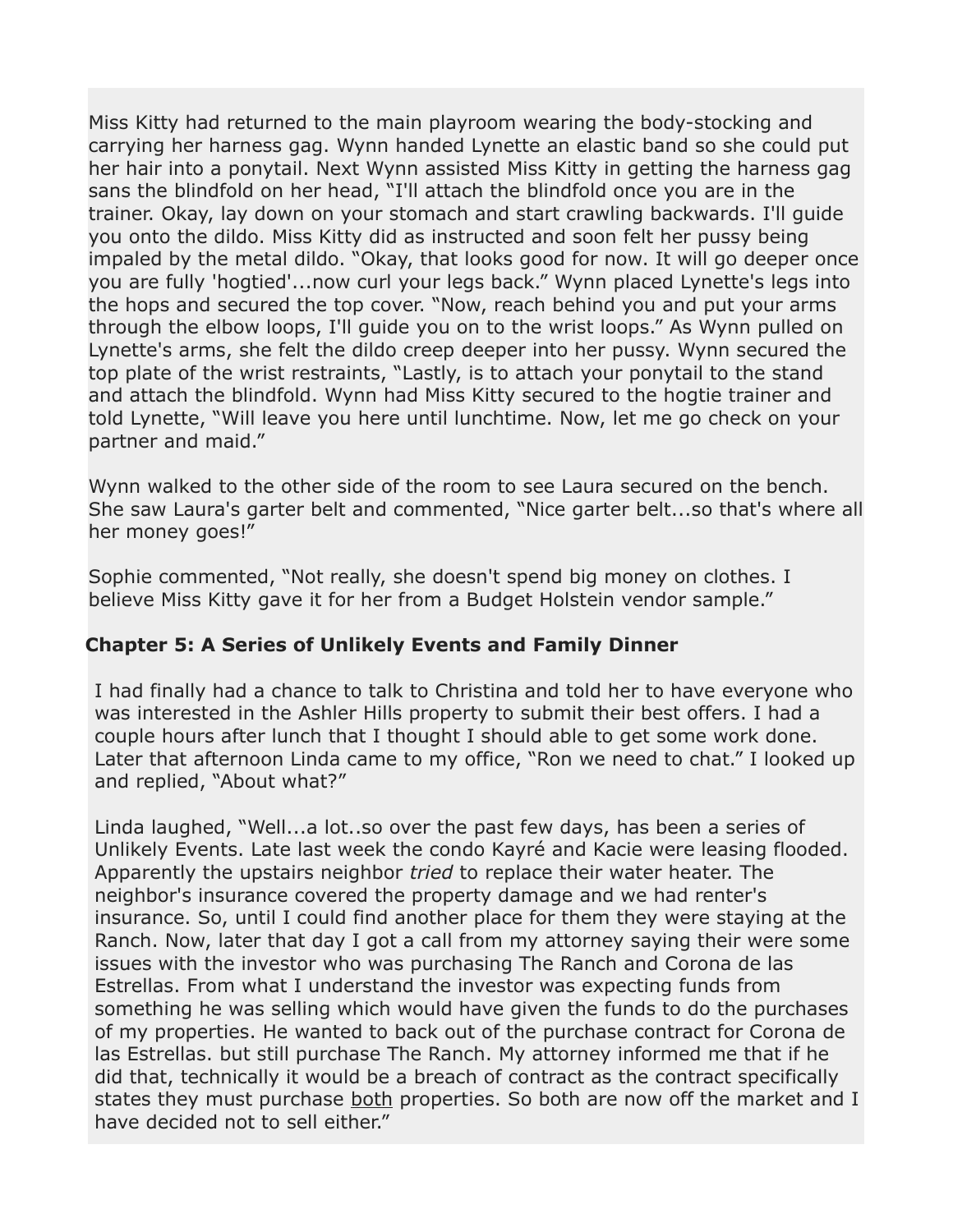Miss Kitty had returned to the main playroom wearing the body-stocking and carrying her harness gag. Wynn handed Lynette an elastic band so she could put her hair into a ponytail. Next Wynn assisted Miss Kitty in getting the harness gag sans the blindfold on her head, "I'll attach the blindfold once you are in the trainer. Okay, lay down on your stomach and start crawling backwards. I'll guide you onto the dildo. Miss Kitty did as instructed and soon felt her pussy being impaled by the metal dildo. "Okay, that looks good for now. It will go deeper once you are fully 'hogtied'...now curl your legs back." Wynn placed Lynette's legs into the hops and secured the top cover. "Now, reach behind you and put your arms through the elbow loops, I'll guide you on to the wrist loops." As Wynn pulled on Lynette's arms, she felt the dildo creep deeper into her pussy. Wynn secured the top plate of the wrist restraints, "Lastly, is to attach your ponytail to the stand and attach the blindfold. Wynn had Miss Kitty secured to the hogtie trainer and told Lynette, "Will leave you here until lunchtime. Now, let me go check on your partner and maid."

Wynn walked to the other side of the room to see Laura secured on the bench. She saw Laura's garter belt and commented, "Nice garter belt...so that's where all her money goes!"

Sophie commented, "Not really, she doesn't spend big money on clothes. I believe Miss Kitty gave it for her from a Budget Holstein vendor sample."

## Chapter 5: A Series of Unlikely Events and Family Dinner

I had finally had a chance to talk to Christina and told her to have everyone who was interested in the Ashler Hills property to submit their best offers. I had a couple hours after lunch that I thought I should able to get some work done. Later that afternoon Linda came to my office, "Ron we need to chat." I looked up and replied, "About what?"

Linda laughed, "Well...a lot..so over the past few days, has been a series of Unlikely Events. Late last week the condo Kayré and Kacie were leasing flooded. Apparently the upstairs neighbor *tried* to replace their water heater. The neighbor's insurance covered the property damage and we had renter's insurance. So, until I could find another place for them they were staying at the Ranch. Now, later that day I got a call from my attorney saying their were some issues with the investor who was purchasing The Ranch and Corona de las Estrellas. From what I understand the investor was expecting funds from something he was selling which would have given the funds to do the purchases of my properties. He wanted to back out of the purchase contract for Corona de las Estrellas. but still purchase The Ranch. My attorney informed me that if he did that, technically it would be a breach of contract as the contract specifically states they must purchase <u>both</u> properties. So both are now off the market and I have decided not to sell either."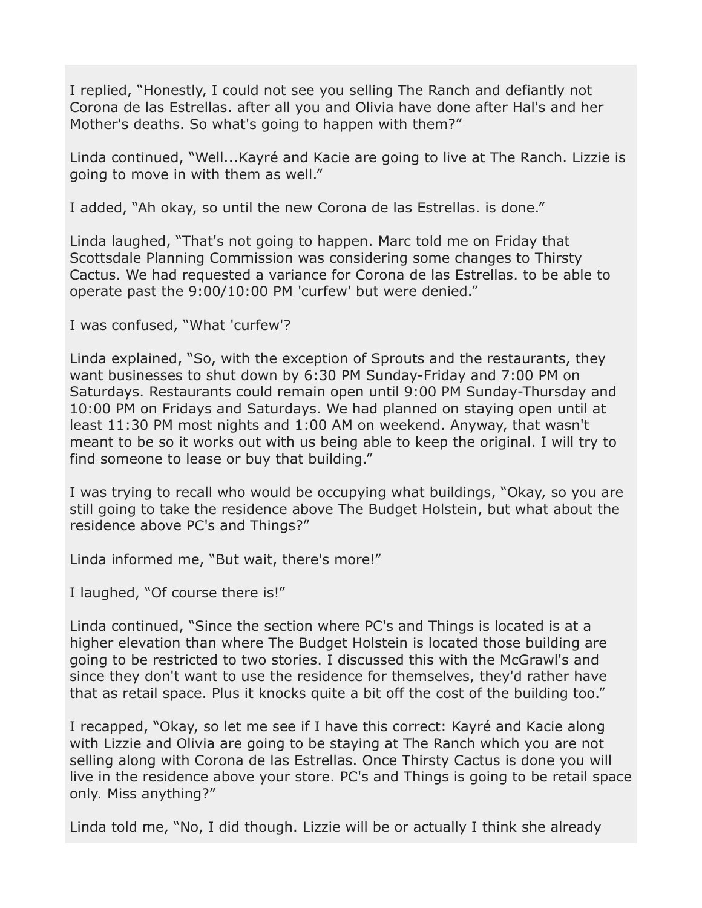I replied, "Honestly, I could not see you selling The Ranch and defiantly not Corona de las Estrellas. after all you and Olivia have done after Hal's and her Mother's deaths. So what's going to happen with them?"

Linda continued, "Well...Kayré and Kacie are going to live at The Ranch. Lizzie is going to move in with them as well."

I added, "Ah okay, so until the new Corona de las Estrellas. is done."

Linda laughed, "That's not going to happen. Marc told me on Friday that Scottsdale Planning Commission was considering some changes to Thirsty Cactus. We had requested a variance for Corona de las Estrellas. to be able to operate past the 9:00/10:00 PM 'curfew' but were denied."

I was confused, "What 'curfew'?

Linda explained, "So, with the exception of Sprouts and the restaurants, they want businesses to shut down by 6:30 PM Sunday-Friday and 7:00 PM on Saturdays. Restaurants could remain open until 9:00 PM Sunday-Thursday and 10:00 PM on Fridays and Saturdays. We had planned on staying open until at least 11:30 PM most nights and 1:00 AM on weekend. Anyway, that wasn't meant to be so it works out with us being able to keep the original. I will try to find someone to lease or buy that building."

I was trying to recall who would be occupying what buildings, "Okay, so you are still going to take the residence above The Budget Holstein, but what about the residence above PC's and Things?"

Linda informed me, "But wait, there's more!"

I laughed, "Of course there is!"

Linda continued, "Since the section where PC's and Things is located is at a higher elevation than where The Budget Holstein is located those building are going to be restricted to two stories. I discussed this with the McGrawl's and since they don't want to use the residence for themselves, they'd rather have that as retail space. Plus it knocks quite a bit off the cost of the building too."

I recapped, "Okay, so let me see if I have this correct: Kayré and Kacie along with Lizzie and Olivia are going to be staying at The Ranch which you are not selling along with Corona de las Estrellas. Once Thirsty Cactus is done you will live in the residence above your store. PC's and Things is going to be retail space only. Miss anything?"

Linda told me, "No, I did though. Lizzie will be or actually I think she already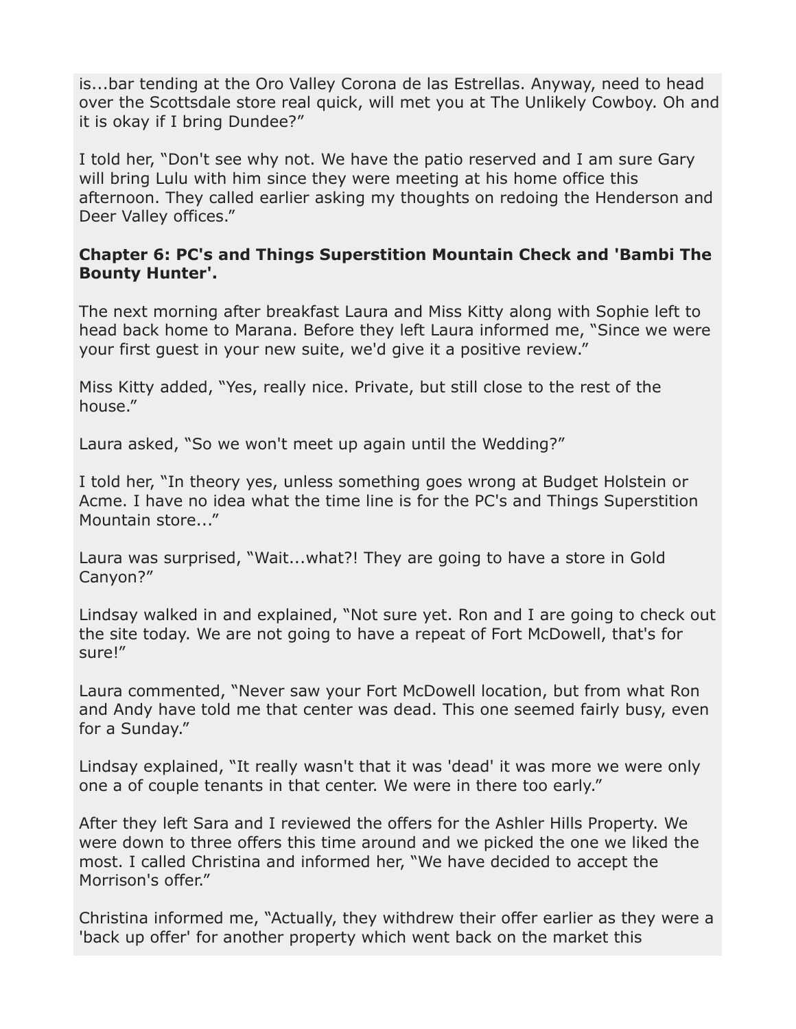is...bar tending at the Oro Valley Corona de las Estrellas. Anyway, need to head over the Scottsdale store real quick, will met you at The Unlikely Cowboy. Oh and it is okay if I bring Dundee?"

I told her, "Don't see why not. We have the patio reserved and I am sure Gary will bring Lulu with him since they were meeting at his home office this afternoon. They called earlier asking my thoughts on redoing the Henderson and Deer Valley offices."

**Chapter 6: PC's and Things Superstition Mountain Check and 'Bambi The Bounty Hunter'.**

The next morning after breakfast Laura and Miss Kitty along with Sophie left to head back home to Marana. Before they left Laura informed me, "Since we were your first guest in your new suite, we'd give it a positive review."

Miss Kitty added, "Yes, really nice. Private, but still close to the rest of the house."

Laura asked, "So we won't meet up again until the Wedding?"

I told her, "In theory yes, unless something goes wrong at Budget Holstein or Acme. I have no idea what the time line is for the PC's and Things Superstition Mountain store..."

Laura was surprised, "Wait...what?! They are going to have a store in Gold Canyon?"

Lindsay walked in and explained, "Not sure yet. Ron and I are going to check out the site today. We are not going to have a repeat of Fort McDowell, that's for sure!"

Laura commented, "Never saw your Fort McDowell location, but from what Ron and Andy have told me that center was dead. This one seemed fairly busy, even for a Sunday."

Lindsay explained, "It really wasn't that it was 'dead' it was more we were only one a of couple tenants in that center. We were in there too early."

After they left Sara and I reviewed the offers for the Ashler Hills Property. We were down to three offers this time around and we picked the one we liked the most. I called Christina and informed her, "We have decided to accept the Morrison's offer."

Christina informed me, "Actually, they withdrew their offer earlier as they were a 'back up offer' for another property which went back on the market this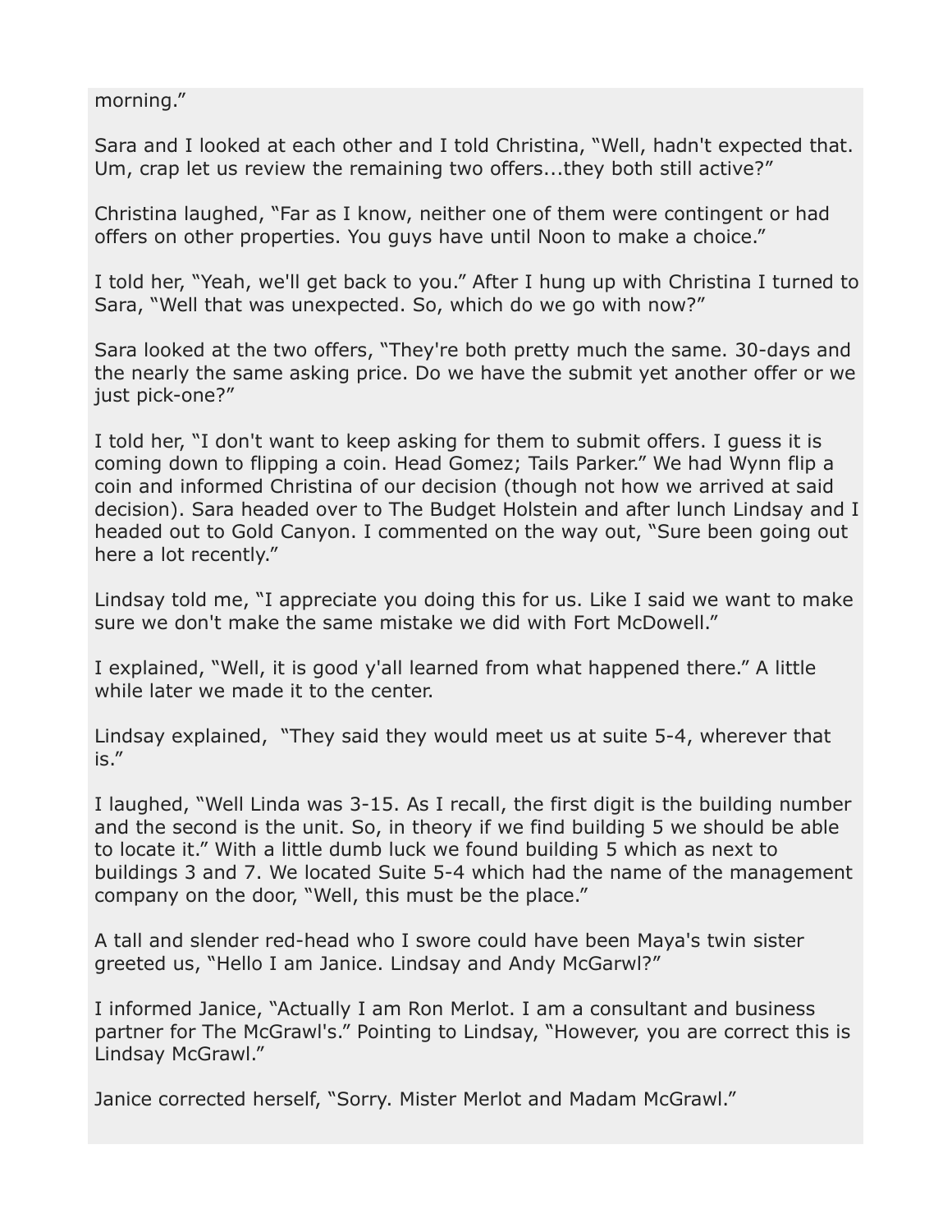morning."

Sara and I looked at each other and I told Christina, "Well, hadn't expected that. Um, crap let us review the remaining two offers...they both still active?"

Christina laughed, "Far as I know, neither one of them were contingent or had offers on other properties. You guys have until Noon to make a choice."

I told her, "Yeah, we'll get back to you." After I hung up with Christina I turned to Sara, "Well that was unexpected. So, which do we go with now?"

Sara looked at the two offers, "They're both pretty much the same. 30-days and the nearly the same asking price. Do we have the submit yet another offer or we just pick-one?"

I told her, "I don't want to keep asking for them to submit offers. I guess it is coming down to flipping a coin. Head Gomez; Tails Parker." We had Wynn flip a coin and informed Christina of our decision (though not how we arrived at said decision). Sara headed over to The Budget Holstein and after lunch Lindsay and I headed out to Gold Canyon. I commented on the way out, "Sure been going out here a lot recently."

Lindsay told me, "I appreciate you doing this for us. Like I said we want to make sure we don't make the same mistake we did with Fort McDowell."

I explained, "Well, it is good y'all learned from what happened there." A little while later we made it to the center.

Lindsay explained, "They said they would meet us at suite 5-4, wherever that is."

I laughed, "Well Linda was 3-15. As I recall, the first digit is the building number and the second is the unit. So, in theory if we find building 5 we should be able to locate it." With a little dumb luck we found building 5 which as next to buildings 3 and 7. We located Suite 5-4 which had the name of the management company on the door, "Well, this must be the place."

A tall and slender red-head who I swore could have been Maya's twin sister greeted us, "Hello I am Janice. Lindsay and Andy McGarwl?"

I informed Janice, "Actually I am Ron Merlot. I am a consultant and business partner for The McGrawl's." Pointing to Lindsay, "However, you are correct this is Lindsay McGrawl."

Janice corrected herself, "Sorry. Mister Merlot and Madam McGrawl."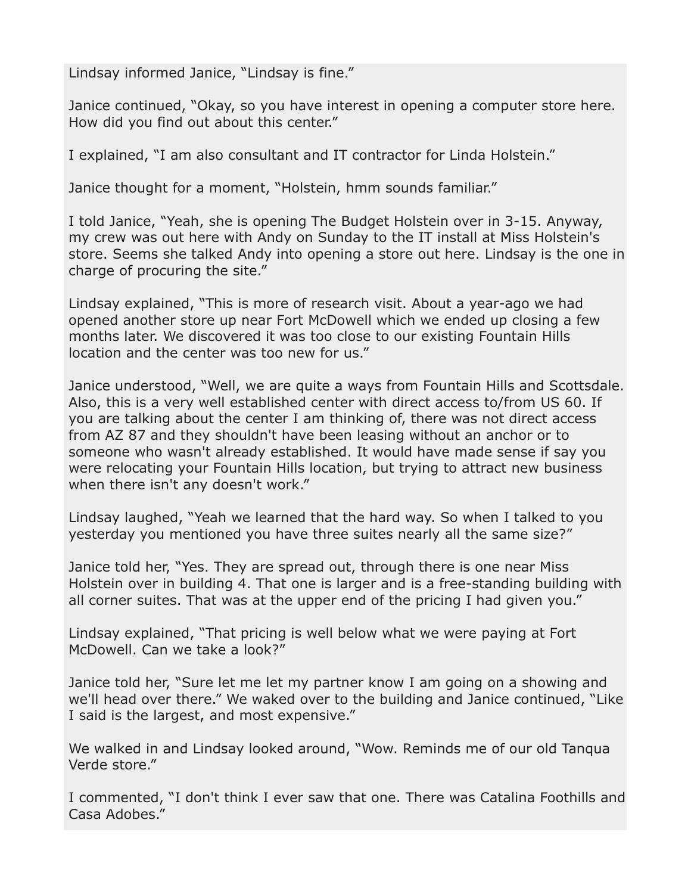Lindsay informed Janice, “Lindsay is fine.”

Janice continued, “Okay, so you have interest in opening a computer store here. How did you find out about this center.”

I explained, “I am also consultant and IT contractor for Linda Holstein.”

Janice thought for a moment, “Holstein, hmm sounds familiar.”

I told Janice, “Yeah, she is opening The Budget Holstein over in 3-15. Anyway, my crew was out here with Andy on Sunday to the IT install at Miss Holstein's store. Seems she talked Andy into opening a store out here. Lindsay is the one in charge of procuring the site.”

Lindsay explained, “This is more of research visit. About a year-ago we had opened another store up near Fort McDowell which we ended up closing a few months later. We discovered it was too close to our existing Fountain Hills location and the center was too new for us.”

Janice understood, “Well, we are quite a ways from Fountain Hills and Scottsdale. Also, this is a very well established center with direct access to/from US 60. If you are talking about the center I am thinking of, there was not direct access from AZ 87 and they shouldn't have been leasing without an anchor or to someone who wasn't already established. It would have made sense if say you were relocating your Fountain Hills location, but trying to attract new business when there isn't any doesn't work.”

Lindsay laughed, “Yeah we learned that the hard way. So when I talked to you yesterday you mentioned you have three suites nearly all the same size?”

Janice told her, “Yes. They are spread out, through there is one near Miss Holstein over in building 4. That one is larger and is a free-standing building with all corner suites. That was at the upper end of the pricing I had given you.”

Lindsay explained, “That pricing is well below what we were paying at Fort McDowell. Can we take a look?”

Janice told her, “Sure let me let my partner know I am going on a showing and we'll head over there.” We waked over to the building and Janice continued, “Like I said is the largest, and most expensive.”

We walked in and Lindsay looked around, “Wow. Reminds me of our old Tanqua Verde store.”

I commented, “I don't think I ever saw that one. There was Catalina Foothills and Casa Adobes.”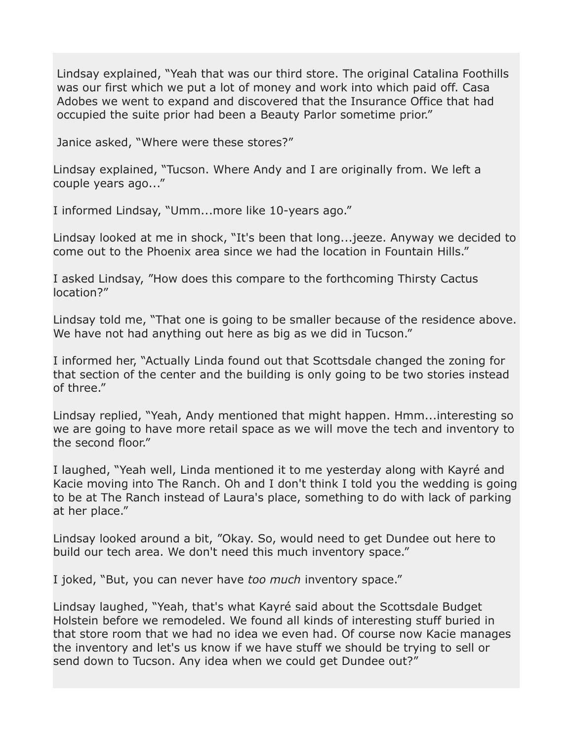Lindsay explained, “Yeah that was our third store. The original Catalina Foothills was our first which we put a lot of money and work into which paid off. Casa Adobes we went to expand and discovered that the Insurance Office that had occupied the suite prior had been a Beauty Parlor sometime prior.”

Janice asked, “Where were these stores?”

Lindsay explained, “Tucson. Where Andy and I are originally from. We left a couple years ago...”

I informed Lindsay, “Umm...more like 10-years ago.”

Lindsay looked at me in shock, “It's been that long...jeeze. Anyway we decided to come out to the Phoenix area since we had the location in Fountain Hills.”

I asked Lindsay, ”How does this compare to the forthcoming Thirsty Cactus location?”

Lindsay told me, “That one is going to be smaller because of the residence above. We have not had anything out here as big as we did in Tucson.”

I informed her, “Actually Linda found out that Scottsdale changed the zoning for that section of the center and the building is only going to be two stories instead of three.”

Lindsay replied, “Yeah, Andy mentioned that might happen. Hmm...interesting so we are going to have more retail space as we will move the tech and inventory to the second floor.”

I laughed, “Yeah well, Linda mentioned it to me yesterday along with Kayré and Kacie moving into The Ranch. Oh and I don't think I told you the wedding is going to be at The Ranch instead of Laura's place, something to do with lack of parking at her place.”

Lindsay looked around a bit, ”Okay. So, would need to get Dundee out here to build our tech area. We don't need this much inventory space.”

I joked, “But, you can never have *too much* inventory space.”

Lindsay laughed, “Yeah, that's what Kayré said about the Scottsdale Budget Holstein before we remodeled. We found all kinds of interesting stuff buried in that store room that we had no idea we even had. Of course now Kacie manages the inventory and let's us know if we have stuff we should be trying to sell or send down to Tucson. Any idea when we could get Dundee out?”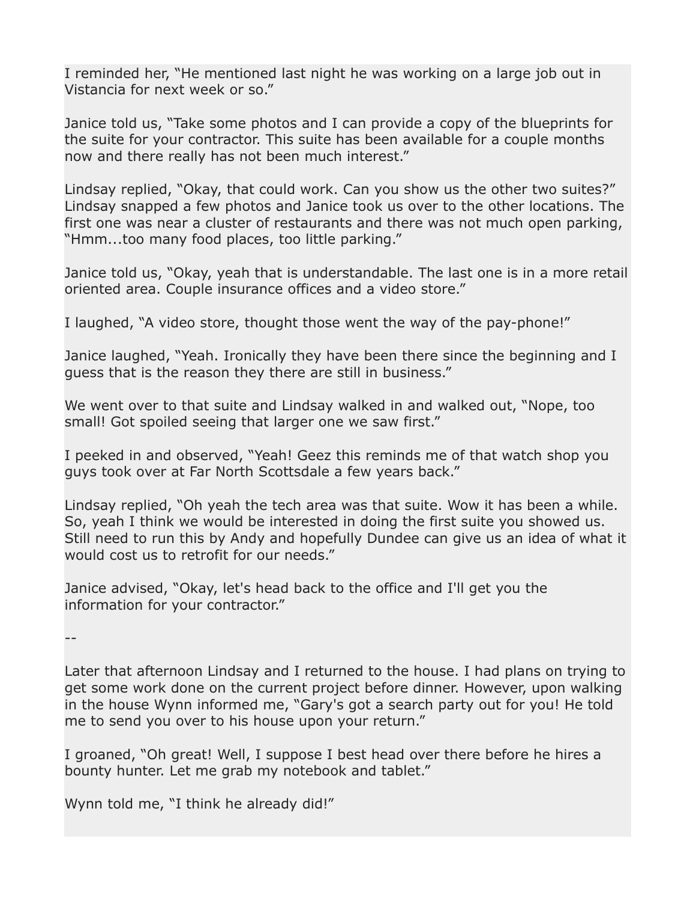I reminded her, "He mentioned last night he was working on a large job out in Vistancia for next week or so."

Janice told us, "Take some photos and I can provide a copy of the blueprints for the suite for your contractor. This suite has been available for a couple months now and there really has not been much interest."

Lindsay replied, "Okay, that could work. Can you show us the other two suites?" Lindsay snapped a few photos and Janice took us over to the other locations. The first one was near a cluster of restaurants and there was not much open parking, "Hmm...too many food places, too little parking."

Janice told us, "Okay, yeah that is understandable. The last one is in a more retail oriented area. Couple insurance offices and a video store."

I laughed, "A video store, thought those went the way of the pay-phone!"

Janice laughed, "Yeah. Ironically they have been there since the beginning and I guess that is the reason they there are still in business."

We went over to that suite and Lindsay walked in and walked out, "Nope, too small! Got spoiled seeing that larger one we saw first."

I peeked in and observed, "Yeah! Geez this reminds me of that watch shop you guys took over at Far North Scottsdale a few years back."

Lindsay replied, "Oh yeah the tech area was that suite. Wow it has been a while. So, yeah I think we would be interested in doing the first suite you showed us. Still need to run this by Andy and hopefully Dundee can give us an idea of what it would cost us to retrofit for our needs."

Janice advised, "Okay, let's head back to the office and I'll get you the information for your contractor."

--

Later that afternoon Lindsay and I returned to the house. I had plans on trying to get some work done on the current project before dinner. However, upon walking in the house Wynn informed me, "Gary's got a search party out for you! He told me to send you over to his house upon your return."

I groaned, "Oh great! Well, I suppose I best head over there before he hires a bounty hunter. Let me grab my notebook and tablet."

Wynn told me, "I think he already did!"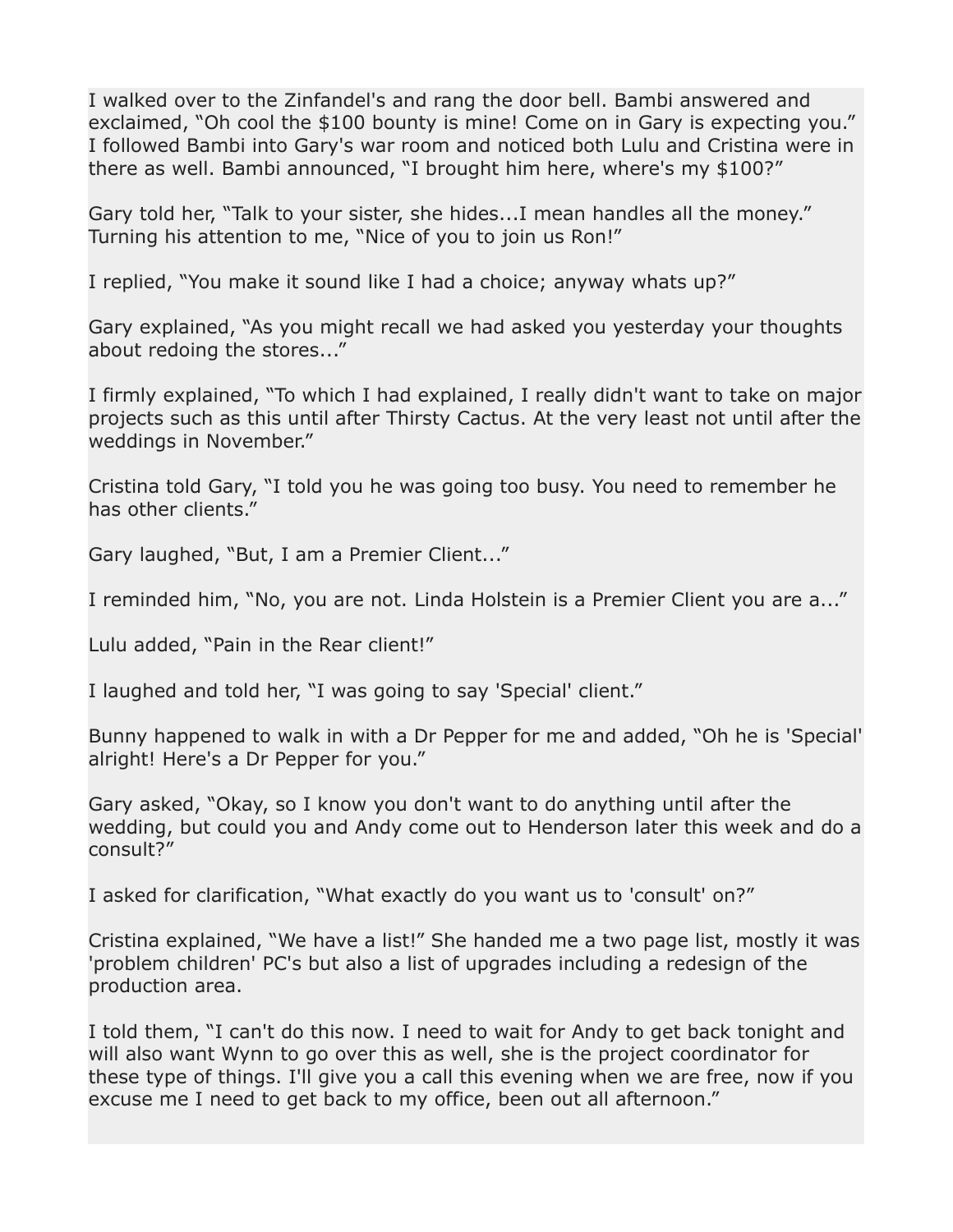I walked over to the Zinfandel's and rang the door bell. Bambi answered and exclaimed, “Oh cool the $100 bounty is mine! Come on in Gary is expecting you.” I followed Bambi into Gary's war room and noticed both Lulu and Cristina were in there as well. Bambi announced, “I brought him here, where's my $100?”

Gary told her, “Talk to your sister, she hides...I mean handles all the money.” Turning his attention to me, “Nice of you to join us Ron!”

I replied, “You make it sound like I had a choice; anyway whats up?”

Gary explained, “As you might recall we had asked you yesterday your thoughts about redoing the stores...”

I firmly explained, “To which I had explained, I really didn't want to take on major projects such as this until after Thirsty Cactus. At the very least not until after the weddings in November.”

Cristina told Gary, “I told you he was going too busy. You need to remember he has other clients.”

Gary laughed, “But, I am a Premier Client...”

I reminded him, “No, you are not. Linda Holstein is a Premier Client you are a...”

Lulu added, “Pain in the Rear client!”

I laughed and told her, “I was going to say 'Special' client.”

Bunny happened to walk in with a Dr Pepper for me and added, “Oh he is 'Special' alright! Here's a Dr Pepper for you.”

Gary asked, “Okay, so I know you don't want to do anything until after the wedding, but could you and Andy come out to Henderson later this week and do a consult?”

I asked for clarification, “What exactly do you want us to 'consult' on?”

Cristina explained, “We have a list!” She handed me a two page list, mostly it was 'problem children' PC's but also a list of upgrades including a redesign of the production area.

I told them, “I can't do this now. I need to wait for Andy to get back tonight and will also want Wynn to go over this as well, she is the project coordinator for these type of things. I'll give you a call this evening when we are free, now if you excuse me I need to get back to my office, been out all afternoon.”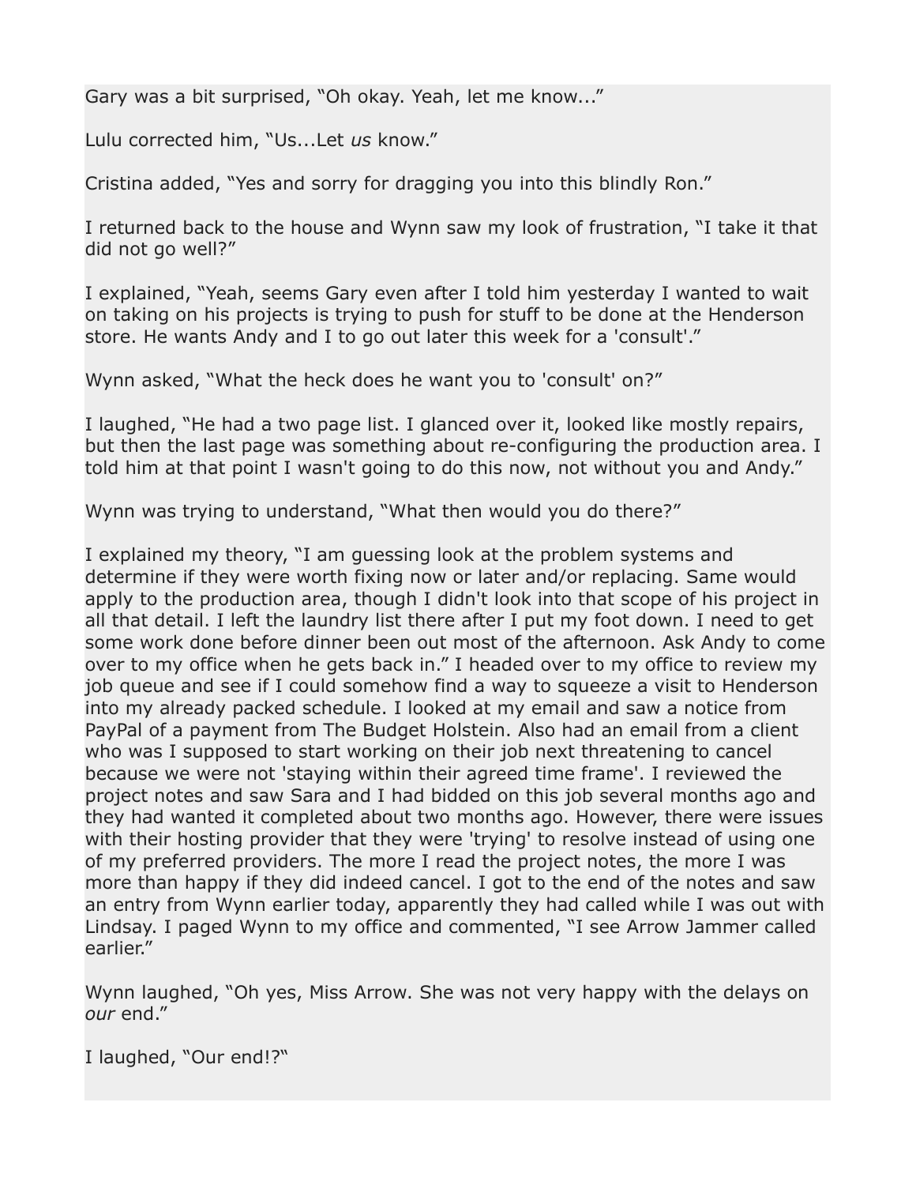Gary was a bit surprised, “Oh okay. Yeah, let me know...”

Lulu corrected him, “Us...Let *us* know.”

Cristina added, “Yes and sorry for dragging you into this blindly Ron.”

I returned back to the house and Wynn saw my look of frustration, “I take it that did not go well?”

I explained, “Yeah, seems Gary even after I told him yesterday I wanted to wait on taking on his projects is trying to push for stuff to be done at the Henderson store. He wants Andy and I to go out later this week for a 'consult'.”

Wynn asked, “What the heck does he want you to 'consult' on?”

I laughed, “He had a two page list. I glanced over it, looked like mostly repairs, but then the last page was something about re-configuring the production area. I told him at that point I wasn't going to do this now, not without you and Andy.”

Wynn was trying to understand, “What then would you do there?”

I explained my theory, “I am guessing look at the problem systems and determine if they were worth fixing now or later and/or replacing. Same would apply to the production area, though I didn't look into that scope of his project in all that detail. I left the laundry list there after I put my foot down. I need to get some work done before dinner been out most of the afternoon. Ask Andy to come over to my office when he gets back in.” I headed over to my office to review my job queue and see if I could somehow find a way to squeeze a visit to Henderson into my already packed schedule. I looked at my email and saw a notice from PayPal of a payment from The Budget Holstein. Also had an email from a client who was I supposed to start working on their job next threatening to cancel because we were not 'staying within their agreed time frame'. I reviewed the project notes and saw Sara and I had bidded on this job several months ago and they had wanted it completed about two months ago. However, there were issues with their hosting provider that they were 'trying' to resolve instead of using one of my preferred providers. The more I read the project notes, the more I was more than happy if they did indeed cancel. I got to the end of the notes and saw an entry from Wynn earlier today, apparently they had called while I was out with Lindsay. I paged Wynn to my office and commented, “I see Arrow Jammer called earlier.”

Wynn laughed, “Oh yes, Miss Arrow. She was not very happy with the delays on *our* end.”

I laughed, “Our end!?“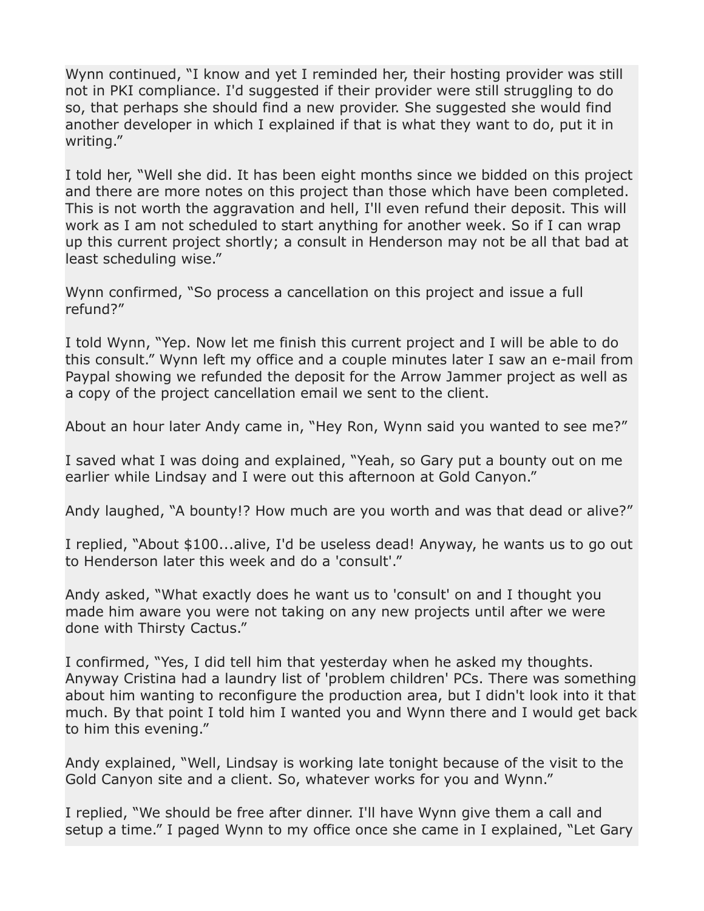Wynn continued, “I know and yet I reminded her, their hosting provider was still not in PKI compliance. I'd suggested if their provider were still struggling to do so, that perhaps she should find a new provider. She suggested she would find another developer in which I explained if that is what they want to do, put it in writing.”

I told her, “Well she did. It has been eight months since we bidded on this project and there are more notes on this project than those which have been completed. This is not worth the aggravation and hell, I'll even refund their deposit. This will work as I am not scheduled to start anything for another week. So if I can wrap up this current project shortly; a consult in Henderson may not be all that bad at least scheduling wise.”

Wynn confirmed, “So process a cancellation on this project and issue a full refund?”

I told Wynn, “Yep. Now let me finish this current project and I will be able to do this consult.” Wynn left my office and a couple minutes later I saw an e-mail from Paypal showing we refunded the deposit for the Arrow Jammer project as well as a copy of the project cancellation email we sent to the client.

About an hour later Andy came in, “Hey Ron, Wynn said you wanted to see me?”

I saved what I was doing and explained, “Yeah, so Gary put a bounty out on me earlier while Lindsay and I were out this afternoon at Gold Canyon.”

Andy laughed, “A bounty!? How much are you worth and was that dead or alive?”

I replied, “About $100...alive, I'd be useless dead! Anyway, he wants us to go out to Henderson later this week and do a 'consult'.”

Andy asked, “What exactly does he want us to 'consult' on and I thought you made him aware you were not taking on any new projects until after we were done with Thirsty Cactus.”

I confirmed, “Yes, I did tell him that yesterday when he asked my thoughts. Anyway Cristina had a laundry list of 'problem children' PCs. There was something about him wanting to reconfigure the production area, but I didn't look into it that much. By that point I told him I wanted you and Wynn there and I would get back to him this evening.”

Andy explained, “Well, Lindsay is working late tonight because of the visit to the Gold Canyon site and a client. So, whatever works for you and Wynn.”

I replied, “We should be free after dinner. I'll have Wynn give them a call and setup a time.” I paged Wynn to my office once she came in I explained, “Let Gary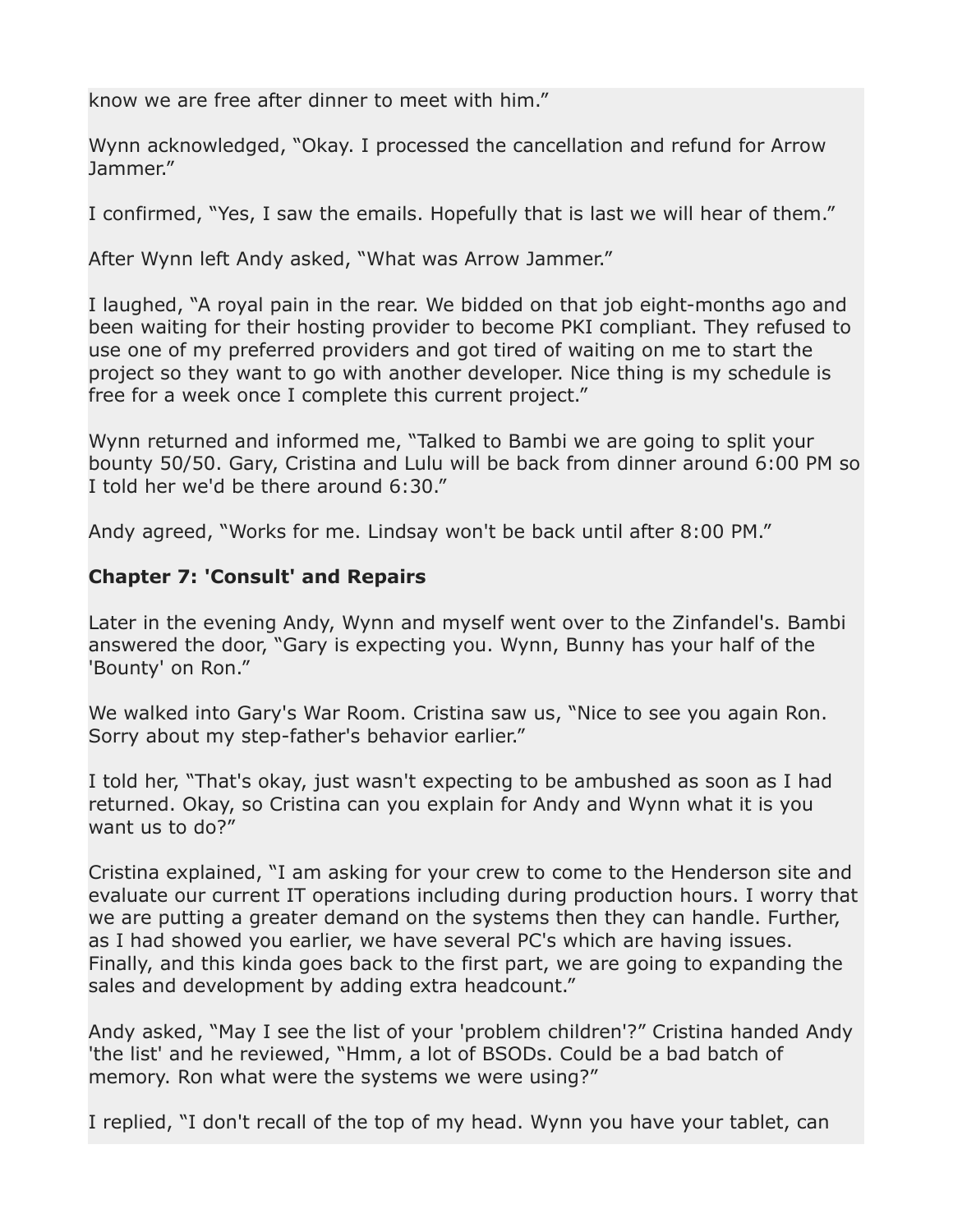know we are free after dinner to meet with him."

Wynn acknowledged, "Okay. I processed the cancellation and refund for Arrow Jammer."

I confirmed, "Yes, I saw the emails. Hopefully that is last we will hear of them."

After Wynn left Andy asked, "What was Arrow Jammer."

I laughed, "A royal pain in the rear. We bidded on that job eight-months ago and been waiting for their hosting provider to become PKI compliant. They refused to use one of my preferred providers and got tired of waiting on me to start the project so they want to go with another developer. Nice thing is my schedule is free for a week once I complete this current project."

Wynn returned and informed me, "Talked to Bambi we are going to split your bounty 50/50. Gary, Cristina and Lulu will be back from dinner around 6:00 PM so I told her we'd be there around 6:30."

Andy agreed, "Works for me. Lindsay won't be back until after 8:00 PM."

**Chapter 7: 'Consult' and Repairs**

Later in the evening Andy, Wynn and myself went over to the Zinfandel's. Bambi answered the door, "Gary is expecting you. Wynn, Bunny has your half of the 'Bounty' on Ron."

We walked into Gary's War Room. Cristina saw us, "Nice to see you again Ron. Sorry about my step-father's behavior earlier."

I told her, "That's okay, just wasn't expecting to be ambushed as soon as I had returned. Okay, so Cristina can you explain for Andy and Wynn what it is you want us to do?"

Cristina explained, "I am asking for your crew to come to the Henderson site and evaluate our current IT operations including during production hours. I worry that we are putting a greater demand on the systems then they can handle. Further, as I had showed you earlier, we have several PC's which are having issues. Finally, and this kinda goes back to the first part, we are going to expanding the sales and development by adding extra headcount."

Andy asked, "May I see the list of your 'problem children'?" Cristina handed Andy 'the list' and he reviewed, "Hmm, a lot of BSODs. Could be a bad batch of memory. Ron what were the systems we were using?"

I replied, "I don't recall of the top of my head. Wynn you have your tablet, can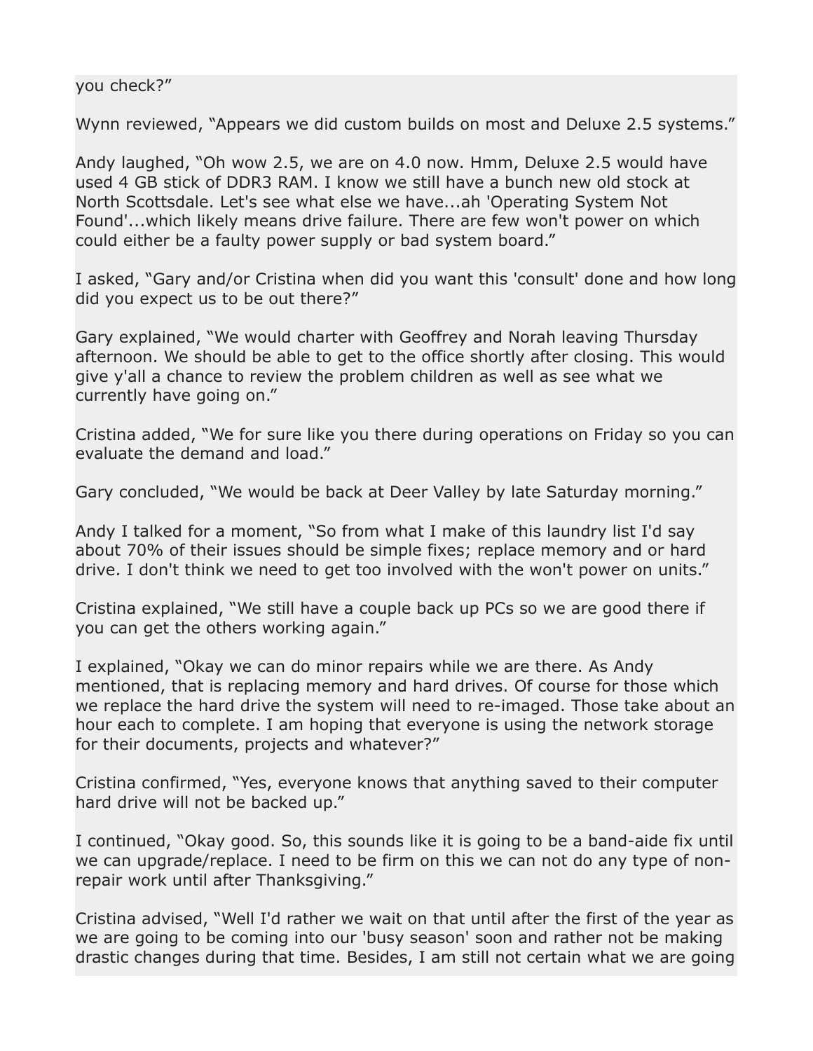you check?"

Wynn reviewed, "Appears we did custom builds on most and Deluxe 2.5 systems."

Andy laughed, "Oh wow 2.5, we are on 4.0 now. Hmm, Deluxe 2.5 would have used 4 GB stick of DDR3 RAM. I know we still have a bunch new old stock at North Scottsdale. Let's see what else we have...ah 'Operating System Not Found'...which likely means drive failure. There are few won't power on which could either be a faulty power supply or bad system board."

I asked, "Gary and/or Cristina when did you want this 'consult' done and how long did you expect us to be out there?"

Gary explained, "We would charter with Geoffrey and Norah leaving Thursday afternoon. We should be able to get to the office shortly after closing. This would give y'all a chance to review the problem children as well as see what we currently have going on."

Cristina added, "We for sure like you there during operations on Friday so you can evaluate the demand and load."

Gary concluded, "We would be back at Deer Valley by late Saturday morning."

Andy I talked for a moment, "So from what I make of this laundry list I'd say about 70% of their issues should be simple fixes; replace memory and or hard drive. I don't think we need to get too involved with the won't power on units."

Cristina explained, "We still have a couple back up PCs so we are good there if you can get the others working again."

I explained, "Okay we can do minor repairs while we are there. As Andy mentioned, that is replacing memory and hard drives. Of course for those which we replace the hard drive the system will need to re-imaged. Those take about an hour each to complete. I am hoping that everyone is using the network storage for their documents, projects and whatever?"

Cristina confirmed, "Yes, everyone knows that anything saved to their computer hard drive will not be backed up."

I continued, "Okay good. So, this sounds like it is going to be a band-aide fix until we can upgrade/replace. I need to be firm on this we can not do any type of non-repair work until after Thanksgiving."

Cristina advised, "Well I'd rather we wait on that until after the first of the year as we are going to be coming into our 'busy season' soon and rather not be making drastic changes during that time. Besides, I am still not certain what we are going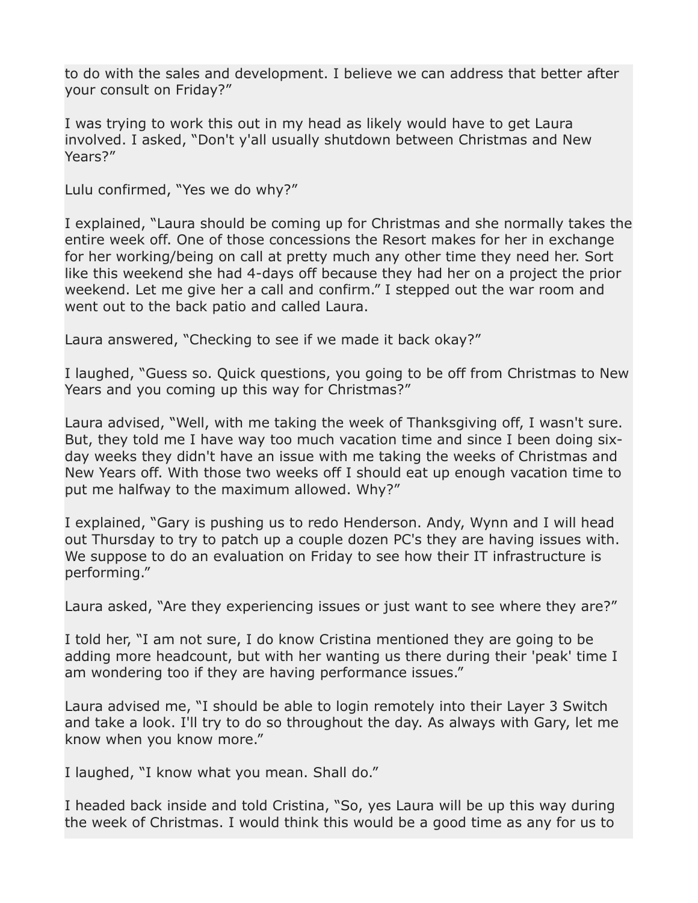to do with the sales and development. I believe we can address that better after your consult on Friday?"

I was trying to work this out in my head as likely would have to get Laura involved. I asked, "Don't y'all usually shutdown between Christmas and New Years?"

Lulu confirmed, "Yes we do why?"

I explained, "Laura should be coming up for Christmas and she normally takes the entire week off. One of those concessions the Resort makes for her in exchange for her working/being on call at pretty much any other time they need her. Sort like this weekend she had 4-days off because they had her on a project the prior weekend. Let me give her a call and confirm." I stepped out the war room and went out to the back patio and called Laura.

Laura answered, "Checking to see if we made it back okay?"

I laughed, "Guess so. Quick questions, you going to be off from Christmas to New Years and you coming up this way for Christmas?"

Laura advised, "Well, with me taking the week of Thanksgiving off, I wasn't sure. But, they told me I have way too much vacation time and since I been doing six-day weeks they didn't have an issue with me taking the weeks of Christmas and New Years off. With those two weeks off I should eat up enough vacation time to put me halfway to the maximum allowed. Why?"

I explained, "Gary is pushing us to redo Henderson. Andy, Wynn and I will head out Thursday to try to patch up a couple dozen PC's they are having issues with. We suppose to do an evaluation on Friday to see how their IT infrastructure is performing."

Laura asked, "Are they experiencing issues or just want to see where they are?"

I told her, "I am not sure, I do know Cristina mentioned they are going to be adding more headcount, but with her wanting us there during their 'peak' time I am wondering too if they are having performance issues."

Laura advised me, "I should be able to login remotely into their Layer 3 Switch and take a look. I'll try to do so throughout the day. As always with Gary, let me know when you know more."

I laughed, "I know what you mean. Shall do."

I headed back inside and told Cristina, "So, yes Laura will be up this way during the week of Christmas. I would think this would be a good time as any for us to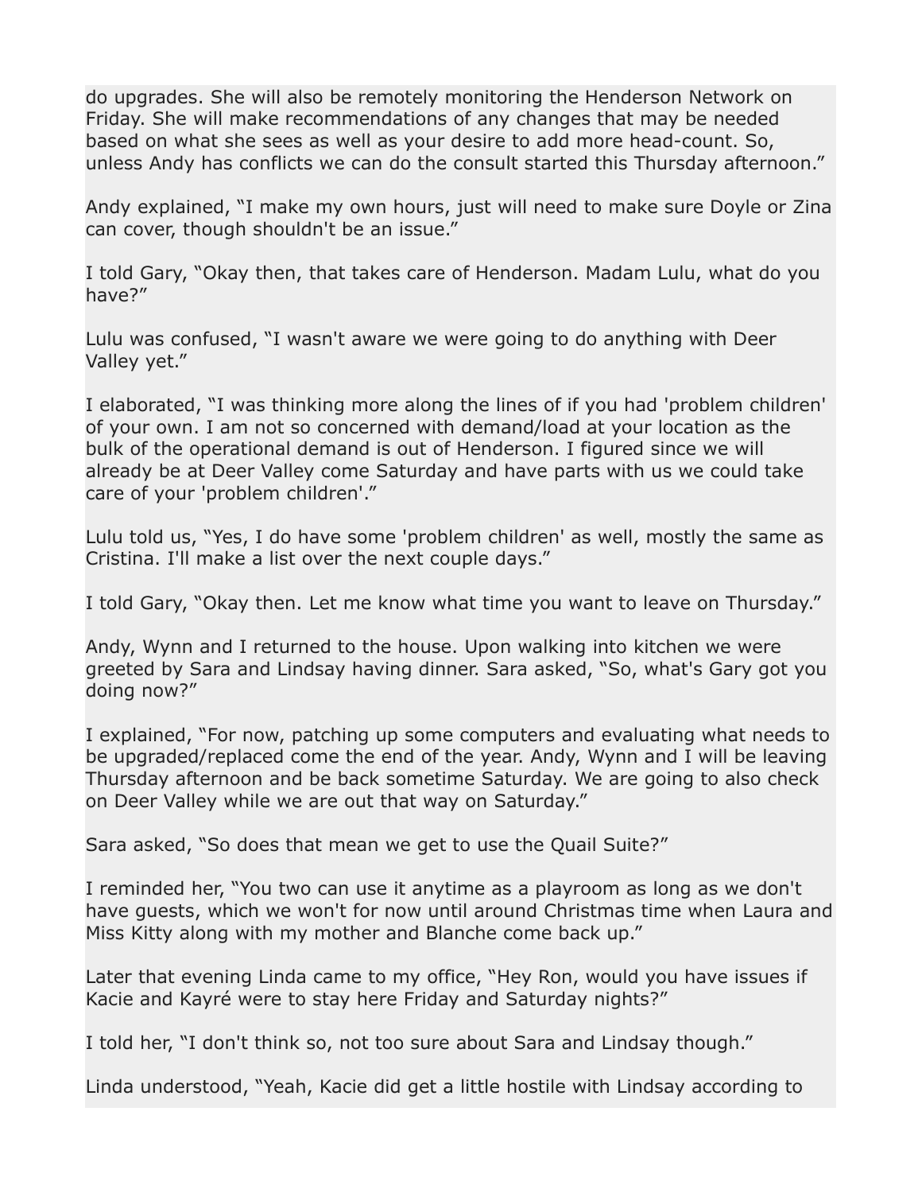do upgrades. She will also be remotely monitoring the Henderson Network on Friday. She will make recommendations of any changes that may be needed based on what she sees as well as your desire to add more head-count. So, unless Andy has conflicts we can do the consult started this Thursday afternoon."

Andy explained, "I make my own hours, just will need to make sure Doyle or Zina can cover, though shouldn't be an issue."

I told Gary, "Okay then, that takes care of Henderson. Madam Lulu, what do you have?"

Lulu was confused, "I wasn't aware we were going to do anything with Deer Valley yet."

I elaborated, "I was thinking more along the lines of if you had 'problem children' of your own. I am not so concerned with demand/load at your location as the bulk of the operational demand is out of Henderson. I figured since we will already be at Deer Valley come Saturday and have parts with us we could take care of your 'problem children'."

Lulu told us, "Yes, I do have some 'problem children' as well, mostly the same as Cristina. I'll make a list over the next couple days."

I told Gary, "Okay then. Let me know what time you want to leave on Thursday."

Andy, Wynn and I returned to the house. Upon walking into kitchen we were greeted by Sara and Lindsay having dinner. Sara asked, "So, what's Gary got you doing now?"

I explained, "For now, patching up some computers and evaluating what needs to be upgraded/replaced come the end of the year. Andy, Wynn and I will be leaving Thursday afternoon and be back sometime Saturday. We are going to also check on Deer Valley while we are out that way on Saturday."

Sara asked, "So does that mean we get to use the Quail Suite?"

I reminded her, "You two can use it anytime as a playroom as long as we don't have guests, which we won't for now until around Christmas time when Laura and Miss Kitty along with my mother and Blanche come back up."

Later that evening Linda came to my office, "Hey Ron, would you have issues if Kacie and Kayré were to stay here Friday and Saturday nights?"

I told her, "I don't think so, not too sure about Sara and Lindsay though."

Linda understood, "Yeah, Kacie did get a little hostile with Lindsay according to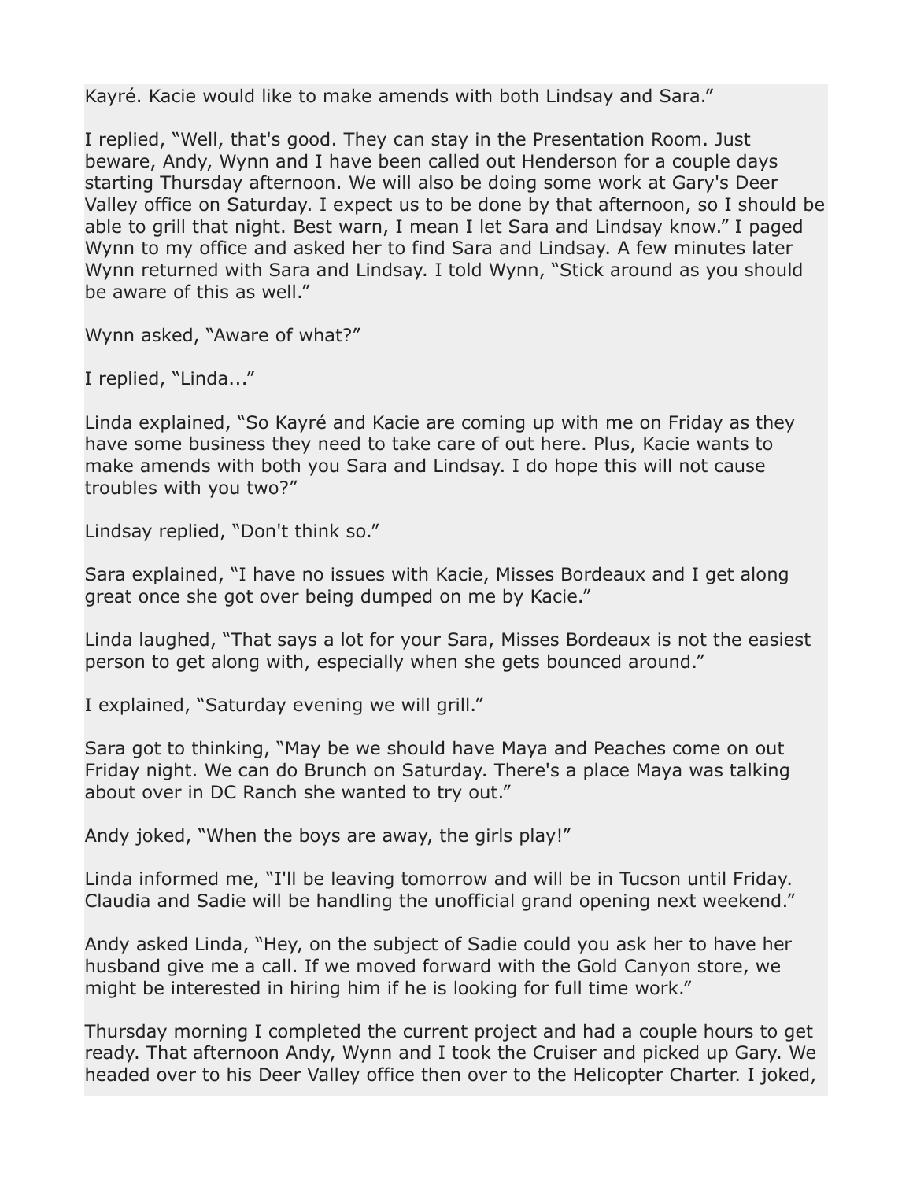Kayré. Kacie would like to make amends with both Lindsay and Sara."

I replied, "Well, that's good. They can stay in the Presentation Room. Just beware, Andy, Wynn and I have been called out Henderson for a couple days starting Thursday afternoon. We will also be doing some work at Gary's Deer Valley office on Saturday. I expect us to be done by that afternoon, so I should be able to grill that night. Best warn, I mean I let Sara and Lindsay know." I paged Wynn to my office and asked her to find Sara and Lindsay. A few minutes later Wynn returned with Sara and Lindsay. I told Wynn, "Stick around as you should be aware of this as well."

Wynn asked, "Aware of what?"

I replied, "Linda..."

Linda explained, "So Kayré and Kacie are coming up with me on Friday as they have some business they need to take care of out here. Plus, Kacie wants to make amends with both you Sara and Lindsay. I do hope this will not cause troubles with you two?"

Lindsay replied, "Don't think so."

Sara explained, "I have no issues with Kacie, Misses Bordeaux and I get along great once she got over being dumped on me by Kacie."

Linda laughed, "That says a lot for your Sara, Misses Bordeaux is not the easiest person to get along with, especially when she gets bounced around."

I explained, "Saturday evening we will grill."

Sara got to thinking, "May be we should have Maya and Peaches come on out Friday night. We can do Brunch on Saturday. There's a place Maya was talking about over in DC Ranch she wanted to try out."

Andy joked, "When the boys are away, the girls play!"

Linda informed me, "I'll be leaving tomorrow and will be in Tucson until Friday. Claudia and Sadie will be handling the unofficial grand opening next weekend."

Andy asked Linda, "Hey, on the subject of Sadie could you ask her to have her husband give me a call. If we moved forward with the Gold Canyon store, we might be interested in hiring him if he is looking for full time work."

Thursday morning I completed the current project and had a couple hours to get ready. That afternoon Andy, Wynn and I took the Cruiser and picked up Gary. We headed over to his Deer Valley office then over to the Helicopter Charter. I joked,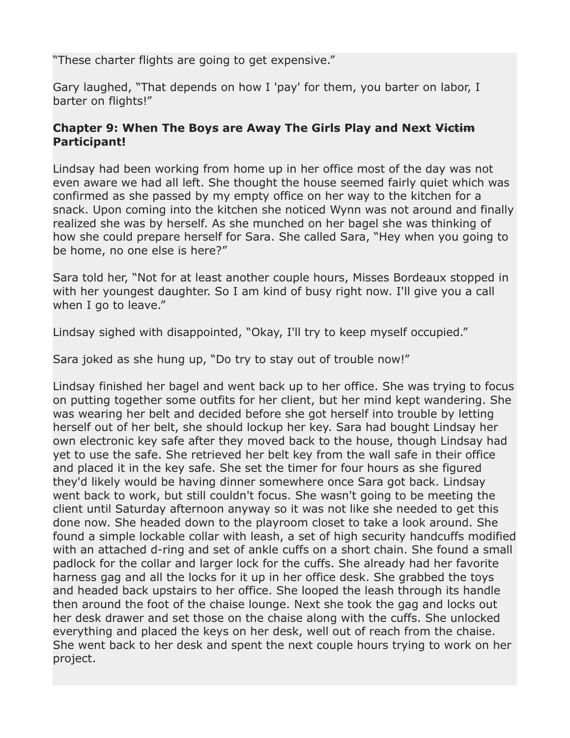“These charter flights are going to get expensive.”

Gary laughed, “That depends on how I 'pay' for them, you barter on labor, I barter on flights!”

**Chapter 9: When The Boys are Away The Girls Play and Next ~~Victim~~ Participant!**

Lindsay had been working from home up in her office most of the day was not even aware we had all left. She thought the house seemed fairly quiet which was confirmed as she passed by my empty office on her way to the kitchen for a snack. Upon coming into the kitchen she noticed Wynn was not around and finally realized she was by herself. As she munched on her bagel she was thinking of how she could prepare herself for Sara. She called Sara, “Hey when you going to be home, no one else is here?”

Sara told her, “Not for at least another couple hours, Misses Bordeaux stopped in with her youngest daughter. So I am kind of busy right now. I'll give you a call when I go to leave.”

Lindsay sighed with disappointed, “Okay, I'll try to keep myself occupied.”

Sara joked as she hung up, “Do try to stay out of trouble now!”

Lindsay finished her bagel and went back up to her office. She was trying to focus on putting together some outfits for her client, but her mind kept wandering. She was wearing her belt and decided before she got herself into trouble by letting herself out of her belt, she should lockup her key. Sara had bought Lindsay her own electronic key safe after they moved back to the house, though Lindsay had yet to use the safe. She retrieved her belt key from the wall safe in their office and placed it in the key safe. She set the timer for four hours as she figured they'd likely would be having dinner somewhere once Sara got back. Lindsay went back to work, but still couldn't focus. She wasn't going to be meeting the client until Saturday afternoon anyway so it was not like she needed to get this done now. She headed down to the playroom closet to take a look around. She found a simple lockable collar with leash, a set of high security handcuffs modified with an attached d-ring and set of ankle cuffs on a short chain. She found a small padlock for the collar and larger lock for the cuffs. She already had her favorite harness gag and all the locks for it up in her office desk. She grabbed the toys and headed back upstairs to her office. She looped the leash through its handle then around the foot of the chaise lounge. Next she took the gag and locks out her desk drawer and set those on the chaise along with the cuffs. She unlocked everything and placed the keys on her desk, well out of reach from the chaise. She went back to her desk and spent the next couple hours trying to work on her project.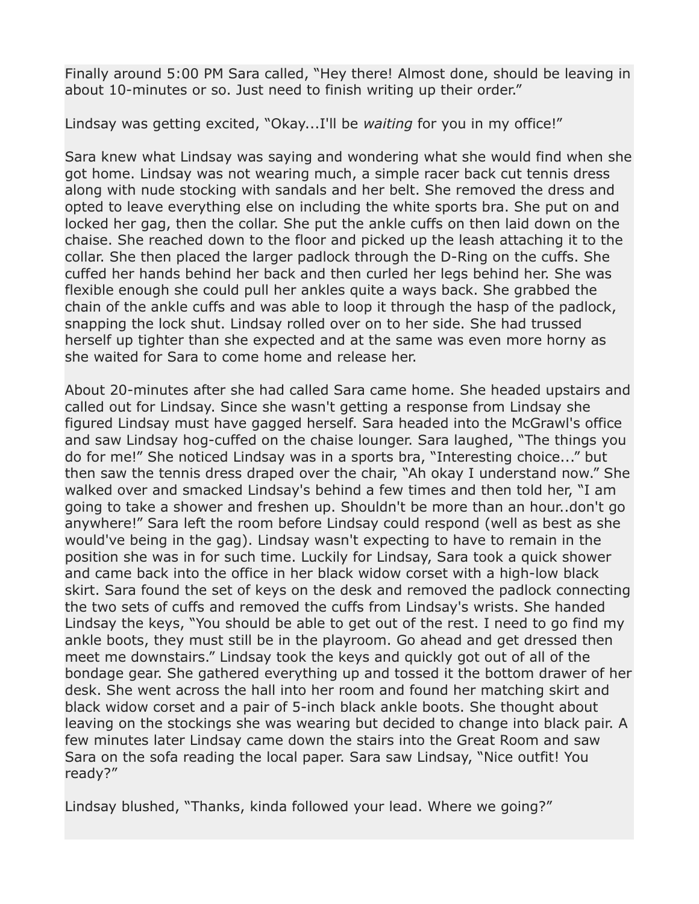Finally around 5:00 PM Sara called, “Hey there! Almost done, should be leaving in about 10-minutes or so. Just need to finish writing up their order.”

Lindsay was getting excited, “Okay...I'll be *waiting* for you in my office!”

Sara knew what Lindsay was saying and wondering what she would find when she got home. Lindsay was not wearing much, a simple racer back cut tennis dress along with nude stocking with sandals and her belt. She removed the dress and opted to leave everything else on including the white sports bra. She put on and locked her gag, then the collar. She put the ankle cuffs on then laid down on the chaise. She reached down to the floor and picked up the leash attaching it to the collar. She then placed the larger padlock through the D-Ring on the cuffs. She cuffed her hands behind her back and then curled her legs behind her. She was flexible enough she could pull her ankles quite a ways back. She grabbed the chain of the ankle cuffs and was able to loop it through the hasp of the padlock, snapping the lock shut. Lindsay rolled over on to her side. She had trussed herself up tighter than she expected and at the same was even more horny as she waited for Sara to come home and release her.

About 20-minutes after she had called Sara came home. She headed upstairs and called out for Lindsay. Since she wasn't getting a response from Lindsay she figured Lindsay must have gagged herself. Sara headed into the McGrawl's office and saw Lindsay hog-cuffed on the chaise lounger. Sara laughed, “The things you do for me!” She noticed Lindsay was in a sports bra, “Interesting choice...” but then saw the tennis dress draped over the chair, “Ah okay I understand now.” She walked over and smacked Lindsay's behind a few times and then told her, “I am going to take a shower and freshen up. Shouldn't be more than an hour..don't go anywhere!” Sara left the room before Lindsay could respond (well as best as she would've being in the gag). Lindsay wasn't expecting to have to remain in the position she was in for such time. Luckily for Lindsay, Sara took a quick shower and came back into the office in her black widow corset with a high-low black skirt. Sara found the set of keys on the desk and removed the padlock connecting the two sets of cuffs and removed the cuffs from Lindsay's wrists. She handed Lindsay the keys, “You should be able to get out of the rest. I need to go find my ankle boots, they must still be in the playroom. Go ahead and get dressed then meet me downstairs.” Lindsay took the keys and quickly got out of all of the bondage gear. She gathered everything up and tossed it the bottom drawer of her desk. She went across the hall into her room and found her matching skirt and black widow corset and a pair of 5-inch black ankle boots. She thought about leaving on the stockings she was wearing but decided to change into black pair. A few minutes later Lindsay came down the stairs into the Great Room and saw Sara on the sofa reading the local paper. Sara saw Lindsay, “Nice outfit! You ready?”

Lindsay blushed, “Thanks, kinda followed your lead. Where we going?”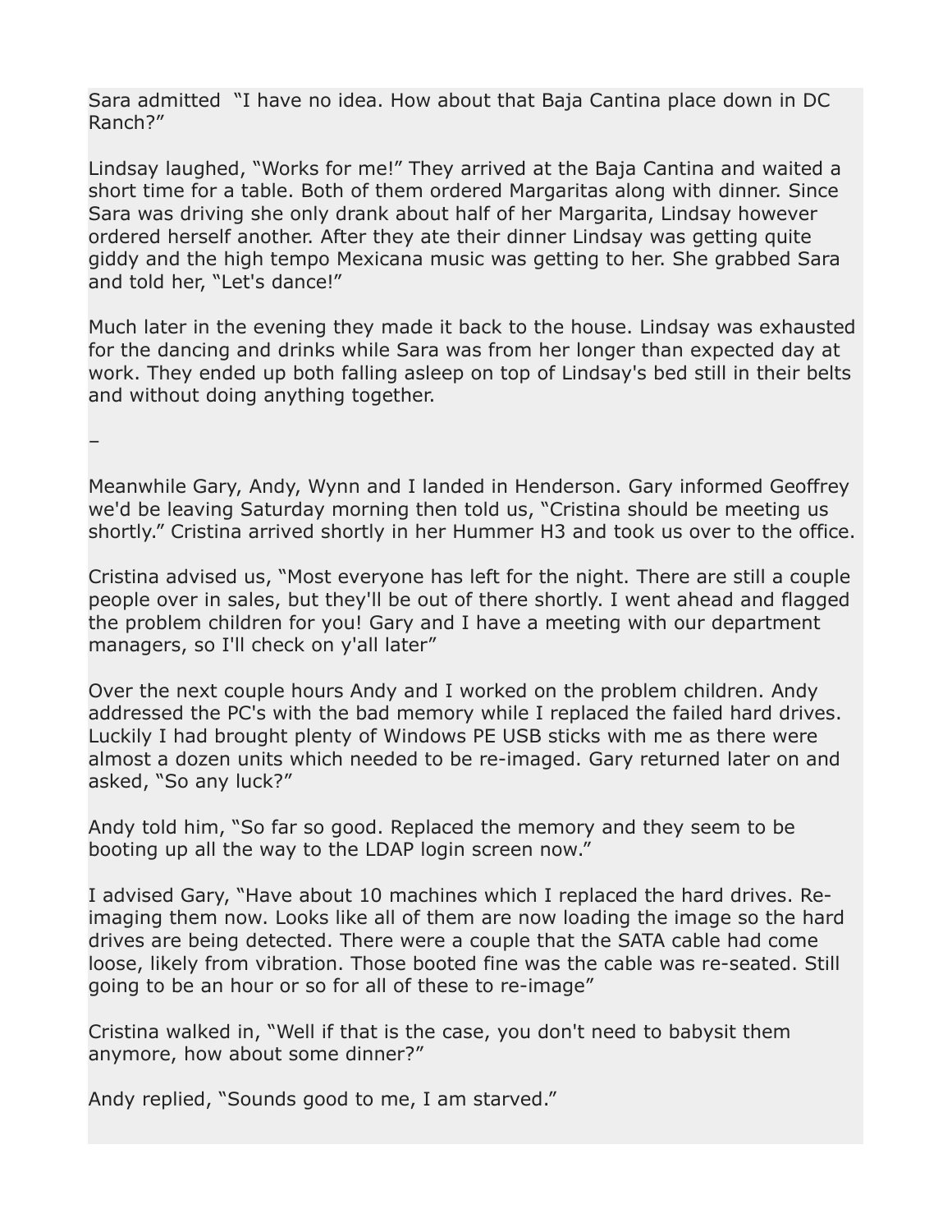Sara admitted  “I have no idea. How about that Baja Cantina place down in DC Ranch?”

Lindsay laughed, “Works for me!” They arrived at the Baja Cantina and waited a short time for a table. Both of them ordered Margaritas along with dinner. Since Sara was driving she only drank about half of her Margarita, Lindsay however ordered herself another. After they ate their dinner Lindsay was getting quite giddy and the high tempo Mexicana music was getting to her. She grabbed Sara and told her, “Let's dance!”

Much later in the evening they made it back to the house. Lindsay was exhausted for the dancing and drinks while Sara was from her longer than expected day at work. They ended up both falling asleep on top of Lindsay's bed still in their belts and without doing anything together.

–

Meanwhile Gary, Andy, Wynn and I landed in Henderson. Gary informed Geoffrey we'd be leaving Saturday morning then told us, “Cristina should be meeting us shortly.” Cristina arrived shortly in her Hummer H3 and took us over to the office.

Cristina advised us, “Most everyone has left for the night. There are still a couple people over in sales, but they'll be out of there shortly. I went ahead and flagged the problem children for you! Gary and I have a meeting with our department managers, so I'll check on y'all later”

Over the next couple hours Andy and I worked on the problem children. Andy addressed the PC's with the bad memory while I replaced the failed hard drives. Luckily I had brought plenty of Windows PE USB sticks with me as there were almost a dozen units which needed to be re-imaged. Gary returned later on and asked, “So any luck?”

Andy told him, “So far so good. Replaced the memory and they seem to be booting up all the way to the LDAP login screen now.”

I advised Gary, “Have about 10 machines which I replaced the hard drives. Re-imaging them now. Looks like all of them are now loading the image so the hard drives are being detected. There were a couple that the SATA cable had come loose, likely from vibration. Those booted fine was the cable was re-seated. Still going to be an hour or so for all of these to re-image”

Cristina walked in, “Well if that is the case, you don't need to babysit them anymore, how about some dinner?”

Andy replied, “Sounds good to me, I am starved.”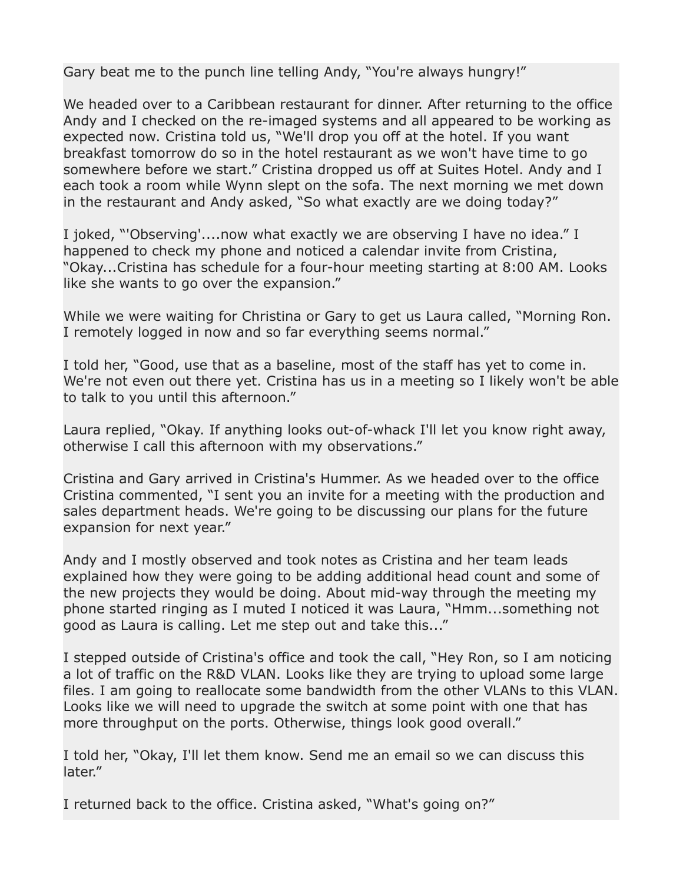Gary beat me to the punch line telling Andy, “You're always hungry!”

We headed over to a Caribbean restaurant for dinner. After returning to the office Andy and I checked on the re-imaged systems and all appeared to be working as expected now. Cristina told us, “We'll drop you off at the hotel. If you want breakfast tomorrow do so in the hotel restaurant as we won't have time to go somewhere before we start.” Cristina dropped us off at Suites Hotel. Andy and I each took a room while Wynn slept on the sofa. The next morning we met down in the restaurant and Andy asked, “So what exactly are we doing today?”

I joked, “'Observing'....now what exactly we are observing I have no idea.” I happened to check my phone and noticed a calendar invite from Cristina, “Okay...Cristina has schedule for a four-hour meeting starting at 8:00 AM. Looks like she wants to go over the expansion.”

While we were waiting for Christina or Gary to get us Laura called, “Morning Ron. I remotely logged in now and so far everything seems normal.”

I told her, “Good, use that as a baseline, most of the staff has yet to come in. We're not even out there yet. Cristina has us in a meeting so I likely won't be able to talk to you until this afternoon.”

Laura replied, “Okay. If anything looks out-of-whack I'll let you know right away, otherwise I call this afternoon with my observations.”

Cristina and Gary arrived in Cristina's Hummer. As we headed over to the office Cristina commented, “I sent you an invite for a meeting with the production and sales department heads. We're going to be discussing our plans for the future expansion for next year.”

Andy and I mostly observed and took notes as Cristina and her team leads explained how they were going to be adding additional head count and some of the new projects they would be doing. About mid-way through the meeting my phone started ringing as I muted I noticed it was Laura, “Hmm...something not good as Laura is calling. Let me step out and take this...”

I stepped outside of Cristina's office and took the call, “Hey Ron, so I am noticing a lot of traffic on the R&D VLAN. Looks like they are trying to upload some large files. I am going to reallocate some bandwidth from the other VLANs to this VLAN. Looks like we will need to upgrade the switch at some point with one that has more throughput on the ports. Otherwise, things look good overall.”

I told her, “Okay, I'll let them know. Send me an email so we can discuss this later.”

I returned back to the office. Cristina asked, “What's going on?”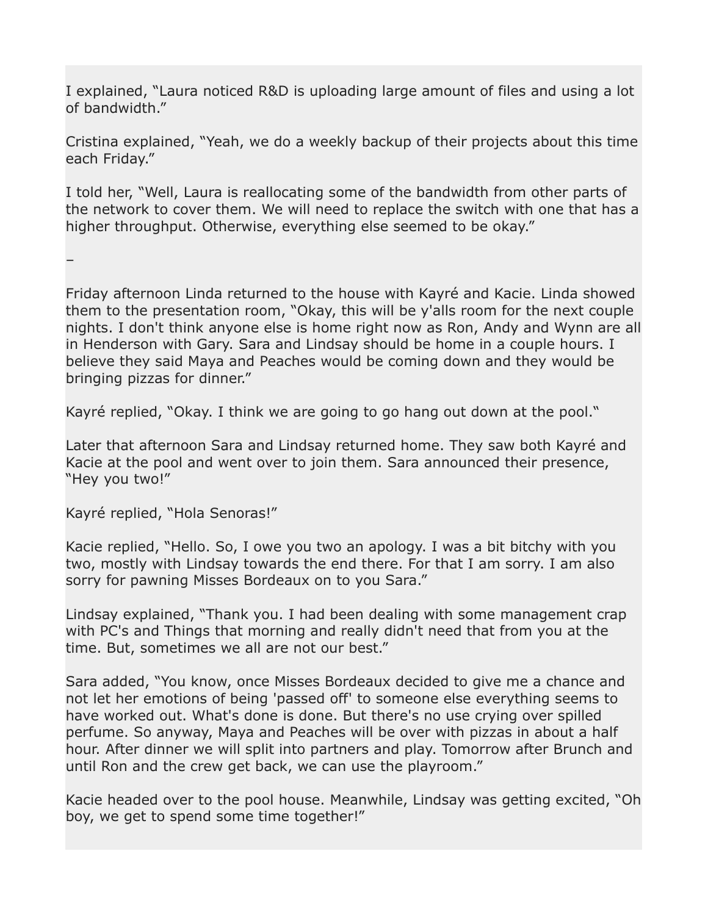I explained, “Laura noticed R&D is uploading large amount of files and using a lot of bandwidth.”

Cristina explained, “Yeah, we do a weekly backup of their projects about this time each Friday.”

I told her, “Well, Laura is reallocating some of the bandwidth from other parts of the network to cover them. We will need to replace the switch with one that has a higher throughput. Otherwise, everything else seemed to be okay.”

–

Friday afternoon Linda returned to the house with Kayré and Kacie. Linda showed them to the presentation room, “Okay, this will be y'alls room for the next couple nights. I don't think anyone else is home right now as Ron, Andy and Wynn are all in Henderson with Gary. Sara and Lindsay should be home in a couple hours. I believe they said Maya and Peaches would be coming down and they would be bringing pizzas for dinner.”

Kayré replied, “Okay. I think we are going to go hang out down at the pool.“

Later that afternoon Sara and Lindsay returned home. They saw both Kayré and Kacie at the pool and went over to join them. Sara announced their presence, “Hey you two!”

Kayré replied, “Hola Senoras!”

Kacie replied, “Hello. So, I owe you two an apology. I was a bit bitchy with you two, mostly with Lindsay towards the end there. For that I am sorry. I am also sorry for pawning Misses Bordeaux on to you Sara.”

Lindsay explained, “Thank you. I had been dealing with some management crap with PC's and Things that morning and really didn't need that from you at the time. But, sometimes we all are not our best.”

Sara added, “You know, once Misses Bordeaux decided to give me a chance and not let her emotions of being 'passed off' to someone else everything seems to have worked out. What's done is done. But there's no use crying over spilled perfume. So anyway, Maya and Peaches will be over with pizzas in about a half hour. After dinner we will split into partners and play. Tomorrow after Brunch and until Ron and the crew get back, we can use the playroom.”

Kacie headed over to the pool house. Meanwhile, Lindsay was getting excited, “Oh boy, we get to spend some time together!”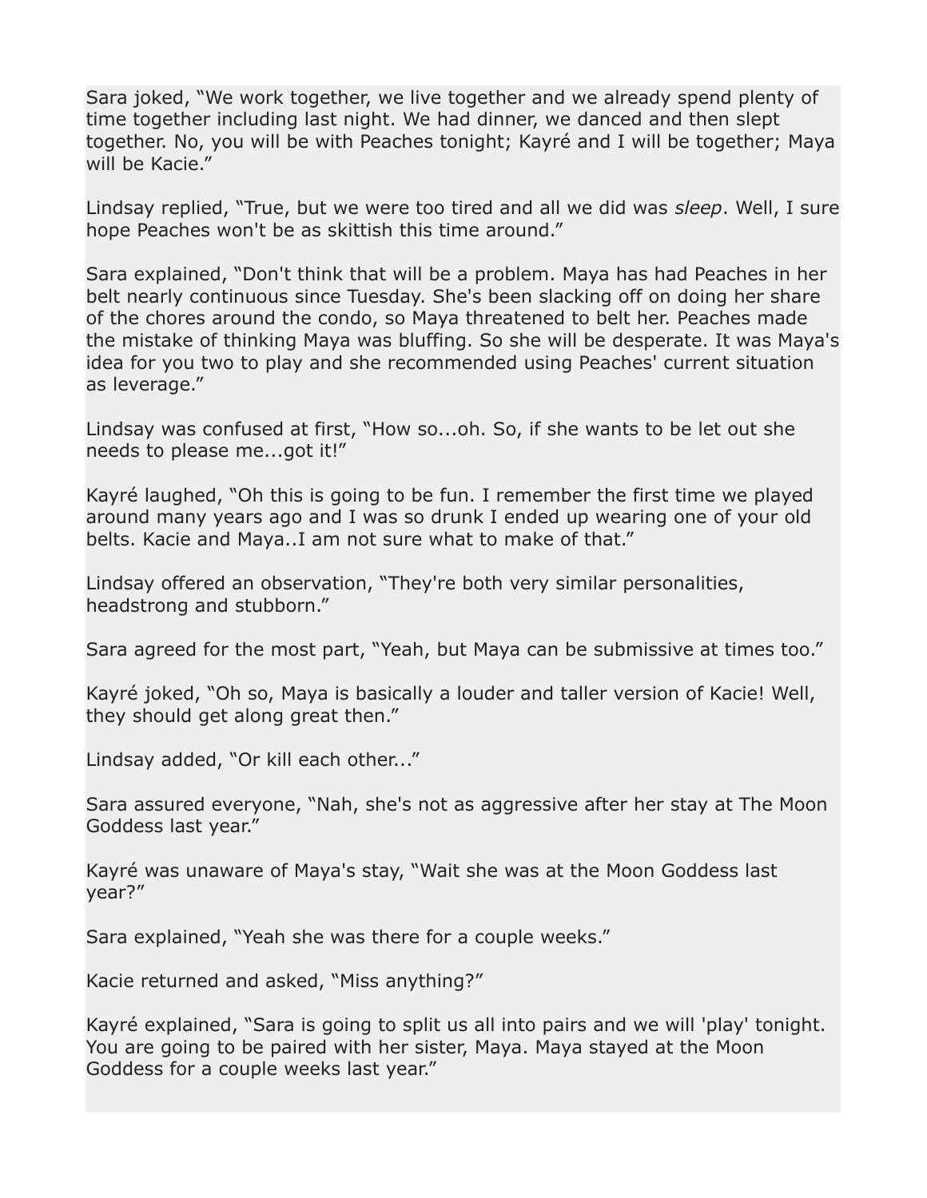Sara joked, “We work together, we live together and we already spend plenty of time together including last night. We had dinner, we danced and then slept together. No, you will be with Peaches tonight; Kayré and I will be together; Maya will be Kacie.”

Lindsay replied, “True, but we were too tired and all we did was *sleep*. Well, I sure hope Peaches won't be as skittish this time around.”

Sara explained, “Don't think that will be a problem. Maya has had Peaches in her belt nearly continuous since Tuesday. She's been slacking off on doing her share of the chores around the condo, so Maya threatened to belt her. Peaches made the mistake of thinking Maya was bluffing. So she will be desperate. It was Maya's idea for you two to play and she recommended using Peaches' current situation as leverage.”

Lindsay was confused at first, “How so...oh. So, if she wants to be let out she needs to please me...got it!”

Kayré laughed, “Oh this is going to be fun. I remember the first time we played around many years ago and I was so drunk I ended up wearing one of your old belts. Kacie and Maya..I am not sure what to make of that.”

Lindsay offered an observation, “They're both very similar personalities, headstrong and stubborn.”

Sara agreed for the most part, “Yeah, but Maya can be submissive at times too.”

Kayré joked, “Oh so, Maya is basically a louder and taller version of Kacie! Well, they should get along great then.”

Lindsay added, “Or kill each other...”

Sara assured everyone, “Nah, she's not as aggressive after her stay at The Moon Goddess last year.”

Kayré was unaware of Maya's stay, “Wait she was at the Moon Goddess last year?”

Sara explained, “Yeah she was there for a couple weeks.”

Kacie returned and asked, “Miss anything?”

Kayré explained, “Sara is going to split us all into pairs and we will 'play' tonight. You are going to be paired with her sister, Maya. Maya stayed at the Moon Goddess for a couple weeks last year.”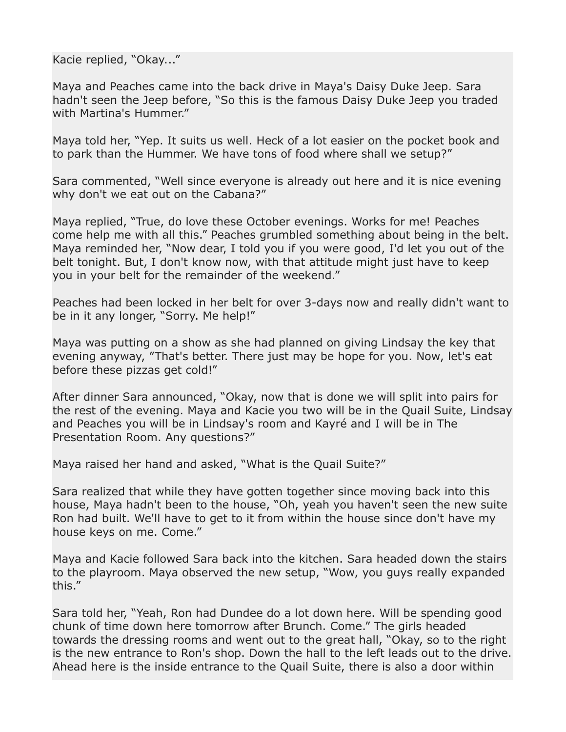Kacie replied, “Okay...”

Maya and Peaches came into the back drive in Maya's Daisy Duke Jeep. Sara hadn't seen the Jeep before, “So this is the famous Daisy Duke Jeep you traded with Martina's Hummer.”

Maya told her, “Yep. It suits us well. Heck of a lot easier on the pocket book and to park than the Hummer. We have tons of food where shall we setup?”

Sara commented, “Well since everyone is already out here and it is nice evening why don't we eat out on the Cabana?”

Maya replied, “True, do love these October evenings. Works for me! Peaches come help me with all this.” Peaches grumbled something about being in the belt. Maya reminded her, “Now dear, I told you if you were good, I'd let you out of the belt tonight. But, I don't know now, with that attitude might just have to keep you in your belt for the remainder of the weekend.”

Peaches had been locked in her belt for over 3-days now and really didn't want to be in it any longer, “Sorry. Me help!”

Maya was putting on a show as she had planned on giving Lindsay the key that evening anyway, ”That's better. There just may be hope for you. Now, let's eat before these pizzas get cold!”

After dinner Sara announced, “Okay, now that is done we will split into pairs for the rest of the evening. Maya and Kacie you two will be in the Quail Suite, Lindsay and Peaches you will be in Lindsay's room and Kayré and I will be in The Presentation Room. Any questions?”

Maya raised her hand and asked, “What is the Quail Suite?”

Sara realized that while they have gotten together since moving back into this house, Maya hadn't been to the house, “Oh, yeah you haven't seen the new suite Ron had built. We'll have to get to it from within the house since don't have my house keys on me. Come.”

Maya and Kacie followed Sara back into the kitchen. Sara headed down the stairs to the playroom. Maya observed the new setup, “Wow, you guys really expanded this.”

Sara told her, “Yeah, Ron had Dundee do a lot down here. Will be spending good chunk of time down here tomorrow after Brunch. Come.” The girls headed towards the dressing rooms and went out to the great hall, “Okay, so to the right is the new entrance to Ron's shop. Down the hall to the left leads out to the drive. Ahead here is the inside entrance to the Quail Suite, there is also a door within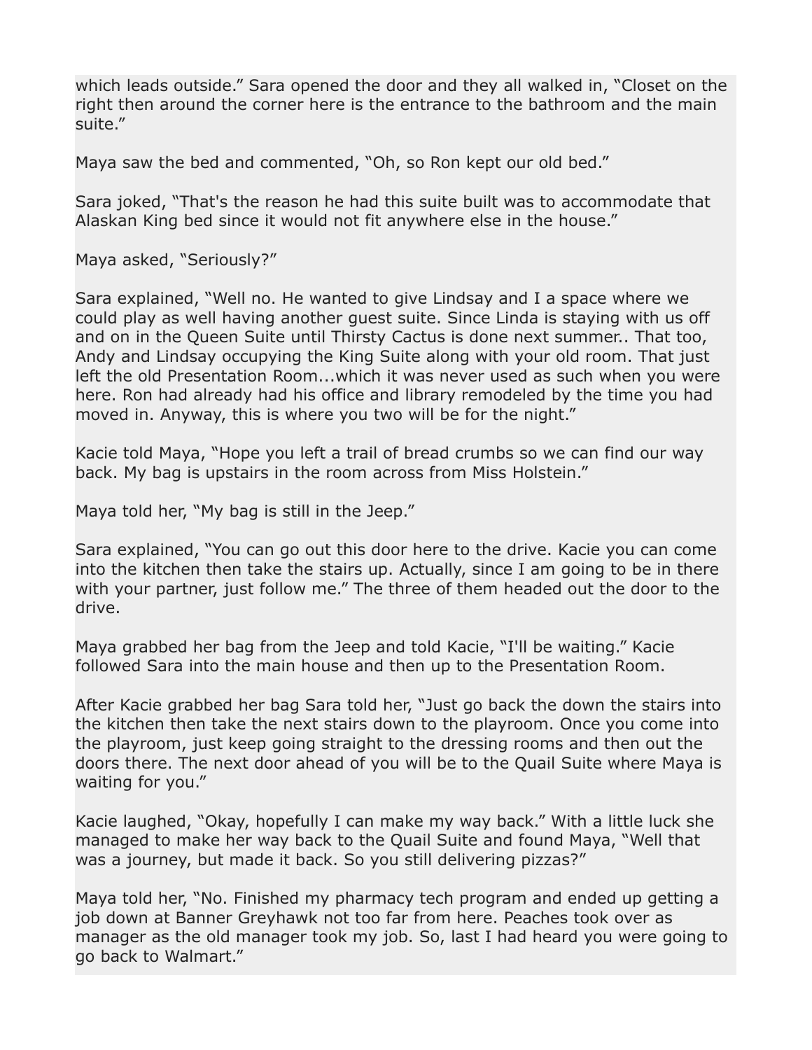which leads outside." Sara opened the door and they all walked in, "Closet on the right then around the corner here is the entrance to the bathroom and the main suite."

Maya saw the bed and commented, "Oh, so Ron kept our old bed."

Sara joked, "That's the reason he had this suite built was to accommodate that Alaskan King bed since it would not fit anywhere else in the house."

Maya asked, "Seriously?"

Sara explained, "Well no. He wanted to give Lindsay and I a space where we could play as well having another guest suite. Since Linda is staying with us off and on in the Queen Suite until Thirsty Cactus is done next summer.. That too, Andy and Lindsay occupying the King Suite along with your old room. That just left the old Presentation Room...which it was never used as such when you were here. Ron had already had his office and library remodeled by the time you had moved in. Anyway, this is where you two will be for the night."

Kacie told Maya, "Hope you left a trail of bread crumbs so we can find our way back. My bag is upstairs in the room across from Miss Holstein."

Maya told her, "My bag is still in the Jeep."

Sara explained, "You can go out this door here to the drive. Kacie you can come into the kitchen then take the stairs up. Actually, since I am going to be in there with your partner, just follow me." The three of them headed out the door to the drive.

Maya grabbed her bag from the Jeep and told Kacie, "I'll be waiting." Kacie followed Sara into the main house and then up to the Presentation Room.

After Kacie grabbed her bag Sara told her, "Just go back the down the stairs into the kitchen then take the next stairs down to the playroom. Once you come into the playroom, just keep going straight to the dressing rooms and then out the doors there. The next door ahead of you will be to the Quail Suite where Maya is waiting for you."

Kacie laughed, "Okay, hopefully I can make my way back." With a little luck she managed to make her way back to the Quail Suite and found Maya, "Well that was a journey, but made it back. So you still delivering pizzas?"

Maya told her, "No. Finished my pharmacy tech program and ended up getting a job down at Banner Greyhawk not too far from here. Peaches took over as manager as the old manager took my job. So, last I had heard you were going to go back to Walmart."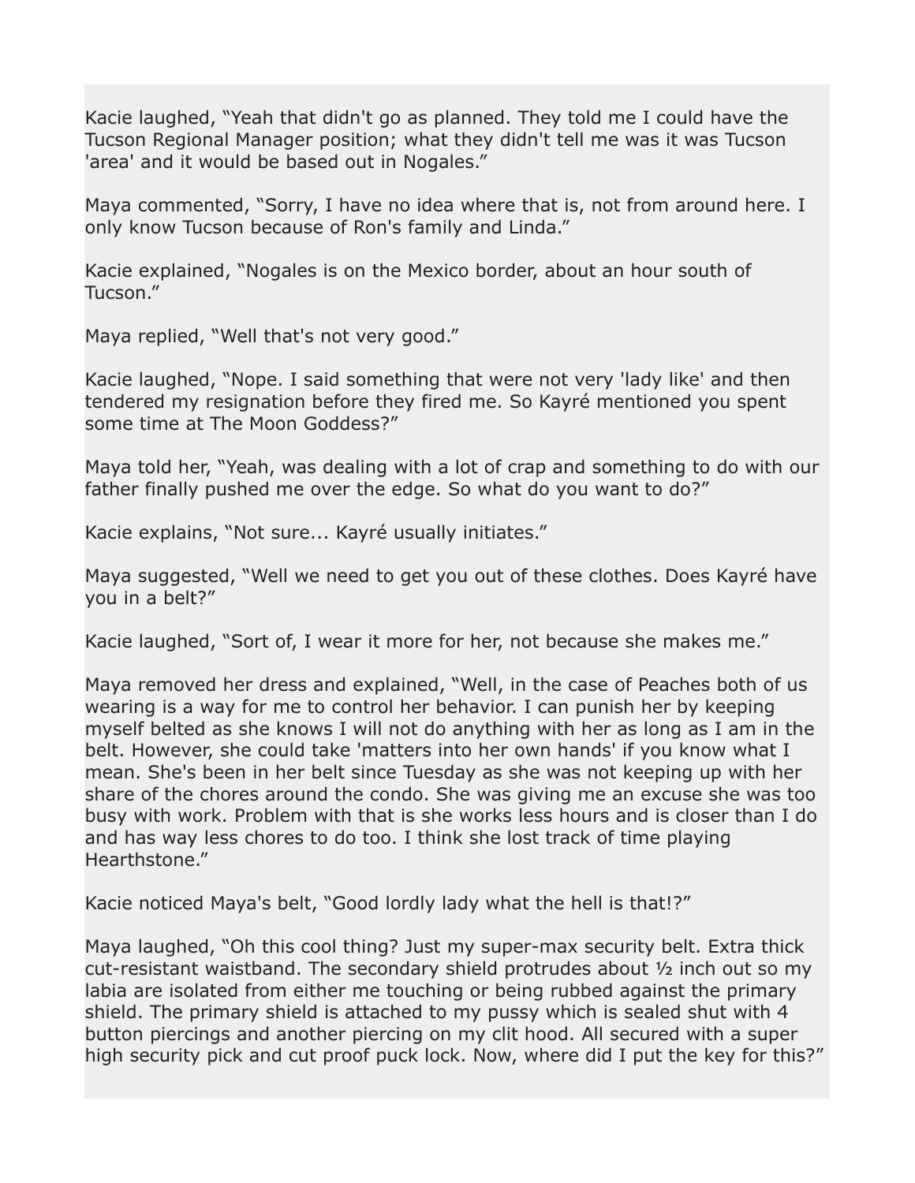Kacie laughed, "Yeah that didn't go as planned. They told me I could have the Tucson Regional Manager position; what they didn't tell me was it was Tucson 'area' and it would be based out in Nogales."

Maya commented, "Sorry, I have no idea where that is, not from around here. I only know Tucson because of Ron's family and Linda."

Kacie explained, "Nogales is on the Mexico border, about an hour south of Tucson."

Maya replied, "Well that's not very good."

Kacie laughed, "Nope. I said something that were not very 'lady like' and then tendered my resignation before they fired me. So Kayré mentioned you spent some time at The Moon Goddess?"

Maya told her, "Yeah, was dealing with a lot of crap and something to do with our father finally pushed me over the edge. So what do you want to do?"

Kacie explains, "Not sure... Kayré usually initiates."

Maya suggested, "Well we need to get you out of these clothes. Does Kayré have you in a belt?"

Kacie laughed, "Sort of, I wear it more for her, not because she makes me."

Maya removed her dress and explained, "Well, in the case of Peaches both of us wearing is a way for me to control her behavior. I can punish her by keeping myself belted as she knows I will not do anything with her as long as I am in the belt. However, she could take 'matters into her own hands' if you know what I mean. She's been in her belt since Tuesday as she was not keeping up with her share of the chores around the condo. She was giving me an excuse she was too busy with work. Problem with that is she works less hours and is closer than I do and has way less chores to do too. I think she lost track of time playing Hearthstone."

Kacie noticed Maya's belt, "Good lordly lady what the hell is that!?"

Maya laughed, "Oh this cool thing? Just my super-max security belt. Extra thick cut-resistant waistband. The secondary shield protrudes about ½ inch out so my labia are isolated from either me touching or being rubbed against the primary shield. The primary shield is attached to my pussy which is sealed shut with 4 button piercings and another piercing on my clit hood. All secured with a super high security pick and cut proof puck lock. Now, where did I put the key for this?"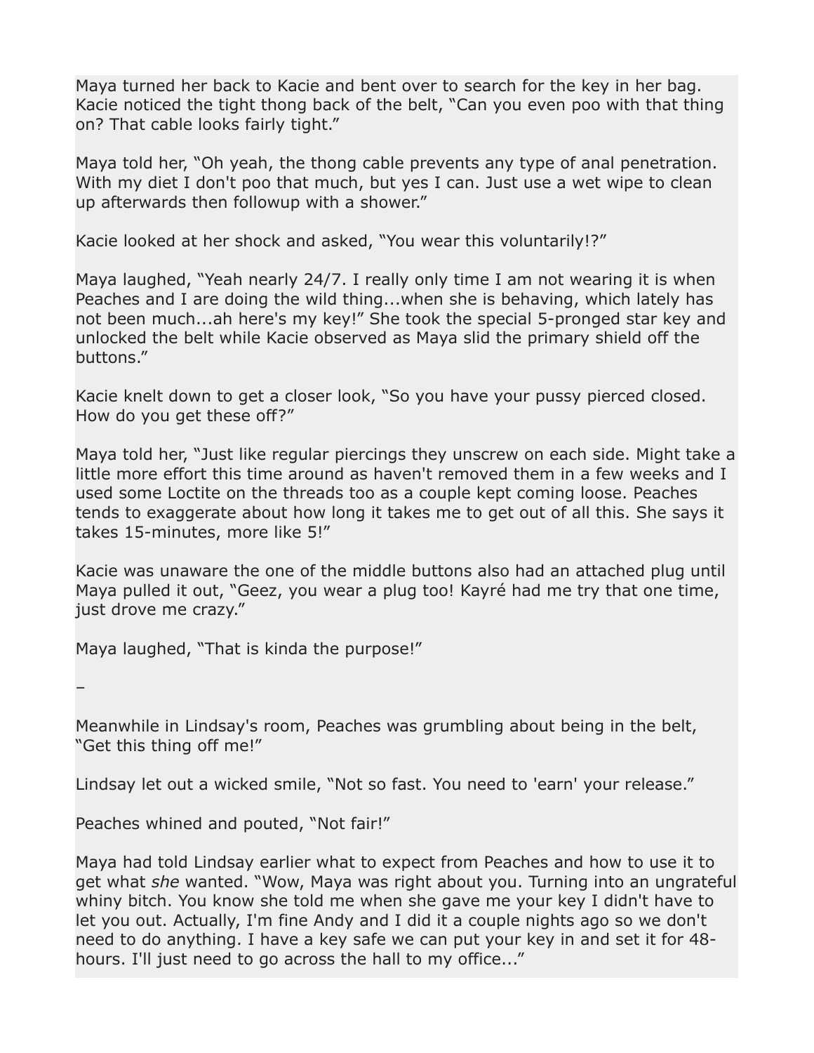Maya turned her back to Kacie and bent over to search for the key in her bag. Kacie noticed the tight thong back of the belt, “Can you even poo with that thing on? That cable looks fairly tight.”

Maya told her, “Oh yeah, the thong cable prevents any type of anal penetration. With my diet I don't poo that much, but yes I can. Just use a wet wipe to clean up afterwards then followup with a shower.”

Kacie looked at her shock and asked, “You wear this voluntarily!?”

Maya laughed, “Yeah nearly 24/7. I really only time I am not wearing it is when Peaches and I are doing the wild thing...when she is behaving, which lately has not been much...ah here's my key!” She took the special 5-pronged star key and unlocked the belt while Kacie observed as Maya slid the primary shield off the buttons.”

Kacie knelt down to get a closer look, “So you have your pussy pierced closed. How do you get these off?”

Maya told her, “Just like regular piercings they unscrew on each side. Might take a little more effort this time around as haven't removed them in a few weeks and I used some Loctite on the threads too as a couple kept coming loose. Peaches tends to exaggerate about how long it takes me to get out of all this. She says it takes 15-minutes, more like 5!”

Kacie was unaware the one of the middle buttons also had an attached plug until Maya pulled it out, “Geez, you wear a plug too! Kayré had me try that one time, just drove me crazy.”

Maya laughed, “That is kinda the purpose!”

–

Meanwhile in Lindsay's room, Peaches was grumbling about being in the belt, “Get this thing off me!”

Lindsay let out a wicked smile, “Not so fast. You need to 'earn' your release.”

Peaches whined and pouted, “Not fair!”

Maya had told Lindsay earlier what to expect from Peaches and how to use it to get what *she* wanted. “Wow, Maya was right about you. Turning into an ungrateful whiny bitch. You know she told me when she gave me your key I didn't have to let you out. Actually, I'm fine Andy and I did it a couple nights ago so we don't need to do anything. I have a key safe we can put your key in and set it for 48-hours. I'll just need to go across the hall to my office...”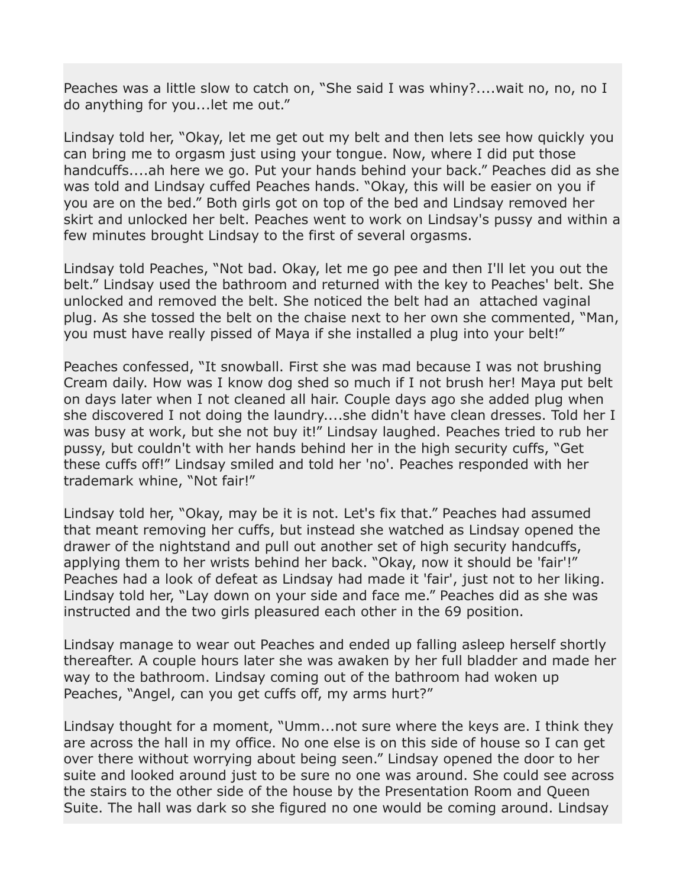Peaches was a little slow to catch on, “She said I was whiny?....wait no, no, no I do anything for you...let me out.”

Lindsay told her, “Okay, let me get out my belt and then lets see how quickly you can bring me to orgasm just using your tongue. Now, where I did put those handcuffs....ah here we go. Put your hands behind your back.” Peaches did as she was told and Lindsay cuffed Peaches hands. “Okay, this will be easier on you if you are on the bed.” Both girls got on top of the bed and Lindsay removed her skirt and unlocked her belt. Peaches went to work on Lindsay's pussy and within a few minutes brought Lindsay to the first of several orgasms.

Lindsay told Peaches, “Not bad. Okay, let me go pee and then I'll let you out the belt.” Lindsay used the bathroom and returned with the key to Peaches' belt. She unlocked and removed the belt. She noticed the belt had an attached vaginal plug. As she tossed the belt on the chaise next to her own she commented, “Man, you must have really pissed of Maya if she installed a plug into your belt!”

Peaches confessed, “It snowball. First she was mad because I was not brushing Cream daily. How was I know dog shed so much if I not brush her! Maya put belt on days later when I not cleaned all hair. Couple days ago she added plug when she discovered I not doing the laundry....she didn't have clean dresses. Told her I was busy at work, but she not buy it!” Lindsay laughed. Peaches tried to rub her pussy, but couldn't with her hands behind her in the high security cuffs, “Get these cuffs off!” Lindsay smiled and told her 'no'. Peaches responded with her trademark whine, “Not fair!”

Lindsay told her, “Okay, may be it is not. Let's fix that.” Peaches had assumed that meant removing her cuffs, but instead she watched as Lindsay opened the drawer of the nightstand and pull out another set of high security handcuffs, applying them to her wrists behind her back. “Okay, now it should be 'fair'!” Peaches had a look of defeat as Lindsay had made it 'fair', just not to her liking. Lindsay told her, “Lay down on your side and face me.” Peaches did as she was instructed and the two girls pleasured each other in the 69 position.

Lindsay manage to wear out Peaches and ended up falling asleep herself shortly thereafter. A couple hours later she was awaken by her full bladder and made her way to the bathroom. Lindsay coming out of the bathroom had woken up Peaches, “Angel, can you get cuffs off, my arms hurt?”

Lindsay thought for a moment, “Umm...not sure where the keys are. I think they are across the hall in my office. No one else is on this side of house so I can get over there without worrying about being seen.” Lindsay opened the door to her suite and looked around just to be sure no one was around. She could see across the stairs to the other side of the house by the Presentation Room and Queen Suite. The hall was dark so she figured no one would be coming around. Lindsay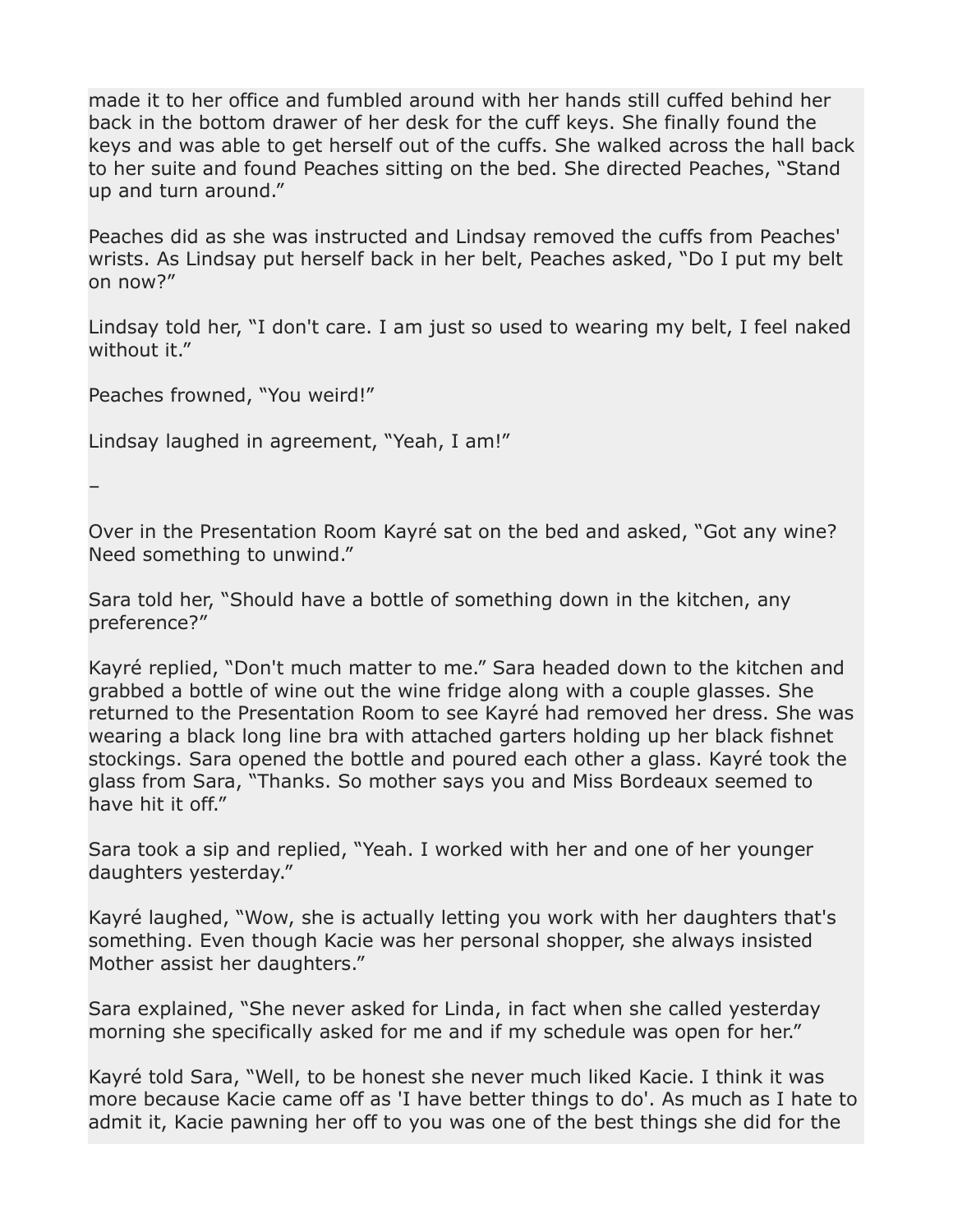made it to her office and fumbled around with her hands still cuffed behind her back in the bottom drawer of her desk for the cuff keys. She finally found the keys and was able to get herself out of the cuffs. She walked across the hall back to her suite and found Peaches sitting on the bed. She directed Peaches, “Stand up and turn around.”

Peaches did as she was instructed and Lindsay removed the cuffs from Peaches' wrists. As Lindsay put herself back in her belt, Peaches asked, “Do I put my belt on now?”

Lindsay told her, “I don't care. I am just so used to wearing my belt, I feel naked without it.”

Peaches frowned, “You weird!”

Lindsay laughed in agreement, “Yeah, I am!”

–

Over in the Presentation Room Kayré sat on the bed and asked, “Got any wine? Need something to unwind.”

Sara told her, “Should have a bottle of something down in the kitchen, any preference?”

Kayré replied, “Don't much matter to me.” Sara headed down to the kitchen and grabbed a bottle of wine out the wine fridge along with a couple glasses. She returned to the Presentation Room to see Kayré had removed her dress. She was wearing a black long line bra with attached garters holding up her black fishnet stockings. Sara opened the bottle and poured each other a glass. Kayré took the glass from Sara, “Thanks. So mother says you and Miss Bordeaux seemed to have hit it off.”

Sara took a sip and replied, “Yeah. I worked with her and one of her younger daughters yesterday.”

Kayré laughed, “Wow, she is actually letting you work with her daughters that's something. Even though Kacie was her personal shopper, she always insisted Mother assist her daughters.”

Sara explained, “She never asked for Linda, in fact when she called yesterday morning she specifically asked for me and if my schedule was open for her.”

Kayré told Sara, “Well, to be honest she never much liked Kacie. I think it was more because Kacie came off as 'I have better things to do'. As much as I hate to admit it, Kacie pawning her off to you was one of the best things she did for the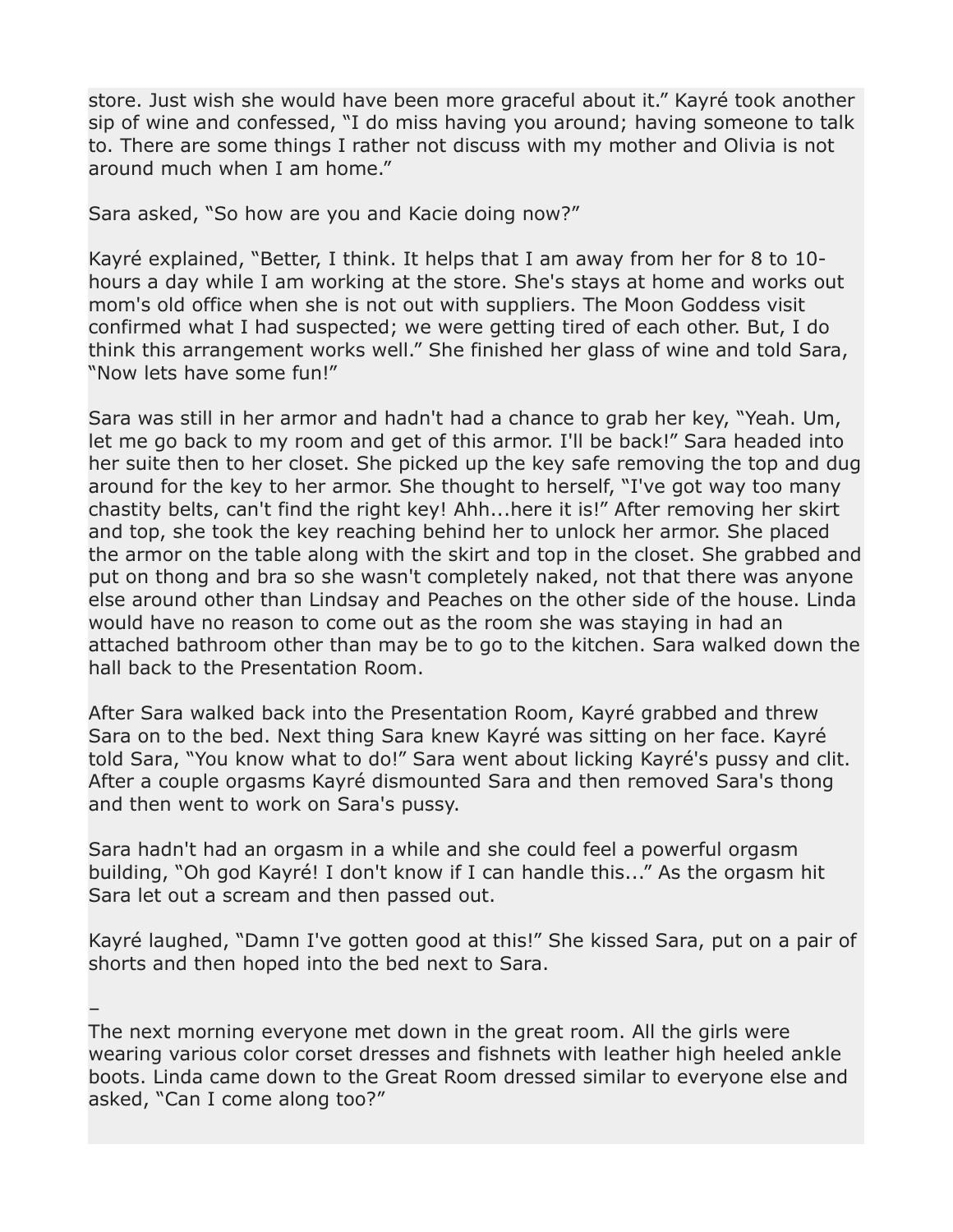store. Just wish she would have been more graceful about it." Kayré took another sip of wine and confessed, "I do miss having you around; having someone to talk to. There are some things I rather not discuss with my mother and Olivia is not around much when I am home."

Sara asked, "So how are you and Kacie doing now?"

Kayré explained, "Better, I think. It helps that I am away from her for 8 to 10-hours a day while I am working at the store. She's stays at home and works out mom's old office when she is not out with suppliers. The Moon Goddess visit confirmed what I had suspected; we were getting tired of each other. But, I do think this arrangement works well." She finished her glass of wine and told Sara, "Now lets have some fun!"

Sara was still in her armor and hadn't had a chance to grab her key, "Yeah. Um, let me go back to my room and get of this armor. I'll be back!" Sara headed into her suite then to her closet. She picked up the key safe removing the top and dug around for the key to her armor. She thought to herself, "I've got way too many chastity belts, can't find the right key! Ahh...here it is!" After removing her skirt and top, she took the key reaching behind her to unlock her armor. She placed the armor on the table along with the skirt and top in the closet. She grabbed and put on thong and bra so she wasn't completely naked, not that there was anyone else around other than Lindsay and Peaches on the other side of the house. Linda would have no reason to come out as the room she was staying in had an attached bathroom other than may be to go to the kitchen. Sara walked down the hall back to the Presentation Room.

After Sara walked back into the Presentation Room, Kayré grabbed and threw Sara on to the bed. Next thing Sara knew Kayré was sitting on her face. Kayré told Sara, "You know what to do!" Sara went about licking Kayré's pussy and clit. After a couple orgasms Kayré dismounted Sara and then removed Sara's thong and then went to work on Sara's pussy.

Sara hadn't had an orgasm in a while and she could feel a powerful orgasm building, "Oh god Kayré! I don't know if I can handle this..." As the orgasm hit Sara let out a scream and then passed out.

Kayré laughed, "Damn I've gotten good at this!" She kissed Sara, put on a pair of shorts and then hoped into the bed next to Sara.

–

The next morning everyone met down in the great room. All the girls were wearing various color corset dresses and fishnets with leather high heeled ankle boots. Linda came down to the Great Room dressed similar to everyone else and asked, "Can I come along too?"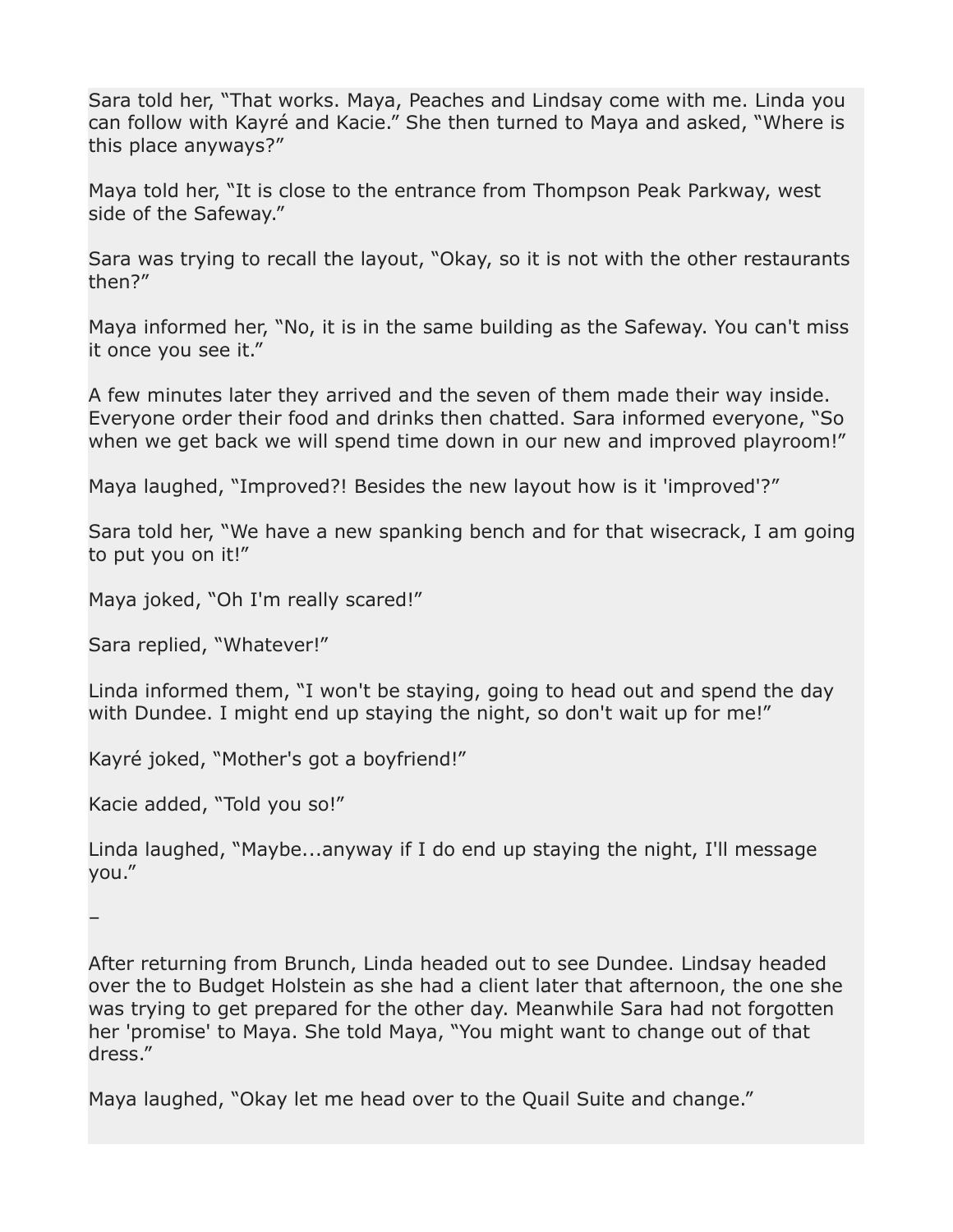Sara told her, “That works. Maya, Peaches and Lindsay come with me. Linda you can follow with Kayré and Kacie.” She then turned to Maya and asked, “Where is this place anyways?”

Maya told her, “It is close to the entrance from Thompson Peak Parkway, west side of the Safeway.”

Sara was trying to recall the layout, “Okay, so it is not with the other restaurants then?”

Maya informed her, “No, it is in the same building as the Safeway. You can't miss it once you see it.”

A few minutes later they arrived and the seven of them made their way inside. Everyone order their food and drinks then chatted. Sara informed everyone, “So when we get back we will spend time down in our new and improved playroom!”

Maya laughed, “Improved?! Besides the new layout how is it 'improved'?”

Sara told her, “We have a new spanking bench and for that wisecrack, I am going to put you on it!”

Maya joked, “Oh I'm really scared!”

Sara replied, “Whatever!”

Linda informed them, “I won't be staying, going to head out and spend the day with Dundee. I might end up staying the night, so don't wait up for me!”

Kayré joked, “Mother's got a boyfriend!”

Kacie added, “Told you so!”

Linda laughed, “Maybe...anyway if I do end up staying the night, I'll message you.”

–

After returning from Brunch, Linda headed out to see Dundee. Lindsay headed over the to Budget Holstein as she had a client later that afternoon, the one she was trying to get prepared for the other day. Meanwhile Sara had not forgotten her 'promise' to Maya. She told Maya, “You might want to change out of that dress.”

Maya laughed, “Okay let me head over to the Quail Suite and change.”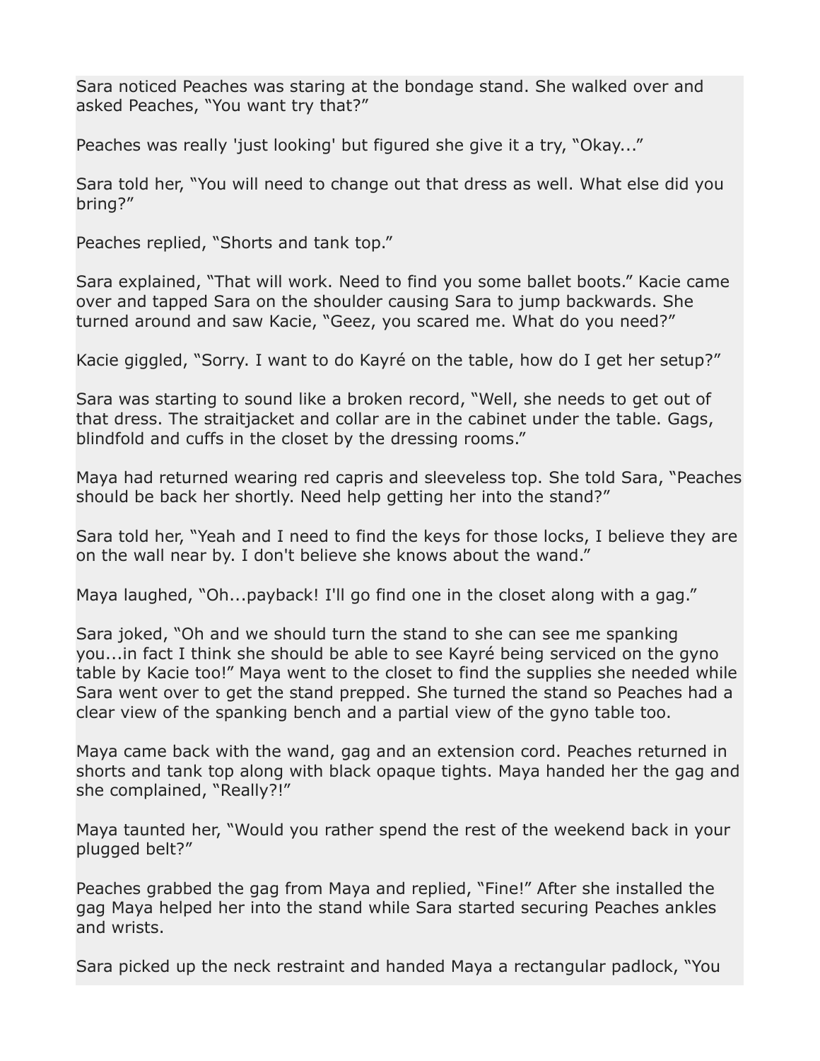Sara noticed Peaches was staring at the bondage stand. She walked over and asked Peaches, “You want try that?”

Peaches was really 'just looking' but figured she give it a try, “Okay...”

Sara told her, “You will need to change out that dress as well. What else did you bring?”

Peaches replied, “Shorts and tank top.”

Sara explained, “That will work. Need to find you some ballet boots.” Kacie came over and tapped Sara on the shoulder causing Sara to jump backwards. She turned around and saw Kacie, “Geez, you scared me. What do you need?”

Kacie giggled, “Sorry. I want to do Kayré on the table, how do I get her setup?”

Sara was starting to sound like a broken record, “Well, she needs to get out of that dress. The straitjacket and collar are in the cabinet under the table. Gags, blindfold and cuffs in the closet by the dressing rooms.”

Maya had returned wearing red capris and sleeveless top. She told Sara, “Peaches should be back her shortly. Need help getting her into the stand?”

Sara told her, “Yeah and I need to find the keys for those locks, I believe they are on the wall near by. I don't believe she knows about the wand.”

Maya laughed, “Oh...payback! I'll go find one in the closet along with a gag.”

Sara joked, “Oh and we should turn the stand to she can see me spanking you...in fact I think she should be able to see Kayré being serviced on the gyno table by Kacie too!” Maya went to the closet to find the supplies she needed while Sara went over to get the stand prepped. She turned the stand so Peaches had a clear view of the spanking bench and a partial view of the gyno table too.

Maya came back with the wand, gag and an extension cord. Peaches returned in shorts and tank top along with black opaque tights. Maya handed her the gag and she complained, “Really?!”

Maya taunted her, “Would you rather spend the rest of the weekend back in your plugged belt?”

Peaches grabbed the gag from Maya and replied, “Fine!” After she installed the gag Maya helped her into the stand while Sara started securing Peaches ankles and wrists.

Sara picked up the neck restraint and handed Maya a rectangular padlock, “You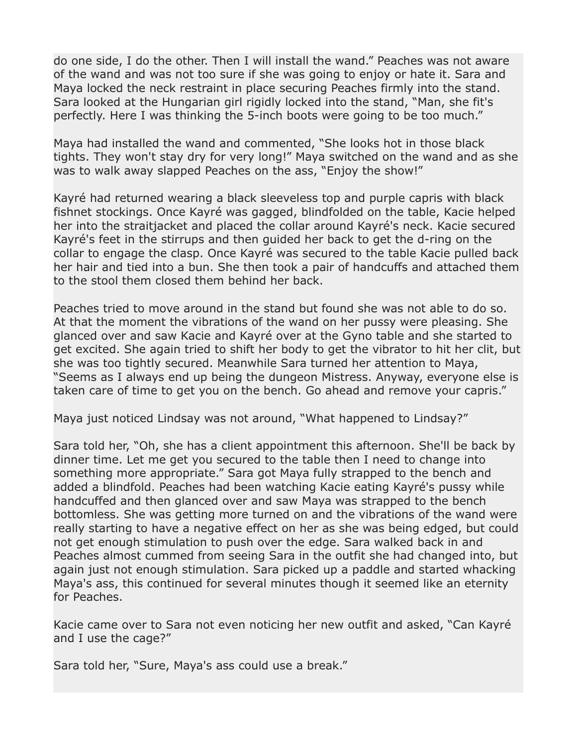do one side, I do the other. Then I will install the wand." Peaches was not aware of the wand and was not too sure if she was going to enjoy or hate it. Sara and Maya locked the neck restraint in place securing Peaches firmly into the stand. Sara looked at the Hungarian girl rigidly locked into the stand, "Man, she fit's perfectly. Here I was thinking the 5-inch boots were going to be too much."

Maya had installed the wand and commented, "She looks hot in those black tights. They won't stay dry for very long!" Maya switched on the wand and as she was to walk away slapped Peaches on the ass, "Enjoy the show!"

Kayré had returned wearing a black sleeveless top and purple capris with black fishnet stockings. Once Kayré was gagged, blindfolded on the table, Kacie helped her into the straitjacket and placed the collar around Kayré's neck. Kacie secured Kayré's feet in the stirrups and then guided her back to get the d-ring on the collar to engage the clasp. Once Kayré was secured to the table Kacie pulled back her hair and tied into a bun. She then took a pair of handcuffs and attached them to the stool them closed them behind her back.

Peaches tried to move around in the stand but found she was not able to do so. At that the moment the vibrations of the wand on her pussy were pleasing. She glanced over and saw Kacie and Kayré over at the Gyno table and she started to get excited. She again tried to shift her body to get the vibrator to hit her clit, but she was too tightly secured. Meanwhile Sara turned her attention to Maya, "Seems as I always end up being the dungeon Mistress. Anyway, everyone else is taken care of time to get you on the bench. Go ahead and remove your capris."

Maya just noticed Lindsay was not around, "What happened to Lindsay?"

Sara told her, "Oh, she has a client appointment this afternoon. She'll be back by dinner time. Let me get you secured to the table then I need to change into something more appropriate." Sara got Maya fully strapped to the bench and added a blindfold. Peaches had been watching Kacie eating Kayré's pussy while handcuffed and then glanced over and saw Maya was strapped to the bench bottomless. She was getting more turned on and the vibrations of the wand were really starting to have a negative effect on her as she was being edged, but could not get enough stimulation to push over the edge. Sara walked back in and Peaches almost cummed from seeing Sara in the outfit she had changed into, but again just not enough stimulation. Sara picked up a paddle and started whacking Maya's ass, this continued for several minutes though it seemed like an eternity for Peaches.

Kacie came over to Sara not even noticing her new outfit and asked, "Can Kayré and I use the cage?"

Sara told her, "Sure, Maya's ass could use a break."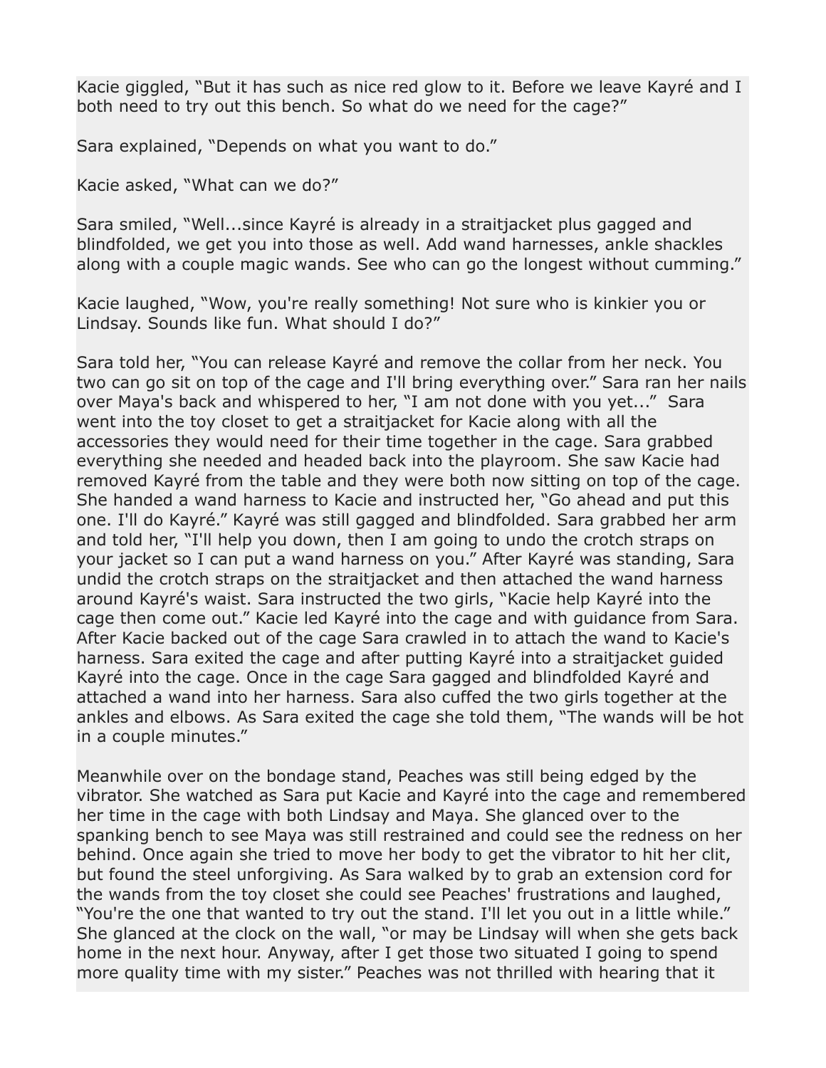Kacie giggled, "But it has such as nice red glow to it. Before we leave Kayré and I both need to try out this bench. So what do we need for the cage?"

Sara explained, "Depends on what you want to do."

Kacie asked, "What can we do?"

Sara smiled, "Well...since Kayré is already in a straitjacket plus gagged and blindfolded, we get you into those as well. Add wand harnesses, ankle shackles along with a couple magic wands. See who can go the longest without cumming."

Kacie laughed, "Wow, you're really something! Not sure who is kinkier you or Lindsay. Sounds like fun. What should I do?"

Sara told her, "You can release Kayré and remove the collar from her neck. You two can go sit on top of the cage and I'll bring everything over." Sara ran her nails over Maya's back and whispered to her, "I am not done with you yet..." Sara went into the toy closet to get a straitjacket for Kacie along with all the accessories they would need for their time together in the cage. Sara grabbed everything she needed and headed back into the playroom. She saw Kacie had removed Kayré from the table and they were both now sitting on top of the cage. She handed a wand harness to Kacie and instructed her, "Go ahead and put this one. I'll do Kayré." Kayré was still gagged and blindfolded. Sara grabbed her arm and told her, "I'll help you down, then I am going to undo the crotch straps on your jacket so I can put a wand harness on you." After Kayré was standing, Sara undid the crotch straps on the straitjacket and then attached the wand harness around Kayré's waist. Sara instructed the two girls, "Kacie help Kayré into the cage then come out." Kacie led Kayré into the cage and with guidance from Sara. After Kacie backed out of the cage Sara crawled in to attach the wand to Kacie's harness. Sara exited the cage and after putting Kayré into a straitjacket guided Kayré into the cage. Once in the cage Sara gagged and blindfolded Kayré and attached a wand into her harness. Sara also cuffed the two girls together at the ankles and elbows. As Sara exited the cage she told them, "The wands will be hot in a couple minutes."

Meanwhile over on the bondage stand, Peaches was still being edged by the vibrator. She watched as Sara put Kacie and Kayré into the cage and remembered her time in the cage with both Lindsay and Maya. She glanced over to the spanking bench to see Maya was still restrained and could see the redness on her behind. Once again she tried to move her body to get the vibrator to hit her clit, but found the steel unforgiving. As Sara walked by to grab an extension cord for the wands from the toy closet she could see Peaches' frustrations and laughed, "You're the one that wanted to try out the stand. I'll let you out in a little while." She glanced at the clock on the wall, "or may be Lindsay will when she gets back home in the next hour. Anyway, after I get those two situated I going to spend more quality time with my sister." Peaches was not thrilled with hearing that it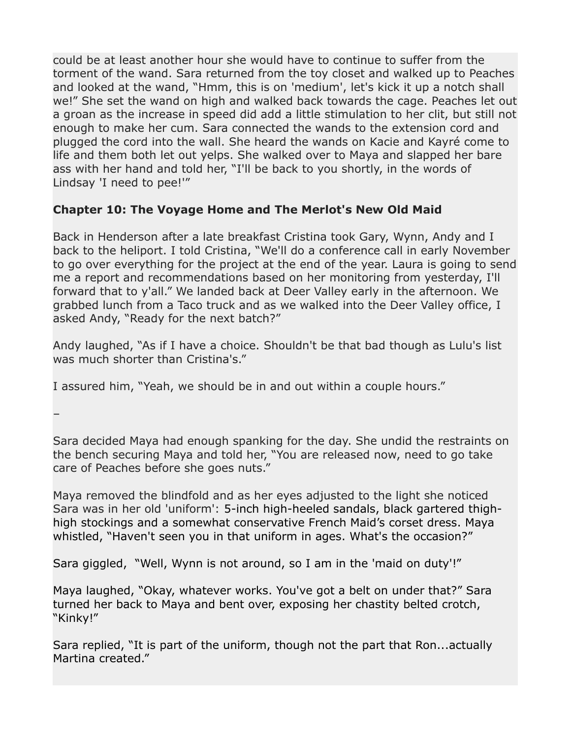could be at least another hour she would have to continue to suffer from the torment of the wand. Sara returned from the toy closet and walked up to Peaches and looked at the wand, “Hmm, this is on 'medium', let's kick it up a notch shall we!” She set the wand on high and walked back towards the cage. Peaches let out a groan as the increase in speed did add a little stimulation to her clit, but still not enough to make her cum. Sara connected the wands to the extension cord and plugged the cord into the wall. She heard the wands on Kacie and Kayré come to life and them both let out yelps. She walked over to Maya and slapped her bare ass with her hand and told her, “I'll be back to you shortly, in the words of Lindsay 'I need to pee!'”

**Chapter 10: The Voyage Home and The Merlot's New Old Maid**

Back in Henderson after a late breakfast Cristina took Gary, Wynn, Andy and I back to the heliport. I told Cristina, “We'll do a conference call in early November to go over everything for the project at the end of the year. Laura is going to send me a report and recommendations based on her monitoring from yesterday, I'll forward that to y'all.” We landed back at Deer Valley early in the afternoon. We grabbed lunch from a Taco truck and as we walked into the Deer Valley office, I asked Andy, “Ready for the next batch?”

Andy laughed, “As if I have a choice. Shouldn't be that bad though as Lulu's list was much shorter than Cristina's.”

I assured him, “Yeah, we should be in and out within a couple hours.”

–

Sara decided Maya had enough spanking for the day. She undid the restraints on the bench securing Maya and told her, “You are released now, need to go take care of Peaches before she goes nuts.”

Maya removed the blindfold and as her eyes adjusted to the light she noticed Sara was in her old 'uniform': 5-inch high-heeled sandals, black gartered thigh-high stockings and a somewhat conservative French Maid’s corset dress. Maya whistled, “Haven't seen you in that uniform in ages. What's the occasion?”

Sara giggled, “Well, Wynn is not around, so I am in the 'maid on duty'!”

Maya laughed, “Okay, whatever works. You've got a belt on under that?” Sara turned her back to Maya and bent over, exposing her chastity belted crotch, “Kinky!”

Sara replied, “It is part of the uniform, though not the part that Ron...actually Martina created.”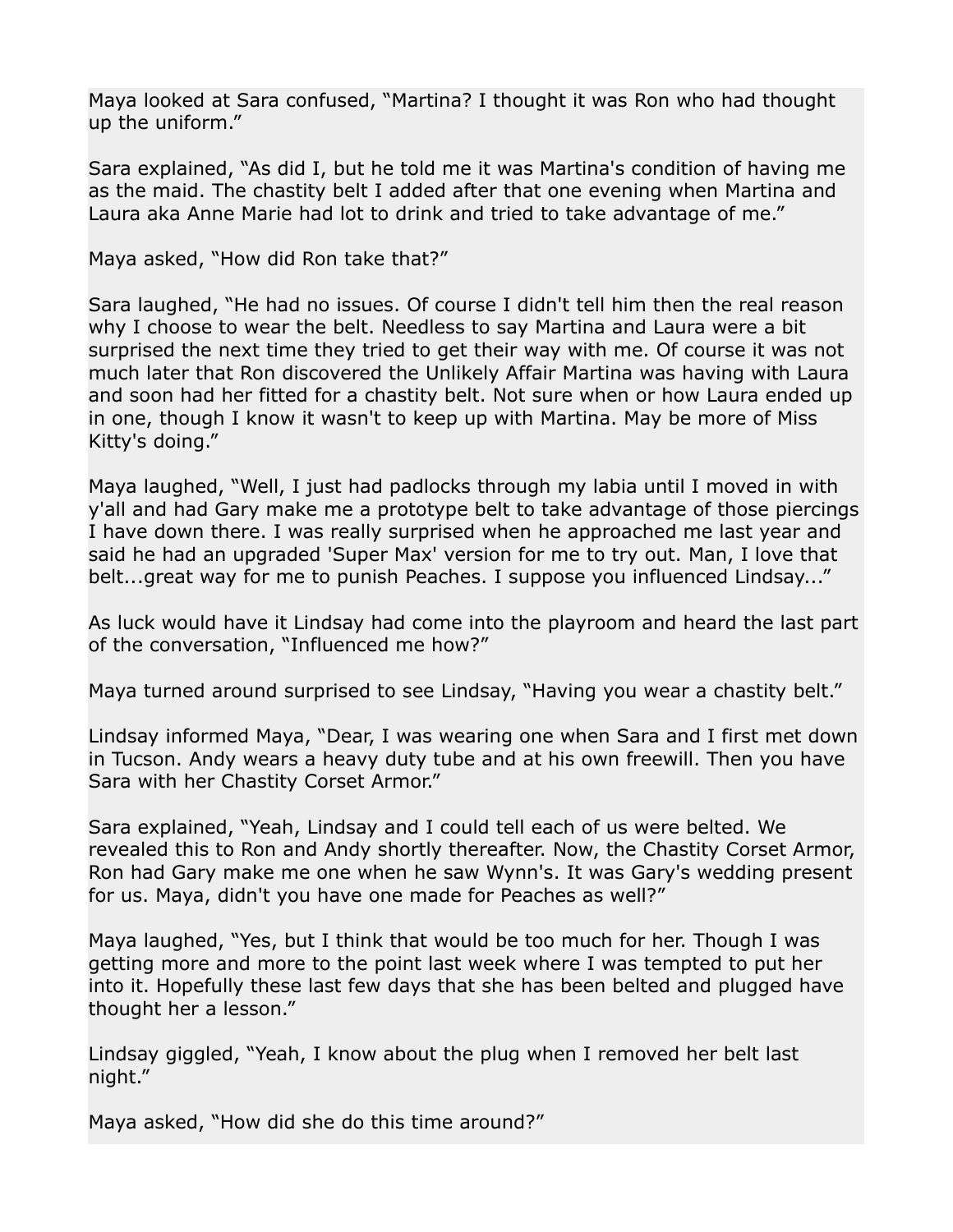Maya looked at Sara confused, “Martina? I thought it was Ron who had thought up the uniform.”

Sara explained, “As did I, but he told me it was Martina's condition of having me as the maid. The chastity belt I added after that one evening when Martina and Laura aka Anne Marie had lot to drink and tried to take advantage of me.”

Maya asked, “How did Ron take that?”

Sara laughed, “He had no issues. Of course I didn't tell him then the real reason why I choose to wear the belt. Needless to say Martina and Laura were a bit surprised the next time they tried to get their way with me. Of course it was not much later that Ron discovered the Unlikely Affair Martina was having with Laura and soon had her fitted for a chastity belt. Not sure when or how Laura ended up in one, though I know it wasn't to keep up with Martina. May be more of Miss Kitty's doing.”

Maya laughed, “Well, I just had padlocks through my labia until I moved in with y'all and had Gary make me a prototype belt to take advantage of those piercings I have down there. I was really surprised when he approached me last year and said he had an upgraded 'Super Max' version for me to try out. Man, I love that belt...great way for me to punish Peaches. I suppose you influenced Lindsay...”

As luck would have it Lindsay had come into the playroom and heard the last part of the conversation, “Influenced me how?”

Maya turned around surprised to see Lindsay, “Having you wear a chastity belt.”

Lindsay informed Maya, “Dear, I was wearing one when Sara and I first met down in Tucson. Andy wears a heavy duty tube and at his own freewill. Then you have Sara with her Chastity Corset Armor.”

Sara explained, “Yeah, Lindsay and I could tell each of us were belted. We revealed this to Ron and Andy shortly thereafter. Now, the Chastity Corset Armor, Ron had Gary make me one when he saw Wynn's. It was Gary's wedding present for us. Maya, didn't you have one made for Peaches as well?”

Maya laughed, “Yes, but I think that would be too much for her. Though I was getting more and more to the point last week where I was tempted to put her into it. Hopefully these last few days that she has been belted and plugged have thought her a lesson.”

Lindsay giggled, “Yeah, I know about the plug when I removed her belt last night.”

Maya asked, “How did she do this time around?”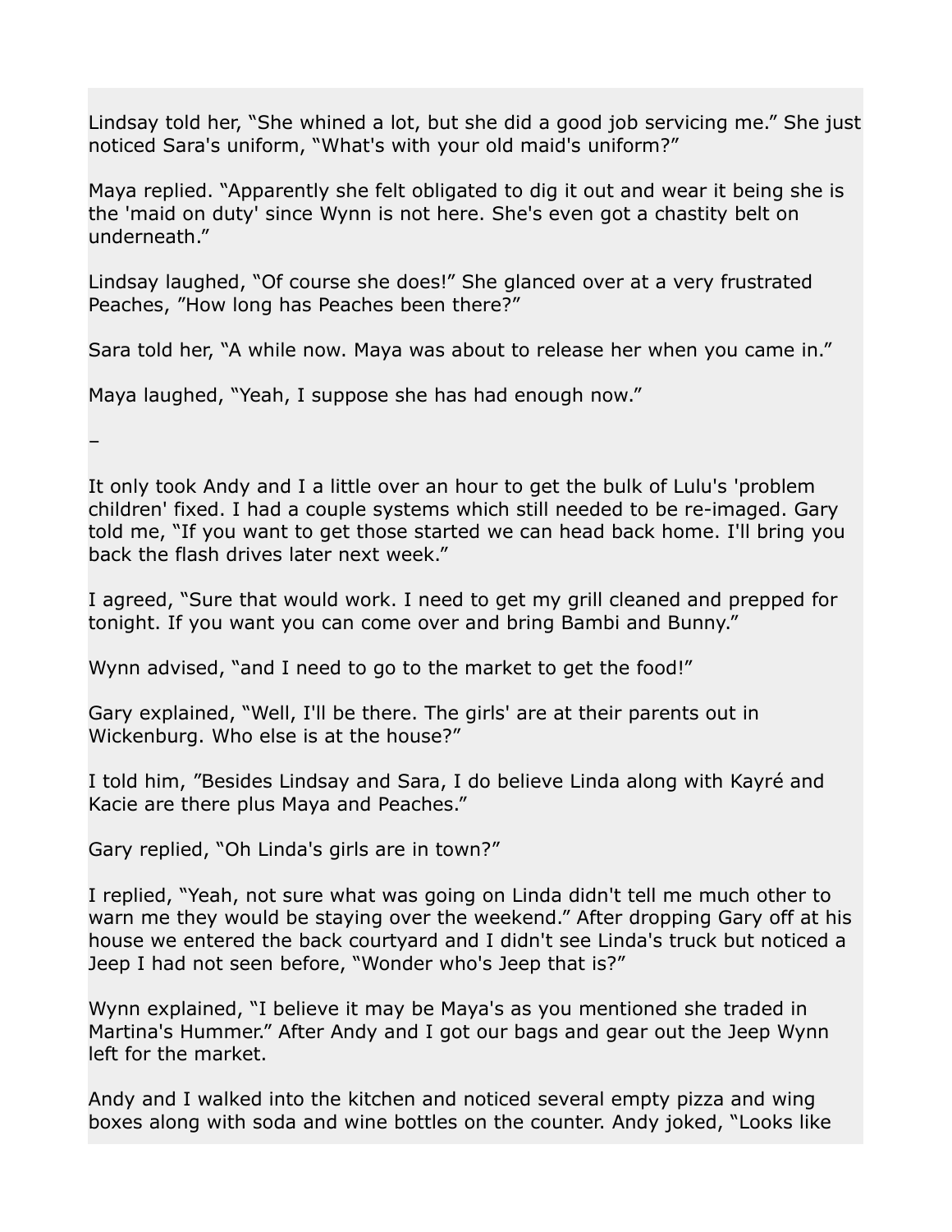Lindsay told her, “She whined a lot, but she did a good job servicing me.” She just noticed Sara's uniform, “What's with your old maid's uniform?”

Maya replied. “Apparently she felt obligated to dig it out and wear it being she is the 'maid on duty' since Wynn is not here. She's even got a chastity belt on underneath.”

Lindsay laughed, “Of course she does!” She glanced over at a very frustrated Peaches, ”How long has Peaches been there?”

Sara told her, “A while now. Maya was about to release her when you came in.”

Maya laughed, “Yeah, I suppose she has had enough now.”

–

It only took Andy and I a little over an hour to get the bulk of Lulu's 'problem children' fixed. I had a couple systems which still needed to be re-imaged. Gary told me, “If you want to get those started we can head back home. I'll bring you back the flash drives later next week.”

I agreed, “Sure that would work. I need to get my grill cleaned and prepped for tonight. If you want you can come over and bring Bambi and Bunny.”

Wynn advised, “and I need to go to the market to get the food!”

Gary explained, “Well, I'll be there. The girls' are at their parents out in Wickenburg. Who else is at the house?”

I told him, ”Besides Lindsay and Sara, I do believe Linda along with Kayré and Kacie are there plus Maya and Peaches.”

Gary replied, “Oh Linda's girls are in town?”

I replied, “Yeah, not sure what was going on Linda didn't tell me much other to warn me they would be staying over the weekend.” After dropping Gary off at his house we entered the back courtyard and I didn't see Linda's truck but noticed a Jeep I had not seen before, “Wonder who's Jeep that is?”

Wynn explained, “I believe it may be Maya's as you mentioned she traded in Martina's Hummer.” After Andy and I got our bags and gear out the Jeep Wynn left for the market.

Andy and I walked into the kitchen and noticed several empty pizza and wing boxes along with soda and wine bottles on the counter. Andy joked, “Looks like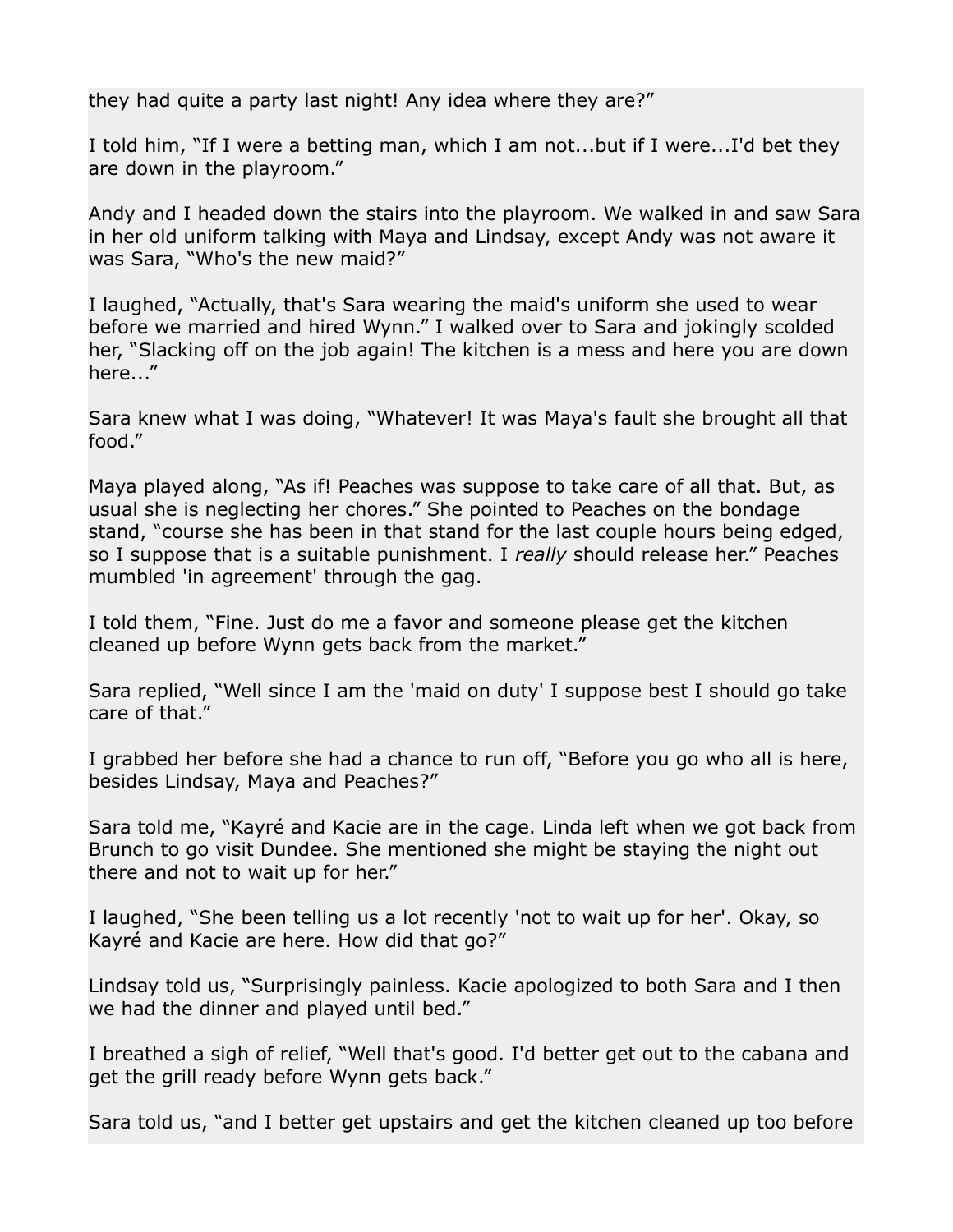they had quite a party last night! Any idea where they are?"

I told him, "If I were a betting man, which I am not...but if I were...I'd bet they are down in the playroom."

Andy and I headed down the stairs into the playroom. We walked in and saw Sara in her old uniform talking with Maya and Lindsay, except Andy was not aware it was Sara, "Who's the new maid?"

I laughed, "Actually, that's Sara wearing the maid's uniform she used to wear before we married and hired Wynn." I walked over to Sara and jokingly scolded her, "Slacking off on the job again! The kitchen is a mess and here you are down here..."

Sara knew what I was doing, "Whatever! It was Maya's fault she brought all that food."

Maya played along, "As if! Peaches was suppose to take care of all that. But, as usual she is neglecting her chores." She pointed to Peaches on the bondage stand, "course she has been in that stand for the last couple hours being edged, so I suppose that is a suitable punishment. I *really* should release her." Peaches mumbled 'in agreement' through the gag.

I told them, "Fine. Just do me a favor and someone please get the kitchen cleaned up before Wynn gets back from the market."

Sara replied, "Well since I am the 'maid on duty' I suppose best I should go take care of that."

I grabbed her before she had a chance to run off, "Before you go who all is here, besides Lindsay, Maya and Peaches?"

Sara told me, "Kayré and Kacie are in the cage. Linda left when we got back from Brunch to go visit Dundee. She mentioned she might be staying the night out there and not to wait up for her."

I laughed, "She been telling us a lot recently 'not to wait up for her'. Okay, so Kayré and Kacie are here. How did that go?"

Lindsay told us, "Surprisingly painless. Kacie apologized to both Sara and I then we had the dinner and played until bed."

I breathed a sigh of relief, "Well that's good. I'd better get out to the cabana and get the grill ready before Wynn gets back."

Sara told us, "and I better get upstairs and get the kitchen cleaned up too before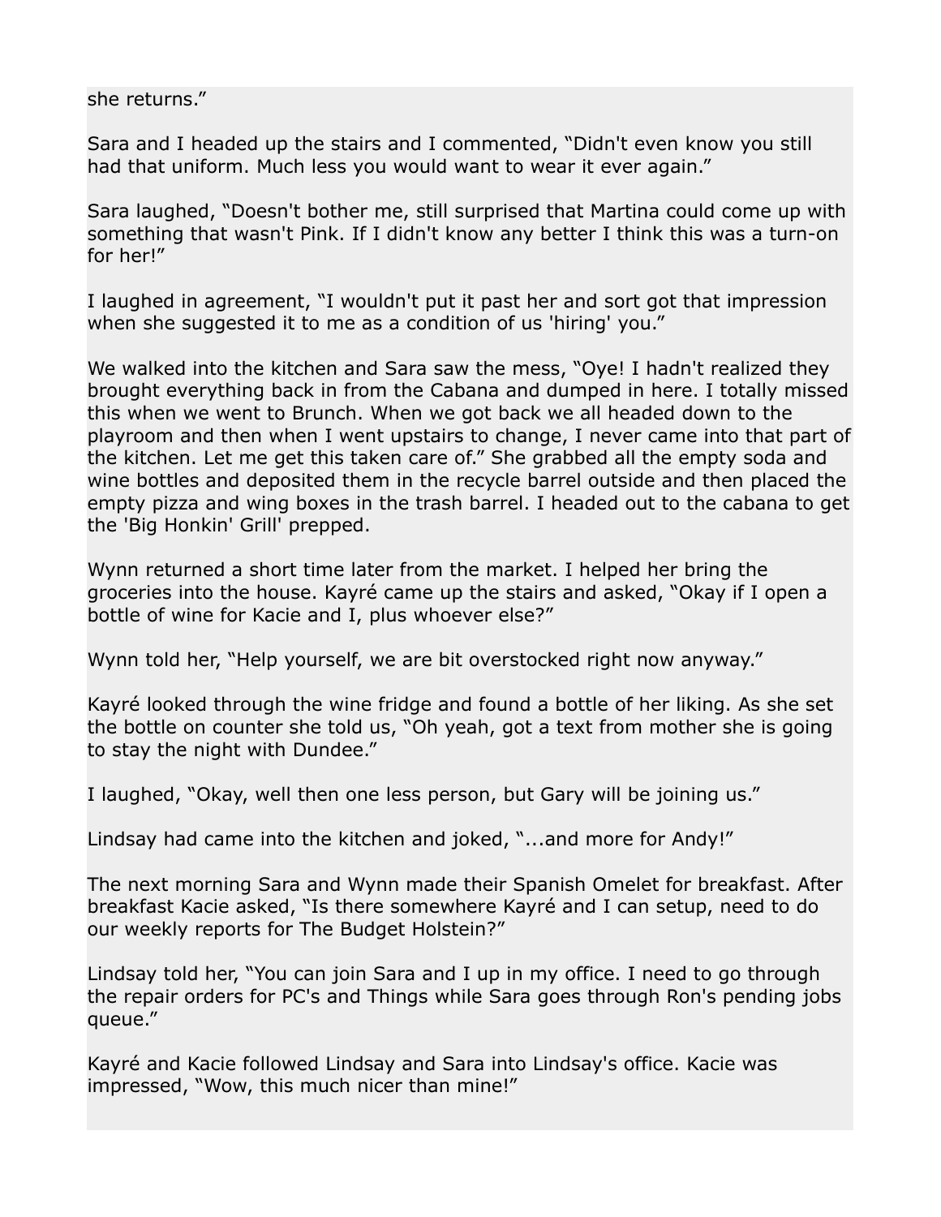she returns."

Sara and I headed up the stairs and I commented, "Didn't even know you still had that uniform. Much less you would want to wear it ever again."

Sara laughed, "Doesn't bother me, still surprised that Martina could come up with something that wasn't Pink. If I didn't know any better I think this was a turn-on for her!"

I laughed in agreement, "I wouldn't put it past her and sort got that impression when she suggested it to me as a condition of us 'hiring' you."

We walked into the kitchen and Sara saw the mess, "Oye! I hadn't realized they brought everything back in from the Cabana and dumped in here. I totally missed this when we went to Brunch. When we got back we all headed down to the playroom and then when I went upstairs to change, I never came into that part of the kitchen. Let me get this taken care of." She grabbed all the empty soda and wine bottles and deposited them in the recycle barrel outside and then placed the empty pizza and wing boxes in the trash barrel. I headed out to the cabana to get the 'Big Honkin' Grill' prepped.

Wynn returned a short time later from the market. I helped her bring the groceries into the house. Kayré came up the stairs and asked, "Okay if I open a bottle of wine for Kacie and I, plus whoever else?"

Wynn told her, "Help yourself, we are bit overstocked right now anyway."

Kayré looked through the wine fridge and found a bottle of her liking. As she set the bottle on counter she told us, "Oh yeah, got a text from mother she is going to stay the night with Dundee."

I laughed, "Okay, well then one less person, but Gary will be joining us."

Lindsay had came into the kitchen and joked, "...and more for Andy!"

The next morning Sara and Wynn made their Spanish Omelet for breakfast. After breakfast Kacie asked, "Is there somewhere Kayré and I can setup, need to do our weekly reports for The Budget Holstein?"

Lindsay told her, "You can join Sara and I up in my office. I need to go through the repair orders for PC's and Things while Sara goes through Ron's pending jobs queue."

Kayré and Kacie followed Lindsay and Sara into Lindsay's office. Kacie was impressed, "Wow, this much nicer than mine!"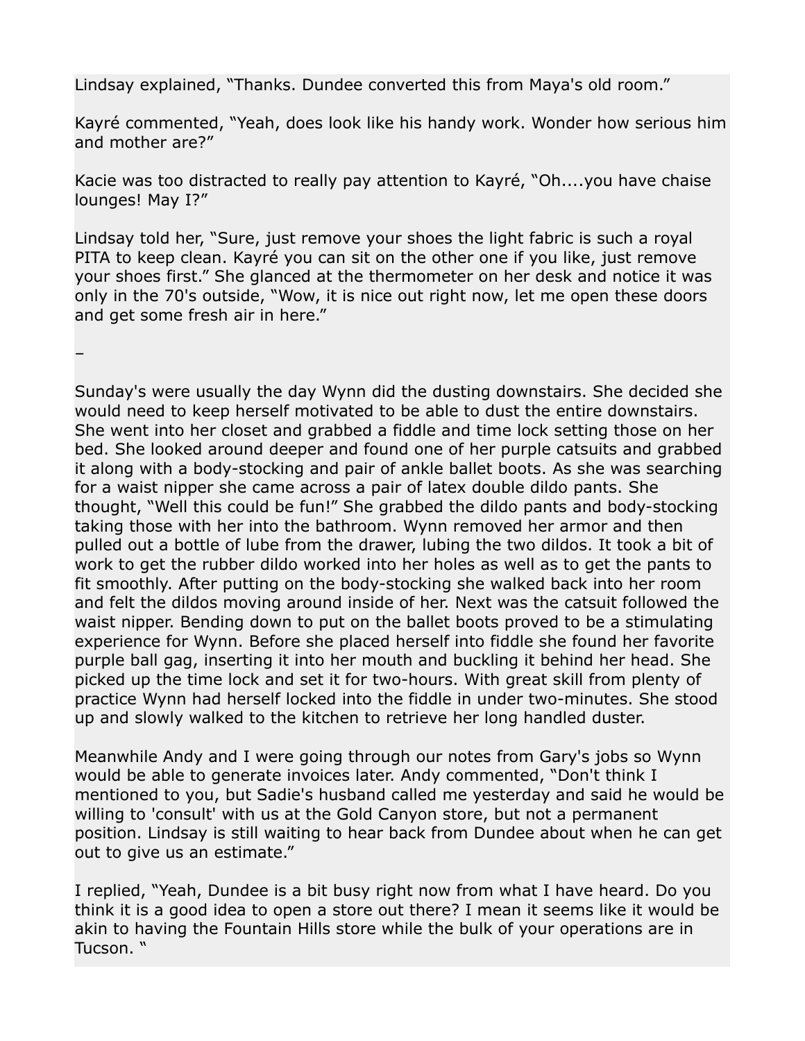Lindsay explained, “Thanks. Dundee converted this from Maya's old room.”

Kayré commented, “Yeah, does look like his handy work. Wonder how serious him and mother are?”

Kacie was too distracted to really pay attention to Kayré, “Oh....you have chaise lounges! May I?”

Lindsay told her, “Sure, just remove your shoes the light fabric is such a royal PITA to keep clean. Kayré you can sit on the other one if you like, just remove your shoes first.” She glanced at the thermometer on her desk and notice it was only in the 70's outside, “Wow, it is nice out right now, let me open these doors and get some fresh air in here.”

–

Sunday's were usually the day Wynn did the dusting downstairs. She decided she would need to keep herself motivated to be able to dust the entire downstairs. She went into her closet and grabbed a fiddle and time lock setting those on her bed. She looked around deeper and found one of her purple catsuits and grabbed it along with a body-stocking and pair of ankle ballet boots. As she was searching for a waist nipper she came across a pair of latex double dildo pants. She thought, “Well this could be fun!” She grabbed the dildo pants and body-stocking taking those with her into the bathroom. Wynn removed her armor and then pulled out a bottle of lube from the drawer, lubing the two dildos. It took a bit of work to get the rubber dildo worked into her holes as well as to get the pants to fit smoothly. After putting on the body-stocking she walked back into her room and felt the dildos moving around inside of her. Next was the catsuit followed the waist nipper. Bending down to put on the ballet boots proved to be a stimulating experience for Wynn. Before she placed herself into fiddle she found her favorite purple ball gag, inserting it into her mouth and buckling it behind her head. She picked up the time lock and set it for two-hours. With great skill from plenty of practice Wynn had herself locked into the fiddle in under two-minutes. She stood up and slowly walked to the kitchen to retrieve her long handled duster.

Meanwhile Andy and I were going through our notes from Gary's jobs so Wynn would be able to generate invoices later. Andy commented, “Don't think I mentioned to you, but Sadie's husband called me yesterday and said he would be willing to 'consult' with us at the Gold Canyon store, but not a permanent position. Lindsay is still waiting to hear back from Dundee about when he can get out to give us an estimate.”

I replied, “Yeah, Dundee is a bit busy right now from what I have heard. Do you think it is a good idea to open a store out there? I mean it seems like it would be akin to having the Fountain Hills store while the bulk of your operations are in Tucson. “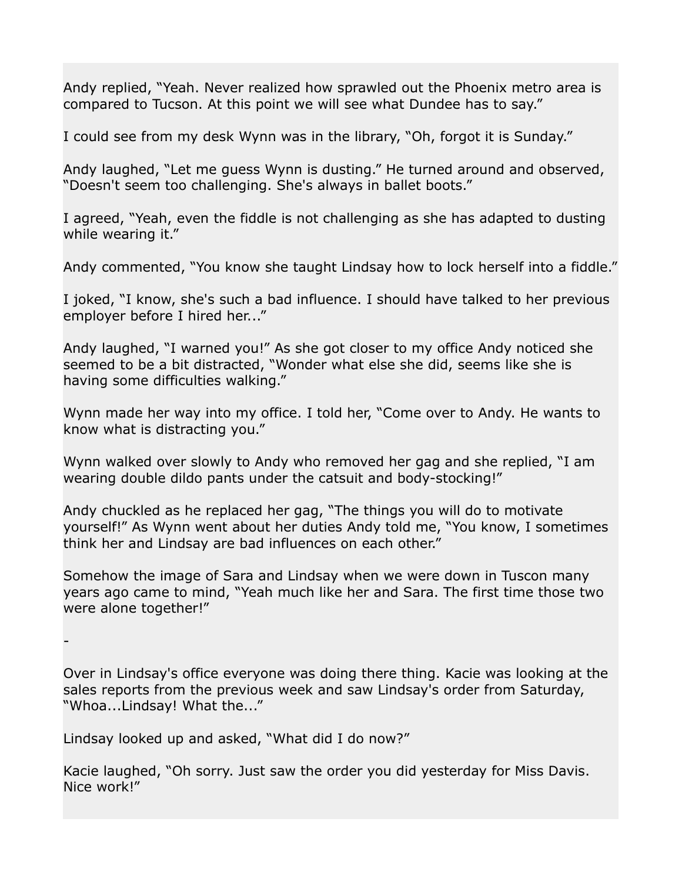Andy replied, "Yeah. Never realized how sprawled out the Phoenix metro area is compared to Tucson. At this point we will see what Dundee has to say."

I could see from my desk Wynn was in the library, "Oh, forgot it is Sunday."

Andy laughed, "Let me guess Wynn is dusting." He turned around and observed, "Doesn't seem too challenging. She's always in ballet boots."

I agreed, "Yeah, even the fiddle is not challenging as she has adapted to dusting while wearing it."

Andy commented, "You know she taught Lindsay how to lock herself into a fiddle."

I joked, "I know, she's such a bad influence. I should have talked to her previous employer before I hired her..."

Andy laughed, "I warned you!" As she got closer to my office Andy noticed she seemed to be a bit distracted, "Wonder what else she did, seems like she is having some difficulties walking."

Wynn made her way into my office. I told her, "Come over to Andy. He wants to know what is distracting you."

Wynn walked over slowly to Andy who removed her gag and she replied, "I am wearing double dildo pants under the catsuit and body-stocking!"

Andy chuckled as he replaced her gag, "The things you will do to motivate yourself!" As Wynn went about her duties Andy told me, "You know, I sometimes think her and Lindsay are bad influences on each other."

Somehow the image of Sara and Lindsay when we were down in Tuscon many years ago came to mind, "Yeah much like her and Sara. The first time those two were alone together!"

-

Over in Lindsay's office everyone was doing there thing. Kacie was looking at the sales reports from the previous week and saw Lindsay's order from Saturday, "Whoa...Lindsay! What the..."

Lindsay looked up and asked, "What did I do now?"

Kacie laughed, "Oh sorry. Just saw the order you did yesterday for Miss Davis. Nice work!"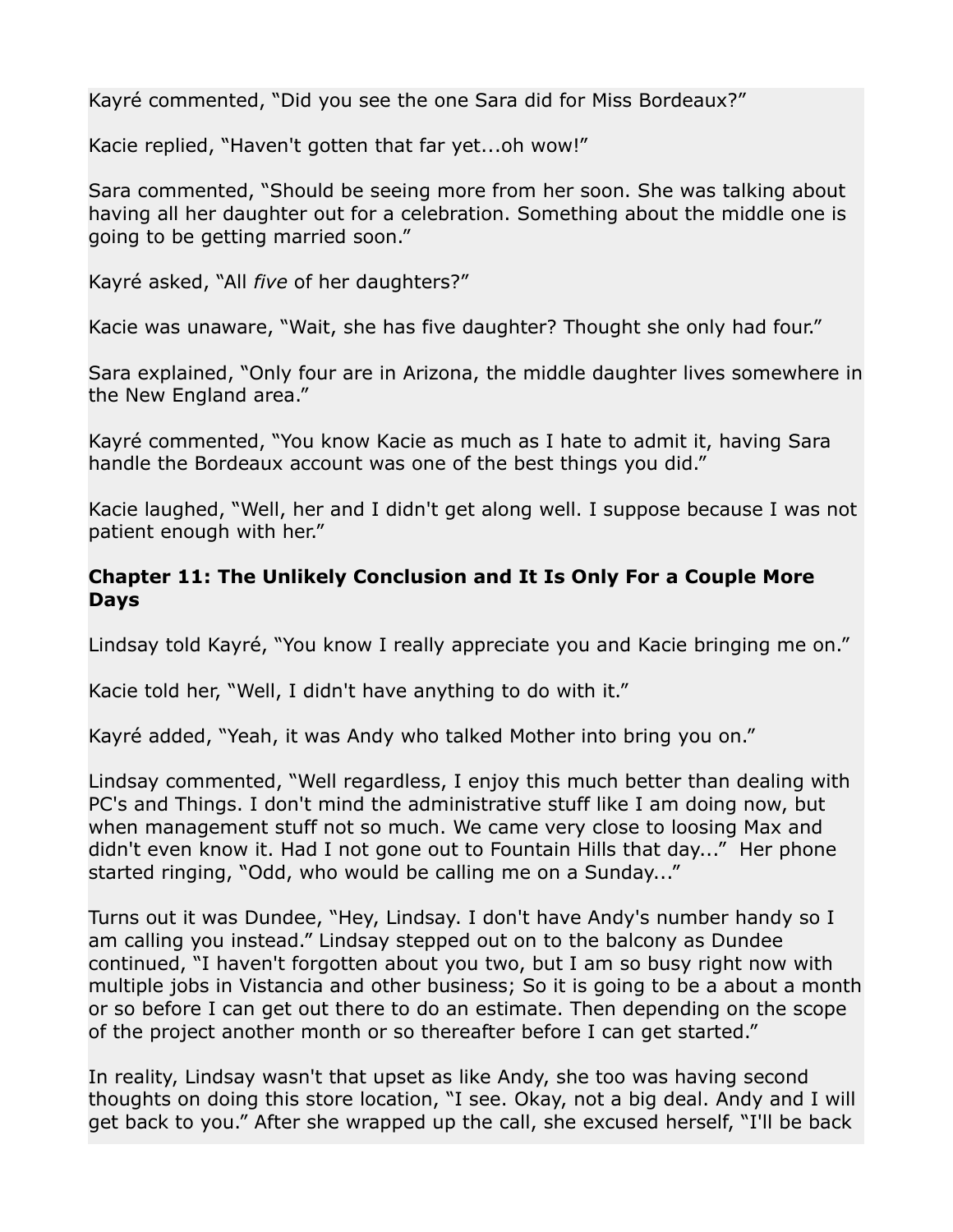Kayré commented, "Did you see the one Sara did for Miss Bordeaux?"

Kacie replied, "Haven't gotten that far yet...oh wow!"

Sara commented, "Should be seeing more from her soon. She was talking about having all her daughter out for a celebration. Something about the middle one is going to be getting married soon."

Kayré asked, "All *five* of her daughters?"

Kacie was unaware, "Wait, she has five daughter? Thought she only had four."

Sara explained, "Only four are in Arizona, the middle daughter lives somewhere in the New England area."

Kayré commented, "You know Kacie as much as I hate to admit it, having Sara handle the Bordeaux account was one of the best things you did."

Kacie laughed, "Well, her and I didn't get along well. I suppose because I was not patient enough with her."

### Chapter 11: The Unlikely Conclusion and It Is Only For a Couple More Days

Lindsay told Kayré, "You know I really appreciate you and Kacie bringing me on."

Kacie told her, "Well, I didn't have anything to do with it."

Kayré added, "Yeah, it was Andy who talked Mother into bring you on."

Lindsay commented, "Well regardless, I enjoy this much better than dealing with PC's and Things. I don't mind the administrative stuff like I am doing now, but when management stuff not so much. We came very close to loosing Max and didn't even know it. Had I not gone out to Fountain Hills that day..." Her phone started ringing, "Odd, who would be calling me on a Sunday..."

Turns out it was Dundee, "Hey, Lindsay. I don't have Andy's number handy so I am calling you instead." Lindsay stepped out on to the balcony as Dundee continued, "I haven't forgotten about you two, but I am so busy right now with multiple jobs in Vistancia and other business; So it is going to be a about a month or so before I can get out there to do an estimate. Then depending on the scope of the project another month or so thereafter before I can get started."

In reality, Lindsay wasn't that upset as like Andy, she too was having second thoughts on doing this store location, "I see. Okay, not a big deal. Andy and I will get back to you." After she wrapped up the call, she excused herself, "I'll be back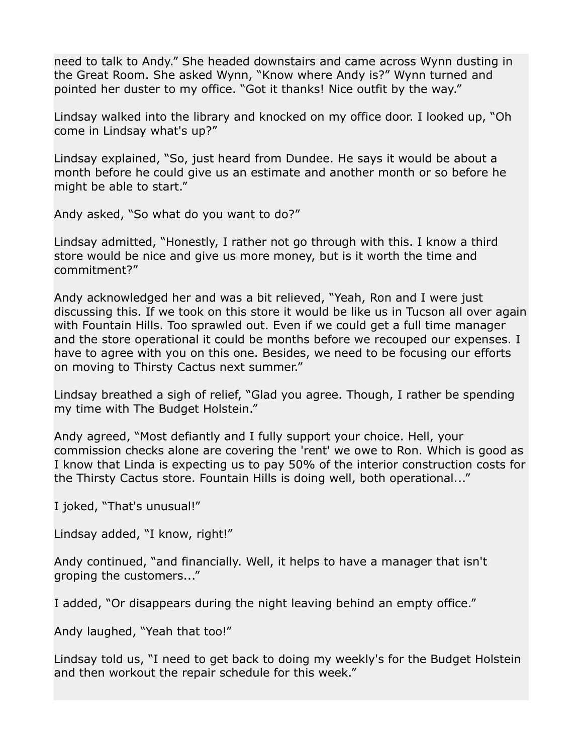need to talk to Andy." She headed downstairs and came across Wynn dusting in the Great Room. She asked Wynn, "Know where Andy is?" Wynn turned and pointed her duster to my office. "Got it thanks! Nice outfit by the way."

Lindsay walked into the library and knocked on my office door. I looked up, "Oh come in Lindsay what's up?"

Lindsay explained, "So, just heard from Dundee. He says it would be about a month before he could give us an estimate and another month or so before he might be able to start."

Andy asked, "So what do you want to do?"

Lindsay admitted, "Honestly, I rather not go through with this. I know a third store would be nice and give us more money, but is it worth the time and commitment?"

Andy acknowledged her and was a bit relieved, "Yeah, Ron and I were just discussing this. If we took on this store it would be like us in Tucson all over again with Fountain Hills. Too sprawled out. Even if we could get a full time manager and the store operational it could be months before we recouped our expenses. I have to agree with you on this one. Besides, we need to be focusing our efforts on moving to Thirsty Cactus next summer."

Lindsay breathed a sigh of relief, "Glad you agree. Though, I rather be spending my time with The Budget Holstein."

Andy agreed, "Most defiantly and I fully support your choice. Hell, your commission checks alone are covering the 'rent' we owe to Ron. Which is good as I know that Linda is expecting us to pay 50% of the interior construction costs for the Thirsty Cactus store. Fountain Hills is doing well, both operational..."

I joked, "That's unusual!"

Lindsay added, "I know, right!"

Andy continued, "and financially. Well, it helps to have a manager that isn't groping the customers..."

I added, "Or disappears during the night leaving behind an empty office."

Andy laughed, "Yeah that too!"

Lindsay told us, "I need to get back to doing my weekly's for the Budget Holstein and then workout the repair schedule for this week."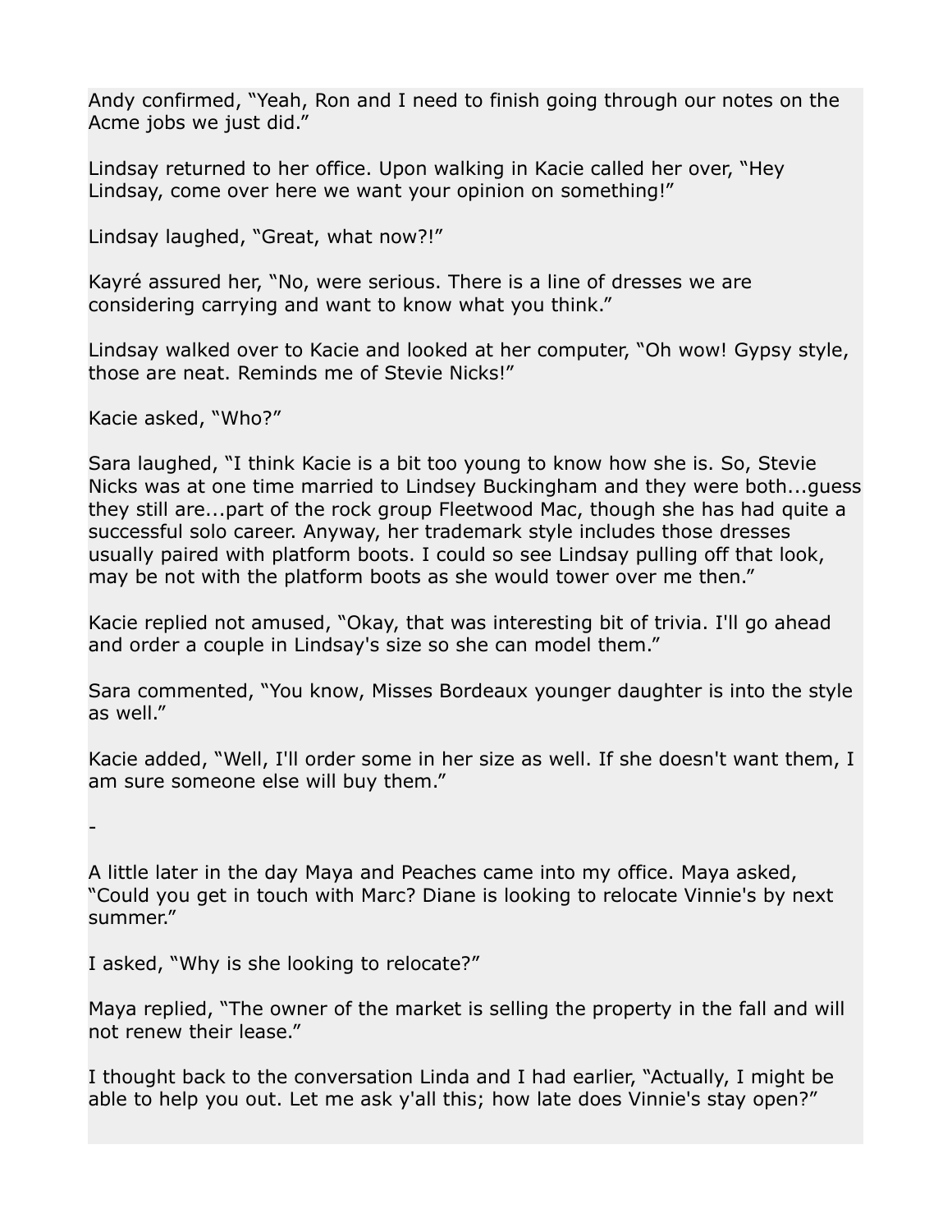Andy confirmed, “Yeah, Ron and I need to finish going through our notes on the Acme jobs we just did.”

Lindsay returned to her office. Upon walking in Kacie called her over, “Hey Lindsay, come over here we want your opinion on something!”

Lindsay laughed, “Great, what now?!”

Kayré assured her, “No, were serious. There is a line of dresses we are considering carrying and want to know what you think.”

Lindsay walked over to Kacie and looked at her computer, “Oh wow! Gypsy style, those are neat. Reminds me of Stevie Nicks!”

Kacie asked, “Who?”

Sara laughed, “I think Kacie is a bit too young to know how she is. So, Stevie Nicks was at one time married to Lindsey Buckingham and they were both...guess they still are...part of the rock group Fleetwood Mac, though she has had quite a successful solo career. Anyway, her trademark style includes those dresses usually paired with platform boots. I could so see Lindsay pulling off that look, may be not with the platform boots as she would tower over me then.”

Kacie replied not amused, “Okay, that was interesting bit of trivia. I'll go ahead and order a couple in Lindsay's size so she can model them.”

Sara commented, “You know, Misses Bordeaux younger daughter is into the style as well.”

Kacie added, “Well, I'll order some in her size as well. If she doesn't want them, I am sure someone else will buy them.”

-

A little later in the day Maya and Peaches came into my office. Maya asked, “Could you get in touch with Marc? Diane is looking to relocate Vinnie's by next summer.”

I asked, “Why is she looking to relocate?”

Maya replied, “The owner of the market is selling the property in the fall and will not renew their lease.”

I thought back to the conversation Linda and I had earlier, “Actually, I might be able to help you out. Let me ask y'all this; how late does Vinnie's stay open?”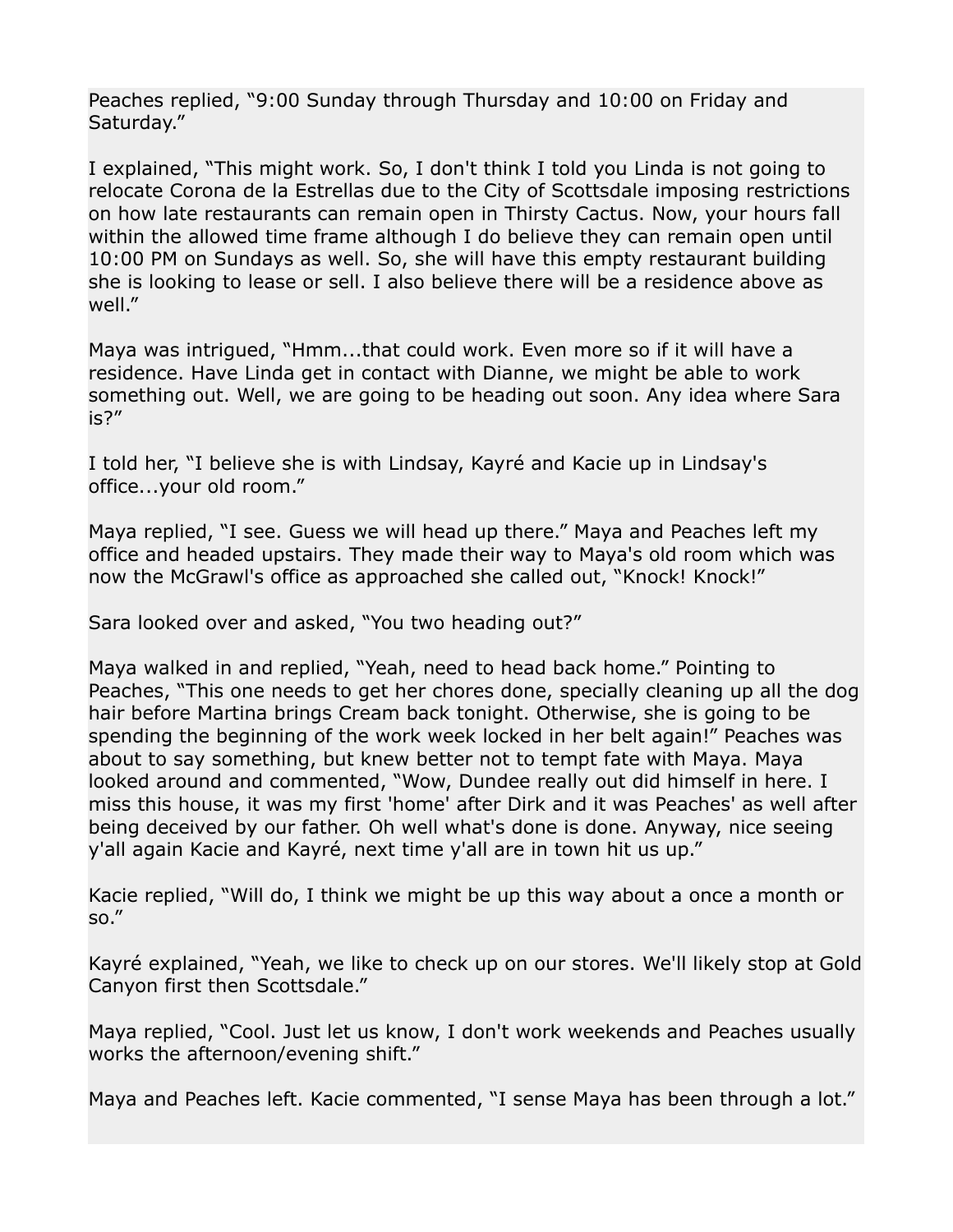Peaches replied, “9:00 Sunday through Thursday and 10:00 on Friday and Saturday.”

I explained, “This might work. So, I don't think I told you Linda is not going to relocate Corona de la Estrellas due to the City of Scottsdale imposing restrictions on how late restaurants can remain open in Thirsty Cactus. Now, your hours fall within the allowed time frame although I do believe they can remain open until 10:00 PM on Sundays as well. So, she will have this empty restaurant building she is looking to lease or sell. I also believe there will be a residence above as well.”

Maya was intrigued, “Hmm...that could work. Even more so if it will have a residence. Have Linda get in contact with Dianne, we might be able to work something out. Well, we are going to be heading out soon. Any idea where Sara is?”

I told her, “I believe she is with Lindsay, Kayré and Kacie up in Lindsay's office...your old room.”

Maya replied, “I see. Guess we will head up there.” Maya and Peaches left my office and headed upstairs. They made their way to Maya's old room which was now the McGrawl's office as approached she called out, “Knock! Knock!”

Sara looked over and asked, “You two heading out?”

Maya walked in and replied, “Yeah, need to head back home.” Pointing to Peaches, “This one needs to get her chores done, specially cleaning up all the dog hair before Martina brings Cream back tonight. Otherwise, she is going to be spending the beginning of the work week locked in her belt again!” Peaches was about to say something, but knew better not to tempt fate with Maya. Maya looked around and commented, “Wow, Dundee really out did himself in here. I miss this house, it was my first 'home' after Dirk and it was Peaches' as well after being deceived by our father. Oh well what's done is done. Anyway, nice seeing y'all again Kacie and Kayré, next time y'all are in town hit us up.”

Kacie replied, “Will do, I think we might be up this way about a once a month or so.”

Kayré explained, “Yeah, we like to check up on our stores. We'll likely stop at Gold Canyon first then Scottsdale.”

Maya replied, “Cool. Just let us know, I don't work weekends and Peaches usually works the afternoon/evening shift.”

Maya and Peaches left. Kacie commented, “I sense Maya has been through a lot.”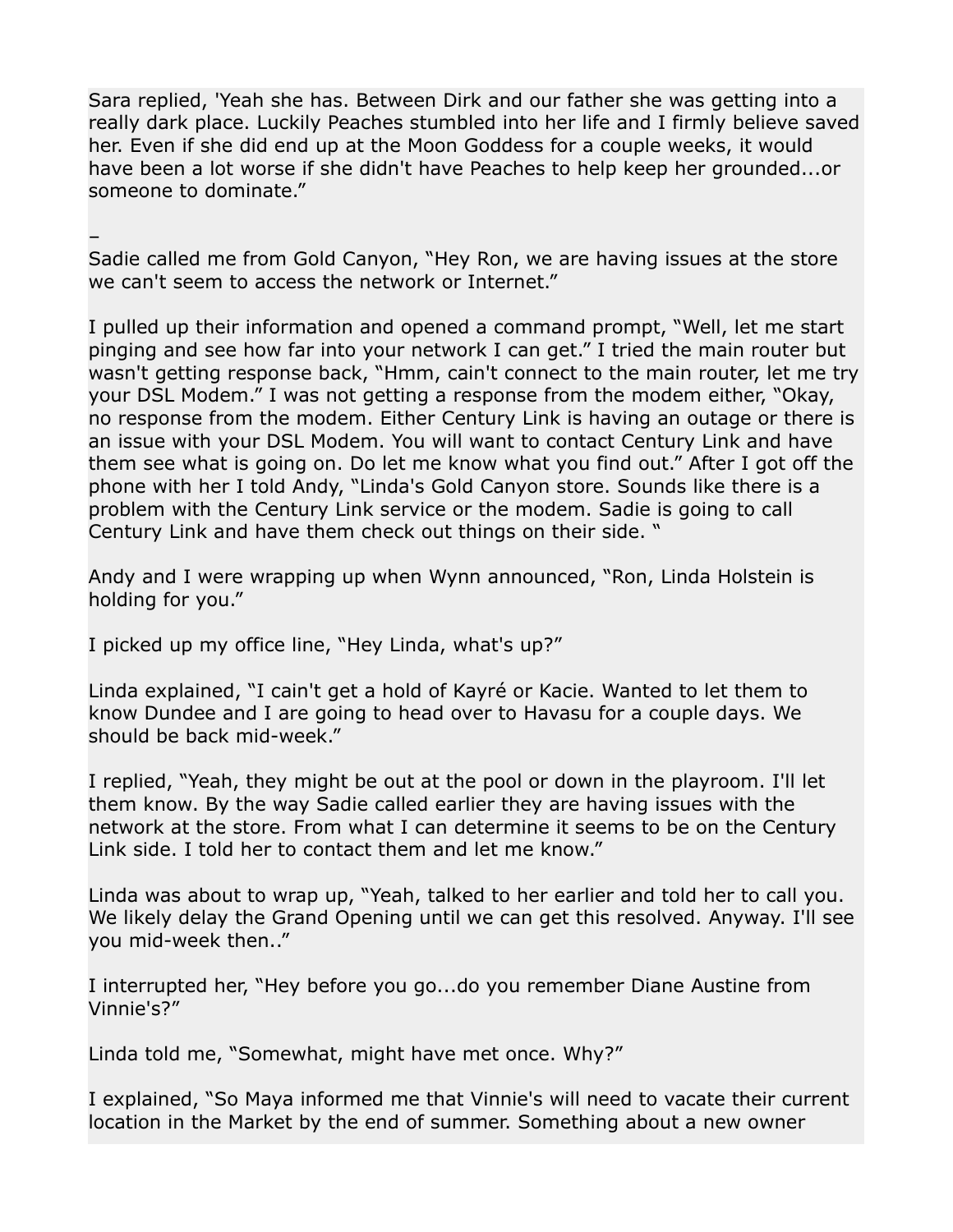Sara replied, 'Yeah she has. Between Dirk and our father she was getting into a really dark place. Luckily Peaches stumbled into her life and I firmly believe saved her. Even if she did end up at the Moon Goddess for a couple weeks, it would have been a lot worse if she didn't have Peaches to help keep her grounded...or someone to dominate."

–

Sadie called me from Gold Canyon, "Hey Ron, we are having issues at the store we can't seem to access the network or Internet."

I pulled up their information and opened a command prompt, "Well, let me start pinging and see how far into your network I can get." I tried the main router but wasn't getting response back, "Hmm, cain't connect to the main router, let me try your DSL Modem." I was not getting a response from the modem either, "Okay, no response from the modem. Either Century Link is having an outage or there is an issue with your DSL Modem. You will want to contact Century Link and have them see what is going on. Do let me know what you find out." After I got off the phone with her I told Andy, "Linda's Gold Canyon store. Sounds like there is a problem with the Century Link service or the modem. Sadie is going to call Century Link and have them check out things on their side. "

Andy and I were wrapping up when Wynn announced, "Ron, Linda Holstein is holding for you."

I picked up my office line, "Hey Linda, what's up?"

Linda explained, "I cain't get a hold of Kayré or Kacie. Wanted to let them to know Dundee and I are going to head over to Havasu for a couple days. We should be back mid-week."

I replied, "Yeah, they might be out at the pool or down in the playroom. I'll let them know. By the way Sadie called earlier they are having issues with the network at the store. From what I can determine it seems to be on the Century Link side. I told her to contact them and let me know."

Linda was about to wrap up, "Yeah, talked to her earlier and told her to call you. We likely delay the Grand Opening until we can get this resolved. Anyway. I'll see you mid-week then.."

I interrupted her, "Hey before you go...do you remember Diane Austine from Vinnie's?"

Linda told me, "Somewhat, might have met once. Why?"

I explained, "So Maya informed me that Vinnie's will need to vacate their current location in the Market by the end of summer. Something about a new owner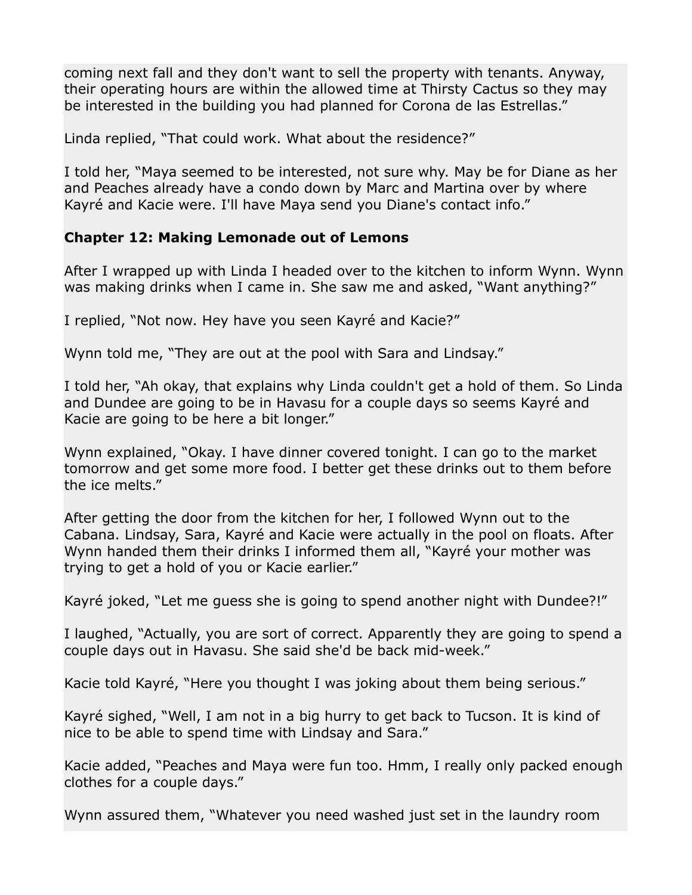coming next fall and they don't want to sell the property with tenants. Anyway, their operating hours are within the allowed time at Thirsty Cactus so they may be interested in the building you had planned for Corona de las Estrellas."

Linda replied, "That could work. What about the residence?"

I told her, "Maya seemed to be interested, not sure why. May be for Diane as her and Peaches already have a condo down by Marc and Martina over by where Kayré and Kacie were. I'll have Maya send you Diane's contact info."

**Chapter 12: Making Lemonade out of Lemons**

After I wrapped up with Linda I headed over to the kitchen to inform Wynn. Wynn was making drinks when I came in. She saw me and asked, "Want anything?"

I replied, "Not now. Hey have you seen Kayré and Kacie?"

Wynn told me, "They are out at the pool with Sara and Lindsay."

I told her, "Ah okay, that explains why Linda couldn't get a hold of them. So Linda and Dundee are going to be in Havasu for a couple days so seems Kayré and Kacie are going to be here a bit longer."

Wynn explained, "Okay. I have dinner covered tonight. I can go to the market tomorrow and get some more food. I better get these drinks out to them before the ice melts."

After getting the door from the kitchen for her, I followed Wynn out to the Cabana. Lindsay, Sara, Kayré and Kacie were actually in the pool on floats. After Wynn handed them their drinks I informed them all, "Kayré your mother was trying to get a hold of you or Kacie earlier."

Kayré joked, "Let me guess she is going to spend another night with Dundee?!"

I laughed, "Actually, you are sort of correct. Apparently they are going to spend a couple days out in Havasu. She said she'd be back mid-week."

Kacie told Kayré, "Here you thought I was joking about them being serious."

Kayré sighed, "Well, I am not in a big hurry to get back to Tucson. It is kind of nice to be able to spend time with Lindsay and Sara."

Kacie added, "Peaches and Maya were fun too. Hmm, I really only packed enough clothes for a couple days."

Wynn assured them, "Whatever you need washed just set in the laundry room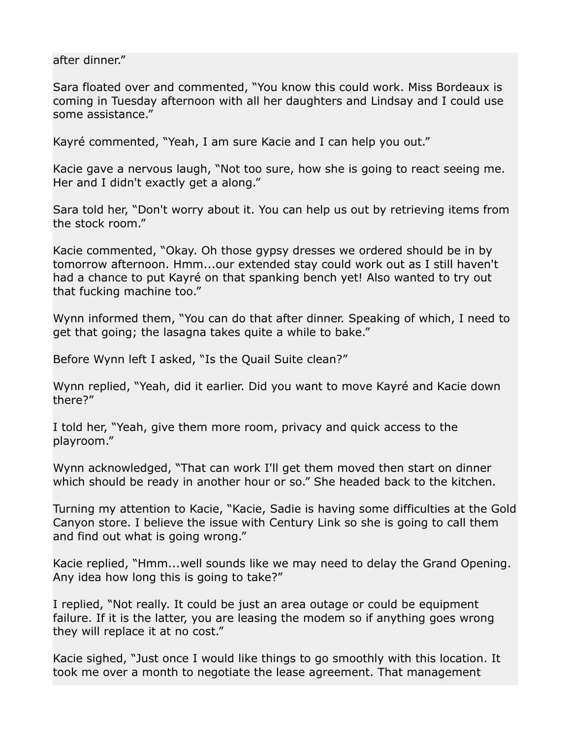after dinner."

Sara floated over and commented, "You know this could work. Miss Bordeaux is coming in Tuesday afternoon with all her daughters and Lindsay and I could use some assistance."

Kayré commented, "Yeah, I am sure Kacie and I can help you out."

Kacie gave a nervous laugh, "Not too sure, how she is going to react seeing me. Her and I didn't exactly get a along."

Sara told her, "Don't worry about it. You can help us out by retrieving items from the stock room."

Kacie commented, "Okay. Oh those gypsy dresses we ordered should be in by tomorrow afternoon. Hmm...our extended stay could work out as I still haven't had a chance to put Kayré on that spanking bench yet! Also wanted to try out that fucking machine too."

Wynn informed them, "You can do that after dinner. Speaking of which, I need to get that going; the lasagna takes quite a while to bake."

Before Wynn left I asked, "Is the Quail Suite clean?"

Wynn replied, "Yeah, did it earlier. Did you want to move Kayré and Kacie down there?"

I told her, "Yeah, give them more room, privacy and quick access to the playroom."

Wynn acknowledged, "That can work I'll get them moved then start on dinner which should be ready in another hour or so." She headed back to the kitchen.

Turning my attention to Kacie, "Kacie, Sadie is having some difficulties at the Gold Canyon store. I believe the issue with Century Link so she is going to call them and find out what is going wrong."

Kacie replied, "Hmm...well sounds like we may need to delay the Grand Opening. Any idea how long this is going to take?"

I replied, "Not really. It could be just an area outage or could be equipment failure. If it is the latter, you are leasing the modem so if anything goes wrong they will replace it at no cost."

Kacie sighed, "Just once I would like things to go smoothly with this location. It took me over a month to negotiate the lease agreement. That management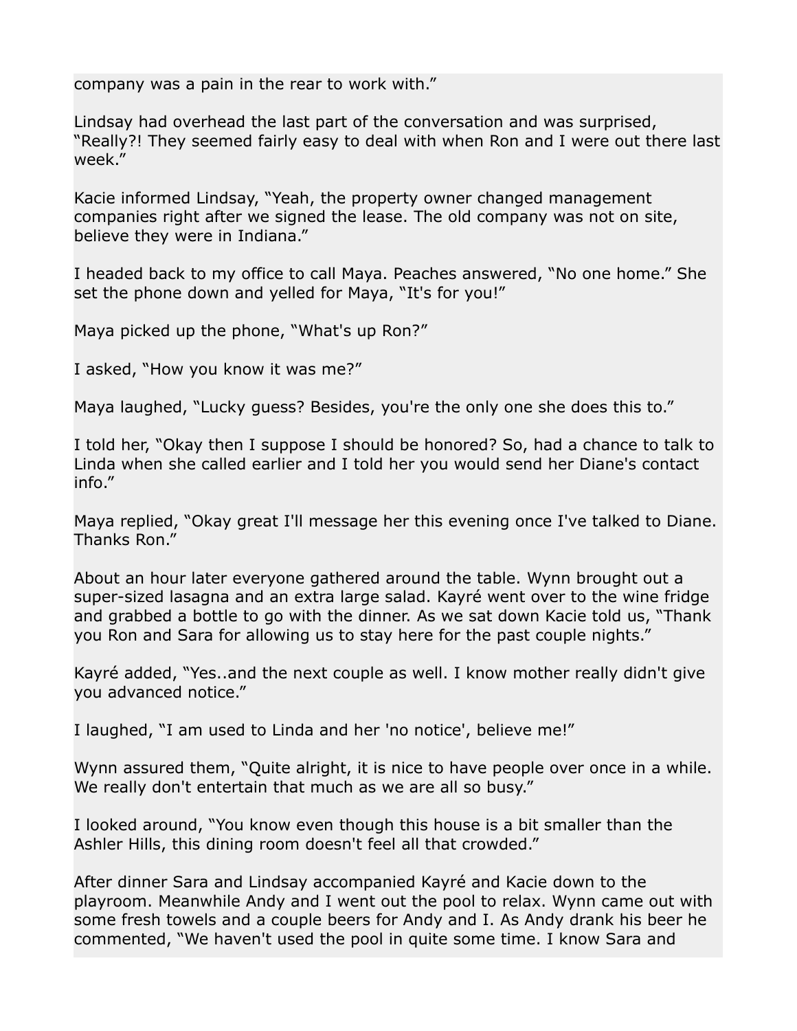company was a pain in the rear to work with."

Lindsay had overhead the last part of the conversation and was surprised, "Really?! They seemed fairly easy to deal with when Ron and I were out there last week."

Kacie informed Lindsay, "Yeah, the property owner changed management companies right after we signed the lease. The old company was not on site, believe they were in Indiana."

I headed back to my office to call Maya. Peaches answered, "No one home." She set the phone down and yelled for Maya, "It's for you!"

Maya picked up the phone, "What's up Ron?"

I asked, "How you know it was me?"

Maya laughed, "Lucky guess? Besides, you're the only one she does this to."

I told her, "Okay then I suppose I should be honored? So, had a chance to talk to Linda when she called earlier and I told her you would send her Diane's contact info."

Maya replied, "Okay great I'll message her this evening once I've talked to Diane. Thanks Ron."

About an hour later everyone gathered around the table. Wynn brought out a super-sized lasagna and an extra large salad. Kayré went over to the wine fridge and grabbed a bottle to go with the dinner. As we sat down Kacie told us, "Thank you Ron and Sara for allowing us to stay here for the past couple nights."

Kayré added, "Yes..and the next couple as well. I know mother really didn't give you advanced notice."

I laughed, "I am used to Linda and her 'no notice', believe me!"

Wynn assured them, "Quite alright, it is nice to have people over once in a while. We really don't entertain that much as we are all so busy."

I looked around, "You know even though this house is a bit smaller than the Ashler Hills, this dining room doesn't feel all that crowded."

After dinner Sara and Lindsay accompanied Kayré and Kacie down to the playroom. Meanwhile Andy and I went out the pool to relax. Wynn came out with some fresh towels and a couple beers for Andy and I. As Andy drank his beer he commented, "We haven't used the pool in quite some time. I know Sara and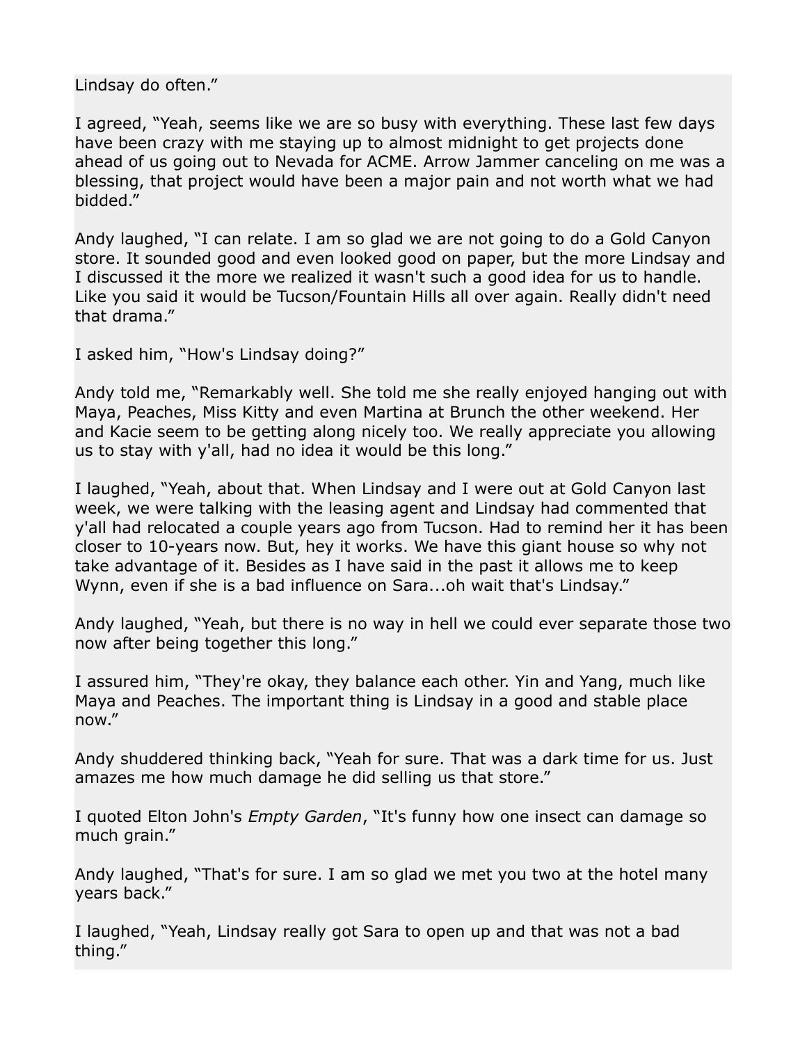Lindsay do often."

I agreed, "Yeah, seems like we are so busy with everything. These last few days have been crazy with me staying up to almost midnight to get projects done ahead of us going out to Nevada for ACME. Arrow Jammer canceling on me was a blessing, that project would have been a major pain and not worth what we had bidded."

Andy laughed, "I can relate. I am so glad we are not going to do a Gold Canyon store. It sounded good and even looked good on paper, but the more Lindsay and I discussed it the more we realized it wasn't such a good idea for us to handle. Like you said it would be Tucson/Fountain Hills all over again. Really didn't need that drama."

I asked him, "How's Lindsay doing?"

Andy told me, "Remarkably well. She told me she really enjoyed hanging out with Maya, Peaches, Miss Kitty and even Martina at Brunch the other weekend. Her and Kacie seem to be getting along nicely too. We really appreciate you allowing us to stay with y'all, had no idea it would be this long."

I laughed, "Yeah, about that. When Lindsay and I were out at Gold Canyon last week, we were talking with the leasing agent and Lindsay had commented that y'all had relocated a couple years ago from Tucson. Had to remind her it has been closer to 10-years now. But, hey it works. We have this giant house so why not take advantage of it. Besides as I have said in the past it allows me to keep Wynn, even if she is a bad influence on Sara...oh wait that's Lindsay."

Andy laughed, "Yeah, but there is no way in hell we could ever separate those two now after being together this long."

I assured him, "They're okay, they balance each other. Yin and Yang, much like Maya and Peaches. The important thing is Lindsay in a good and stable place now."

Andy shuddered thinking back, "Yeah for sure. That was a dark time for us. Just amazes me how much damage he did selling us that store."

I quoted Elton John's *Empty Garden*, "It's funny how one insect can damage so much grain."

Andy laughed, "That's for sure. I am so glad we met you two at the hotel many years back."

I laughed, "Yeah, Lindsay really got Sara to open up and that was not a bad thing."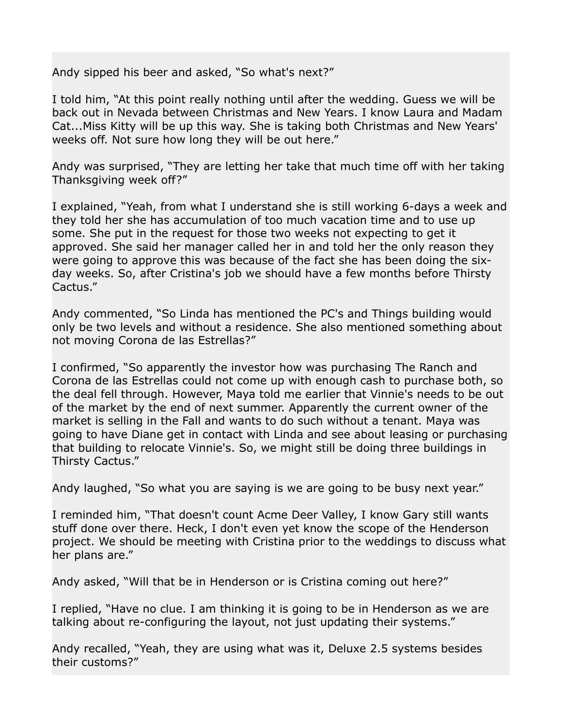Andy sipped his beer and asked, “So what's next?”

I told him, “At this point really nothing until after the wedding. Guess we will be back out in Nevada between Christmas and New Years. I know Laura and Madam Cat...Miss Kitty will be up this way. She is taking both Christmas and New Years' weeks off. Not sure how long they will be out here.”

Andy was surprised, “They are letting her take that much time off with her taking Thanksgiving week off?”

I explained, “Yeah, from what I understand she is still working 6-days a week and they told her she has accumulation of too much vacation time and to use up some. She put in the request for those two weeks not expecting to get it approved. She said her manager called her in and told her the only reason they were going to approve this was because of the fact she has been doing the six-day weeks. So, after Cristina's job we should have a few months before Thirsty Cactus.”

Andy commented, “So Linda has mentioned the PC's and Things building would only be two levels and without a residence. She also mentioned something about not moving Corona de las Estrellas?”

I confirmed, “So apparently the investor how was purchasing The Ranch and Corona de las Estrellas could not come up with enough cash to purchase both, so the deal fell through. However, Maya told me earlier that Vinnie's needs to be out of the market by the end of next summer. Apparently the current owner of the market is selling in the Fall and wants to do such without a tenant. Maya was going to have Diane get in contact with Linda and see about leasing or purchasing that building to relocate Vinnie's. So, we might still be doing three buildings in Thirsty Cactus.”

Andy laughed, “So what you are saying is we are going to be busy next year.”

I reminded him, “That doesn't count Acme Deer Valley, I know Gary still wants stuff done over there. Heck, I don't even yet know the scope of the Henderson project. We should be meeting with Cristina prior to the weddings to discuss what her plans are.”

Andy asked, “Will that be in Henderson or is Cristina coming out here?”

I replied, “Have no clue. I am thinking it is going to be in Henderson as we are talking about re-configuring the layout, not just updating their systems.”

Andy recalled, “Yeah, they are using what was it, Deluxe 2.5 systems besides their customs?”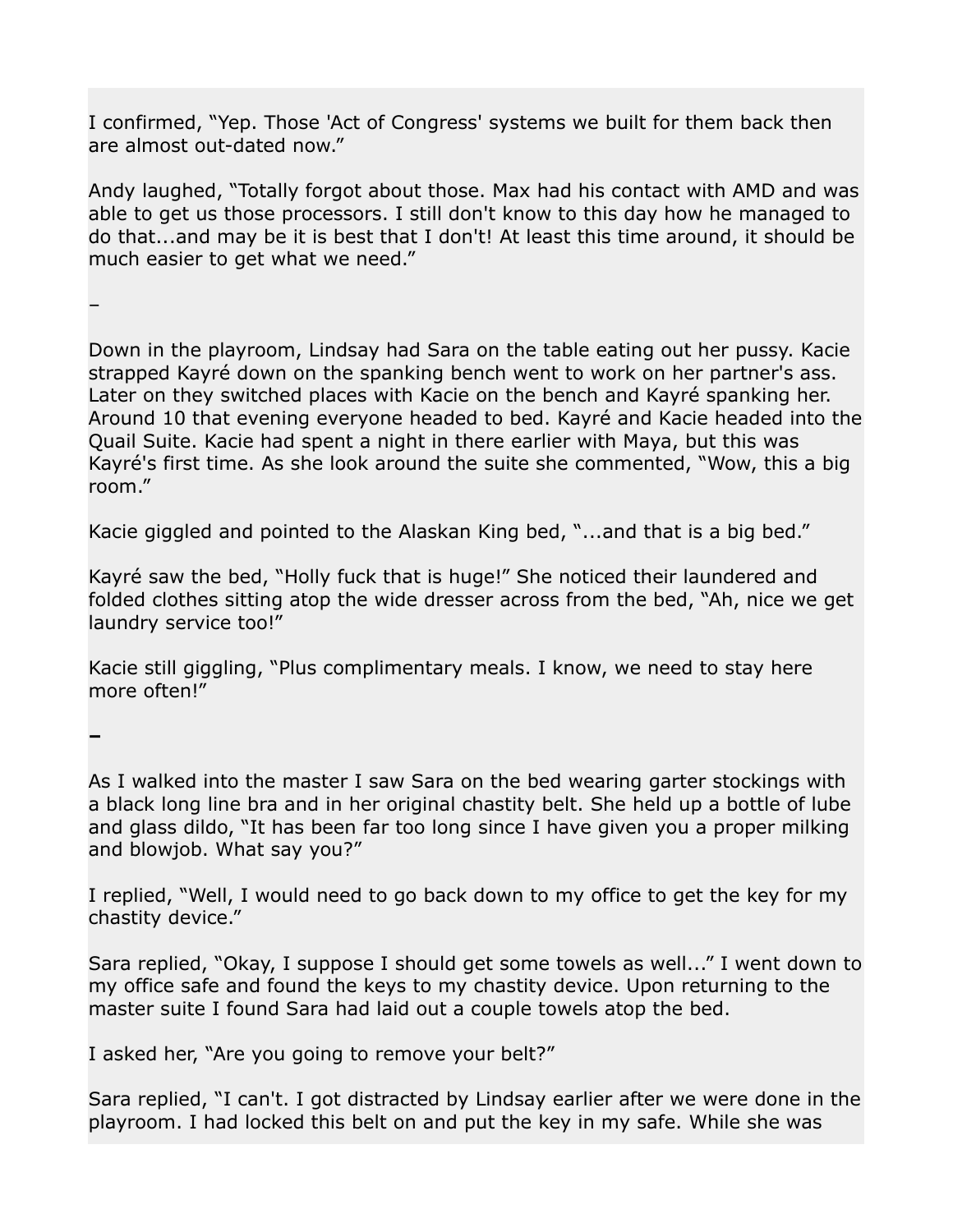I confirmed, “Yep. Those 'Act of Congress' systems we built for them back then are almost out-dated now.”

Andy laughed, “Totally forgot about those. Max had his contact with AMD and was able to get us those processors. I still don't know to this day how he managed to do that...and may be it is best that I don't! At least this time around, it should be much easier to get what we need.”

–

Down in the playroom, Lindsay had Sara on the table eating out her pussy. Kacie strapped Kayré down on the spanking bench went to work on her partner's ass. Later on they switched places with Kacie on the bench and Kayré spanking her. Around 10 that evening everyone headed to bed. Kayré and Kacie headed into the Quail Suite. Kacie had spent a night in there earlier with Maya, but this was Kayré's first time. As she look around the suite she commented, “Wow, this a big room.”

Kacie giggled and pointed to the Alaskan King bed, “...and that is a big bed.”

Kayré saw the bed, “Holly fuck that is huge!” She noticed their laundered and folded clothes sitting atop the wide dresser across from the bed, “Ah, nice we get laundry service too!”

Kacie still giggling, “Plus complimentary meals. I know, we need to stay here more often!”

–

As I walked into the master I saw Sara on the bed wearing garter stockings with a black long line bra and in her original chastity belt. She held up a bottle of lube and glass dildo, “It has been far too long since I have given you a proper milking and blowjob. What say you?”

I replied, “Well, I would need to go back down to my office to get the key for my chastity device.”

Sara replied, “Okay, I suppose I should get some towels as well...” I went down to my office safe and found the keys to my chastity device. Upon returning to the master suite I found Sara had laid out a couple towels atop the bed.

I asked her, “Are you going to remove your belt?”

Sara replied, “I can't. I got distracted by Lindsay earlier after we were done in the playroom. I had locked this belt on and put the key in my safe. While she was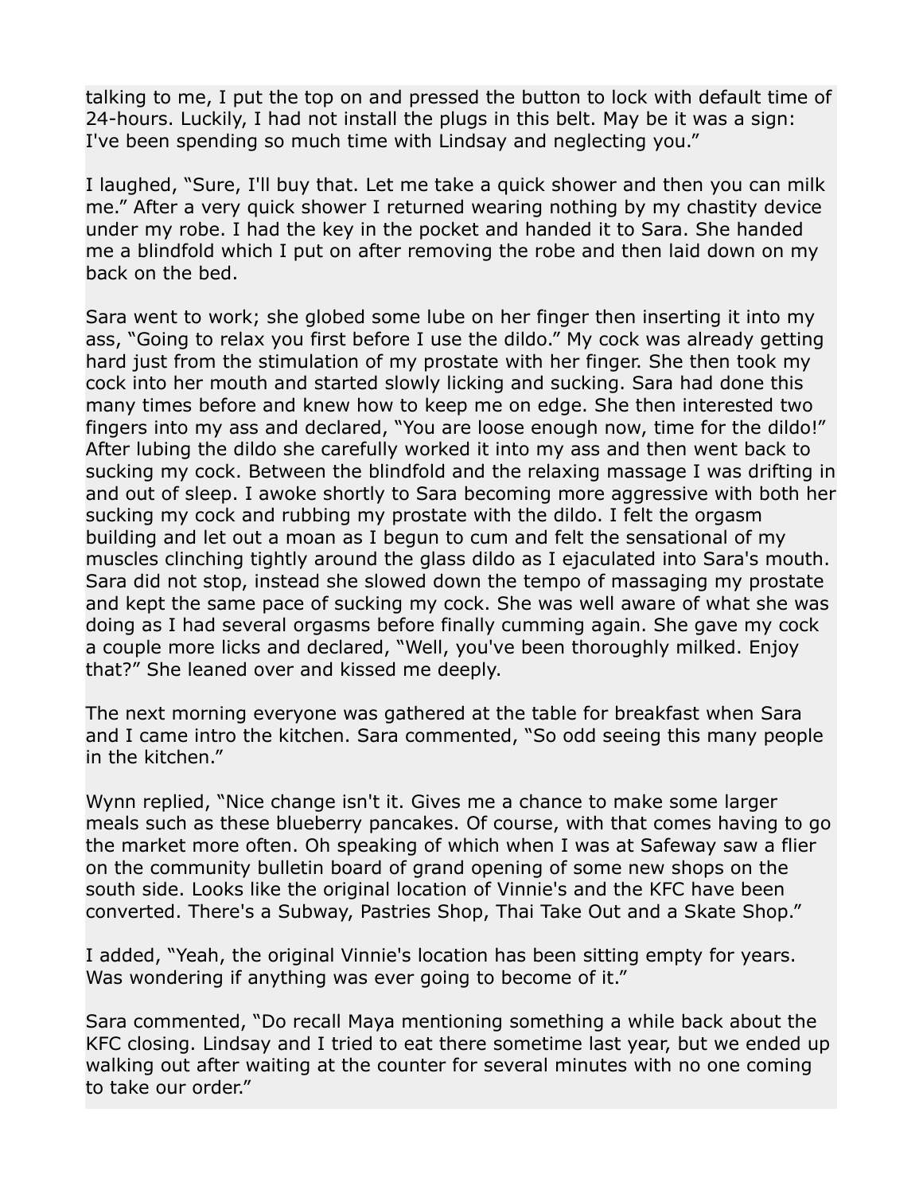talking to me, I put the top on and pressed the button to lock with default time of 24-hours. Luckily, I had not install the plugs in this belt. May be it was a sign: I've been spending so much time with Lindsay and neglecting you."

I laughed, "Sure, I'll buy that. Let me take a quick shower and then you can milk me." After a very quick shower I returned wearing nothing by my chastity device under my robe. I had the key in the pocket and handed it to Sara. She handed me a blindfold which I put on after removing the robe and then laid down on my back on the bed.

Sara went to work; she globed some lube on her finger then inserting it into my ass, "Going to relax you first before I use the dildo." My cock was already getting hard just from the stimulation of my prostate with her finger. She then took my cock into her mouth and started slowly licking and sucking. Sara had done this many times before and knew how to keep me on edge. She then interested two fingers into my ass and declared, "You are loose enough now, time for the dildo!" After lubing the dildo she carefully worked it into my ass and then went back to sucking my cock. Between the blindfold and the relaxing massage I was drifting in and out of sleep. I awoke shortly to Sara becoming more aggressive with both her sucking my cock and rubbing my prostate with the dildo. I felt the orgasm building and let out a moan as I begun to cum and felt the sensational of my muscles clinching tightly around the glass dildo as I ejaculated into Sara's mouth. Sara did not stop, instead she slowed down the tempo of massaging my prostate and kept the same pace of sucking my cock. She was well aware of what she was doing as I had several orgasms before finally cumming again. She gave my cock a couple more licks and declared, "Well, you've been thoroughly milked. Enjoy that?" She leaned over and kissed me deeply.

The next morning everyone was gathered at the table for breakfast when Sara and I came intro the kitchen. Sara commented, "So odd seeing this many people in the kitchen."

Wynn replied, "Nice change isn't it. Gives me a chance to make some larger meals such as these blueberry pancakes. Of course, with that comes having to go the market more often. Oh speaking of which when I was at Safeway saw a flier on the community bulletin board of grand opening of some new shops on the south side. Looks like the original location of Vinnie's and the KFC have been converted. There's a Subway, Pastries Shop, Thai Take Out and a Skate Shop."

I added, "Yeah, the original Vinnie's location has been sitting empty for years. Was wondering if anything was ever going to become of it."

Sara commented, "Do recall Maya mentioning something a while back about the KFC closing. Lindsay and I tried to eat there sometime last year, but we ended up walking out after waiting at the counter for several minutes with no one coming to take our order."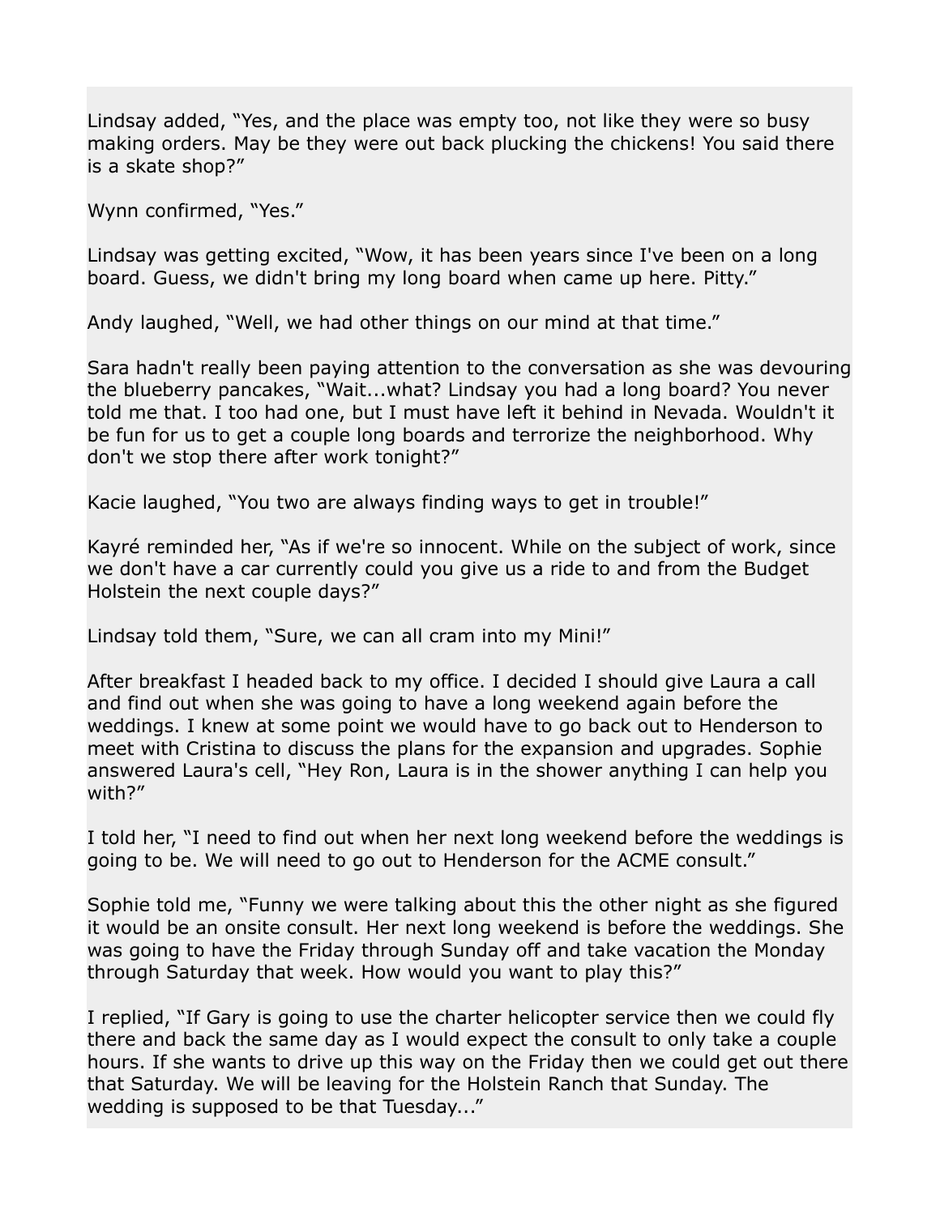Lindsay added, “Yes, and the place was empty too, not like they were so busy making orders. May be they were out back plucking the chickens! You said there is a skate shop?”

Wynn confirmed, “Yes.”

Lindsay was getting excited, “Wow, it has been years since I've been on a long board. Guess, we didn't bring my long board when came up here. Pitty.”

Andy laughed, “Well, we had other things on our mind at that time.”

Sara hadn't really been paying attention to the conversation as she was devouring the blueberry pancakes, “Wait...what? Lindsay you had a long board? You never told me that. I too had one, but I must have left it behind in Nevada. Wouldn't it be fun for us to get a couple long boards and terrorize the neighborhood. Why don't we stop there after work tonight?”

Kacie laughed, “You two are always finding ways to get in trouble!”

Kayré reminded her, “As if we're so innocent. While on the subject of work, since we don't have a car currently could you give us a ride to and from the Budget Holstein the next couple days?”

Lindsay told them, “Sure, we can all cram into my Mini!”

After breakfast I headed back to my office. I decided I should give Laura a call and find out when she was going to have a long weekend again before the weddings. I knew at some point we would have to go back out to Henderson to meet with Cristina to discuss the plans for the expansion and upgrades. Sophie answered Laura's cell, “Hey Ron, Laura is in the shower anything I can help you with?”

I told her, “I need to find out when her next long weekend before the weddings is going to be. We will need to go out to Henderson for the ACME consult.”

Sophie told me, “Funny we were talking about this the other night as she figured it would be an onsite consult. Her next long weekend is before the weddings. She was going to have the Friday through Sunday off and take vacation the Monday through Saturday that week. How would you want to play this?”

I replied, “If Gary is going to use the charter helicopter service then we could fly there and back the same day as I would expect the consult to only take a couple hours. If she wants to drive up this way on the Friday then we could get out there that Saturday. We will be leaving for the Holstein Ranch that Sunday. The wedding is supposed to be that Tuesday...”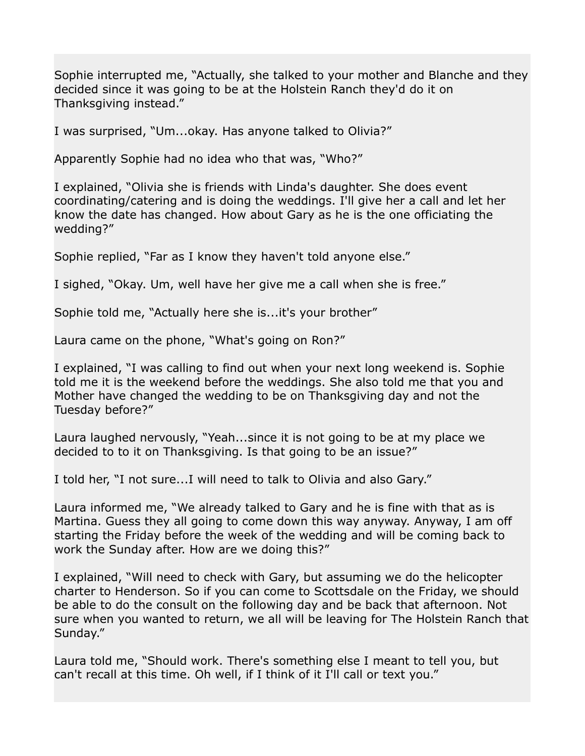Sophie interrupted me, “Actually, she talked to your mother and Blanche and they decided since it was going to be at the Holstein Ranch they'd do it on Thanksgiving instead.”

I was surprised, “Um...okay. Has anyone talked to Olivia?”

Apparently Sophie had no idea who that was, “Who?”

I explained, “Olivia she is friends with Linda's daughter. She does event coordinating/catering and is doing the weddings. I'll give her a call and let her know the date has changed. How about Gary as he is the one officiating the wedding?”

Sophie replied, “Far as I know they haven't told anyone else.”

I sighed, “Okay. Um, well have her give me a call when she is free.”

Sophie told me, “Actually here she is...it's your brother”

Laura came on the phone, “What's going on Ron?”

I explained, “I was calling to find out when your next long weekend is. Sophie told me it is the weekend before the weddings. She also told me that you and Mother have changed the wedding to be on Thanksgiving day and not the Tuesday before?”

Laura laughed nervously, “Yeah...since it is not going to be at my place we decided to to it on Thanksgiving. Is that going to be an issue?”

I told her, “I not sure...I will need to talk to Olivia and also Gary.”

Laura informed me, “We already talked to Gary and he is fine with that as is Martina. Guess they all going to come down this way anyway. Anyway, I am off starting the Friday before the week of the wedding and will be coming back to work the Sunday after. How are we doing this?”

I explained, “Will need to check with Gary, but assuming we do the helicopter charter to Henderson. So if you can come to Scottsdale on the Friday, we should be able to do the consult on the following day and be back that afternoon. Not sure when you wanted to return, we all will be leaving for The Holstein Ranch that Sunday.”

Laura told me, “Should work. There's something else I meant to tell you, but can't recall at this time. Oh well, if I think of it I'll call or text you.”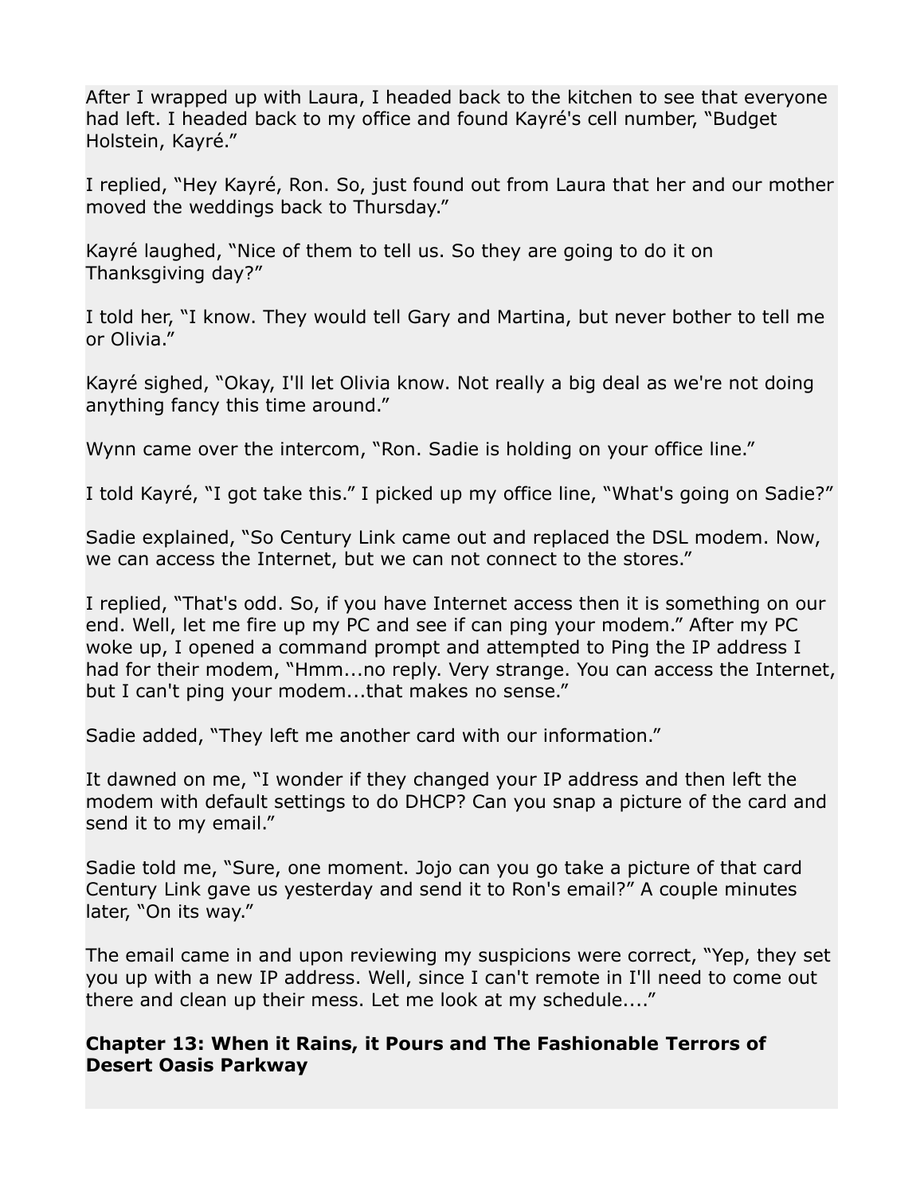After I wrapped up with Laura, I headed back to the kitchen to see that everyone had left. I headed back to my office and found Kayré's cell number, “Budget Holstein, Kayré.”

I replied, “Hey Kayré, Ron. So, just found out from Laura that her and our mother moved the weddings back to Thursday.”

Kayré laughed, “Nice of them to tell us. So they are going to do it on Thanksgiving day?”

I told her, “I know. They would tell Gary and Martina, but never bother to tell me or Olivia.”

Kayré sighed, “Okay, I'll let Olivia know. Not really a big deal as we're not doing anything fancy this time around.”

Wynn came over the intercom, “Ron. Sadie is holding on your office line.”

I told Kayré, “I got take this.” I picked up my office line, “What's going on Sadie?”

Sadie explained, “So Century Link came out and replaced the DSL modem. Now, we can access the Internet, but we can not connect to the stores.”

I replied, “That's odd. So, if you have Internet access then it is something on our end. Well, let me fire up my PC and see if can ping your modem.” After my PC woke up, I opened a command prompt and attempted to Ping the IP address I had for their modem, “Hmm...no reply. Very strange. You can access the Internet, but I can't ping your modem...that makes no sense.”

Sadie added, “They left me another card with our information.”

It dawned on me, “I wonder if they changed your IP address and then left the modem with default settings to do DHCP? Can you snap a picture of the card and send it to my email.”

Sadie told me, “Sure, one moment. Jojo can you go take a picture of that card Century Link gave us yesterday and send it to Ron's email?” A couple minutes later, “On its way.”

The email came in and upon reviewing my suspicions were correct, “Yep, they set you up with a new IP address. Well, since I can't remote in I'll need to come out there and clean up their mess. Let me look at my schedule....”

## Chapter 13: When it Rains, it Pours and The Fashionable Terrors of Desert Oasis Parkway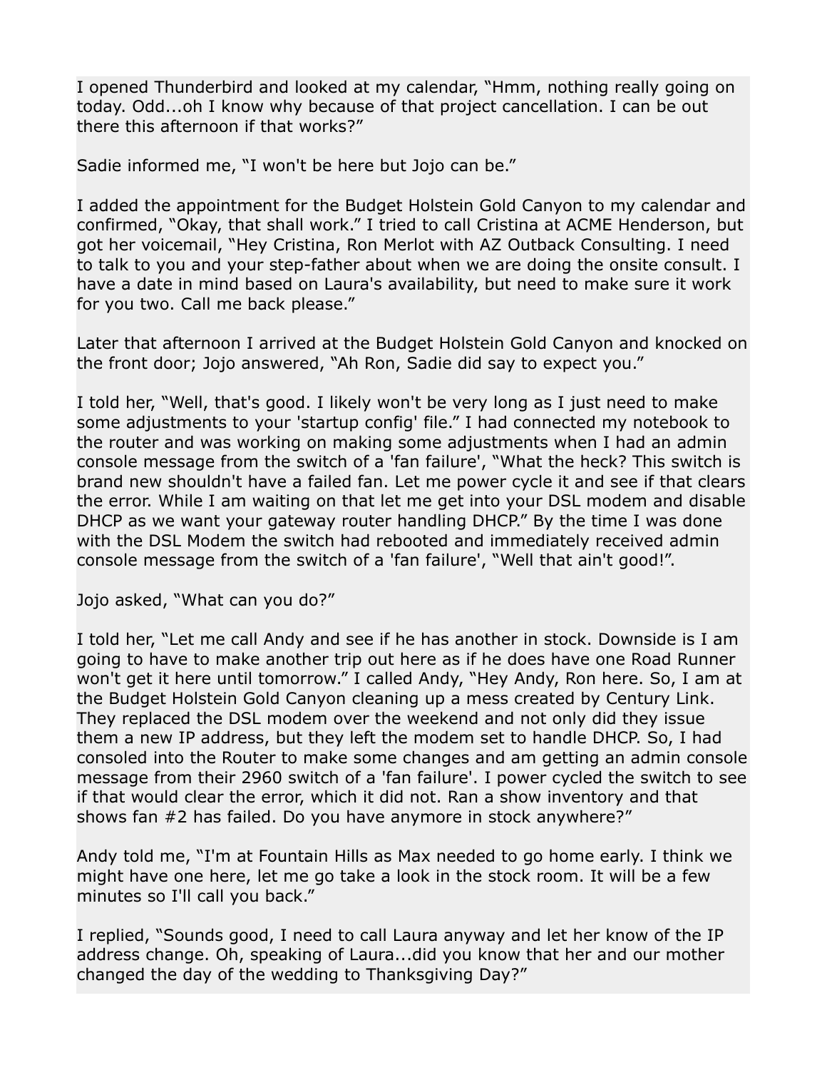I opened Thunderbird and looked at my calendar, “Hmm, nothing really going on today. Odd...oh I know why because of that project cancellation. I can be out there this afternoon if that works?”

Sadie informed me, “I won't be here but Jojo can be.”

I added the appointment for the Budget Holstein Gold Canyon to my calendar and confirmed, “Okay, that shall work.” I tried to call Cristina at ACME Henderson, but got her voicemail, “Hey Cristina, Ron Merlot with AZ Outback Consulting. I need to talk to you and your step-father about when we are doing the onsite consult. I have a date in mind based on Laura's availability, but need to make sure it work for you two. Call me back please.”

Later that afternoon I arrived at the Budget Holstein Gold Canyon and knocked on the front door; Jojo answered, “Ah Ron, Sadie did say to expect you.”

I told her, “Well, that's good. I likely won't be very long as I just need to make some adjustments to your 'startup config' file.” I had connected my notebook to the router and was working on making some adjustments when I had an admin console message from the switch of a 'fan failure', “What the heck? This switch is brand new shouldn't have a failed fan. Let me power cycle it and see if that clears the error. While I am waiting on that let me get into your DSL modem and disable DHCP as we want your gateway router handling DHCP.” By the time I was done with the DSL Modem the switch had rebooted and immediately received admin console message from the switch of a 'fan failure', “Well that ain't good!”.

Jojo asked, “What can you do?”

I told her, “Let me call Andy and see if he has another in stock. Downside is I am going to have to make another trip out here as if he does have one Road Runner won't get it here until tomorrow.” I called Andy, “Hey Andy, Ron here. So, I am at the Budget Holstein Gold Canyon cleaning up a mess created by Century Link. They replaced the DSL modem over the weekend and not only did they issue them a new IP address, but they left the modem set to handle DHCP. So, I had consoled into the Router to make some changes and am getting an admin console message from their 2960 switch of a 'fan failure'. I power cycled the switch to see if that would clear the error, which it did not. Ran a show inventory and that shows fan #2 has failed. Do you have anymore in stock anywhere?”

Andy told me, “I'm at Fountain Hills as Max needed to go home early. I think we might have one here, let me go take a look in the stock room. It will be a few minutes so I'll call you back.”

I replied, “Sounds good, I need to call Laura anyway and let her know of the IP address change. Oh, speaking of Laura...did you know that her and our mother changed the day of the wedding to Thanksgiving Day?”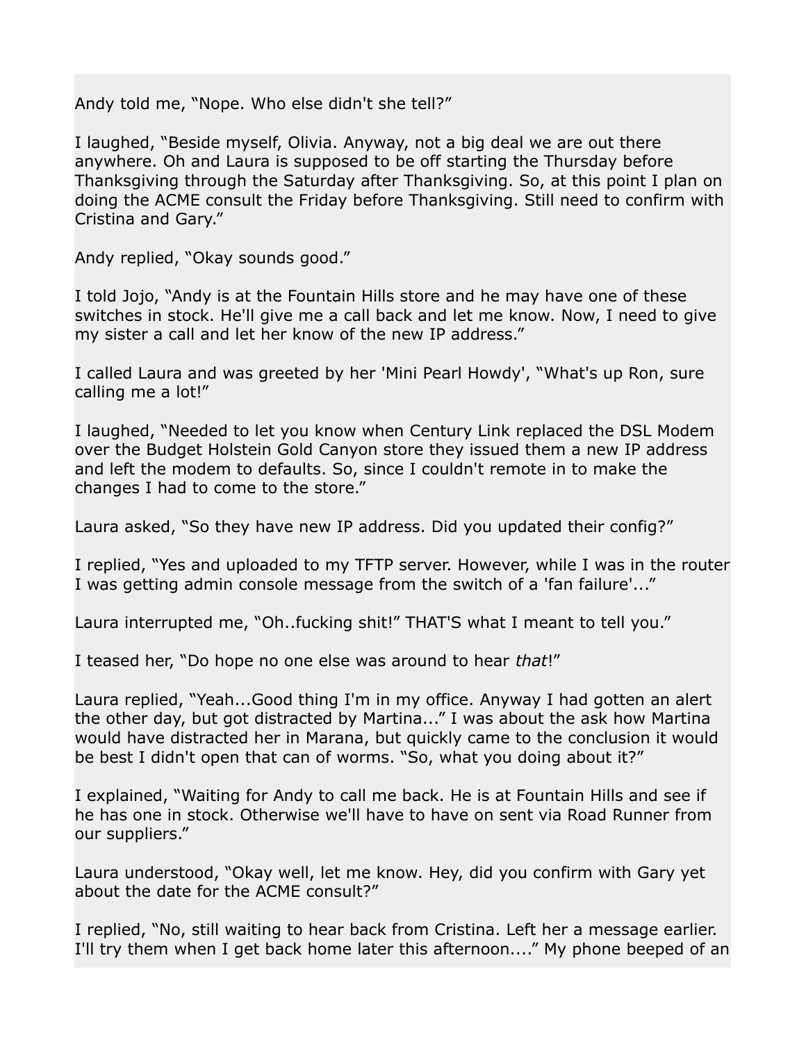Andy told me, “Nope. Who else didn't she tell?”

I laughed, “Beside myself, Olivia. Anyway, not a big deal we are out there anywhere. Oh and Laura is supposed to be off starting the Thursday before Thanksgiving through the Saturday after Thanksgiving. So, at this point I plan on doing the ACME consult the Friday before Thanksgiving. Still need to confirm with Cristina and Gary.”

Andy replied, “Okay sounds good.”

I told Jojo, “Andy is at the Fountain Hills store and he may have one of these switches in stock. He'll give me a call back and let me know. Now, I need to give my sister a call and let her know of the new IP address.”

I called Laura and was greeted by her 'Mini Pearl Howdy', “What's up Ron, sure calling me a lot!”

I laughed, “Needed to let you know when Century Link replaced the DSL Modem over the Budget Holstein Gold Canyon store they issued them a new IP address and left the modem to defaults. So, since I couldn't remote in to make the changes I had to come to the store.”

Laura asked, “So they have new IP address. Did you updated their config?”

I replied, “Yes and uploaded to my TFTP server. However, while I was in the router I was getting admin console message from the switch of a 'fan failure'...”

Laura interrupted me, “Oh..fucking shit!” THAT'S what I meant to tell you.”

I teased her, “Do hope no one else was around to hear *that*!”

Laura replied, “Yeah...Good thing I'm in my office. Anyway I had gotten an alert the other day, but got distracted by Martina...” I was about the ask how Martina would have distracted her in Marana, but quickly came to the conclusion it would be best I didn't open that can of worms. “So, what you doing about it?”

I explained, “Waiting for Andy to call me back. He is at Fountain Hills and see if he has one in stock. Otherwise we'll have to have on sent via Road Runner from our suppliers.”

Laura understood, “Okay well, let me know. Hey, did you confirm with Gary yet about the date for the ACME consult?”

I replied, “No, still waiting to hear back from Cristina. Left her a message earlier. I'll try them when I get back home later this afternoon....” My phone beeped of an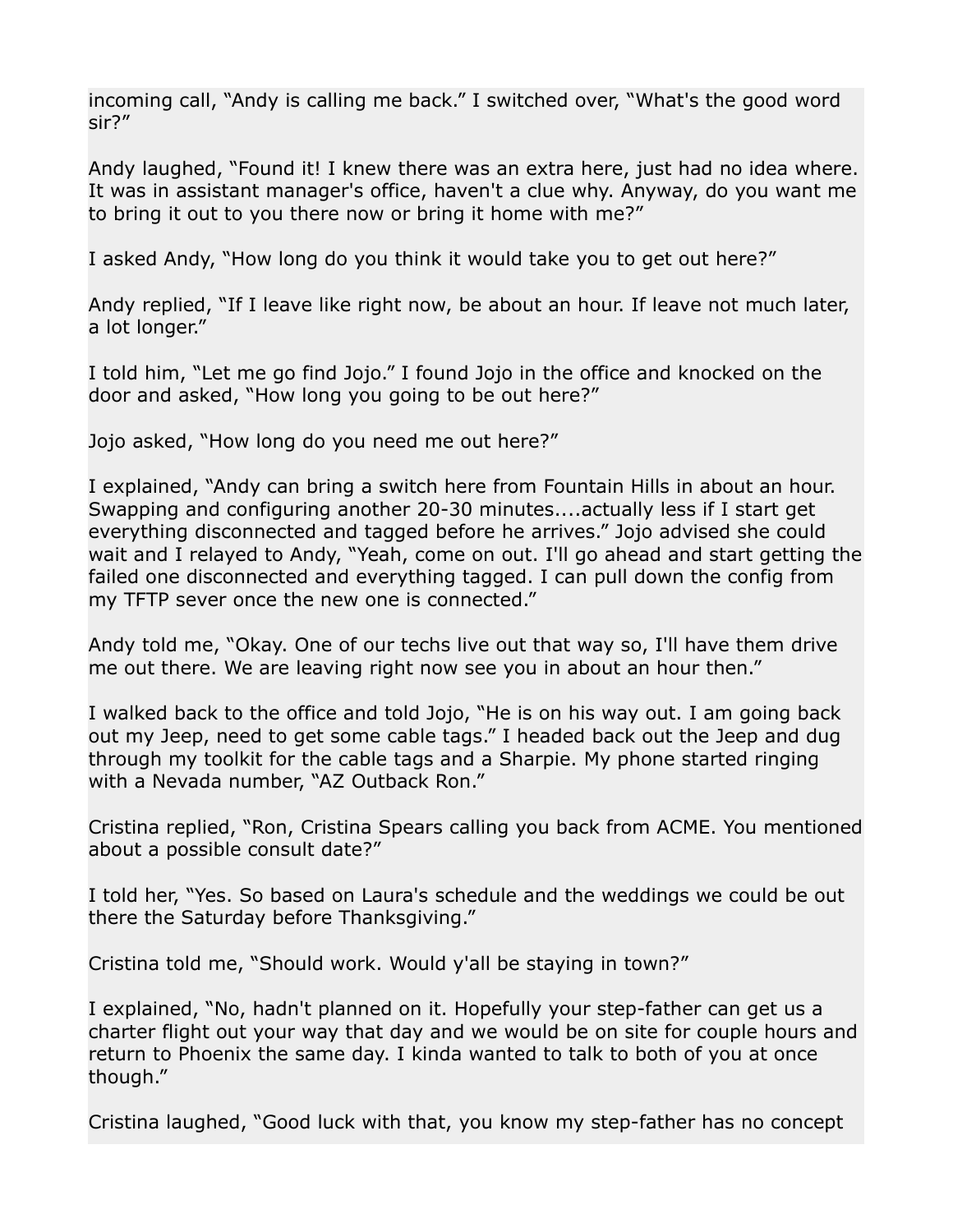incoming call, “Andy is calling me back.” I switched over, “What's the good word sir?”

Andy laughed, “Found it! I knew there was an extra here, just had no idea where. It was in assistant manager's office, haven't a clue why. Anyway, do you want me to bring it out to you there now or bring it home with me?”

I asked Andy, “How long do you think it would take you to get out here?”

Andy replied, “If I leave like right now, be about an hour. If leave not much later, a lot longer.”

I told him, “Let me go find Jojo.” I found Jojo in the office and knocked on the door and asked, “How long you going to be out here?”

Jojo asked, “How long do you need me out here?”

I explained, “Andy can bring a switch here from Fountain Hills in about an hour. Swapping and configuring another 20-30 minutes....actually less if I start get everything disconnected and tagged before he arrives.” Jojo advised she could wait and I relayed to Andy, “Yeah, come on out. I'll go ahead and start getting the failed one disconnected and everything tagged. I can pull down the config from my TFTP sever once the new one is connected.”

Andy told me, “Okay. One of our techs live out that way so, I'll have them drive me out there. We are leaving right now see you in about an hour then.”

I walked back to the office and told Jojo, “He is on his way out. I am going back out my Jeep, need to get some cable tags.” I headed back out the Jeep and dug through my toolkit for the cable tags and a Sharpie. My phone started ringing with a Nevada number, “AZ Outback Ron.”

Cristina replied, “Ron, Cristina Spears calling you back from ACME. You mentioned about a possible consult date?”

I told her, “Yes. So based on Laura's schedule and the weddings we could be out there the Saturday before Thanksgiving.”

Cristina told me, “Should work. Would y'all be staying in town?”

I explained, “No, hadn't planned on it. Hopefully your step-father can get us a charter flight out your way that day and we would be on site for couple hours and return to Phoenix the same day. I kinda wanted to talk to both of you at once though.”

Cristina laughed, “Good luck with that, you know my step-father has no concept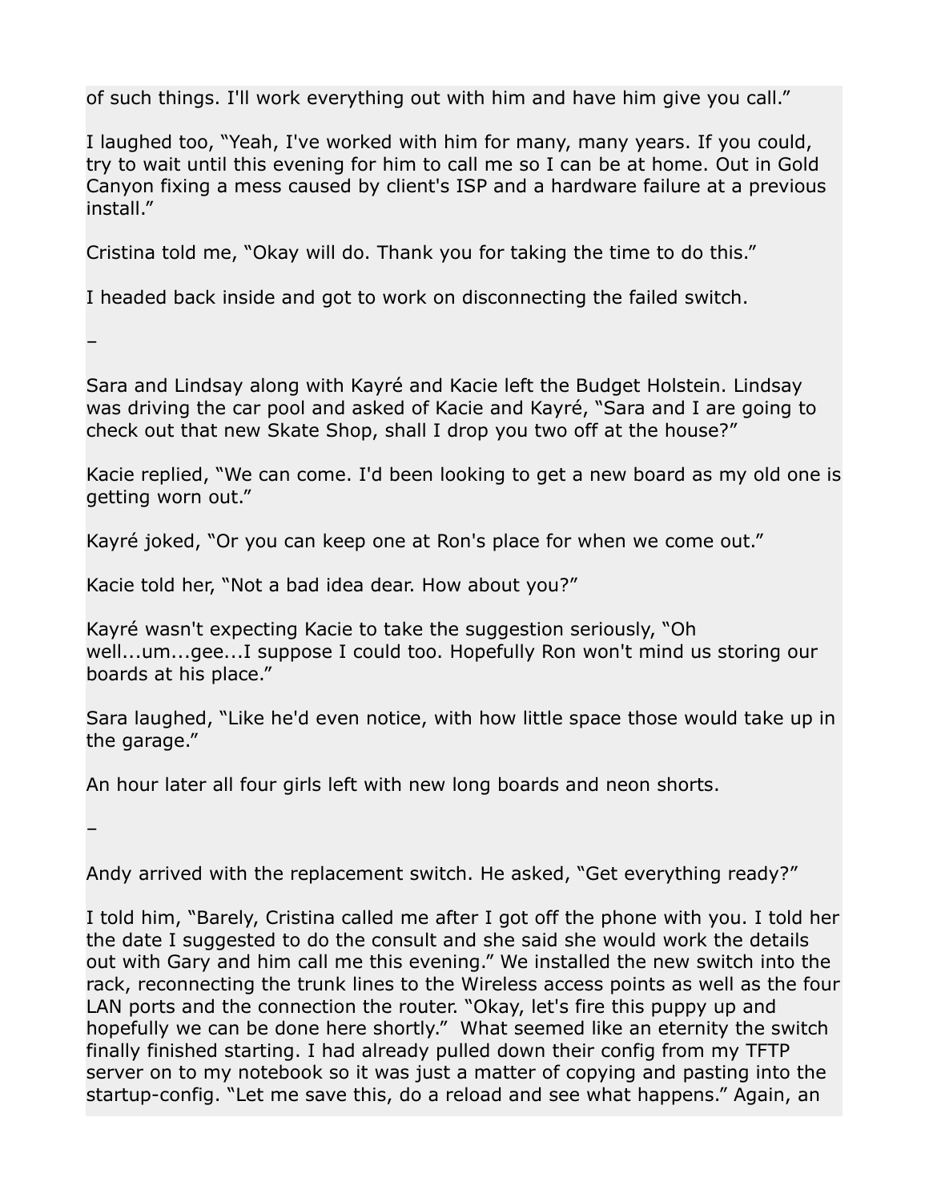of such things. I'll work everything out with him and have him give you call."

I laughed too, "Yeah, I've worked with him for many, many years. If you could, try to wait until this evening for him to call me so I can be at home. Out in Gold Canyon fixing a mess caused by client's ISP and a hardware failure at a previous install."

Cristina told me, "Okay will do. Thank you for taking the time to do this."

I headed back inside and got to work on disconnecting the failed switch.

–

Sara and Lindsay along with Kayré and Kacie left the Budget Holstein. Lindsay was driving the car pool and asked of Kacie and Kayré, "Sara and I are going to check out that new Skate Shop, shall I drop you two off at the house?"

Kacie replied, "We can come. I'd been looking to get a new board as my old one is getting worn out."

Kayré joked, "Or you can keep one at Ron's place for when we come out."

Kacie told her, "Not a bad idea dear. How about you?"

Kayré wasn't expecting Kacie to take the suggestion seriously, "Oh well...um...gee...I suppose I could too. Hopefully Ron won't mind us storing our boards at his place."

Sara laughed, "Like he'd even notice, with how little space those would take up in the garage."

An hour later all four girls left with new long boards and neon shorts.

–

Andy arrived with the replacement switch. He asked, "Get everything ready?"

I told him, "Barely, Cristina called me after I got off the phone with you. I told her the date I suggested to do the consult and she said she would work the details out with Gary and him call me this evening." We installed the new switch into the rack, reconnecting the trunk lines to the Wireless access points as well as the four LAN ports and the connection the router. "Okay, let's fire this puppy up and hopefully we can be done here shortly." What seemed like an eternity the switch finally finished starting. I had already pulled down their config from my TFTP server on to my notebook so it was just a matter of copying and pasting into the startup-config. "Let me save this, do a reload and see what happens." Again, an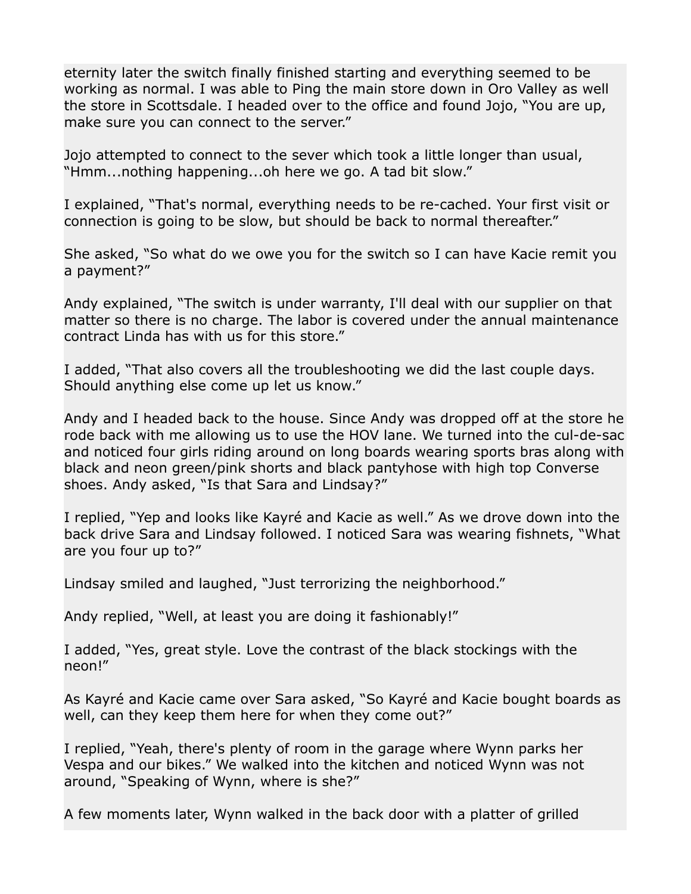eternity later the switch finally finished starting and everything seemed to be working as normal. I was able to Ping the main store down in Oro Valley as well the store in Scottsdale. I headed over to the office and found Jojo, "You are up, make sure you can connect to the server."

Jojo attempted to connect to the sever which took a little longer than usual, "Hmm...nothing happening...oh here we go. A tad bit slow."

I explained, "That's normal, everything needs to be re-cached. Your first visit or connection is going to be slow, but should be back to normal thereafter."

She asked, "So what do we owe you for the switch so I can have Kacie remit you a payment?"

Andy explained, "The switch is under warranty, I'll deal with our supplier on that matter so there is no charge. The labor is covered under the annual maintenance contract Linda has with us for this store."

I added, "That also covers all the troubleshooting we did the last couple days. Should anything else come up let us know."

Andy and I headed back to the house. Since Andy was dropped off at the store he rode back with me allowing us to use the HOV lane. We turned into the cul-de-sac and noticed four girls riding around on long boards wearing sports bras along with black and neon green/pink shorts and black pantyhose with high top Converse shoes. Andy asked, "Is that Sara and Lindsay?"

I replied, "Yep and looks like Kayré and Kacie as well." As we drove down into the back drive Sara and Lindsay followed. I noticed Sara was wearing fishnets, "What are you four up to?"

Lindsay smiled and laughed, "Just terrorizing the neighborhood."

Andy replied, "Well, at least you are doing it fashionably!"

I added, "Yes, great style. Love the contrast of the black stockings with the neon!"

As Kayré and Kacie came over Sara asked, "So Kayré and Kacie bought boards as well, can they keep them here for when they come out?"

I replied, "Yeah, there's plenty of room in the garage where Wynn parks her Vespa and our bikes." We walked into the kitchen and noticed Wynn was not around, "Speaking of Wynn, where is she?"

A few moments later, Wynn walked in the back door with a platter of grilled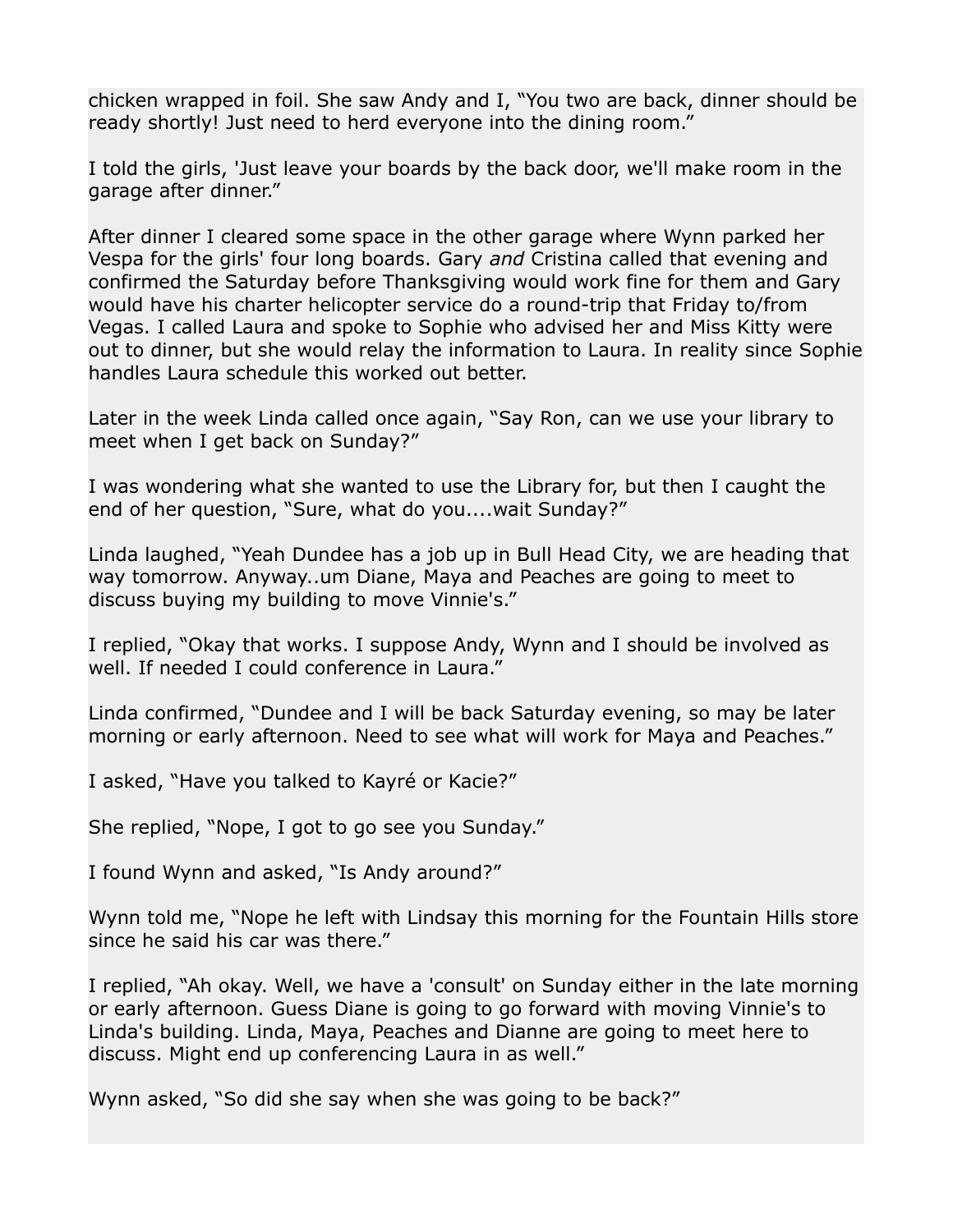chicken wrapped in foil. She saw Andy and I, “You two are back, dinner should be ready shortly! Just need to herd everyone into the dining room.”

I told the girls, 'Just leave your boards by the back door, we'll make room in the garage after dinner.”

After dinner I cleared some space in the other garage where Wynn parked her Vespa for the girls' four long boards. Gary *and* Cristina called that evening and confirmed the Saturday before Thanksgiving would work fine for them and Gary would have his charter helicopter service do a round-trip that Friday to/from Vegas. I called Laura and spoke to Sophie who advised her and Miss Kitty were out to dinner, but she would relay the information to Laura. In reality since Sophie handles Laura schedule this worked out better.

Later in the week Linda called once again, “Say Ron, can we use your library to meet when I get back on Sunday?”

I was wondering what she wanted to use the Library for, but then I caught the end of her question, “Sure, what do you....wait Sunday?”

Linda laughed, “Yeah Dundee has a job up in Bull Head City, we are heading that way tomorrow. Anyway..um Diane, Maya and Peaches are going to meet to discuss buying my building to move Vinnie's.”

I replied, “Okay that works. I suppose Andy, Wynn and I should be involved as well. If needed I could conference in Laura.”

Linda confirmed, “Dundee and I will be back Saturday evening, so may be later morning or early afternoon. Need to see what will work for Maya and Peaches.”

I asked, “Have you talked to Kayré or Kacie?”

She replied, “Nope, I got to go see you Sunday.”

I found Wynn and asked, “Is Andy around?”

Wynn told me, “Nope he left with Lindsay this morning for the Fountain Hills store since he said his car was there.”

I replied, “Ah okay. Well, we have a 'consult' on Sunday either in the late morning or early afternoon. Guess Diane is going to go forward with moving Vinnie's to Linda's building. Linda, Maya, Peaches and Dianne are going to meet here to discuss. Might end up conferencing Laura in as well.”

Wynn asked, “So did she say when she was going to be back?”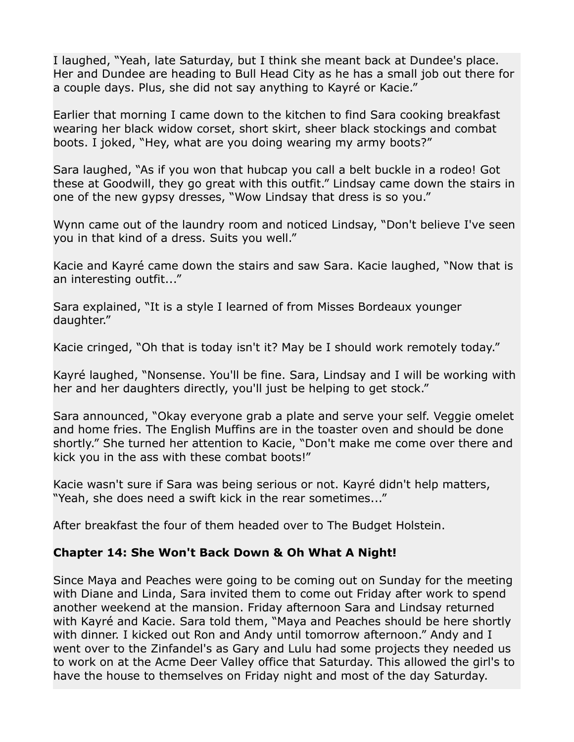I laughed, "Yeah, late Saturday, but I think she meant back at Dundee's place. Her and Dundee are heading to Bull Head City as he has a small job out there for a couple days. Plus, she did not say anything to Kayré or Kacie."

Earlier that morning I came down to the kitchen to find Sara cooking breakfast wearing her black widow corset, short skirt, sheer black stockings and combat boots. I joked, "Hey, what are you doing wearing my army boots?"

Sara laughed, "As if you won that hubcap you call a belt buckle in a rodeo! Got these at Goodwill, they go great with this outfit." Lindsay came down the stairs in one of the new gypsy dresses, "Wow Lindsay that dress is so you."

Wynn came out of the laundry room and noticed Lindsay, "Don't believe I've seen you in that kind of a dress. Suits you well."

Kacie and Kayré came down the stairs and saw Sara. Kacie laughed, "Now that is an interesting outfit..."

Sara explained, "It is a style I learned of from Misses Bordeaux younger daughter."

Kacie cringed, "Oh that is today isn't it? May be I should work remotely today."

Kayré laughed, "Nonsense. You'll be fine. Sara, Lindsay and I will be working with her and her daughters directly, you'll just be helping to get stock."

Sara announced, "Okay everyone grab a plate and serve your self. Veggie omelet and home fries. The English Muffins are in the toaster oven and should be done shortly." She turned her attention to Kacie, "Don't make me come over there and kick you in the ass with these combat boots!"

Kacie wasn't sure if Sara was being serious or not. Kayré didn't help matters, "Yeah, she does need a swift kick in the rear sometimes..."

After breakfast the four of them headed over to The Budget Holstein.

## Chapter 14: She Won't Back Down & Oh What A Night!

Since Maya and Peaches were going to be coming out on Sunday for the meeting with Diane and Linda, Sara invited them to come out Friday after work to spend another weekend at the mansion. Friday afternoon Sara and Lindsay returned with Kayré and Kacie. Sara told them, "Maya and Peaches should be here shortly with dinner. I kicked out Ron and Andy until tomorrow afternoon." Andy and I went over to the Zinfandel's as Gary and Lulu had some projects they needed us to work on at the Acme Deer Valley office that Saturday. This allowed the girl's to have the house to themselves on Friday night and most of the day Saturday.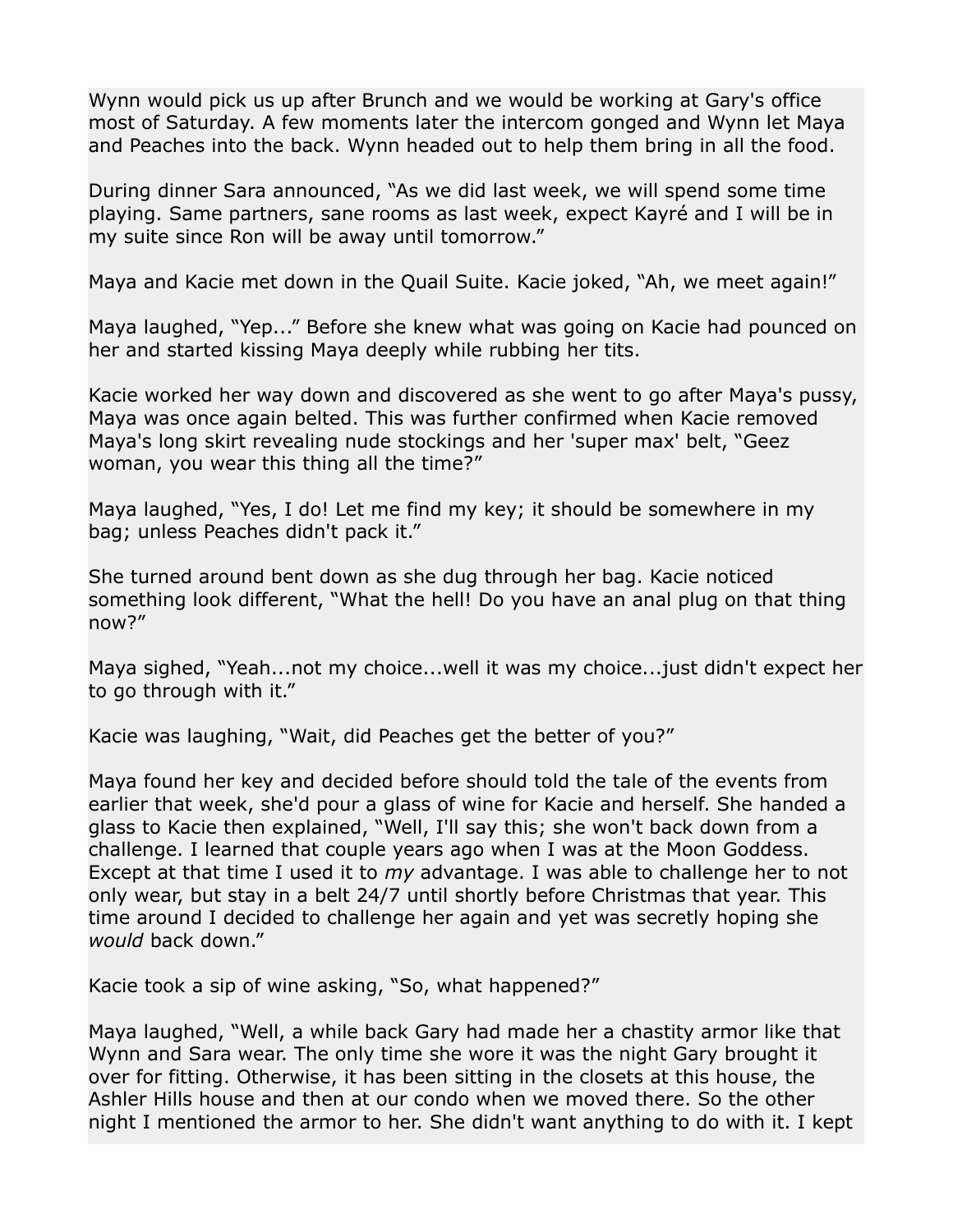Wynn would pick us up after Brunch and we would be working at Gary's office most of Saturday. A few moments later the intercom gonged and Wynn let Maya and Peaches into the back. Wynn headed out to help them bring in all the food.

During dinner Sara announced, "As we did last week, we will spend some time playing. Same partners, sane rooms as last week, expect Kayré and I will be in my suite since Ron will be away until tomorrow."

Maya and Kacie met down in the Quail Suite. Kacie joked, "Ah, we meet again!"

Maya laughed, "Yep..." Before she knew what was going on Kacie had pounced on her and started kissing Maya deeply while rubbing her tits.

Kacie worked her way down and discovered as she went to go after Maya's pussy, Maya was once again belted. This was further confirmed when Kacie removed Maya's long skirt revealing nude stockings and her 'super max' belt, "Geez woman, you wear this thing all the time?"

Maya laughed, "Yes, I do! Let me find my key; it should be somewhere in my bag; unless Peaches didn't pack it."

She turned around bent down as she dug through her bag. Kacie noticed something look different, "What the hell! Do you have an anal plug on that thing now?"

Maya sighed, "Yeah...not my choice...well it was my choice...just didn't expect her to go through with it."

Kacie was laughing, "Wait, did Peaches get the better of you?"

Maya found her key and decided before should told the tale of the events from earlier that week, she'd pour a glass of wine for Kacie and herself. She handed a glass to Kacie then explained, "Well, I'll say this; she won't back down from a challenge. I learned that couple years ago when I was at the Moon Goddess. Except at that time I used it to *my* advantage. I was able to challenge her to not only wear, but stay in a belt 24/7 until shortly before Christmas that year. This time around I decided to challenge her again and yet was secretly hoping she *would* back down."

Kacie took a sip of wine asking, "So, what happened?"

Maya laughed, "Well, a while back Gary had made her a chastity armor like that Wynn and Sara wear. The only time she wore it was the night Gary brought it over for fitting. Otherwise, it has been sitting in the closets at this house, the Ashler Hills house and then at our condo when we moved there. So the other night I mentioned the armor to her. She didn't want anything to do with it. I kept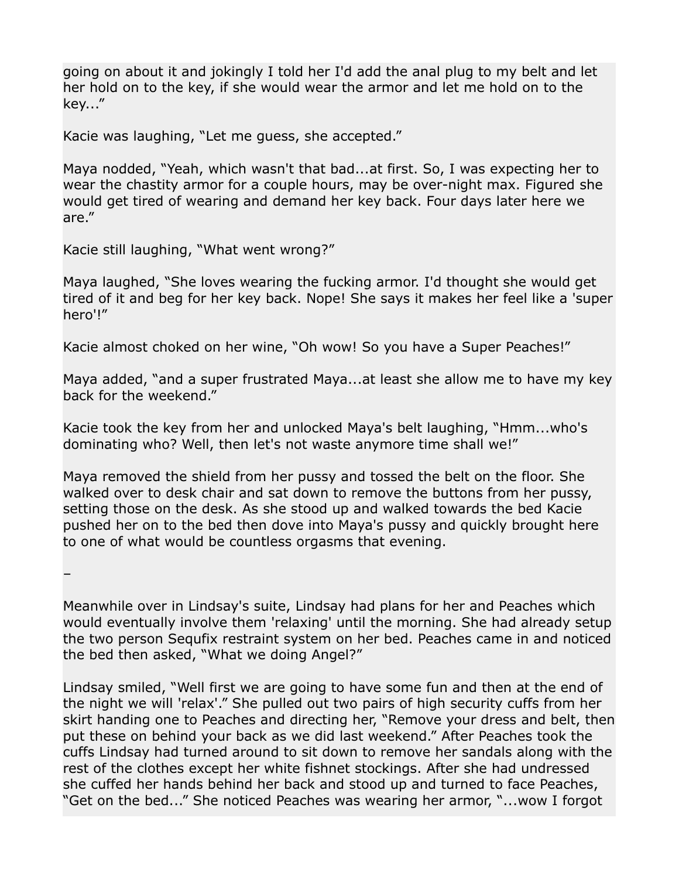going on about it and jokingly I told her I'd add the anal plug to my belt and let her hold on to the key, if she would wear the armor and let me hold on to the key..."

Kacie was laughing, "Let me guess, she accepted."

Maya nodded, "Yeah, which wasn't that bad...at first. So, I was expecting her to wear the chastity armor for a couple hours, may be over-night max. Figured she would get tired of wearing and demand her key back. Four days later here we are."

Kacie still laughing, "What went wrong?"

Maya laughed, "She loves wearing the fucking armor. I'd thought she would get tired of it and beg for her key back. Nope! She says it makes her feel like a 'super hero'!"

Kacie almost choked on her wine, "Oh wow! So you have a Super Peaches!"

Maya added, "and a super frustrated Maya...at least she allow me to have my key back for the weekend."

Kacie took the key from her and unlocked Maya's belt laughing, "Hmm...who's dominating who? Well, then let's not waste anymore time shall we!"

Maya removed the shield from her pussy and tossed the belt on the floor. She walked over to desk chair and sat down to remove the buttons from her pussy, setting those on the desk. As she stood up and walked towards the bed Kacie pushed her on to the bed then dove into Maya's pussy and quickly brought here to one of what would be countless orgasms that evening.

–

Meanwhile over in Lindsay's suite, Lindsay had plans for her and Peaches which would eventually involve them 'relaxing' until the morning. She had already setup the two person Sequfix restraint system on her bed. Peaches came in and noticed the bed then asked, "What we doing Angel?"

Lindsay smiled, "Well first we are going to have some fun and then at the end of the night we will 'relax'." She pulled out two pairs of high security cuffs from her skirt handing one to Peaches and directing her, "Remove your dress and belt, then put these on behind your back as we did last weekend." After Peaches took the cuffs Lindsay had turned around to sit down to remove her sandals along with the rest of the clothes except her white fishnet stockings. After she had undressed she cuffed her hands behind her back and stood up and turned to face Peaches, "Get on the bed..." She noticed Peaches was wearing her armor, "...wow I forgot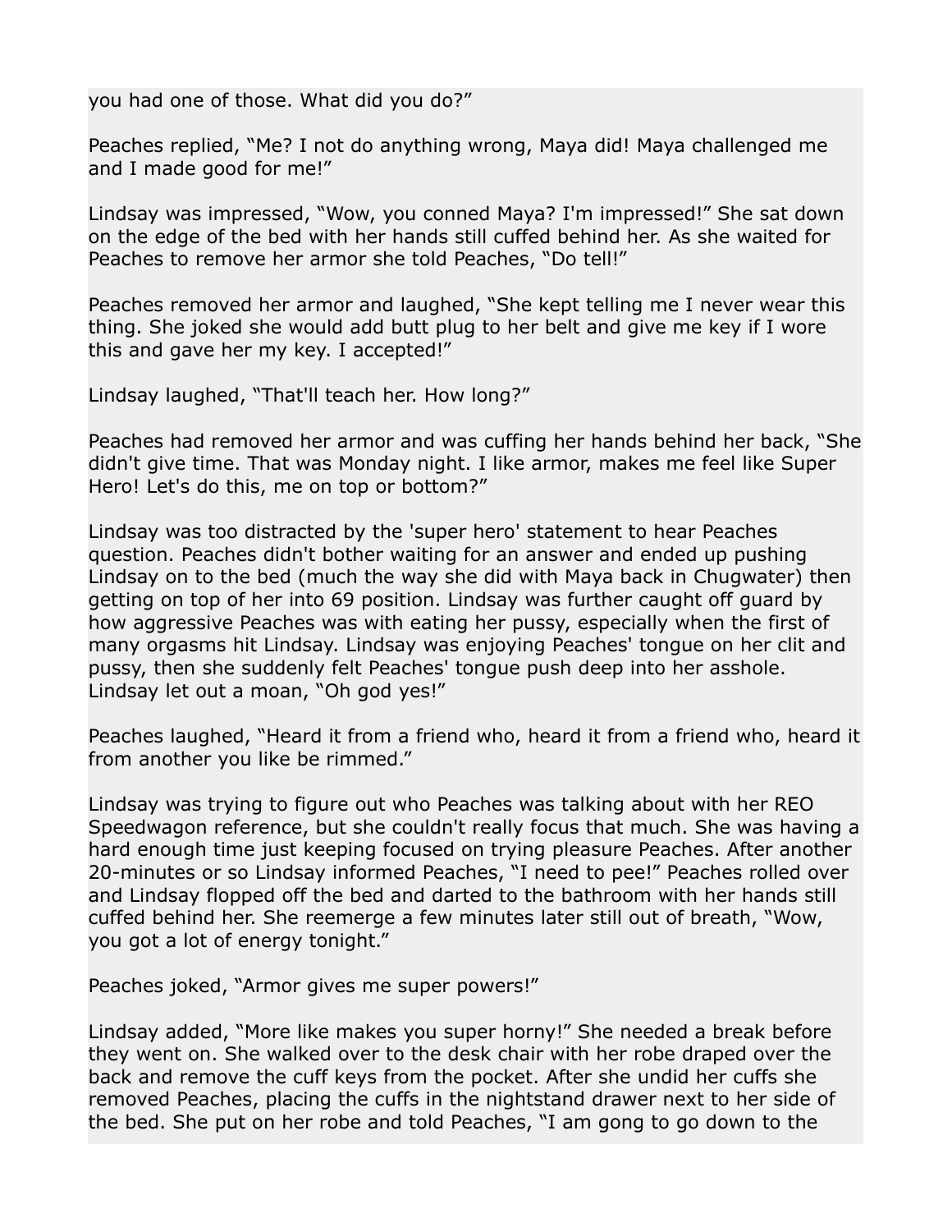you had one of those. What did you do?"

Peaches replied, "Me? I not do anything wrong, Maya did! Maya challenged me and I made good for me!"

Lindsay was impressed, "Wow, you conned Maya? I'm impressed!" She sat down on the edge of the bed with her hands still cuffed behind her. As she waited for Peaches to remove her armor she told Peaches, "Do tell!"

Peaches removed her armor and laughed, "She kept telling me I never wear this thing. She joked she would add butt plug to her belt and give me key if I wore this and gave her my key. I accepted!"

Lindsay laughed, "That'll teach her. How long?"

Peaches had removed her armor and was cuffing her hands behind her back, "She didn't give time. That was Monday night. I like armor, makes me feel like Super Hero! Let's do this, me on top or bottom?"

Lindsay was too distracted by the 'super hero' statement to hear Peaches question. Peaches didn't bother waiting for an answer and ended up pushing Lindsay on to the bed (much the way she did with Maya back in Chugwater) then getting on top of her into 69 position. Lindsay was further caught off guard by how aggressive Peaches was with eating her pussy, especially when the first of many orgasms hit Lindsay. Lindsay was enjoying Peaches' tongue on her clit and pussy, then she suddenly felt Peaches' tongue push deep into her asshole. Lindsay let out a moan, "Oh god yes!"

Peaches laughed, "Heard it from a friend who, heard it from a friend who, heard it from another you like be rimmed."

Lindsay was trying to figure out who Peaches was talking about with her REO Speedwagon reference, but she couldn't really focus that much. She was having a hard enough time just keeping focused on trying pleasure Peaches. After another 20-minutes or so Lindsay informed Peaches, "I need to pee!" Peaches rolled over and Lindsay flopped off the bed and darted to the bathroom with her hands still cuffed behind her. She reemerge a few minutes later still out of breath, "Wow, you got a lot of energy tonight."

Peaches joked, "Armor gives me super powers!"

Lindsay added, "More like makes you super horny!" She needed a break before they went on. She walked over to the desk chair with her robe draped over the back and remove the cuff keys from the pocket. After she undid her cuffs she removed Peaches, placing the cuffs in the nightstand drawer next to her side of the bed. She put on her robe and told Peaches, "I am gong to go down to the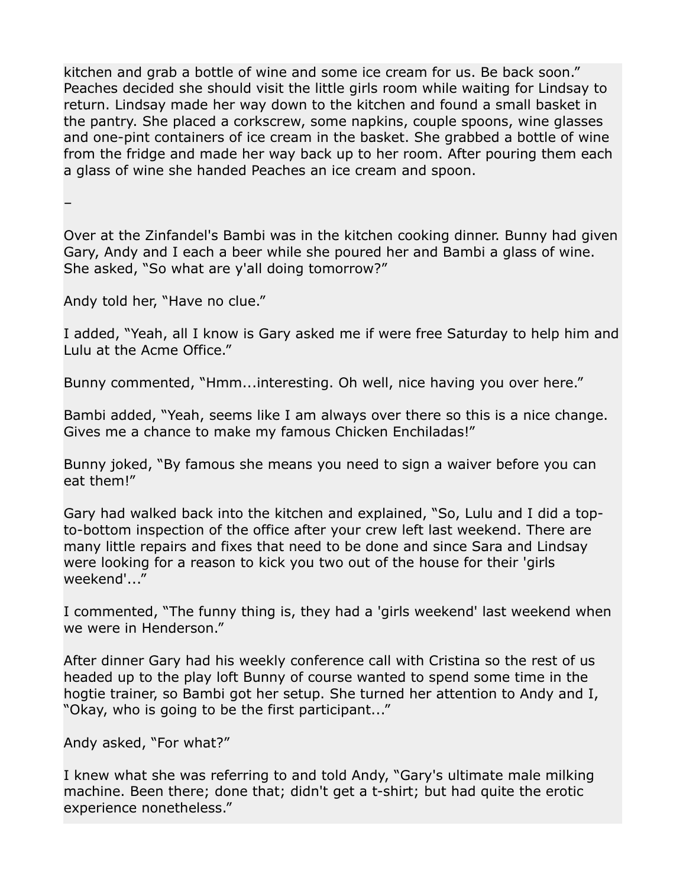kitchen and grab a bottle of wine and some ice cream for us. Be back soon." Peaches decided she should visit the little girls room while waiting for Lindsay to return. Lindsay made her way down to the kitchen and found a small basket in the pantry. She placed a corkscrew, some napkins, couple spoons, wine glasses and one-pint containers of ice cream in the basket. She grabbed a bottle of wine from the fridge and made her way back up to her room. After pouring them each a glass of wine she handed Peaches an ice cream and spoon.

–

Over at the Zinfandel's Bambi was in the kitchen cooking dinner. Bunny had given Gary, Andy and I each a beer while she poured her and Bambi a glass of wine. She asked, "So what are y'all doing tomorrow?"

Andy told her, "Have no clue."

I added, "Yeah, all I know is Gary asked me if were free Saturday to help him and Lulu at the Acme Office."

Bunny commented, "Hmm...interesting. Oh well, nice having you over here."

Bambi added, "Yeah, seems like I am always over there so this is a nice change. Gives me a chance to make my famous Chicken Enchiladas!"

Bunny joked, "By famous she means you need to sign a waiver before you can eat them!"

Gary had walked back into the kitchen and explained, "So, Lulu and I did a top-to-bottom inspection of the office after your crew left last weekend. There are many little repairs and fixes that need to be done and since Sara and Lindsay were looking for a reason to kick you two out of the house for their 'girls weekend'..."

I commented, "The funny thing is, they had a 'girls weekend' last weekend when we were in Henderson."

After dinner Gary had his weekly conference call with Cristina so the rest of us headed up to the play loft Bunny of course wanted to spend some time in the hogtie trainer, so Bambi got her setup. She turned her attention to Andy and I, "Okay, who is going to be the first participant..."

Andy asked, "For what?"

I knew what she was referring to and told Andy, "Gary's ultimate male milking machine. Been there; done that; didn't get a t-shirt; but had quite the erotic experience nonetheless."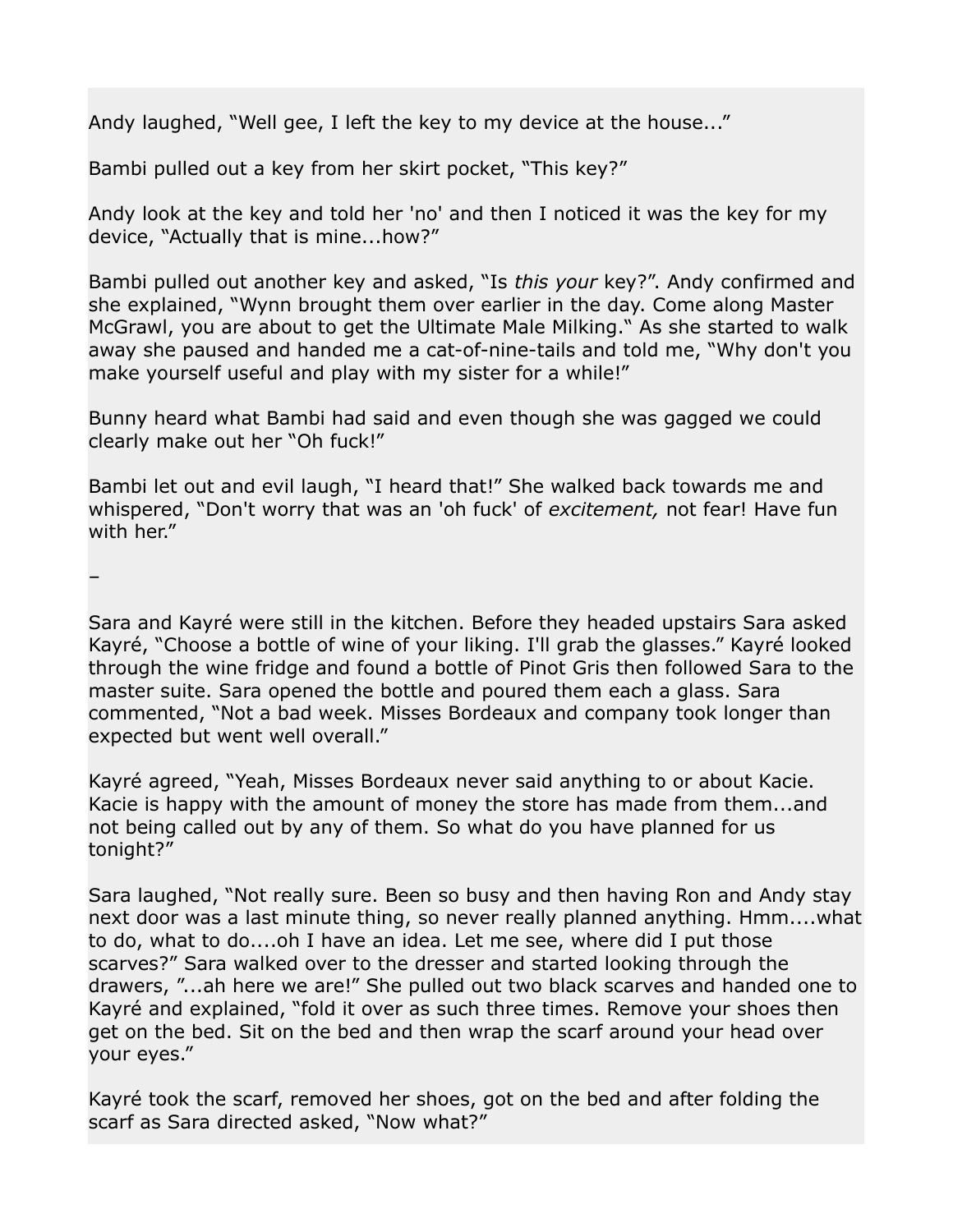Andy laughed, "Well gee, I left the key to my device at the house..."

Bambi pulled out a key from her skirt pocket, "This key?"

Andy look at the key and told her 'no' and then I noticed it was the key for my device, "Actually that is mine...how?"

Bambi pulled out another key and asked, "Is *this your* key?". Andy confirmed and she explained, "Wynn brought them over earlier in the day. Come along Master McGrawl, you are about to get the Ultimate Male Milking." As she started to walk away she paused and handed me a cat-of-nine-tails and told me, "Why don't you make yourself useful and play with my sister for a while!"

Bunny heard what Bambi had said and even though she was gagged we could clearly make out her "Oh fuck!"

Bambi let out and evil laugh, "I heard that!" She walked back towards me and whispered, "Don't worry that was an 'oh fuck' of *excitement,* not fear! Have fun with her."

–

Sara and Kayré were still in the kitchen. Before they headed upstairs Sara asked Kayré, "Choose a bottle of wine of your liking. I'll grab the glasses." Kayré looked through the wine fridge and found a bottle of Pinot Gris then followed Sara to the master suite. Sara opened the bottle and poured them each a glass. Sara commented, "Not a bad week. Misses Bordeaux and company took longer than expected but went well overall."

Kayré agreed, "Yeah, Misses Bordeaux never said anything to or about Kacie. Kacie is happy with the amount of money the store has made from them...and not being called out by any of them. So what do you have planned for us tonight?"

Sara laughed, "Not really sure. Been so busy and then having Ron and Andy stay next door was a last minute thing, so never really planned anything. Hmm....what to do, what to do....oh I have an idea. Let me see, where did I put those scarves?" Sara walked over to the dresser and started looking through the drawers, "...ah here we are!" She pulled out two black scarves and handed one to Kayré and explained, "fold it over as such three times. Remove your shoes then get on the bed. Sit on the bed and then wrap the scarf around your head over your eyes."

Kayré took the scarf, removed her shoes, got on the bed and after folding the scarf as Sara directed asked, "Now what?"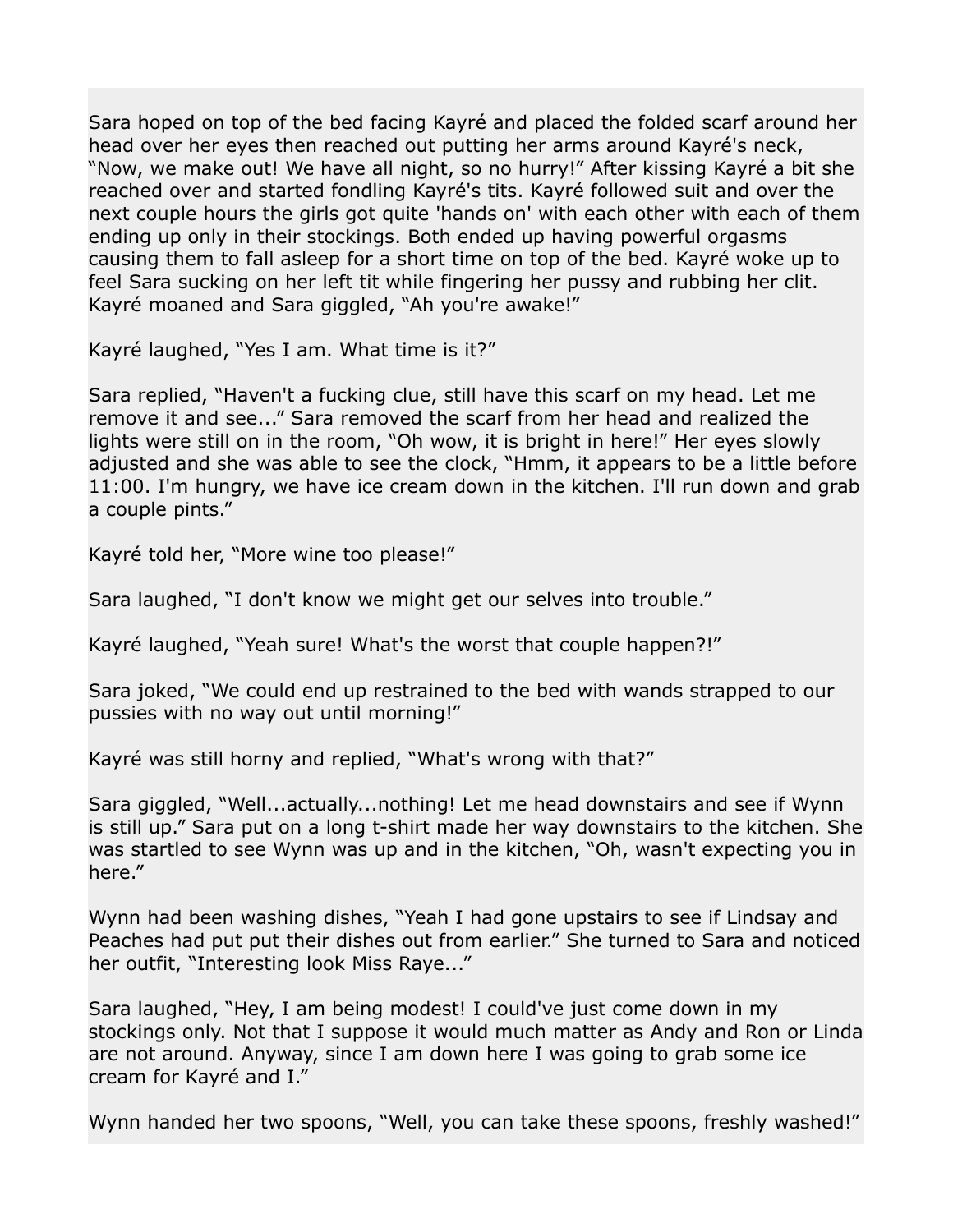Sara hoped on top of the bed facing Kayré and placed the folded scarf around her head over her eyes then reached out putting her arms around Kayré's neck, "Now, we make out! We have all night, so no hurry!" After kissing Kayré a bit she reached over and started fondling Kayré's tits. Kayré followed suit and over the next couple hours the girls got quite 'hands on' with each other with each of them ending up only in their stockings. Both ended up having powerful orgasms causing them to fall asleep for a short time on top of the bed. Kayré woke up to feel Sara sucking on her left tit while fingering her pussy and rubbing her clit. Kayré moaned and Sara giggled, "Ah you're awake!"

Kayré laughed, "Yes I am. What time is it?"

Sara replied, "Haven't a fucking clue, still have this scarf on my head. Let me remove it and see..." Sara removed the scarf from her head and realized the lights were still on in the room, "Oh wow, it is bright in here!" Her eyes slowly adjusted and she was able to see the clock, "Hmm, it appears to be a little before 11:00. I'm hungry, we have ice cream down in the kitchen. I'll run down and grab a couple pints."

Kayré told her, "More wine too please!"

Sara laughed, "I don't know we might get our selves into trouble."

Kayré laughed, "Yeah sure! What's the worst that couple happen?!"

Sara joked, "We could end up restrained to the bed with wands strapped to our pussies with no way out until morning!"

Kayré was still horny and replied, "What's wrong with that?"

Sara giggled, "Well...actually...nothing! Let me head downstairs and see if Wynn is still up." Sara put on a long t-shirt made her way downstairs to the kitchen. She was startled to see Wynn was up and in the kitchen, "Oh, wasn't expecting you in here."

Wynn had been washing dishes, "Yeah I had gone upstairs to see if Lindsay and Peaches had put put their dishes out from earlier." She turned to Sara and noticed her outfit, "Interesting look Miss Raye..."

Sara laughed, "Hey, I am being modest! I could've just come down in my stockings only. Not that I suppose it would much matter as Andy and Ron or Linda are not around. Anyway, since I am down here I was going to grab some ice cream for Kayré and I."

Wynn handed her two spoons, "Well, you can take these spoons, freshly washed!"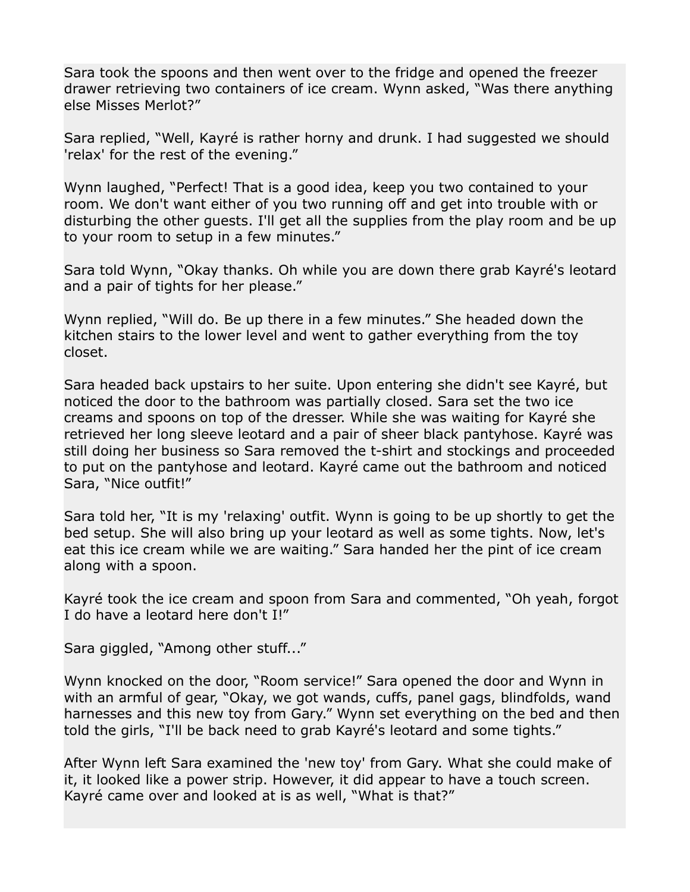Sara took the spoons and then went over to the fridge and opened the freezer drawer retrieving two containers of ice cream. Wynn asked, "Was there anything else Misses Merlot?"

Sara replied, "Well, Kayré is rather horny and drunk. I had suggested we should 'relax' for the rest of the evening."

Wynn laughed, "Perfect! That is a good idea, keep you two contained to your room. We don't want either of you two running off and get into trouble with or disturbing the other guests. I'll get all the supplies from the play room and be up to your room to setup in a few minutes."

Sara told Wynn, "Okay thanks. Oh while you are down there grab Kayré's leotard and a pair of tights for her please."

Wynn replied, "Will do. Be up there in a few minutes." She headed down the kitchen stairs to the lower level and went to gather everything from the toy closet.

Sara headed back upstairs to her suite. Upon entering she didn't see Kayré, but noticed the door to the bathroom was partially closed. Sara set the two ice creams and spoons on top of the dresser. While she was waiting for Kayré she retrieved her long sleeve leotard and a pair of sheer black pantyhose. Kayré was still doing her business so Sara removed the t-shirt and stockings and proceeded to put on the pantyhose and leotard. Kayré came out the bathroom and noticed Sara, "Nice outfit!"

Sara told her, "It is my 'relaxing' outfit. Wynn is going to be up shortly to get the bed setup. She will also bring up your leotard as well as some tights. Now, let's eat this ice cream while we are waiting." Sara handed her the pint of ice cream along with a spoon.

Kayré took the ice cream and spoon from Sara and commented, "Oh yeah, forgot I do have a leotard here don't I!"

Sara giggled, "Among other stuff..."

Wynn knocked on the door, "Room service!" Sara opened the door and Wynn in with an armful of gear, "Okay, we got wands, cuffs, panel gags, blindfolds, wand harnesses and this new toy from Gary." Wynn set everything on the bed and then told the girls, "I'll be back need to grab Kayré's leotard and some tights."

After Wynn left Sara examined the 'new toy' from Gary. What she could make of it, it looked like a power strip. However, it did appear to have a touch screen. Kayré came over and looked at is as well, "What is that?"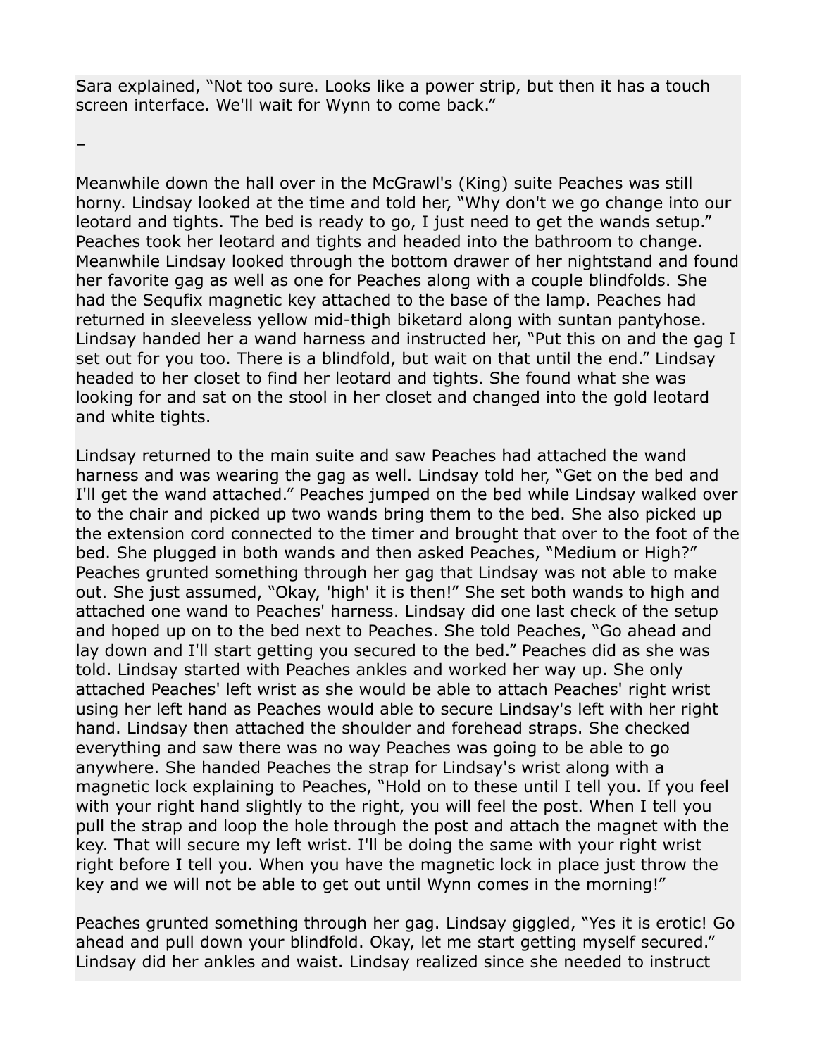Sara explained, "Not too sure. Looks like a power strip, but then it has a touch screen interface. We'll wait for Wynn to come back."

–

Meanwhile down the hall over in the McGrawl's (King) suite Peaches was still horny. Lindsay looked at the time and told her, "Why don't we go change into our leotard and tights. The bed is ready to go, I just need to get the wands setup." Peaches took her leotard and tights and headed into the bathroom to change. Meanwhile Lindsay looked through the bottom drawer of her nightstand and found her favorite gag as well as one for Peaches along with a couple blindfolds. She had the Sequfix magnetic key attached to the base of the lamp. Peaches had returned in sleeveless yellow mid-thigh biketard along with suntan pantyhose. Lindsay handed her a wand harness and instructed her, "Put this on and the gag I set out for you too. There is a blindfold, but wait on that until the end." Lindsay headed to her closet to find her leotard and tights. She found what she was looking for and sat on the stool in her closet and changed into the gold leotard and white tights.

Lindsay returned to the main suite and saw Peaches had attached the wand harness and was wearing the gag as well. Lindsay told her, "Get on the bed and I'll get the wand attached." Peaches jumped on the bed while Lindsay walked over to the chair and picked up two wands bring them to the bed. She also picked up the extension cord connected to the timer and brought that over to the foot of the bed. She plugged in both wands and then asked Peaches, "Medium or High?" Peaches grunted something through her gag that Lindsay was not able to make out. She just assumed, "Okay, 'high' it is then!" She set both wands to high and attached one wand to Peaches' harness. Lindsay did one last check of the setup and hoped up on to the bed next to Peaches. She told Peaches, "Go ahead and lay down and I'll start getting you secured to the bed." Peaches did as she was told. Lindsay started with Peaches ankles and worked her way up. She only attached Peaches' left wrist as she would be able to attach Peaches' right wrist using her left hand as Peaches would able to secure Lindsay's left with her right hand. Lindsay then attached the shoulder and forehead straps. She checked everything and saw there was no way Peaches was going to be able to go anywhere. She handed Peaches the strap for Lindsay's wrist along with a magnetic lock explaining to Peaches, "Hold on to these until I tell you. If you feel with your right hand slightly to the right, you will feel the post. When I tell you pull the strap and loop the hole through the post and attach the magnet with the key. That will secure my left wrist. I'll be doing the same with your right wrist right before I tell you. When you have the magnetic lock in place just throw the key and we will not be able to get out until Wynn comes in the morning!"

Peaches grunted something through her gag. Lindsay giggled, "Yes it is erotic! Go ahead and pull down your blindfold. Okay, let me start getting myself secured." Lindsay did her ankles and waist. Lindsay realized since she needed to instruct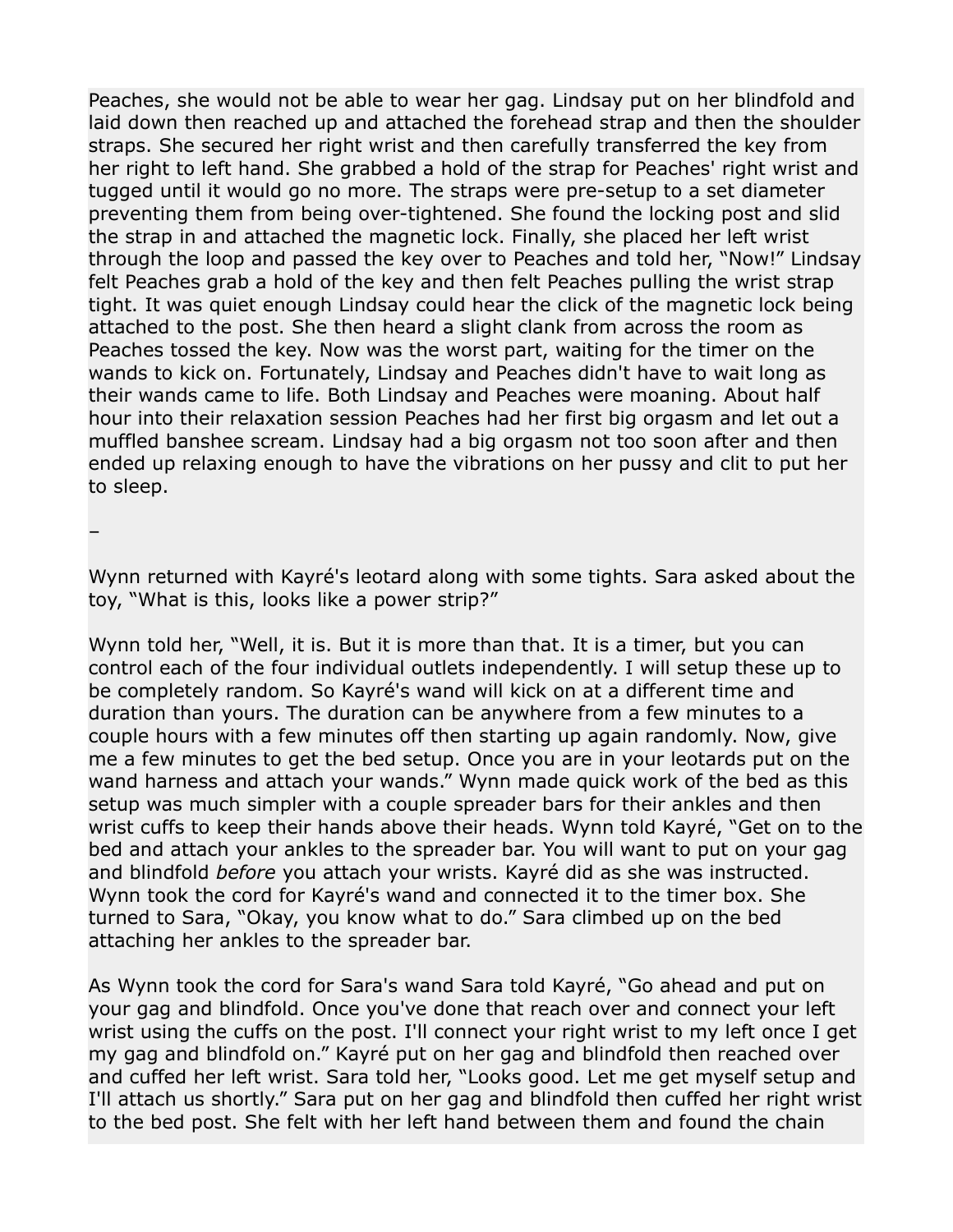Peaches, she would not be able to wear her gag. Lindsay put on her blindfold and laid down then reached up and attached the forehead strap and then the shoulder straps. She secured her right wrist and then carefully transferred the key from her right to left hand. She grabbed a hold of the strap for Peaches' right wrist and tugged until it would go no more. The straps were pre-setup to a set diameter preventing them from being over-tightened. She found the locking post and slid the strap in and attached the magnetic lock. Finally, she placed her left wrist through the loop and passed the key over to Peaches and told her, "Now!" Lindsay felt Peaches grab a hold of the key and then felt Peaches pulling the wrist strap tight. It was quiet enough Lindsay could hear the click of the magnetic lock being attached to the post. She then heard a slight clank from across the room as Peaches tossed the key. Now was the worst part, waiting for the timer on the wands to kick on. Fortunately, Lindsay and Peaches didn't have to wait long as their wands came to life. Both Lindsay and Peaches were moaning. About half hour into their relaxation session Peaches had her first big orgasm and let out a muffled banshee scream. Lindsay had a big orgasm not too soon after and then ended up relaxing enough to have the vibrations on her pussy and clit to put her to sleep.

–

Wynn returned with Kayré's leotard along with some tights. Sara asked about the toy, "What is this, looks like a power strip?"

Wynn told her, "Well, it is. But it is more than that. It is a timer, but you can control each of the four individual outlets independently. I will setup these up to be completely random. So Kayré's wand will kick on at a different time and duration than yours. The duration can be anywhere from a few minutes to a couple hours with a few minutes off then starting up again randomly. Now, give me a few minutes to get the bed setup. Once you are in your leotards put on the wand harness and attach your wands." Wynn made quick work of the bed as this setup was much simpler with a couple spreader bars for their ankles and then wrist cuffs to keep their hands above their heads. Wynn told Kayré, "Get on to the bed and attach your ankles to the spreader bar. You will want to put on your gag and blindfold *before* you attach your wrists. Kayré did as she was instructed. Wynn took the cord for Kayré's wand and connected it to the timer box. She turned to Sara, "Okay, you know what to do." Sara climbed up on the bed attaching her ankles to the spreader bar.

As Wynn took the cord for Sara's wand Sara told Kayré, "Go ahead and put on your gag and blindfold. Once you've done that reach over and connect your left wrist using the cuffs on the post. I'll connect your right wrist to my left once I get my gag and blindfold on." Kayré put on her gag and blindfold then reached over and cuffed her left wrist. Sara told her, "Looks good. Let me get myself setup and I'll attach us shortly." Sara put on her gag and blindfold then cuffed her right wrist to the bed post. She felt with her left hand between them and found the chain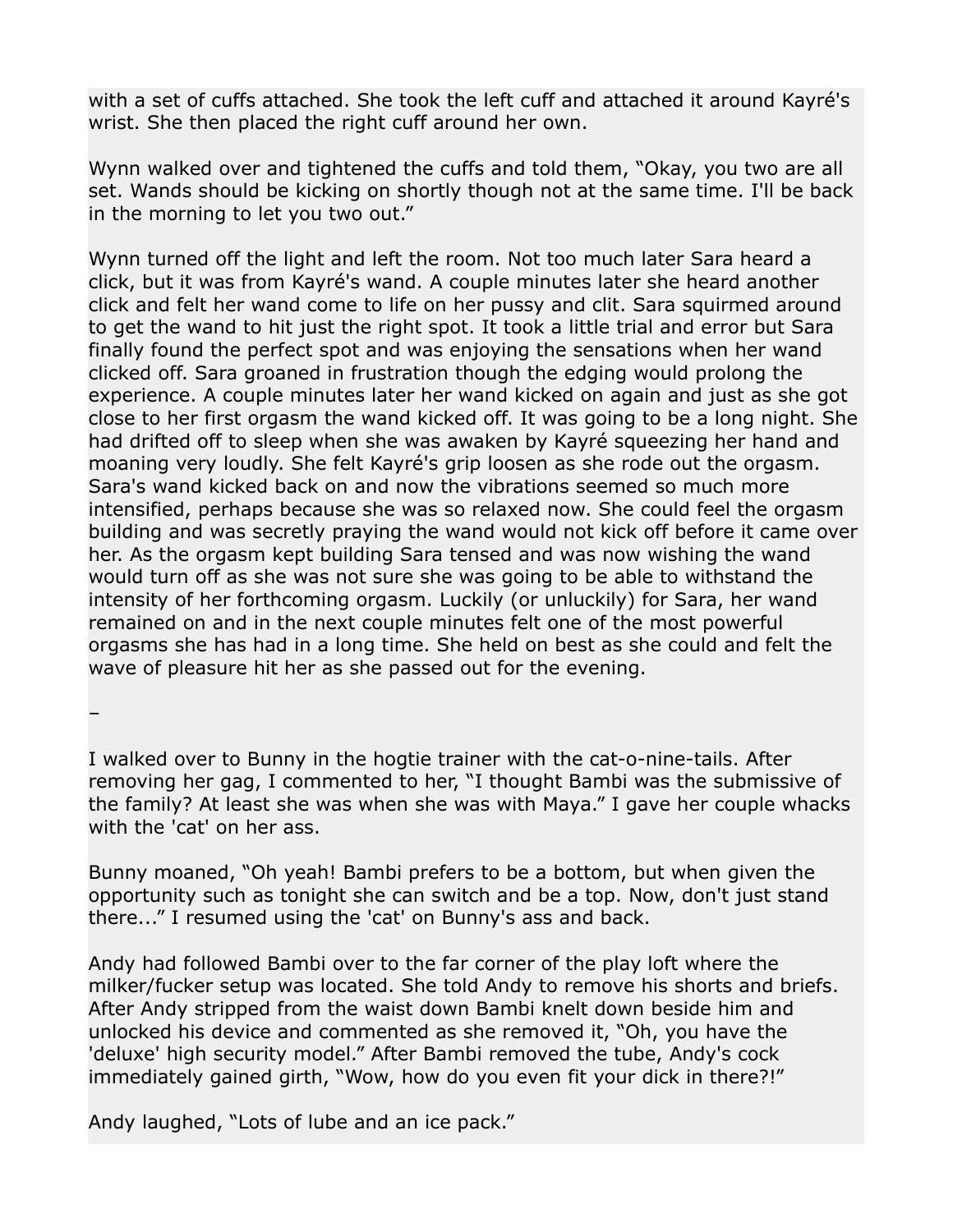with a set of cuffs attached. She took the left cuff and attached it around Kayré's wrist. She then placed the right cuff around her own.

Wynn walked over and tightened the cuffs and told them, "Okay, you two are all set. Wands should be kicking on shortly though not at the same time. I'll be back in the morning to let you two out."

Wynn turned off the light and left the room. Not too much later Sara heard a click, but it was from Kayré's wand. A couple minutes later she heard another click and felt her wand come to life on her pussy and clit. Sara squirmed around to get the wand to hit just the right spot. It took a little trial and error but Sara finally found the perfect spot and was enjoying the sensations when her wand clicked off. Sara groaned in frustration though the edging would prolong the experience. A couple minutes later her wand kicked on again and just as she got close to her first orgasm the wand kicked off. It was going to be a long night. She had drifted off to sleep when she was awaken by Kayré squeezing her hand and moaning very loudly. She felt Kayré's grip loosen as she rode out the orgasm. Sara's wand kicked back on and now the vibrations seemed so much more intensified, perhaps because she was so relaxed now. She could feel the orgasm building and was secretly praying the wand would not kick off before it came over her. As the orgasm kept building Sara tensed and was now wishing the wand would turn off as she was not sure she was going to be able to withstand the intensity of her forthcoming orgasm. Luckily (or unluckily) for Sara, her wand remained on and in the next couple minutes felt one of the most powerful orgasms she has had in a long time. She held on best as she could and felt the wave of pleasure hit her as she passed out for the evening.

–

I walked over to Bunny in the hogtie trainer with the cat-o-nine-tails. After removing her gag, I commented to her, "I thought Bambi was the submissive of the family? At least she was when she was with Maya." I gave her couple whacks with the 'cat' on her ass.

Bunny moaned, "Oh yeah! Bambi prefers to be a bottom, but when given the opportunity such as tonight she can switch and be a top. Now, don't just stand there..." I resumed using the 'cat' on Bunny's ass and back.

Andy had followed Bambi over to the far corner of the play loft where the milker/fucker setup was located. She told Andy to remove his shorts and briefs. After Andy stripped from the waist down Bambi knelt down beside him and unlocked his device and commented as she removed it, "Oh, you have the 'deluxe' high security model." After Bambi removed the tube, Andy's cock immediately gained girth, "Wow, how do you even fit your dick in there?!"

Andy laughed, "Lots of lube and an ice pack."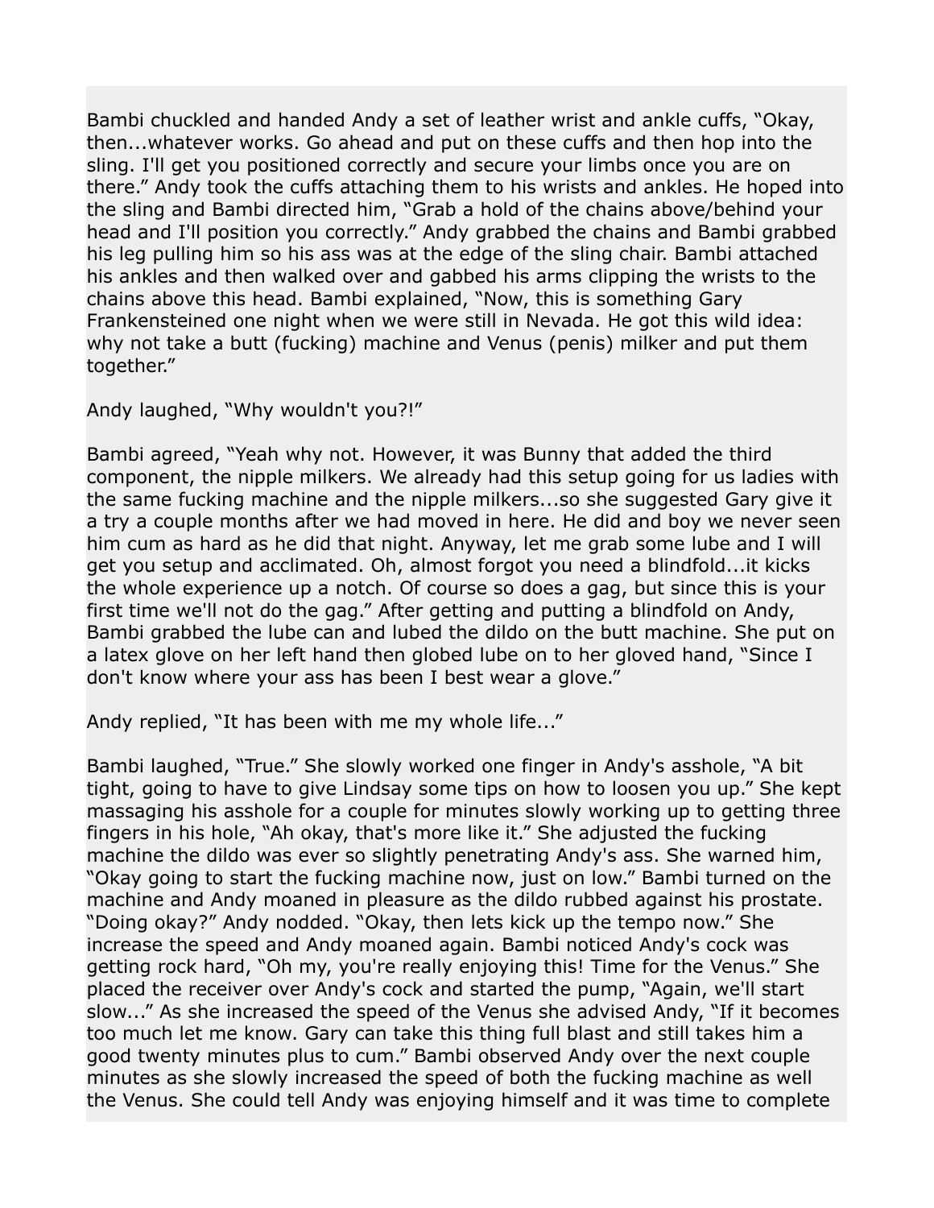Bambi chuckled and handed Andy a set of leather wrist and ankle cuffs, "Okay, then...whatever works. Go ahead and put on these cuffs and then hop into the sling. I'll get you positioned correctly and secure your limbs once you are on there." Andy took the cuffs attaching them to his wrists and ankles. He hoped into the sling and Bambi directed him, "Grab a hold of the chains above/behind your head and I'll position you correctly." Andy grabbed the chains and Bambi grabbed his leg pulling him so his ass was at the edge of the sling chair. Bambi attached his ankles and then walked over and gabbed his arms clipping the wrists to the chains above this head. Bambi explained, "Now, this is something Gary Frankensteined one night when we were still in Nevada. He got this wild idea: why not take a butt (fucking) machine and Venus (penis) milker and put them together."

Andy laughed, "Why wouldn't you?!"

Bambi agreed, "Yeah why not. However, it was Bunny that added the third component, the nipple milkers. We already had this setup going for us ladies with the same fucking machine and the nipple milkers...so she suggested Gary give it a try a couple months after we had moved in here. He did and boy we never seen him cum as hard as he did that night. Anyway, let me grab some lube and I will get you setup and acclimated. Oh, almost forgot you need a blindfold...it kicks the whole experience up a notch. Of course so does a gag, but since this is your first time we'll not do the gag." After getting and putting a blindfold on Andy, Bambi grabbed the lube can and lubed the dildo on the butt machine. She put on a latex glove on her left hand then globed lube on to her gloved hand, "Since I don't know where your ass has been I best wear a glove."

Andy replied, "It has been with me my whole life..."

Bambi laughed, "True." She slowly worked one finger in Andy's asshole, "A bit tight, going to have to give Lindsay some tips on how to loosen you up." She kept massaging his asshole for a couple for minutes slowly working up to getting three fingers in his hole, "Ah okay, that's more like it." She adjusted the fucking machine the dildo was ever so slightly penetrating Andy's ass. She warned him, "Okay going to start the fucking machine now, just on low." Bambi turned on the machine and Andy moaned in pleasure as the dildo rubbed against his prostate. "Doing okay?" Andy nodded. "Okay, then lets kick up the tempo now." She increase the speed and Andy moaned again. Bambi noticed Andy's cock was getting rock hard, "Oh my, you're really enjoying this! Time for the Venus." She placed the receiver over Andy's cock and started the pump, "Again, we'll start slow..." As she increased the speed of the Venus she advised Andy, "If it becomes too much let me know. Gary can take this thing full blast and still takes him a good twenty minutes plus to cum." Bambi observed Andy over the next couple minutes as she slowly increased the speed of both the fucking machine as well the Venus. She could tell Andy was enjoying himself and it was time to complete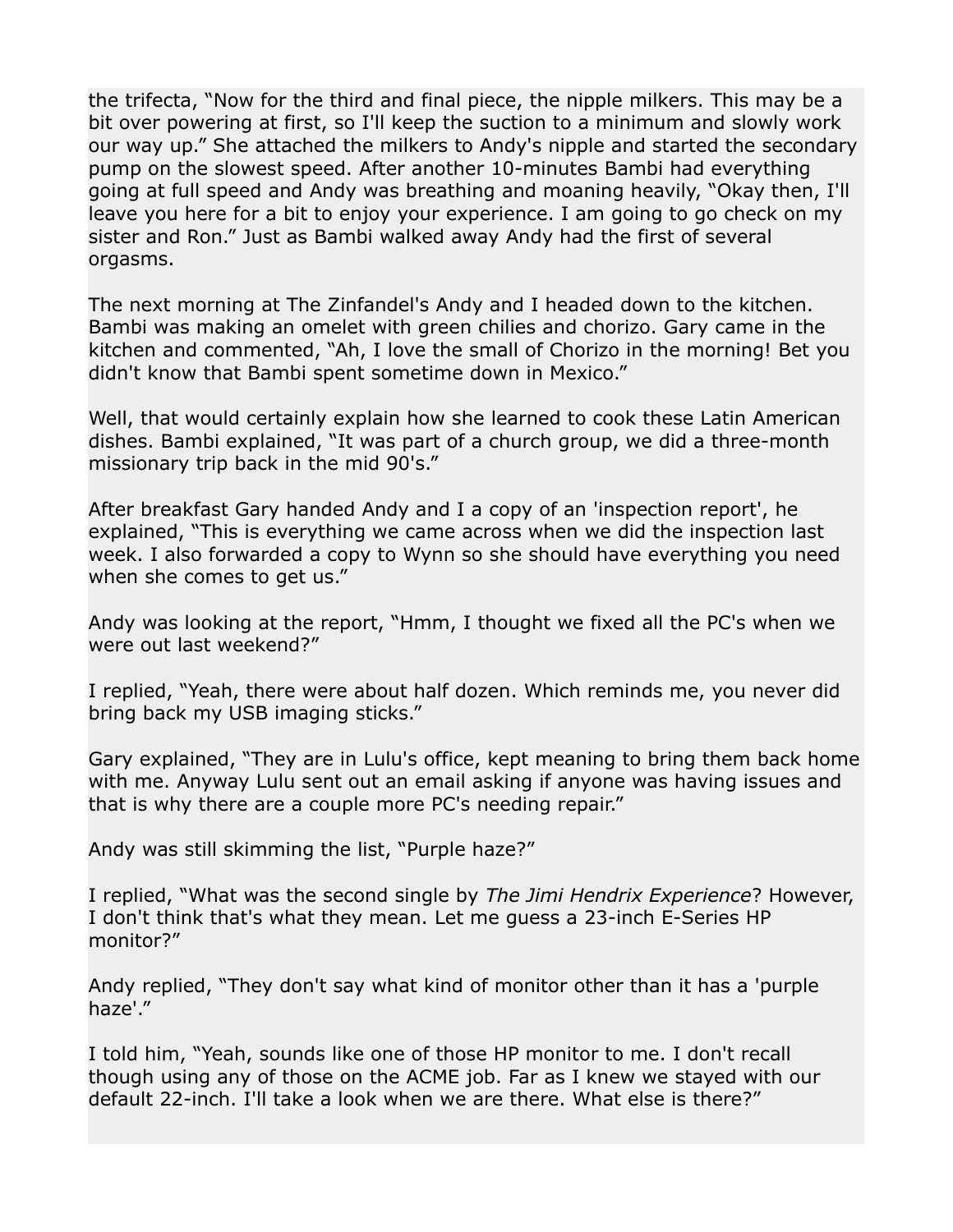the trifecta, “Now for the third and final piece, the nipple milkers. This may be a bit over powering at first, so I'll keep the suction to a minimum and slowly work our way up.” She attached the milkers to Andy's nipple and started the secondary pump on the slowest speed. After another 10-minutes Bambi had everything going at full speed and Andy was breathing and moaning heavily, “Okay then, I'll leave you here for a bit to enjoy your experience. I am going to go check on my sister and Ron.” Just as Bambi walked away Andy had the first of several orgasms.

The next morning at The Zinfandel's Andy and I headed down to the kitchen. Bambi was making an omelet with green chilies and chorizo. Gary came in the kitchen and commented, “Ah, I love the small of Chorizo in the morning! Bet you didn't know that Bambi spent sometime down in Mexico.”

Well, that would certainly explain how she learned to cook these Latin American dishes. Bambi explained, “It was part of a church group, we did a three-month missionary trip back in the mid 90's.”

After breakfast Gary handed Andy and I a copy of an 'inspection report', he explained, “This is everything we came across when we did the inspection last week. I also forwarded a copy to Wynn so she should have everything you need when she comes to get us.”

Andy was looking at the report, “Hmm, I thought we fixed all the PC's when we were out last weekend?”

I replied, “Yeah, there were about half dozen. Which reminds me, you never did bring back my USB imaging sticks.”

Gary explained, “They are in Lulu's office, kept meaning to bring them back home with me. Anyway Lulu sent out an email asking if anyone was having issues and that is why there are a couple more PC's needing repair.”

Andy was still skimming the list, “Purple haze?”

I replied, “What was the second single by *The Jimi Hendrix Experience*? However, I don't think that's what they mean. Let me guess a 23-inch E-Series HP monitor?”

Andy replied, “They don't say what kind of monitor other than it has a 'purple haze'.”

I told him, “Yeah, sounds like one of those HP monitor to me. I don't recall though using any of those on the ACME job. Far as I knew we stayed with our default 22-inch. I'll take a look when we are there. What else is there?”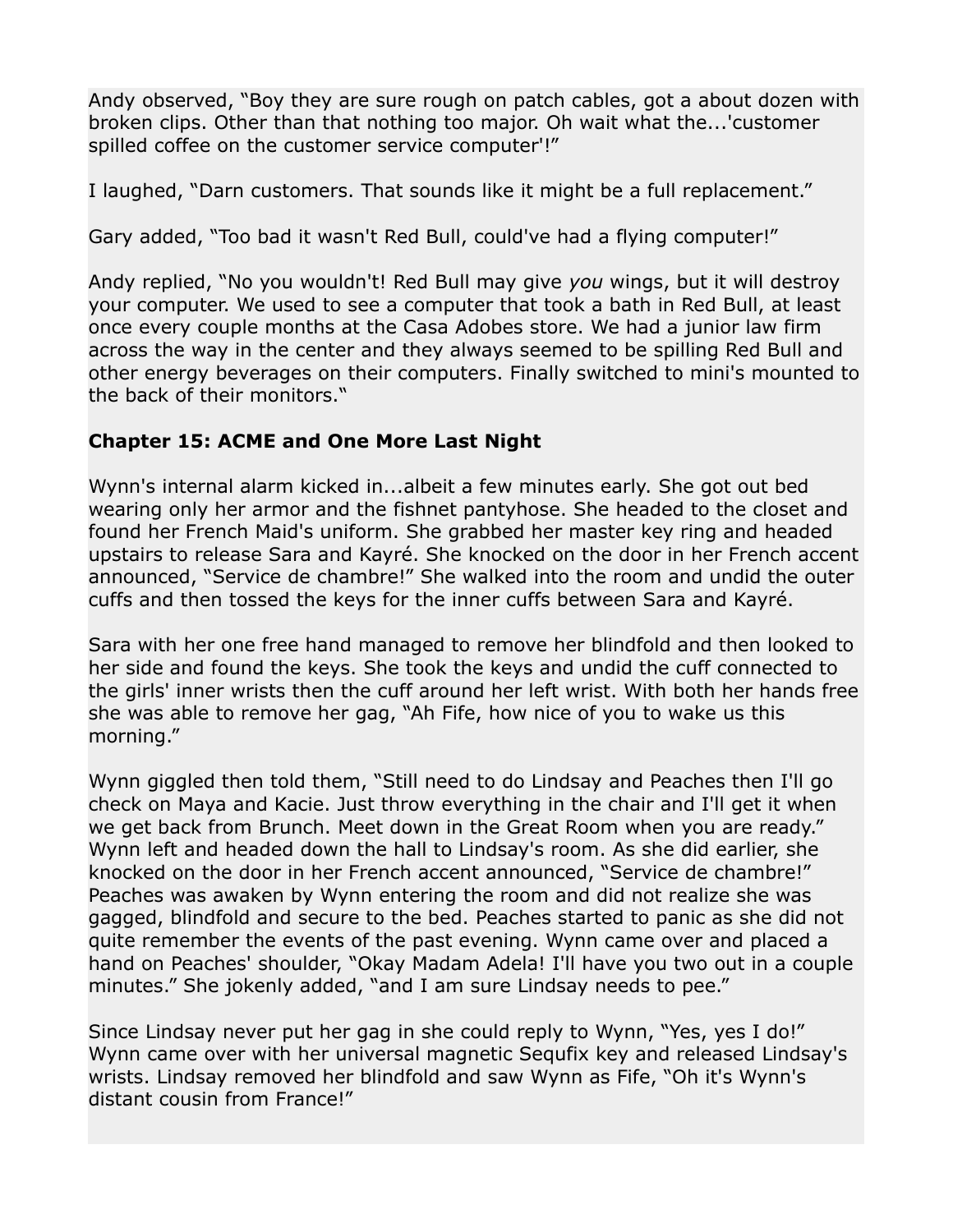Andy observed, “Boy they are sure rough on patch cables, got a about dozen with broken clips. Other than that nothing too major. Oh wait what the...'customer spilled coffee on the customer service computer'!”

I laughed, “Darn customers. That sounds like it might be a full replacement.”

Gary added, “Too bad it wasn't Red Bull, could've had a flying computer!”

Andy replied, “No you wouldn't! Red Bull may give *you* wings, but it will destroy your computer. We used to see a computer that took a bath in Red Bull, at least once every couple months at the Casa Adobes store. We had a junior law firm across the way in the center and they always seemed to be spilling Red Bull and other energy beverages on their computers. Finally switched to mini's mounted to the back of their monitors.“

**Chapter 15: ACME and One More Last Night**

Wynn's internal alarm kicked in...albeit a few minutes early. She got out bed wearing only her armor and the fishnet pantyhose. She headed to the closet and found her French Maid's uniform. She grabbed her master key ring and headed upstairs to release Sara and Kayré. She knocked on the door in her French accent announced, “Service de chambre!” She walked into the room and undid the outer cuffs and then tossed the keys for the inner cuffs between Sara and Kayré.

Sara with her one free hand managed to remove her blindfold and then looked to her side and found the keys. She took the keys and undid the cuff connected to the girls' inner wrists then the cuff around her left wrist. With both her hands free she was able to remove her gag, “Ah Fife, how nice of you to wake us this morning.”

Wynn giggled then told them, “Still need to do Lindsay and Peaches then I'll go check on Maya and Kacie. Just throw everything in the chair and I'll get it when we get back from Brunch. Meet down in the Great Room when you are ready.” Wynn left and headed down the hall to Lindsay's room. As she did earlier, she knocked on the door in her French accent announced, “Service de chambre!” Peaches was awaken by Wynn entering the room and did not realize she was gagged, blindfold and secure to the bed. Peaches started to panic as she did not quite remember the events of the past evening. Wynn came over and placed a hand on Peaches' shoulder, “Okay Madam Adela! I'll have you two out in a couple minutes.” She jokenly added, “and I am sure Lindsay needs to pee.”

Since Lindsay never put her gag in she could reply to Wynn, “Yes, yes I do!” Wynn came over with her universal magnetic Sequfix key and released Lindsay's wrists. Lindsay removed her blindfold and saw Wynn as Fife, “Oh it's Wynn's distant cousin from France!”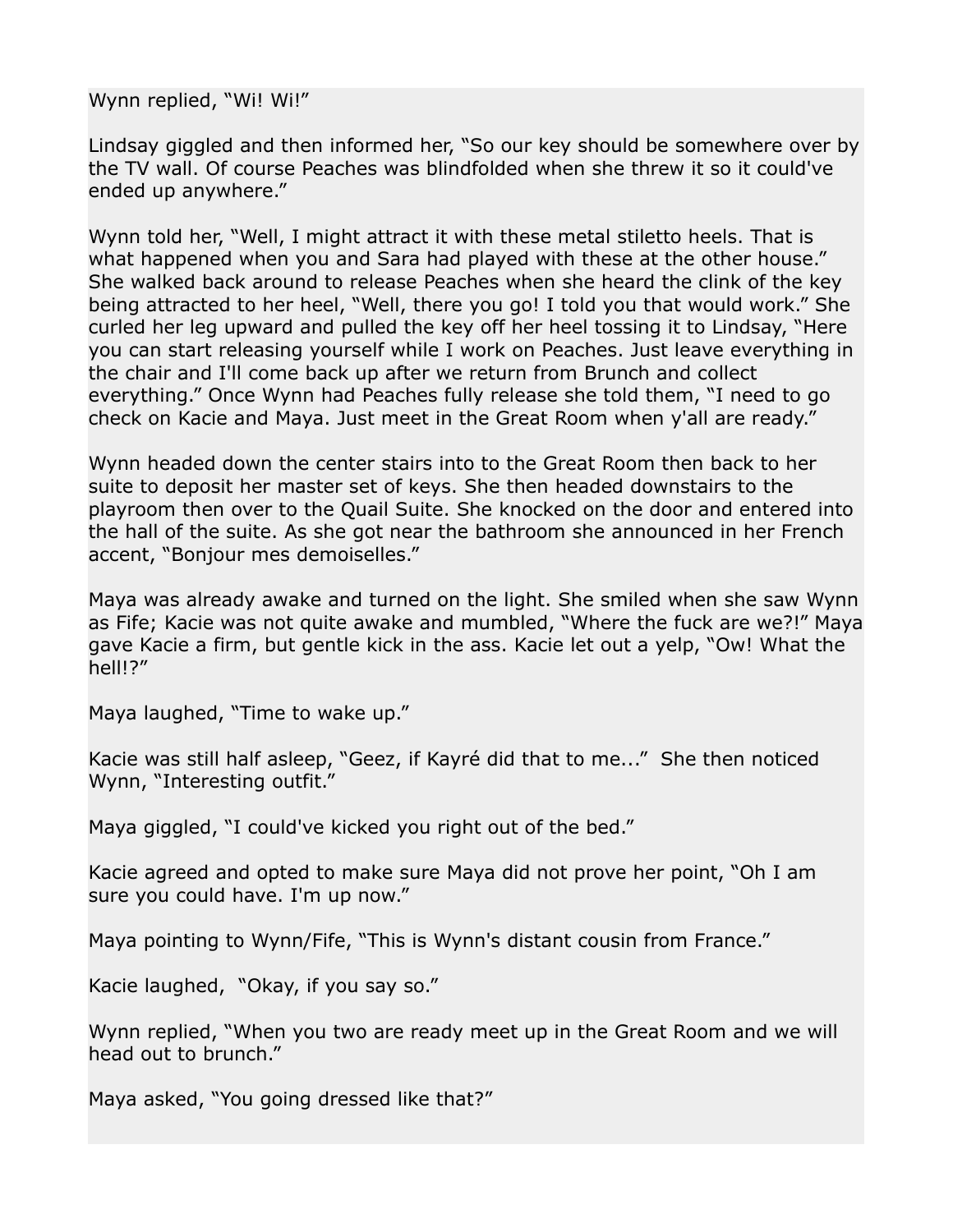Wynn replied, “Wi! Wi!”

Lindsay giggled and then informed her, “So our key should be somewhere over by the TV wall. Of course Peaches was blindfolded when she threw it so it could've ended up anywhere.”

Wynn told her, “Well, I might attract it with these metal stiletto heels. That is what happened when you and Sara had played with these at the other house.” She walked back around to release Peaches when she heard the clink of the key being attracted to her heel, “Well, there you go! I told you that would work.” She curled her leg upward and pulled the key off her heel tossing it to Lindsay, “Here you can start releasing yourself while I work on Peaches. Just leave everything in the chair and I'll come back up after we return from Brunch and collect everything.” Once Wynn had Peaches fully release she told them, “I need to go check on Kacie and Maya. Just meet in the Great Room when y'all are ready.”

Wynn headed down the center stairs into to the Great Room then back to her suite to deposit her master set of keys. She then headed downstairs to the playroom then over to the Quail Suite. She knocked on the door and entered into the hall of the suite. As she got near the bathroom she announced in her French accent, “Bonjour mes demoiselles.”

Maya was already awake and turned on the light. She smiled when she saw Wynn as Fife; Kacie was not quite awake and mumbled, “Where the fuck are we?!” Maya gave Kacie a firm, but gentle kick in the ass. Kacie let out a yelp, “Ow! What the hell!?”

Maya laughed, “Time to wake up.”

Kacie was still half asleep, “Geez, if Kayré did that to me...” She then noticed Wynn, “Interesting outfit.”

Maya giggled, “I could've kicked you right out of the bed.”

Kacie agreed and opted to make sure Maya did not prove her point, “Oh I am sure you could have. I'm up now.”

Maya pointing to Wynn/Fife, “This is Wynn's distant cousin from France.”

Kacie laughed, “Okay, if you say so.”

Wynn replied, “When you two are ready meet up in the Great Room and we will head out to brunch.”

Maya asked, “You going dressed like that?”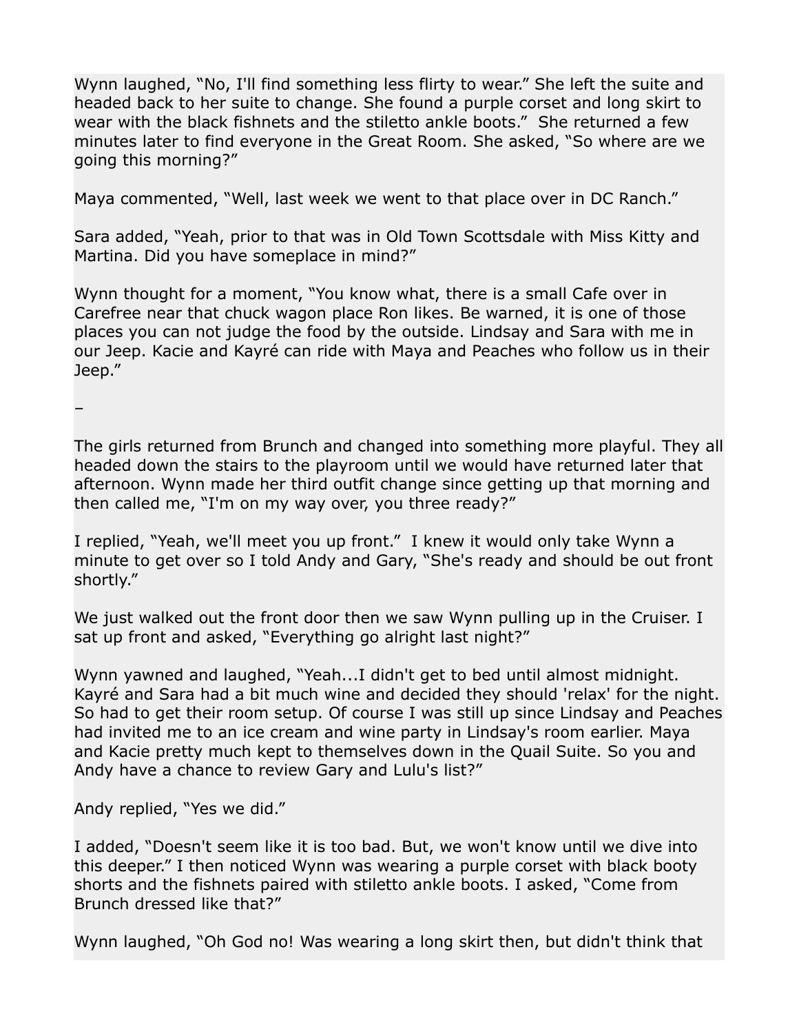Wynn laughed, “No, I'll find something less flirty to wear.” She left the suite and headed back to her suite to change. She found a purple corset and long skirt to wear with the black fishnets and the stiletto ankle boots.” She returned a few minutes later to find everyone in the Great Room. She asked, “So where are we going this morning?”

Maya commented, “Well, last week we went to that place over in DC Ranch.”

Sara added, “Yeah, prior to that was in Old Town Scottsdale with Miss Kitty and Martina. Did you have someplace in mind?”

Wynn thought for a moment, “You know what, there is a small Cafe over in Carefree near that chuck wagon place Ron likes. Be warned, it is one of those places you can not judge the food by the outside. Lindsay and Sara with me in our Jeep. Kacie and Kayré can ride with Maya and Peaches who follow us in their Jeep.”

–

The girls returned from Brunch and changed into something more playful. They all headed down the stairs to the playroom until we would have returned later that afternoon. Wynn made her third outfit change since getting up that morning and then called me, “I'm on my way over, you three ready?”

I replied, “Yeah, we'll meet you up front.” I knew it would only take Wynn a minute to get over so I told Andy and Gary, “She's ready and should be out front shortly.”

We just walked out the front door then we saw Wynn pulling up in the Cruiser. I sat up front and asked, “Everything go alright last night?”

Wynn yawned and laughed, “Yeah...I didn't get to bed until almost midnight. Kayré and Sara had a bit much wine and decided they should 'relax' for the night. So had to get their room setup. Of course I was still up since Lindsay and Peaches had invited me to an ice cream and wine party in Lindsay's room earlier. Maya and Kacie pretty much kept to themselves down in the Quail Suite. So you and Andy have a chance to review Gary and Lulu's list?”

Andy replied, “Yes we did.”

I added, “Doesn't seem like it is too bad. But, we won't know until we dive into this deeper.” I then noticed Wynn was wearing a purple corset with black booty shorts and the fishnets paired with stiletto ankle boots. I asked, “Come from Brunch dressed like that?”

Wynn laughed, “Oh God no! Was wearing a long skirt then, but didn't think that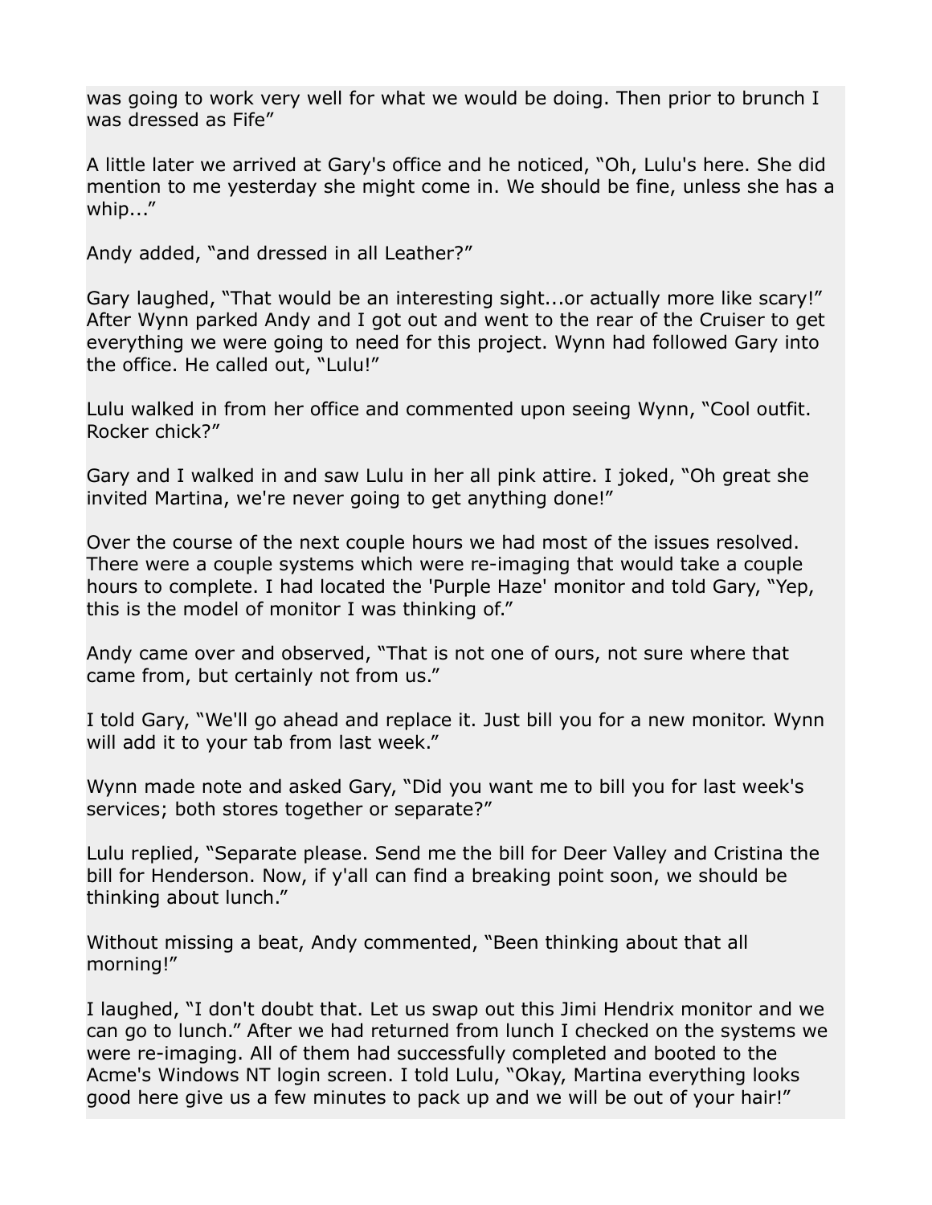was going to work very well for what we would be doing. Then prior to brunch I was dressed as Fife"

A little later we arrived at Gary's office and he noticed, "Oh, Lulu's here. She did mention to me yesterday she might come in. We should be fine, unless she has a whip..."

Andy added, "and dressed in all Leather?"

Gary laughed, "That would be an interesting sight...or actually more like scary!" After Wynn parked Andy and I got out and went to the rear of the Cruiser to get everything we were going to need for this project. Wynn had followed Gary into the office. He called out, "Lulu!"

Lulu walked in from her office and commented upon seeing Wynn, "Cool outfit. Rocker chick?"

Gary and I walked in and saw Lulu in her all pink attire. I joked, "Oh great she invited Martina, we're never going to get anything done!"

Over the course of the next couple hours we had most of the issues resolved. There were a couple systems which were re-imaging that would take a couple hours to complete. I had located the 'Purple Haze' monitor and told Gary, "Yep, this is the model of monitor I was thinking of."

Andy came over and observed, "That is not one of ours, not sure where that came from, but certainly not from us."

I told Gary, "We'll go ahead and replace it. Just bill you for a new monitor. Wynn will add it to your tab from last week."

Wynn made note and asked Gary, "Did you want me to bill you for last week's services; both stores together or separate?"

Lulu replied, "Separate please. Send me the bill for Deer Valley and Cristina the bill for Henderson. Now, if y'all can find a breaking point soon, we should be thinking about lunch."

Without missing a beat, Andy commented, "Been thinking about that all morning!"

I laughed, "I don't doubt that. Let us swap out this Jimi Hendrix monitor and we can go to lunch." After we had returned from lunch I checked on the systems we were re-imaging. All of them had successfully completed and booted to the Acme's Windows NT login screen. I told Lulu, "Okay, Martina everything looks good here give us a few minutes to pack up and we will be out of your hair!"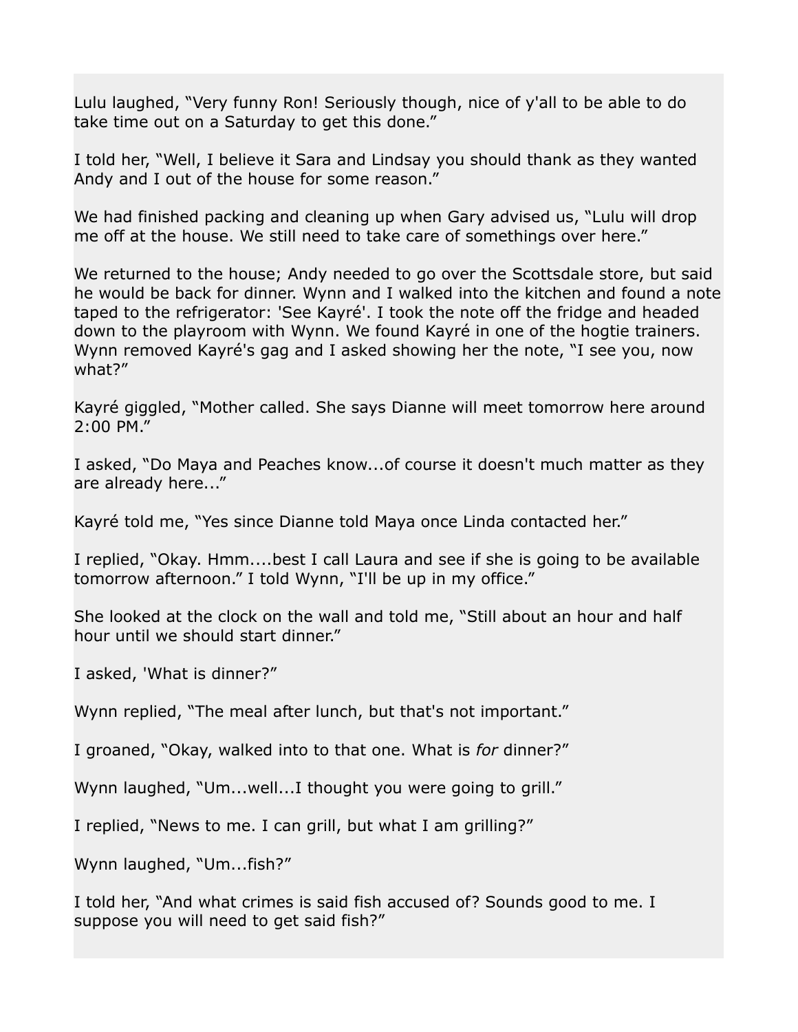Lulu laughed, “Very funny Ron! Seriously though, nice of y'all to be able to do take time out on a Saturday to get this done.”

I told her, “Well, I believe it Sara and Lindsay you should thank as they wanted Andy and I out of the house for some reason.”

We had finished packing and cleaning up when Gary advised us, “Lulu will drop me off at the house. We still need to take care of somethings over here.”

We returned to the house; Andy needed to go over the Scottsdale store, but said he would be back for dinner. Wynn and I walked into the kitchen and found a note taped to the refrigerator: 'See Kayré'. I took the note off the fridge and headed down to the playroom with Wynn. We found Kayré in one of the hogtie trainers. Wynn removed Kayré's gag and I asked showing her the note, “I see you, now what?”

Kayré giggled, “Mother called. She says Dianne will meet tomorrow here around 2:00 PM.”

I asked, “Do Maya and Peaches know...of course it doesn't much matter as they are already here...”

Kayré told me, “Yes since Dianne told Maya once Linda contacted her.”

I replied, “Okay. Hmm....best I call Laura and see if she is going to be available tomorrow afternoon.” I told Wynn, “I'll be up in my office.”

She looked at the clock on the wall and told me, “Still about an hour and half hour until we should start dinner.”

I asked, 'What is dinner?”

Wynn replied, “The meal after lunch, but that's not important.”

I groaned, “Okay, walked into to that one. What is *for* dinner?”

Wynn laughed, “Um...well...I thought you were going to grill.”

I replied, “News to me. I can grill, but what I am grilling?”

Wynn laughed, “Um...fish?”

I told her, “And what crimes is said fish accused of? Sounds good to me. I suppose you will need to get said fish?”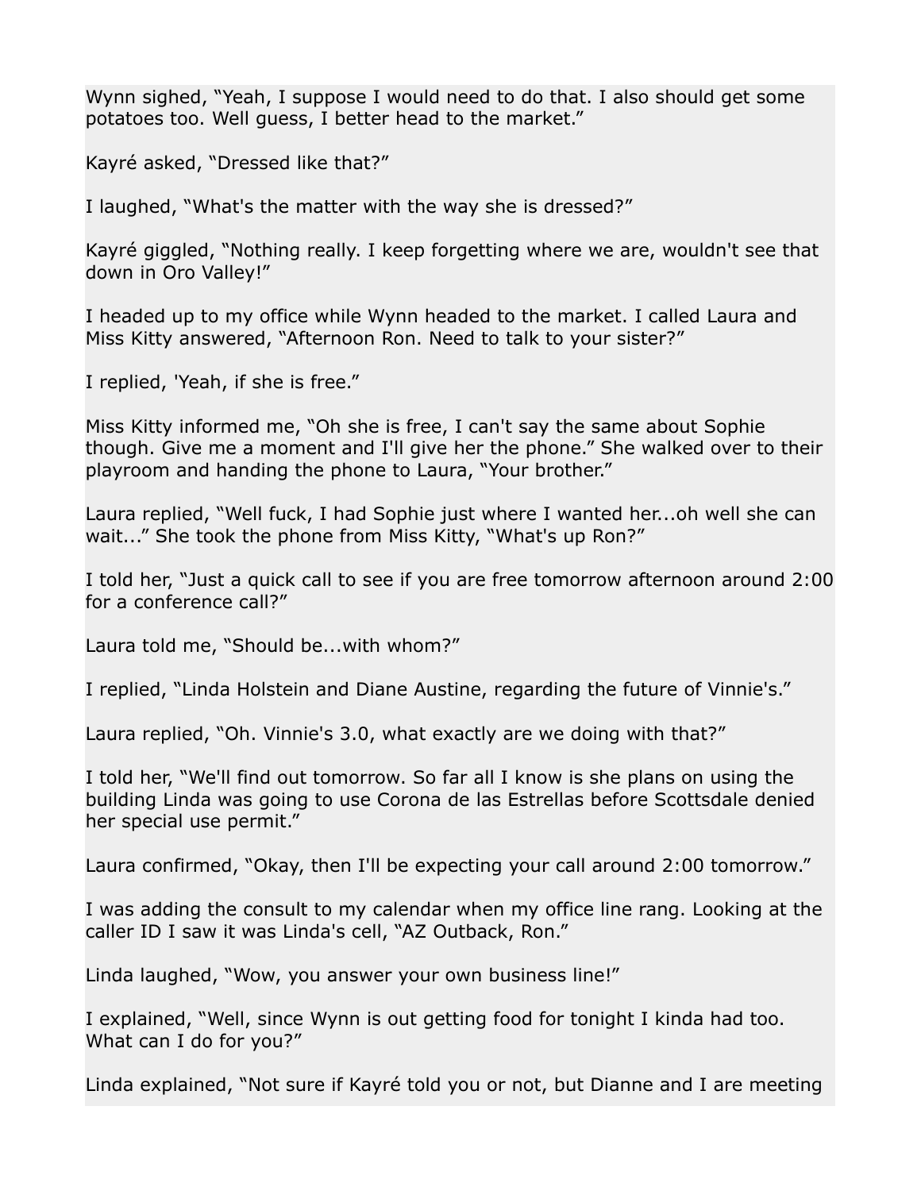Wynn sighed, “Yeah, I suppose I would need to do that. I also should get some potatoes too. Well guess, I better head to the market.”

Kayré asked, “Dressed like that?”

I laughed, “What's the matter with the way she is dressed?”

Kayré giggled, “Nothing really. I keep forgetting where we are, wouldn't see that down in Oro Valley!”

I headed up to my office while Wynn headed to the market. I called Laura and Miss Kitty answered, “Afternoon Ron. Need to talk to your sister?”

I replied, 'Yeah, if she is free.”

Miss Kitty informed me, “Oh she is free, I can't say the same about Sophie though. Give me a moment and I'll give her the phone.” She walked over to their playroom and handing the phone to Laura, “Your brother.”

Laura replied, “Well fuck, I had Sophie just where I wanted her...oh well she can wait...” She took the phone from Miss Kitty, “What's up Ron?”

I told her, “Just a quick call to see if you are free tomorrow afternoon around 2:00 for a conference call?”

Laura told me, “Should be...with whom?”

I replied, “Linda Holstein and Diane Austine, regarding the future of Vinnie's.”

Laura replied, “Oh. Vinnie's 3.0, what exactly are we doing with that?”

I told her, “We'll find out tomorrow. So far all I know is she plans on using the building Linda was going to use Corona de las Estrellas before Scottsdale denied her special use permit.”

Laura confirmed, “Okay, then I'll be expecting your call around 2:00 tomorrow.”

I was adding the consult to my calendar when my office line rang. Looking at the caller ID I saw it was Linda's cell, “AZ Outback, Ron.”

Linda laughed, “Wow, you answer your own business line!”

I explained, “Well, since Wynn is out getting food for tonight I kinda had too. What can I do for you?”

Linda explained, “Not sure if Kayré told you or not, but Dianne and I are meeting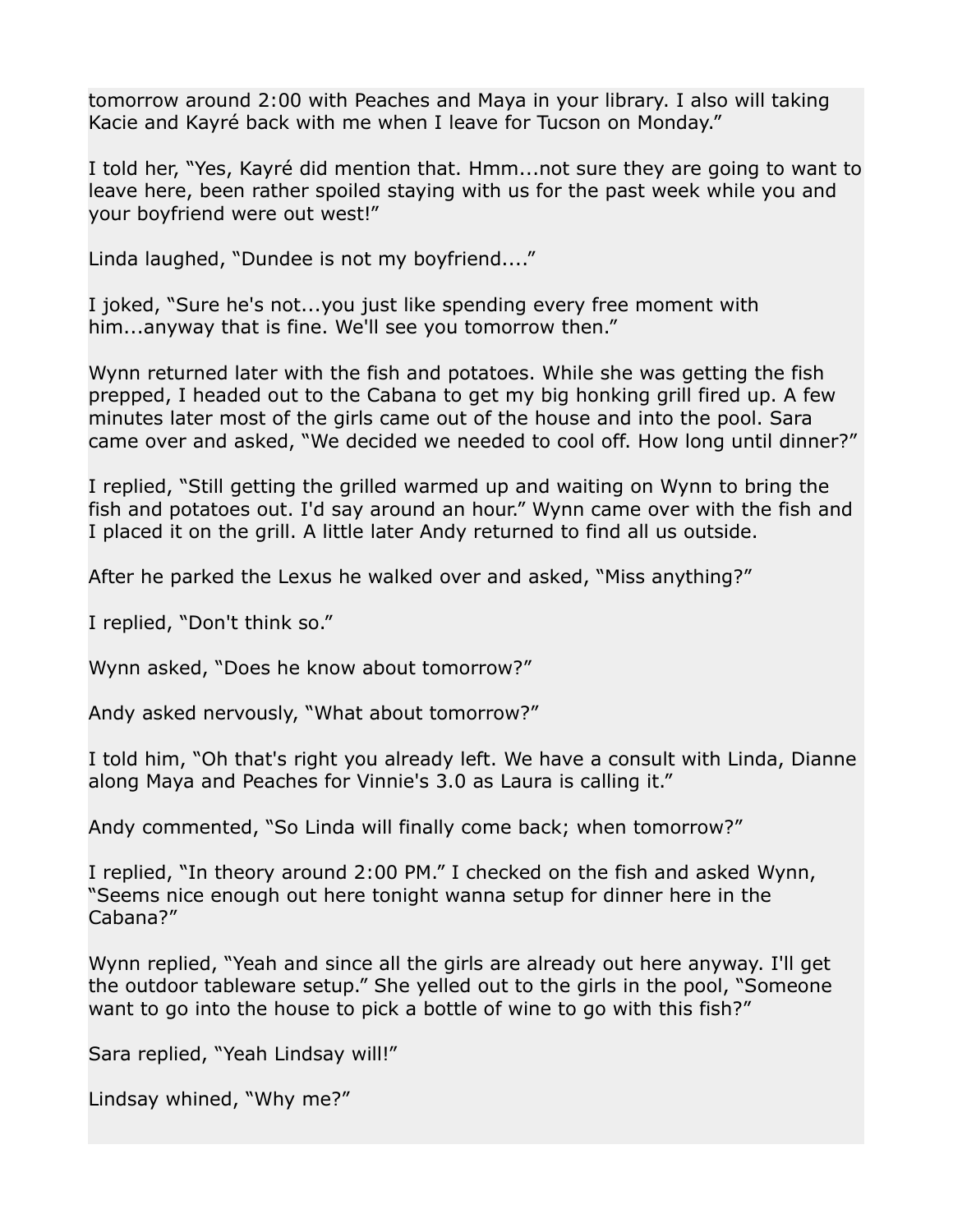tomorrow around 2:00 with Peaches and Maya in your library. I also will taking Kacie and Kayré back with me when I leave for Tucson on Monday."

I told her, "Yes, Kayré did mention that. Hmm...not sure they are going to want to leave here, been rather spoiled staying with us for the past week while you and your boyfriend were out west!"

Linda laughed, "Dundee is not my boyfriend...."

I joked, "Sure he's not...you just like spending every free moment with him...anyway that is fine. We'll see you tomorrow then."

Wynn returned later with the fish and potatoes. While she was getting the fish prepped, I headed out to the Cabana to get my big honking grill fired up. A few minutes later most of the girls came out of the house and into the pool. Sara came over and asked, "We decided we needed to cool off. How long until dinner?"

I replied, "Still getting the grilled warmed up and waiting on Wynn to bring the fish and potatoes out. I'd say around an hour." Wynn came over with the fish and I placed it on the grill. A little later Andy returned to find all us outside.

After he parked the Lexus he walked over and asked, "Miss anything?"

I replied, "Don't think so."

Wynn asked, "Does he know about tomorrow?"

Andy asked nervously, "What about tomorrow?"

I told him, "Oh that's right you already left. We have a consult with Linda, Dianne along Maya and Peaches for Vinnie's 3.0 as Laura is calling it."

Andy commented, "So Linda will finally come back; when tomorrow?"

I replied, "In theory around 2:00 PM." I checked on the fish and asked Wynn, "Seems nice enough out here tonight wanna setup for dinner here in the Cabana?"

Wynn replied, "Yeah and since all the girls are already out here anyway. I'll get the outdoor tableware setup." She yelled out to the girls in the pool, "Someone want to go into the house to pick a bottle of wine to go with this fish?"

Sara replied, "Yeah Lindsay will!"

Lindsay whined, "Why me?"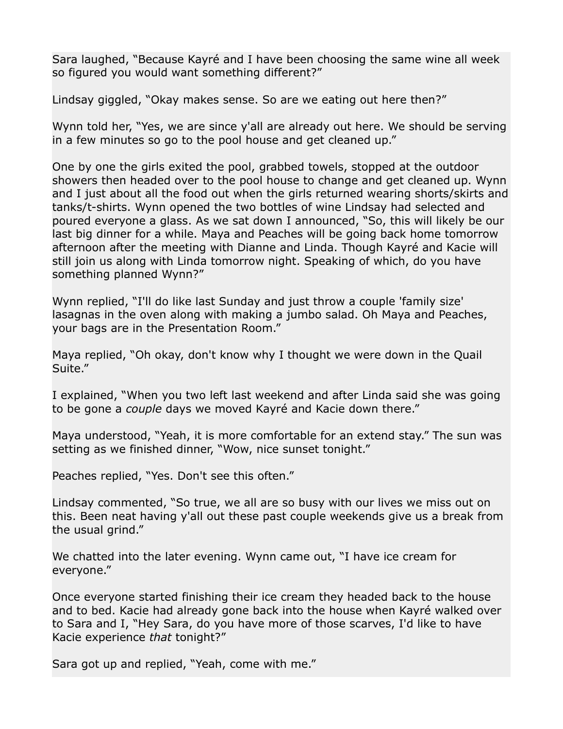Sara laughed, “Because Kayré and I have been choosing the same wine all week so figured you would want something different?”

Lindsay giggled, “Okay makes sense. So are we eating out here then?”

Wynn told her, “Yes, we are since y'all are already out here. We should be serving in a few minutes so go to the pool house and get cleaned up.”

One by one the girls exited the pool, grabbed towels, stopped at the outdoor showers then headed over to the pool house to change and get cleaned up. Wynn and I just about all the food out when the girls returned wearing shorts/skirts and tanks/t-shirts. Wynn opened the two bottles of wine Lindsay had selected and poured everyone a glass. As we sat down I announced, “So, this will likely be our last big dinner for a while. Maya and Peaches will be going back home tomorrow afternoon after the meeting with Dianne and Linda. Though Kayré and Kacie will still join us along with Linda tomorrow night. Speaking of which, do you have something planned Wynn?”

Wynn replied, “I'll do like last Sunday and just throw a couple 'family size' lasagnas in the oven along with making a jumbo salad. Oh Maya and Peaches, your bags are in the Presentation Room.”

Maya replied, “Oh okay, don't know why I thought we were down in the Quail Suite.”

I explained, “When you two left last weekend and after Linda said she was going to be gone a *couple* days we moved Kayré and Kacie down there.”

Maya understood, “Yeah, it is more comfortable for an extend stay.” The sun was setting as we finished dinner, “Wow, nice sunset tonight.”

Peaches replied, “Yes. Don't see this often.”

Lindsay commented, “So true, we all are so busy with our lives we miss out on this. Been neat having y'all out these past couple weekends give us a break from the usual grind.”

We chatted into the later evening. Wynn came out, “I have ice cream for everyone.”

Once everyone started finishing their ice cream they headed back to the house and to bed. Kacie had already gone back into the house when Kayré walked over to Sara and I, “Hey Sara, do you have more of those scarves, I'd like to have Kacie experience *that* tonight?”

Sara got up and replied, “Yeah, come with me.”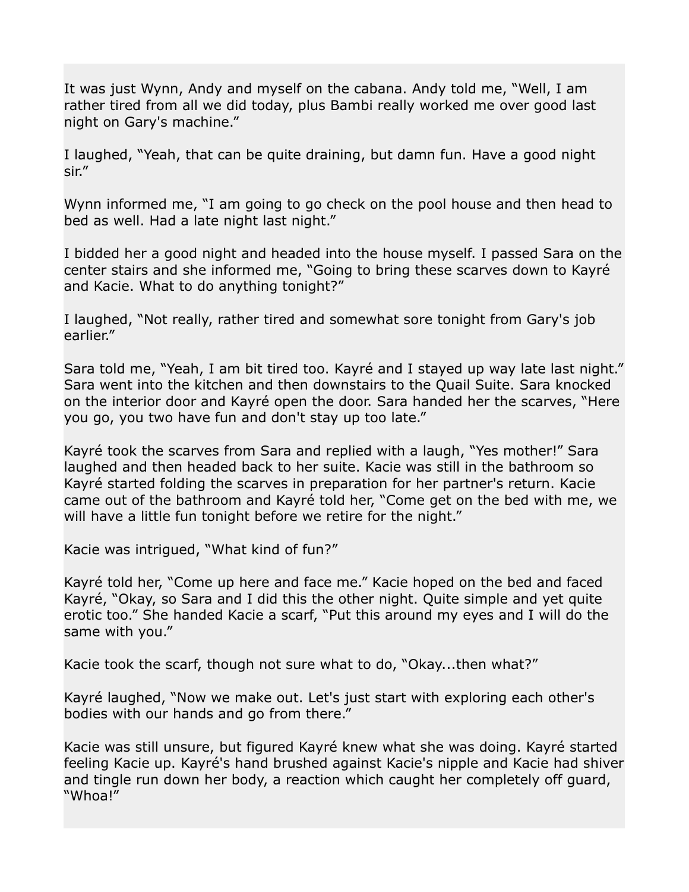It was just Wynn, Andy and myself on the cabana. Andy told me, "Well, I am rather tired from all we did today, plus Bambi really worked me over good last night on Gary's machine."

I laughed, "Yeah, that can be quite draining, but damn fun. Have a good night sir."

Wynn informed me, "I am going to go check on the pool house and then head to bed as well. Had a late night last night."

I bidded her a good night and headed into the house myself. I passed Sara on the center stairs and she informed me, "Going to bring these scarves down to Kayré and Kacie. What to do anything tonight?"

I laughed, "Not really, rather tired and somewhat sore tonight from Gary's job earlier."

Sara told me, "Yeah, I am bit tired too. Kayré and I stayed up way late last night." Sara went into the kitchen and then downstairs to the Quail Suite. Sara knocked on the interior door and Kayré open the door. Sara handed her the scarves, "Here you go, you two have fun and don't stay up too late."

Kayré took the scarves from Sara and replied with a laugh, "Yes mother!" Sara laughed and then headed back to her suite. Kacie was still in the bathroom so Kayré started folding the scarves in preparation for her partner's return. Kacie came out of the bathroom and Kayré told her, "Come get on the bed with me, we will have a little fun tonight before we retire for the night."

Kacie was intrigued, "What kind of fun?"

Kayré told her, "Come up here and face me." Kacie hoped on the bed and faced Kayré, "Okay, so Sara and I did this the other night. Quite simple and yet quite erotic too." She handed Kacie a scarf, "Put this around my eyes and I will do the same with you."

Kacie took the scarf, though not sure what to do, "Okay...then what?"

Kayré laughed, "Now we make out. Let's just start with exploring each other's bodies with our hands and go from there."

Kacie was still unsure, but figured Kayré knew what she was doing. Kayré started feeling Kacie up. Kayré's hand brushed against Kacie's nipple and Kacie had shiver and tingle run down her body, a reaction which caught her completely off guard, "Whoa!"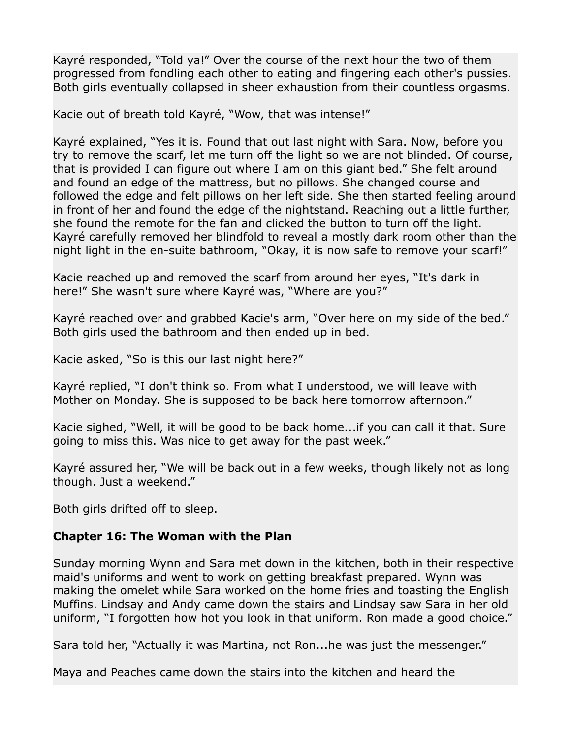Kayré responded, "Told ya!" Over the course of the next hour the two of them progressed from fondling each other to eating and fingering each other's pussies. Both girls eventually collapsed in sheer exhaustion from their countless orgasms.

Kacie out of breath told Kayré, "Wow, that was intense!"

Kayré explained, "Yes it is. Found that out last night with Sara. Now, before you try to remove the scarf, let me turn off the light so we are not blinded. Of course, that is provided I can figure out where I am on this giant bed." She felt around and found an edge of the mattress, but no pillows. She changed course and followed the edge and felt pillows on her left side. She then started feeling around in front of her and found the edge of the nightstand. Reaching out a little further, she found the remote for the fan and clicked the button to turn off the light. Kayré carefully removed her blindfold to reveal a mostly dark room other than the night light in the en-suite bathroom, "Okay, it is now safe to remove your scarf!"

Kacie reached up and removed the scarf from around her eyes, "It's dark in here!" She wasn't sure where Kayré was, "Where are you?"

Kayré reached over and grabbed Kacie's arm, "Over here on my side of the bed." Both girls used the bathroom and then ended up in bed.

Kacie asked, "So is this our last night here?"

Kayré replied, "I don't think so. From what I understood, we will leave with Mother on Monday. She is supposed to be back here tomorrow afternoon."

Kacie sighed, "Well, it will be good to be back home...if you can call it that. Sure going to miss this. Was nice to get away for the past week."

Kayré assured her, "We will be back out in a few weeks, though likely not as long though. Just a weekend."

Both girls drifted off to sleep.

**Chapter 16: The Woman with the Plan**

Sunday morning Wynn and Sara met down in the kitchen, both in their respective maid's uniforms and went to work on getting breakfast prepared. Wynn was making the omelet while Sara worked on the home fries and toasting the English Muffins. Lindsay and Andy came down the stairs and Lindsay saw Sara in her old uniform, "I forgotten how hot you look in that uniform. Ron made a good choice."

Sara told her, "Actually it was Martina, not Ron...he was just the messenger."

Maya and Peaches came down the stairs into the kitchen and heard the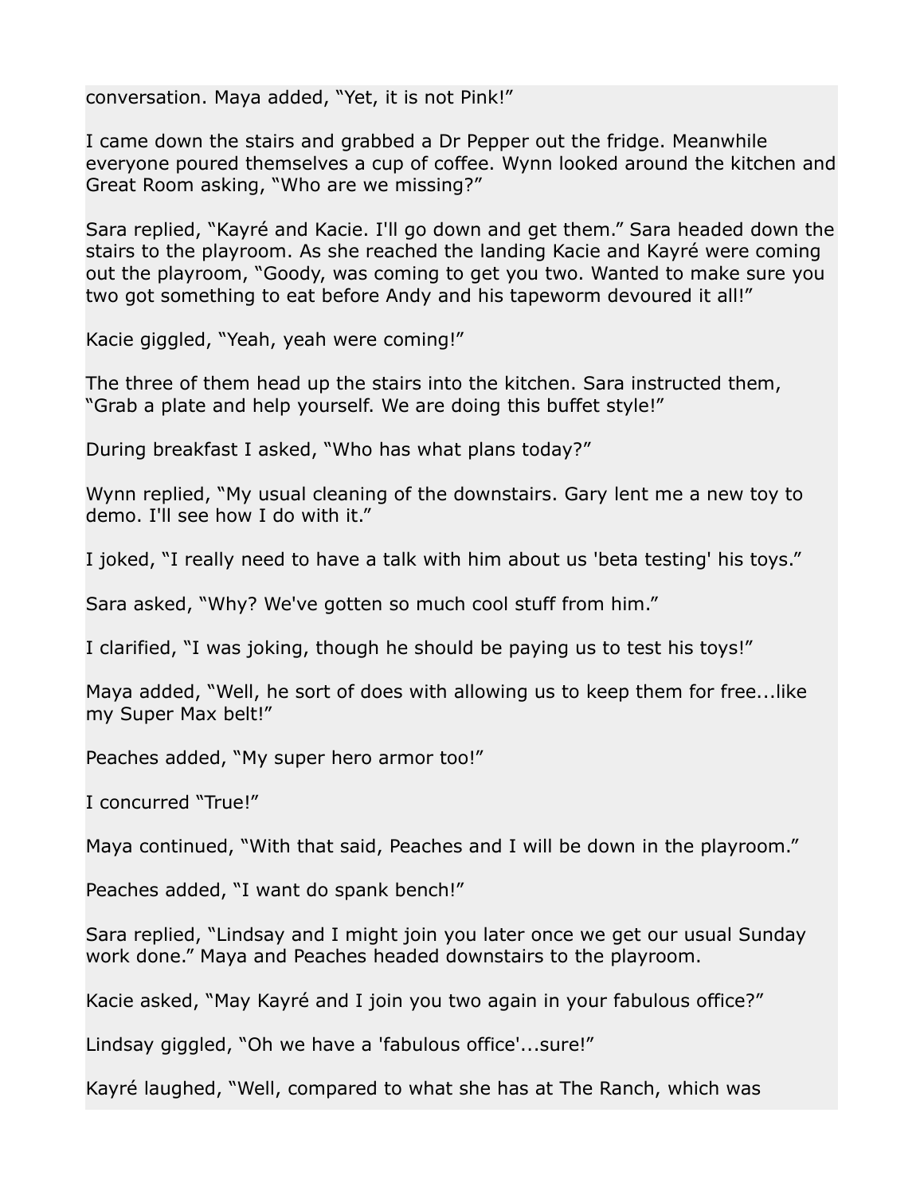conversation. Maya added, “Yet, it is not Pink!”

I came down the stairs and grabbed a Dr Pepper out the fridge. Meanwhile everyone poured themselves a cup of coffee. Wynn looked around the kitchen and Great Room asking, “Who are we missing?”

Sara replied, “Kayré and Kacie. I'll go down and get them.” Sara headed down the stairs to the playroom. As she reached the landing Kacie and Kayré were coming out the playroom, “Goody, was coming to get you two. Wanted to make sure you two got something to eat before Andy and his tapeworm devoured it all!”

Kacie giggled, “Yeah, yeah were coming!”

The three of them head up the stairs into the kitchen. Sara instructed them, “Grab a plate and help yourself. We are doing this buffet style!”

During breakfast I asked, “Who has what plans today?”

Wynn replied, “My usual cleaning of the downstairs. Gary lent me a new toy to demo. I'll see how I do with it.”

I joked, “I really need to have a talk with him about us 'beta testing' his toys.”

Sara asked, “Why? We've gotten so much cool stuff from him.”

I clarified, “I was joking, though he should be paying us to test his toys!”

Maya added, “Well, he sort of does with allowing us to keep them for free...like my Super Max belt!”

Peaches added, “My super hero armor too!”

I concurred “True!”

Maya continued, “With that said, Peaches and I will be down in the playroom.”

Peaches added, “I want do spank bench!”

Sara replied, “Lindsay and I might join you later once we get our usual Sunday work done.” Maya and Peaches headed downstairs to the playroom.

Kacie asked, “May Kayré and I join you two again in your fabulous office?”

Lindsay giggled, “Oh we have a 'fabulous office'...sure!”

Kayré laughed, “Well, compared to what she has at The Ranch, which was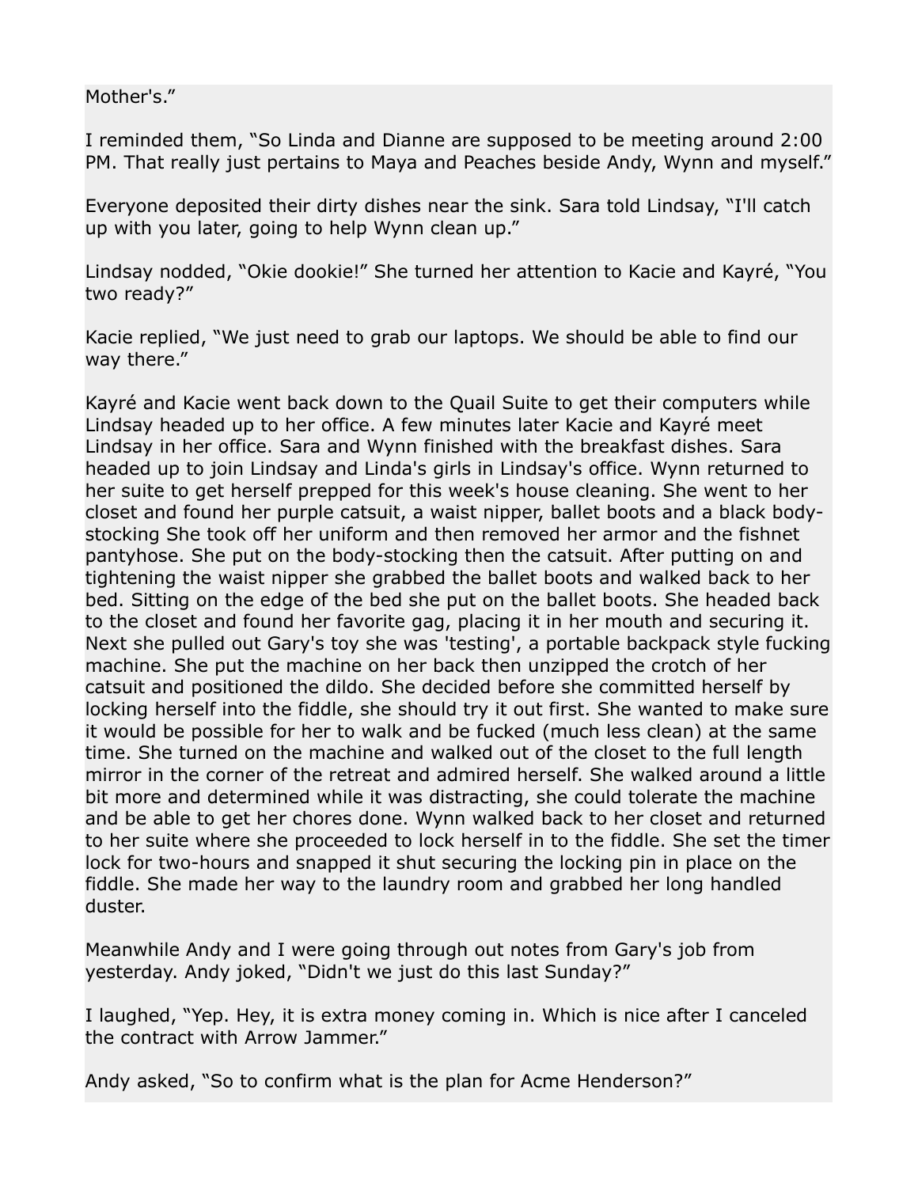Mother's."

I reminded them, "So Linda and Dianne are supposed to be meeting around 2:00 PM. That really just pertains to Maya and Peaches beside Andy, Wynn and myself."

Everyone deposited their dirty dishes near the sink. Sara told Lindsay, "I'll catch up with you later, going to help Wynn clean up."

Lindsay nodded, "Okie dookie!" She turned her attention to Kacie and Kayré, "You two ready?"

Kacie replied, "We just need to grab our laptops. We should be able to find our way there."

Kayré and Kacie went back down to the Quail Suite to get their computers while Lindsay headed up to her office. A few minutes later Kacie and Kayré meet Lindsay in her office. Sara and Wynn finished with the breakfast dishes. Sara headed up to join Lindsay and Linda's girls in Lindsay's office. Wynn returned to her suite to get herself prepped for this week's house cleaning. She went to her closet and found her purple catsuit, a waist nipper, ballet boots and a black body-stocking She took off her uniform and then removed her armor and the fishnet pantyhose. She put on the body-stocking then the catsuit. After putting on and tightening the waist nipper she grabbed the ballet boots and walked back to her bed. Sitting on the edge of the bed she put on the ballet boots. She headed back to the closet and found her favorite gag, placing it in her mouth and securing it. Next she pulled out Gary's toy she was 'testing', a portable backpack style fucking machine. She put the machine on her back then unzipped the crotch of her catsuit and positioned the dildo. She decided before she committed herself by locking herself into the fiddle, she should try it out first. She wanted to make sure it would be possible for her to walk and be fucked (much less clean) at the same time. She turned on the machine and walked out of the closet to the full length mirror in the corner of the retreat and admired herself. She walked around a little bit more and determined while it was distracting, she could tolerate the machine and be able to get her chores done. Wynn walked back to her closet and returned to her suite where she proceeded to lock herself in to the fiddle. She set the timer lock for two-hours and snapped it shut securing the locking pin in place on the fiddle. She made her way to the laundry room and grabbed her long handled duster.

Meanwhile Andy and I were going through out notes from Gary's job from yesterday. Andy joked, "Didn't we just do this last Sunday?"

I laughed, "Yep. Hey, it is extra money coming in. Which is nice after I canceled the contract with Arrow Jammer."

Andy asked, "So to confirm what is the plan for Acme Henderson?"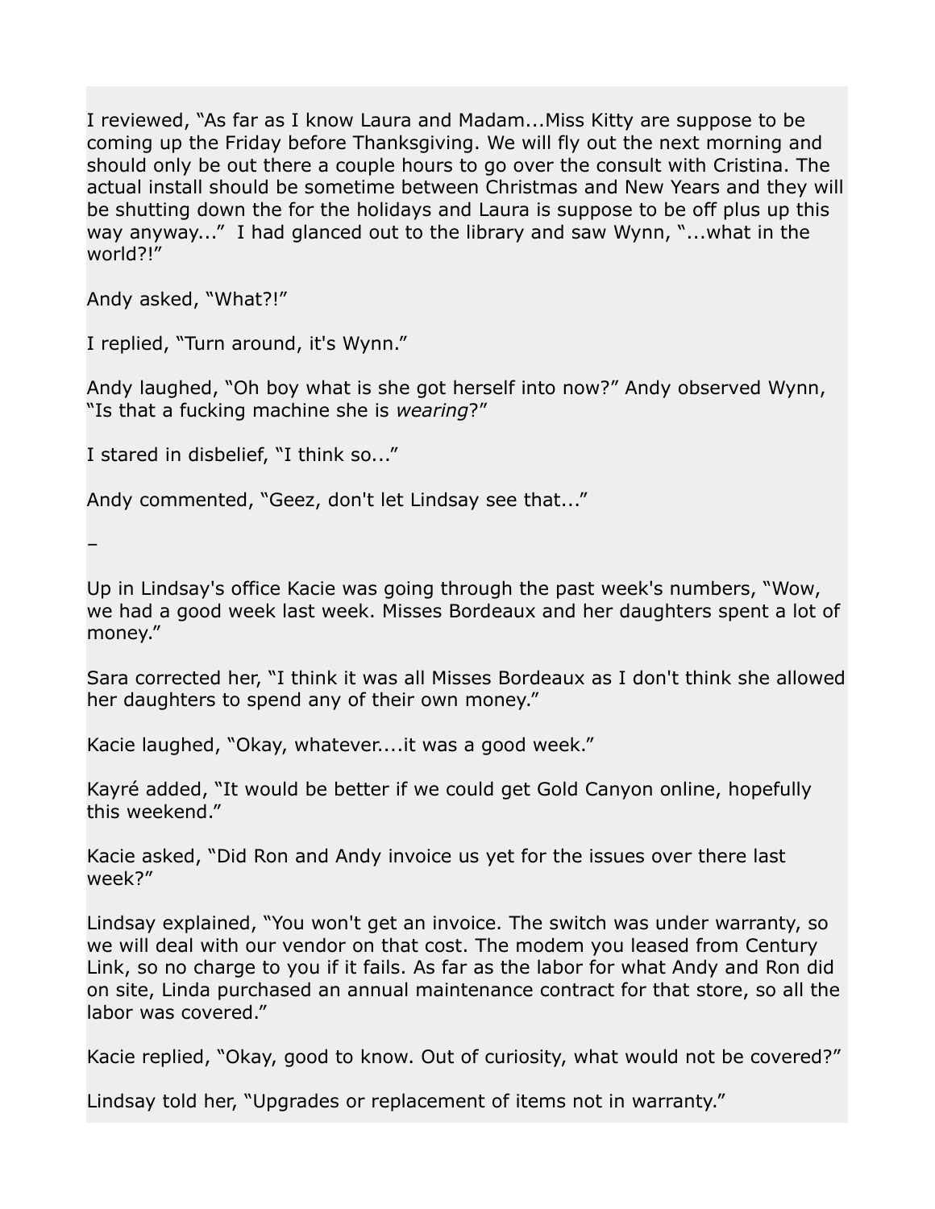I reviewed, “As far as I know Laura and Madam...Miss Kitty are suppose to be coming up the Friday before Thanksgiving. We will fly out the next morning and should only be out there a couple hours to go over the consult with Cristina. The actual install should be sometime between Christmas and New Years and they will be shutting down the for the holidays and Laura is suppose to be off plus up this way anyway...” I had glanced out to the library and saw Wynn, “...what in the world?!”

Andy asked, “What?!”

I replied, “Turn around, it's Wynn.”

Andy laughed, “Oh boy what is she got herself into now?” Andy observed Wynn, “Is that a fucking machine she is *wearing*?”

I stared in disbelief, “I think so...”

Andy commented, “Geez, don't let Lindsay see that...”

–

Up in Lindsay's office Kacie was going through the past week's numbers, “Wow, we had a good week last week. Misses Bordeaux and her daughters spent a lot of money.”

Sara corrected her, “I think it was all Misses Bordeaux as I don't think she allowed her daughters to spend any of their own money.”

Kacie laughed, “Okay, whatever....it was a good week.”

Kayré added, “It would be better if we could get Gold Canyon online, hopefully this weekend.”

Kacie asked, “Did Ron and Andy invoice us yet for the issues over there last week?”

Lindsay explained, “You won't get an invoice. The switch was under warranty, so we will deal with our vendor on that cost. The modem you leased from Century Link, so no charge to you if it fails. As far as the labor for what Andy and Ron did on site, Linda purchased an annual maintenance contract for that store, so all the labor was covered.”

Kacie replied, “Okay, good to know. Out of curiosity, what would not be covered?”

Lindsay told her, “Upgrades or replacement of items not in warranty.”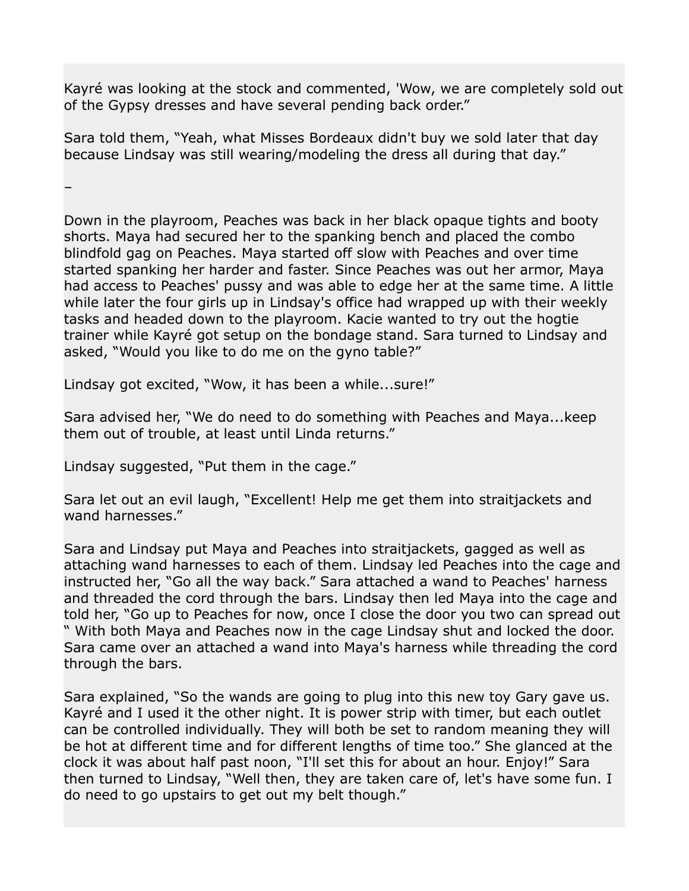Kayré was looking at the stock and commented, 'Wow, we are completely sold out of the Gypsy dresses and have several pending back order."

Sara told them, "Yeah, what Misses Bordeaux didn't buy we sold later that day because Lindsay was still wearing/modeling the dress all during that day."

–

Down in the playroom, Peaches was back in her black opaque tights and booty shorts. Maya had secured her to the spanking bench and placed the combo blindfold gag on Peaches. Maya started off slow with Peaches and over time started spanking her harder and faster. Since Peaches was out her armor, Maya had access to Peaches' pussy and was able to edge her at the same time. A little while later the four girls up in Lindsay's office had wrapped up with their weekly tasks and headed down to the playroom. Kacie wanted to try out the hogtie trainer while Kayré got setup on the bondage stand. Sara turned to Lindsay and asked, "Would you like to do me on the gyno table?"

Lindsay got excited, "Wow, it has been a while...sure!"

Sara advised her, "We do need to do something with Peaches and Maya...keep them out of trouble, at least until Linda returns."

Lindsay suggested, "Put them in the cage."

Sara let out an evil laugh, "Excellent! Help me get them into straitjackets and wand harnesses."

Sara and Lindsay put Maya and Peaches into straitjackets, gagged as well as attaching wand harnesses to each of them. Lindsay led Peaches into the cage and instructed her, "Go all the way back." Sara attached a wand to Peaches' harness and threaded the cord through the bars. Lindsay then led Maya into the cage and told her, "Go up to Peaches for now, once I close the door you two can spread out " With both Maya and Peaches now in the cage Lindsay shut and locked the door. Sara came over an attached a wand into Maya's harness while threading the cord through the bars.

Sara explained, "So the wands are going to plug into this new toy Gary gave us. Kayré and I used it the other night. It is power strip with timer, but each outlet can be controlled individually. They will both be set to random meaning they will be hot at different time and for different lengths of time too." She glanced at the clock it was about half past noon, "I'll set this for about an hour. Enjoy!" Sara then turned to Lindsay, "Well then, they are taken care of, let's have some fun. I do need to go upstairs to get out my belt though."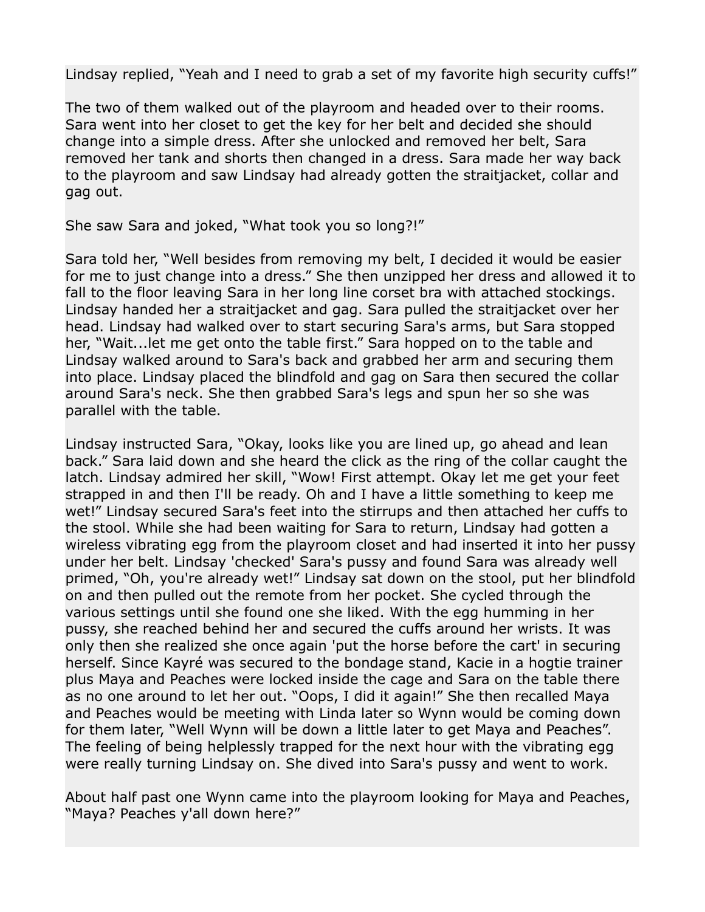Lindsay replied, “Yeah and I need to grab a set of my favorite high security cuffs!”

The two of them walked out of the playroom and headed over to their rooms. Sara went into her closet to get the key for her belt and decided she should change into a simple dress. After she unlocked and removed her belt, Sara removed her tank and shorts then changed in a dress. Sara made her way back to the playroom and saw Lindsay had already gotten the straitjacket, collar and gag out.

She saw Sara and joked, “What took you so long?!”

Sara told her, “Well besides from removing my belt, I decided it would be easier for me to just change into a dress.” She then unzipped her dress and allowed it to fall to the floor leaving Sara in her long line corset bra with attached stockings. Lindsay handed her a straitjacket and gag. Sara pulled the straitjacket over her head. Lindsay had walked over to start securing Sara's arms, but Sara stopped her, “Wait...let me get onto the table first.” Sara hopped on to the table and Lindsay walked around to Sara's back and grabbed her arm and securing them into place. Lindsay placed the blindfold and gag on Sara then secured the collar around Sara's neck. She then grabbed Sara's legs and spun her so she was parallel with the table.

Lindsay instructed Sara, “Okay, looks like you are lined up, go ahead and lean back.” Sara laid down and she heard the click as the ring of the collar caught the latch. Lindsay admired her skill, “Wow! First attempt. Okay let me get your feet strapped in and then I'll be ready. Oh and I have a little something to keep me wet!” Lindsay secured Sara's feet into the stirrups and then attached her cuffs to the stool. While she had been waiting for Sara to return, Lindsay had gotten a wireless vibrating egg from the playroom closet and had inserted it into her pussy under her belt. Lindsay 'checked' Sara's pussy and found Sara was already well primed, “Oh, you're already wet!” Lindsay sat down on the stool, put her blindfold on and then pulled out the remote from her pocket. She cycled through the various settings until she found one she liked. With the egg humming in her pussy, she reached behind her and secured the cuffs around her wrists. It was only then she realized she once again 'put the horse before the cart' in securing herself. Since Kayré was secured to the bondage stand, Kacie in a hogtie trainer plus Maya and Peaches were locked inside the cage and Sara on the table there as no one around to let her out. “Oops, I did it again!” She then recalled Maya and Peaches would be meeting with Linda later so Wynn would be coming down for them later, “Well Wynn will be down a little later to get Maya and Peaches”. The feeling of being helplessly trapped for the next hour with the vibrating egg were really turning Lindsay on. She dived into Sara's pussy and went to work.

About half past one Wynn came into the playroom looking for Maya and Peaches, “Maya? Peaches y'all down here?”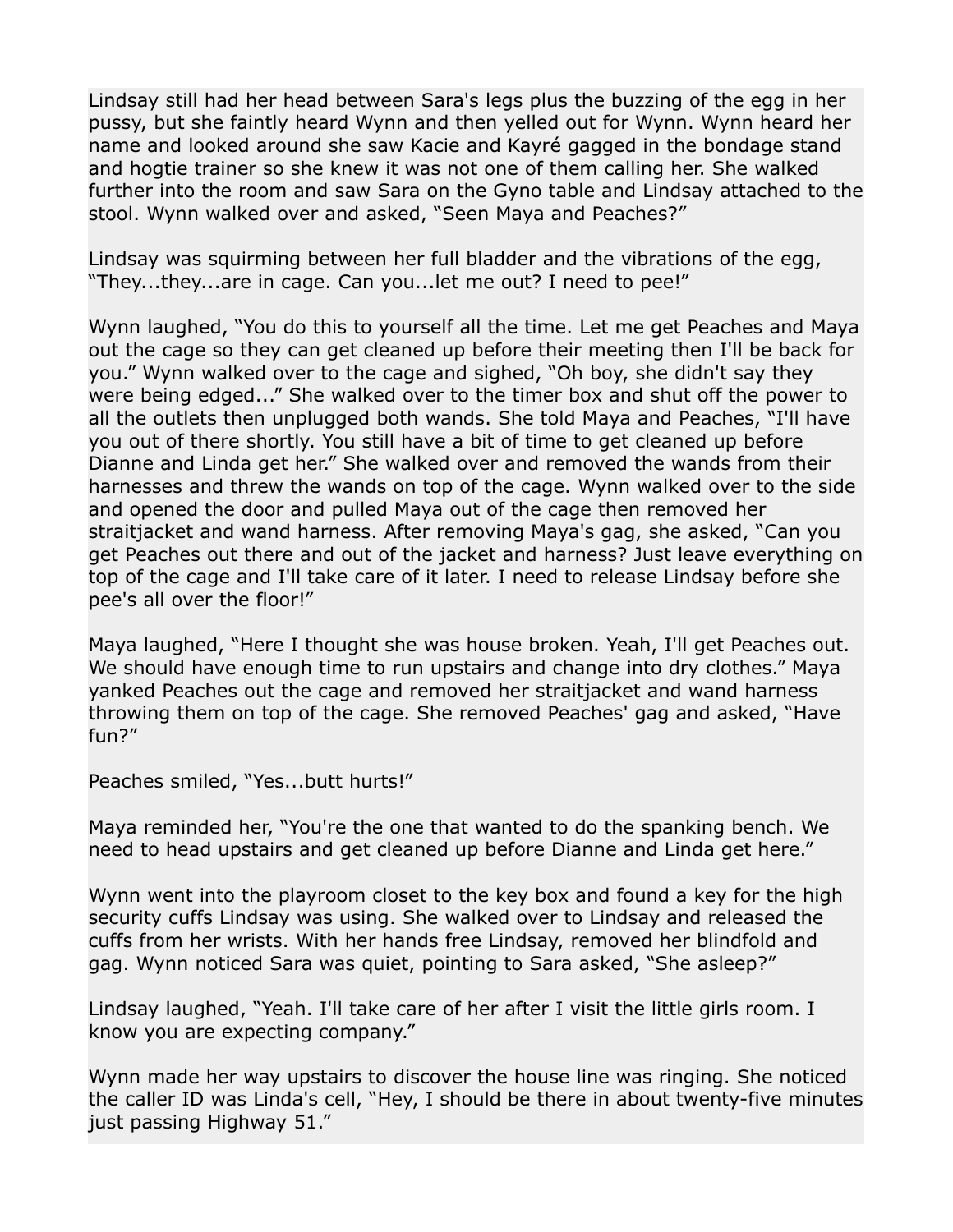Lindsay still had her head between Sara's legs plus the buzzing of the egg in her pussy, but she faintly heard Wynn and then yelled out for Wynn. Wynn heard her name and looked around she saw Kacie and Kayré gagged in the bondage stand and hogtie trainer so she knew it was not one of them calling her. She walked further into the room and saw Sara on the Gyno table and Lindsay attached to the stool. Wynn walked over and asked, "Seen Maya and Peaches?"

Lindsay was squirming between her full bladder and the vibrations of the egg, "They...they...are in cage. Can you...let me out? I need to pee!"

Wynn laughed, "You do this to yourself all the time. Let me get Peaches and Maya out the cage so they can get cleaned up before their meeting then I'll be back for you." Wynn walked over to the cage and sighed, "Oh boy, she didn't say they were being edged..." She walked over to the timer box and shut off the power to all the outlets then unplugged both wands. She told Maya and Peaches, "I'll have you out of there shortly. You still have a bit of time to get cleaned up before Dianne and Linda get her." She walked over and removed the wands from their harnesses and threw the wands on top of the cage. Wynn walked over to the side and opened the door and pulled Maya out of the cage then removed her straitjacket and wand harness. After removing Maya's gag, she asked, "Can you get Peaches out there and out of the jacket and harness? Just leave everything on top of the cage and I'll take care of it later. I need to release Lindsay before she pee's all over the floor!"

Maya laughed, "Here I thought she was house broken. Yeah, I'll get Peaches out. We should have enough time to run upstairs and change into dry clothes." Maya yanked Peaches out the cage and removed her straitjacket and wand harness throwing them on top of the cage. She removed Peaches' gag and asked, "Have fun?"

Peaches smiled, "Yes...butt hurts!"

Maya reminded her, "You're the one that wanted to do the spanking bench. We need to head upstairs and get cleaned up before Dianne and Linda get here."

Wynn went into the playroom closet to the key box and found a key for the high security cuffs Lindsay was using. She walked over to Lindsay and released the cuffs from her wrists. With her hands free Lindsay, removed her blindfold and gag. Wynn noticed Sara was quiet, pointing to Sara asked, "She asleep?"

Lindsay laughed, "Yeah. I'll take care of her after I visit the little girls room. I know you are expecting company."

Wynn made her way upstairs to discover the house line was ringing. She noticed the caller ID was Linda's cell, "Hey, I should be there in about twenty-five minutes just passing Highway 51."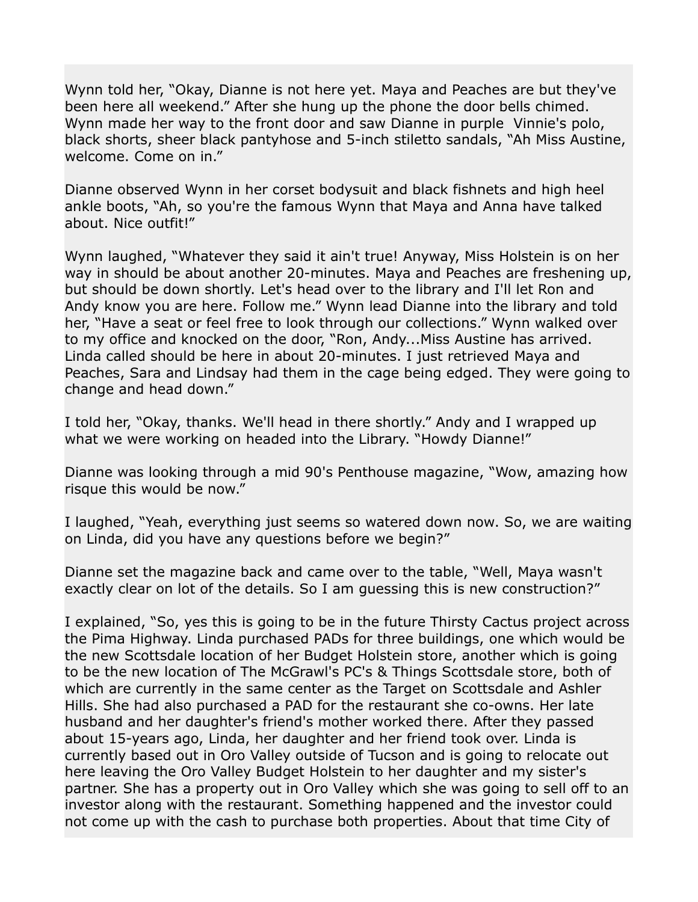Wynn told her, "Okay, Dianne is not here yet. Maya and Peaches are but they've been here all weekend." After she hung up the phone the door bells chimed. Wynn made her way to the front door and saw Dianne in purple  Vinnie's polo, black shorts, sheer black pantyhose and 5-inch stiletto sandals, "Ah Miss Austine, welcome. Come on in."

Dianne observed Wynn in her corset bodysuit and black fishnets and high heel ankle boots, "Ah, so you're the famous Wynn that Maya and Anna have talked about. Nice outfit!"

Wynn laughed, "Whatever they said it ain't true! Anyway, Miss Holstein is on her way in should be about another 20-minutes. Maya and Peaches are freshening up, but should be down shortly. Let's head over to the library and I'll let Ron and Andy know you are here. Follow me." Wynn lead Dianne into the library and told her, "Have a seat or feel free to look through our collections." Wynn walked over to my office and knocked on the door, "Ron, Andy...Miss Austine has arrived. Linda called should be here in about 20-minutes. I just retrieved Maya and Peaches, Sara and Lindsay had them in the cage being edged. They were going to change and head down."

I told her, "Okay, thanks. We'll head in there shortly." Andy and I wrapped up what we were working on headed into the Library. "Howdy Dianne!"

Dianne was looking through a mid 90's Penthouse magazine, "Wow, amazing how risque this would be now."

I laughed, "Yeah, everything just seems so watered down now. So, we are waiting on Linda, did you have any questions before we begin?"

Dianne set the magazine back and came over to the table, "Well, Maya wasn't exactly clear on lot of the details. So I am guessing this is new construction?"

I explained, "So, yes this is going to be in the future Thirsty Cactus project across the Pima Highway. Linda purchased PADs for three buildings, one which would be the new Scottsdale location of her Budget Holstein store, another which is going to be the new location of The McGrawl's PC's & Things Scottsdale store, both of which are currently in the same center as the Target on Scottsdale and Ashler Hills. She had also purchased a PAD for the restaurant she co-owns. Her late husband and her daughter's friend's mother worked there. After they passed about 15-years ago, Linda, her daughter and her friend took over. Linda is currently based out in Oro Valley outside of Tucson and is going to relocate out here leaving the Oro Valley Budget Holstein to her daughter and my sister's partner. She has a property out in Oro Valley which she was going to sell off to an investor along with the restaurant. Something happened and the investor could not come up with the cash to purchase both properties. About that time City of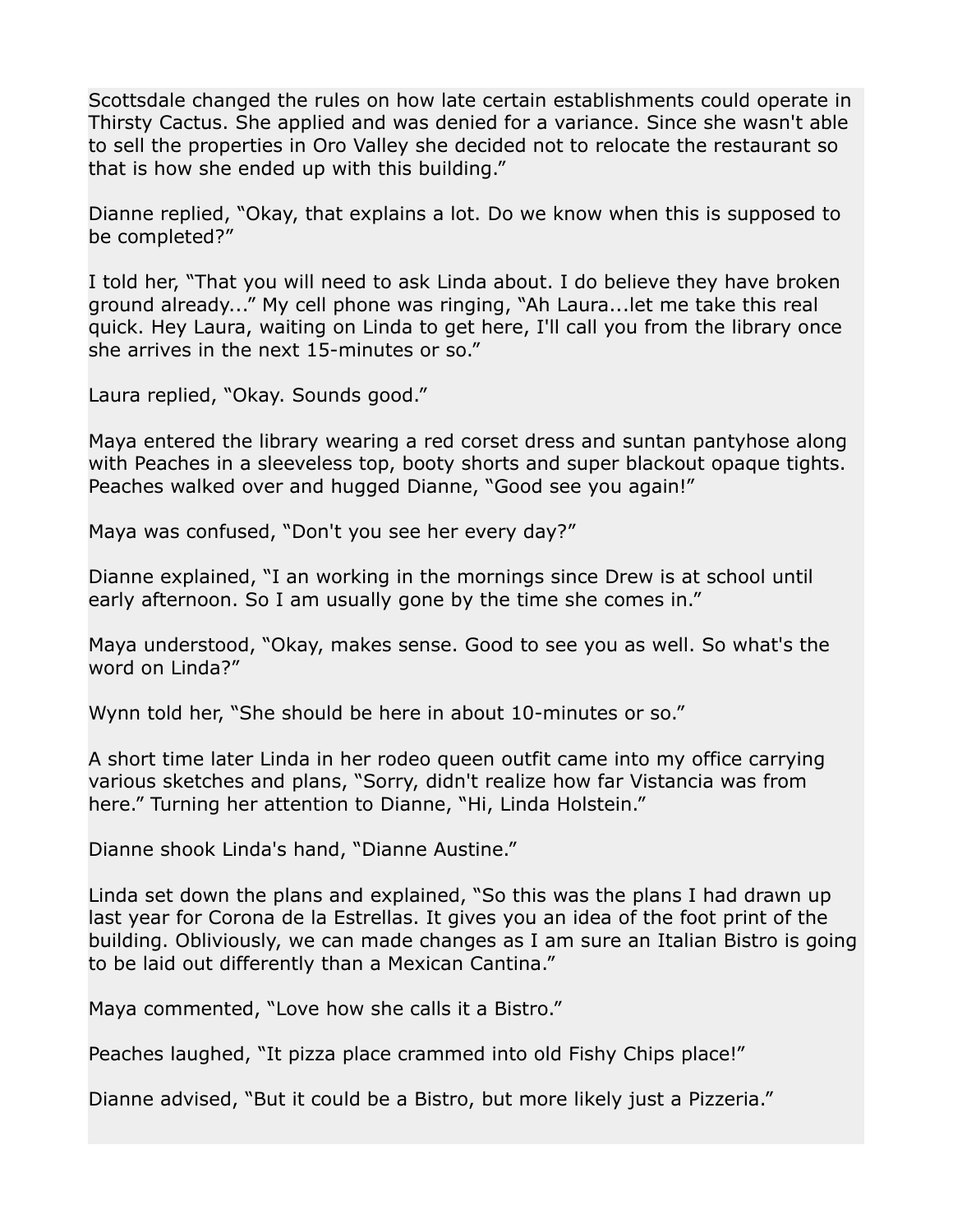Scottsdale changed the rules on how late certain establishments could operate in Thirsty Cactus. She applied and was denied for a variance. Since she wasn't able to sell the properties in Oro Valley she decided not to relocate the restaurant so that is how she ended up with this building."

Dianne replied, "Okay, that explains a lot. Do we know when this is supposed to be completed?"

I told her, "That you will need to ask Linda about. I do believe they have broken ground already..." My cell phone was ringing, "Ah Laura...let me take this real quick. Hey Laura, waiting on Linda to get here, I'll call you from the library once she arrives in the next 15-minutes or so."

Laura replied, "Okay. Sounds good."

Maya entered the library wearing a red corset dress and suntan pantyhose along with Peaches in a sleeveless top, booty shorts and super blackout opaque tights. Peaches walked over and hugged Dianne, "Good see you again!"

Maya was confused, "Don't you see her every day?"

Dianne explained, "I an working in the mornings since Drew is at school until early afternoon. So I am usually gone by the time she comes in."

Maya understood, "Okay, makes sense. Good to see you as well. So what's the word on Linda?"

Wynn told her, "She should be here in about 10-minutes or so."

A short time later Linda in her rodeo queen outfit came into my office carrying various sketches and plans, "Sorry, didn't realize how far Vistancia was from here." Turning her attention to Dianne, "Hi, Linda Holstein."

Dianne shook Linda's hand, "Dianne Austine."

Linda set down the plans and explained, "So this was the plans I had drawn up last year for Corona de la Estrellas. It gives you an idea of the foot print of the building. Obliviously, we can made changes as I am sure an Italian Bistro is going to be laid out differently than a Mexican Cantina."

Maya commented, "Love how she calls it a Bistro."

Peaches laughed, "It pizza place crammed into old Fishy Chips place!"

Dianne advised, "But it could be a Bistro, but more likely just a Pizzeria."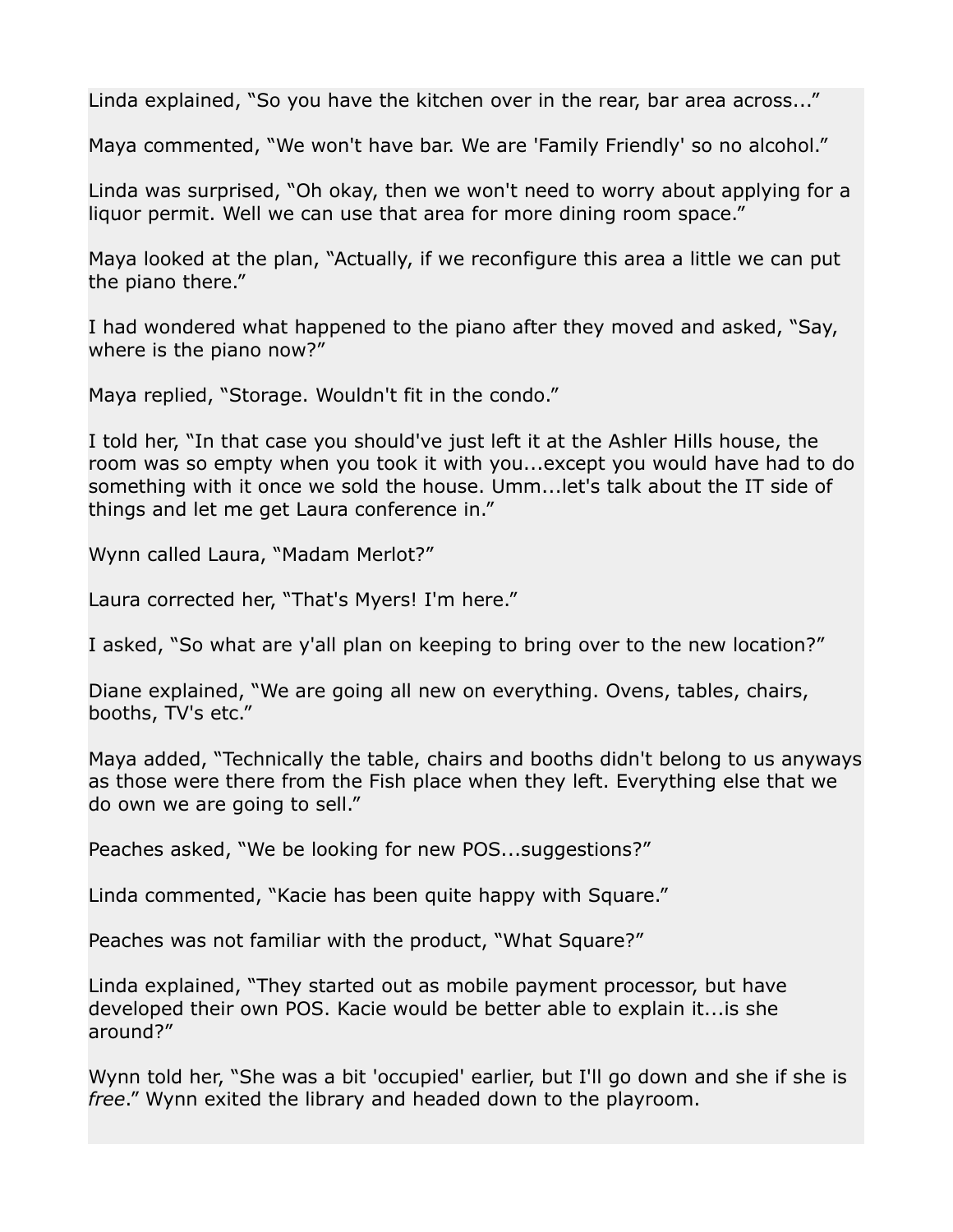Linda explained, “So you have the kitchen over in the rear, bar area across...”

Maya commented, “We won't have bar. We are 'Family Friendly' so no alcohol.”

Linda was surprised, “Oh okay, then we won't need to worry about applying for a liquor permit. Well we can use that area for more dining room space.”

Maya looked at the plan, “Actually, if we reconfigure this area a little we can put the piano there.”

I had wondered what happened to the piano after they moved and asked, “Say, where is the piano now?”

Maya replied, “Storage. Wouldn't fit in the condo.”

I told her, “In that case you should've just left it at the Ashler Hills house, the room was so empty when you took it with you...except you would have had to do something with it once we sold the house. Umm...let's talk about the IT side of things and let me get Laura conference in.”

Wynn called Laura, “Madam Merlot?”

Laura corrected her, “That's Myers! I'm here.”

I asked, “So what are y'all plan on keeping to bring over to the new location?”

Diane explained, “We are going all new on everything. Ovens, tables, chairs, booths, TV's etc.”

Maya added, “Technically the table, chairs and booths didn't belong to us anyways as those were there from the Fish place when they left. Everything else that we do own we are going to sell.”

Peaches asked, “We be looking for new POS...suggestions?”

Linda commented, “Kacie has been quite happy with Square.”

Peaches was not familiar with the product, “What Square?”

Linda explained, “They started out as mobile payment processor, but have developed their own POS. Kacie would be better able to explain it...is she around?”

Wynn told her, “She was a bit 'occupied' earlier, but I'll go down and she if she is *free*.” Wynn exited the library and headed down to the playroom.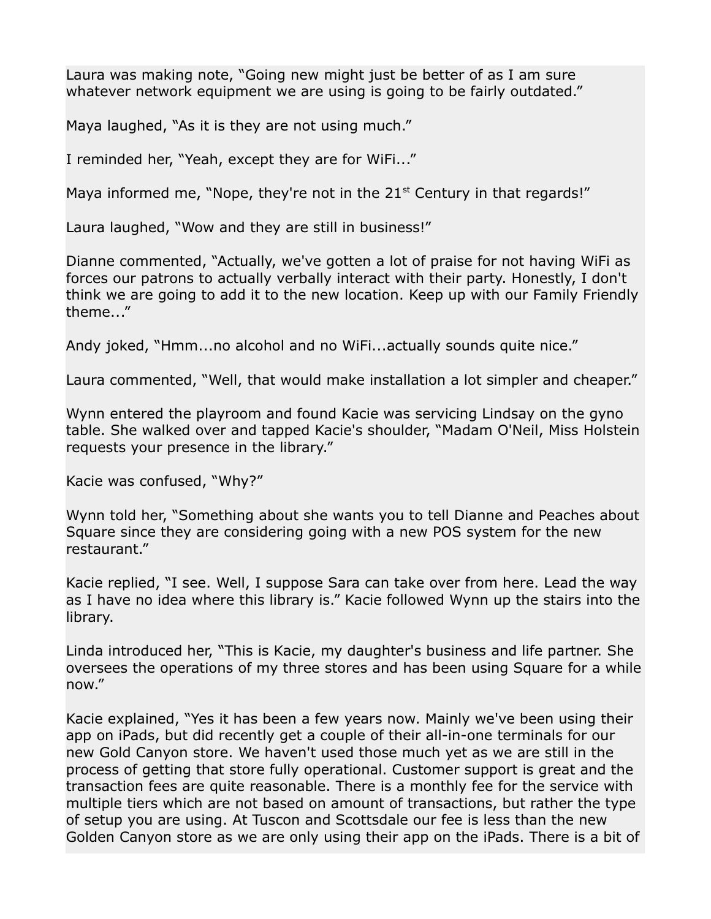Laura was making note, “Going new might just be better of as I am sure whatever network equipment we are using is going to be fairly outdated.”

Maya laughed, “As it is they are not using much.”

I reminded her, “Yeah, except they are for WiFi...”

Maya informed me, “Nope, they're not in the 21st Century in that regards!”

Laura laughed, “Wow and they are still in business!”

Dianne commented, “Actually, we've gotten a lot of praise for not having WiFi as forces our patrons to actually verbally interact with their party. Honestly, I don't think we are going to add it to the new location. Keep up with our Family Friendly theme...”

Andy joked, “Hmm...no alcohol and no WiFi...actually sounds quite nice.”

Laura commented, “Well, that would make installation a lot simpler and cheaper.”

Wynn entered the playroom and found Kacie was servicing Lindsay on the gyno table. She walked over and tapped Kacie's shoulder, “Madam O'Neil, Miss Holstein requests your presence in the library.”

Kacie was confused, “Why?”

Wynn told her, “Something about she wants you to tell Dianne and Peaches about Square since they are considering going with a new POS system for the new restaurant.”

Kacie replied, “I see. Well, I suppose Sara can take over from here. Lead the way as I have no idea where this library is.” Kacie followed Wynn up the stairs into the library.

Linda introduced her, “This is Kacie, my daughter's business and life partner. She oversees the operations of my three stores and has been using Square for a while now.”

Kacie explained, “Yes it has been a few years now. Mainly we've been using their app on iPads, but did recently get a couple of their all-in-one terminals for our new Gold Canyon store. We haven't used those much yet as we are still in the process of getting that store fully operational. Customer support is great and the transaction fees are quite reasonable. There is a monthly fee for the service with multiple tiers which are not based on amount of transactions, but rather the type of setup you are using. At Tuscon and Scottsdale our fee is less than the new Golden Canyon store as we are only using their app on the iPads. There is a bit of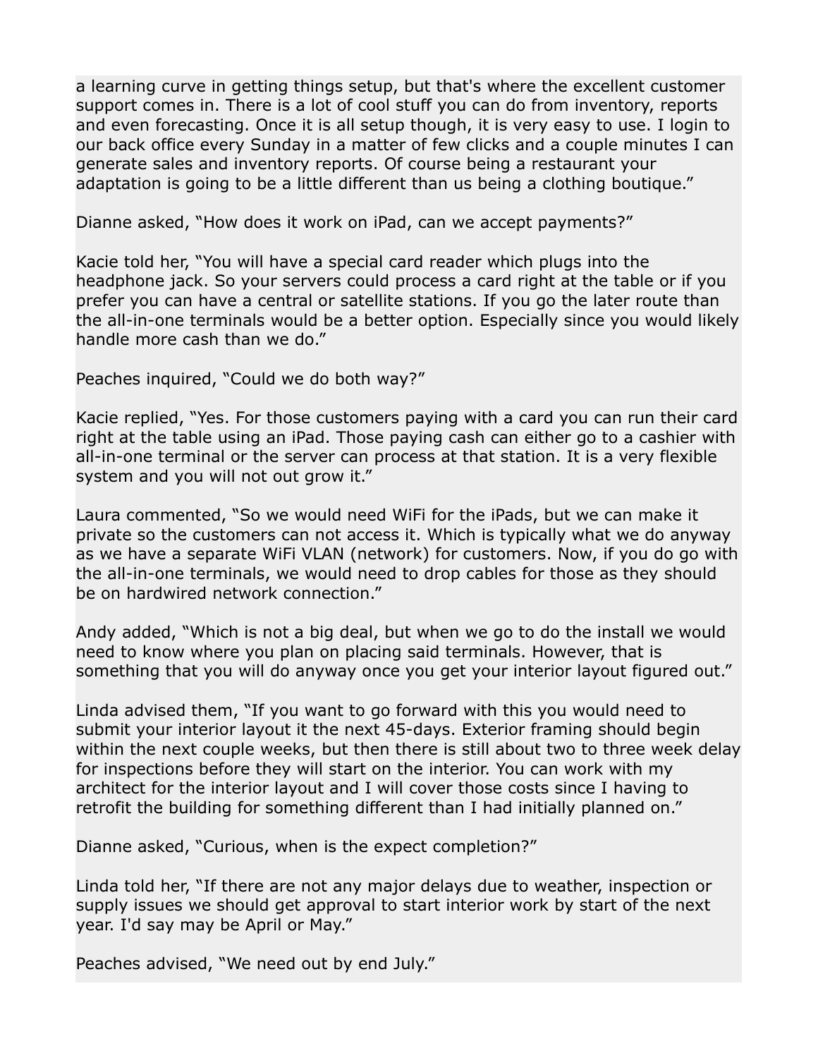a learning curve in getting things setup, but that's where the excellent customer support comes in. There is a lot of cool stuff you can do from inventory, reports and even forecasting. Once it is all setup though, it is very easy to use. I login to our back office every Sunday in a matter of few clicks and a couple minutes I can generate sales and inventory reports. Of course being a restaurant your adaptation is going to be a little different than us being a clothing boutique."

Dianne asked, "How does it work on iPad, can we accept payments?"

Kacie told her, "You will have a special card reader which plugs into the headphone jack. So your servers could process a card right at the table or if you prefer you can have a central or satellite stations. If you go the later route than the all-in-one terminals would be a better option. Especially since you would likely handle more cash than we do."

Peaches inquired, "Could we do both way?"

Kacie replied, "Yes. For those customers paying with a card you can run their card right at the table using an iPad. Those paying cash can either go to a cashier with all-in-one terminal or the server can process at that station. It is a very flexible system and you will not out grow it."

Laura commented, "So we would need WiFi for the iPads, but we can make it private so the customers can not access it. Which is typically what we do anyway as we have a separate WiFi VLAN (network) for customers. Now, if you do go with the all-in-one terminals, we would need to drop cables for those as they should be on hardwired network connection."

Andy added, "Which is not a big deal, but when we go to do the install we would need to know where you plan on placing said terminals. However, that is something that you will do anyway once you get your interior layout figured out."

Linda advised them, "If you want to go forward with this you would need to submit your interior layout it the next 45-days. Exterior framing should begin within the next couple weeks, but then there is still about two to three week delay for inspections before they will start on the interior. You can work with my architect for the interior layout and I will cover those costs since I having to retrofit the building for something different than I had initially planned on."

Dianne asked, "Curious, when is the expect completion?"

Linda told her, "If there are not any major delays due to weather, inspection or supply issues we should get approval to start interior work by start of the next year. I'd say may be April or May."

Peaches advised, "We need out by end July."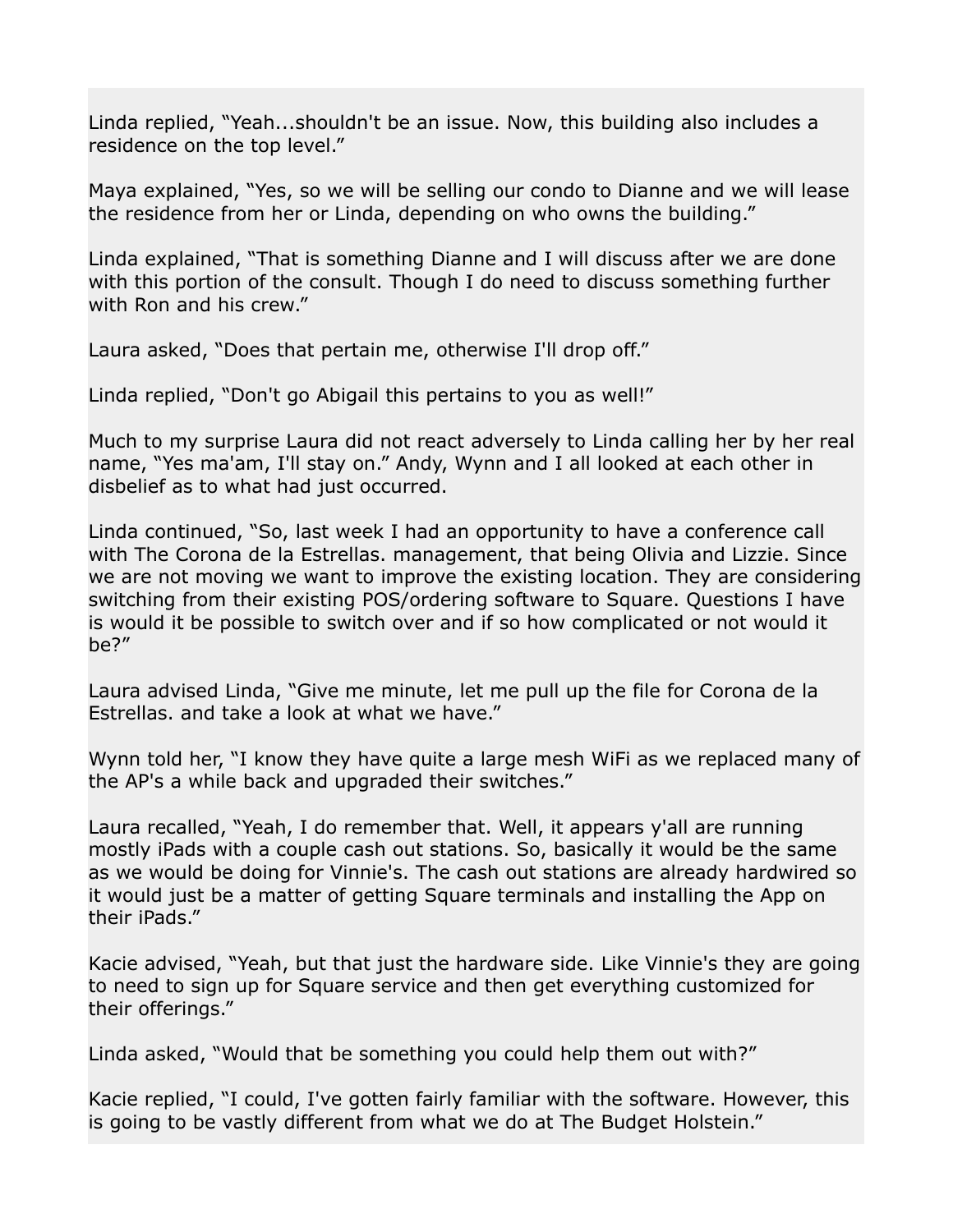Linda replied, “Yeah...shouldn't be an issue. Now, this building also includes a residence on the top level.”

Maya explained, “Yes, so we will be selling our condo to Dianne and we will lease the residence from her or Linda, depending on who owns the building.”

Linda explained, “That is something Dianne and I will discuss after we are done with this portion of the consult. Though I do need to discuss something further with Ron and his crew.”

Laura asked, “Does that pertain me, otherwise I'll drop off.”

Linda replied, “Don't go Abigail this pertains to you as well!”

Much to my surprise Laura did not react adversely to Linda calling her by her real name, “Yes ma'am, I'll stay on.” Andy, Wynn and I all looked at each other in disbelief as to what had just occurred.

Linda continued, “So, last week I had an opportunity to have a conference call with The Corona de la Estrellas. management, that being Olivia and Lizzie. Since we are not moving we want to improve the existing location. They are considering switching from their existing POS/ordering software to Square. Questions I have is would it be possible to switch over and if so how complicated or not would it be?”

Laura advised Linda, “Give me minute, let me pull up the file for Corona de la Estrellas. and take a look at what we have.”

Wynn told her, “I know they have quite a large mesh WiFi as we replaced many of the AP's a while back and upgraded their switches.”

Laura recalled, “Yeah, I do remember that. Well, it appears y'all are running mostly iPads with a couple cash out stations. So, basically it would be the same as we would be doing for Vinnie's. The cash out stations are already hardwired so it would just be a matter of getting Square terminals and installing the App on their iPads.”

Kacie advised, “Yeah, but that just the hardware side. Like Vinnie's they are going to need to sign up for Square service and then get everything customized for their offerings.”

Linda asked, “Would that be something you could help them out with?”

Kacie replied, “I could, I've gotten fairly familiar with the software. However, this is going to be vastly different from what we do at The Budget Holstein.”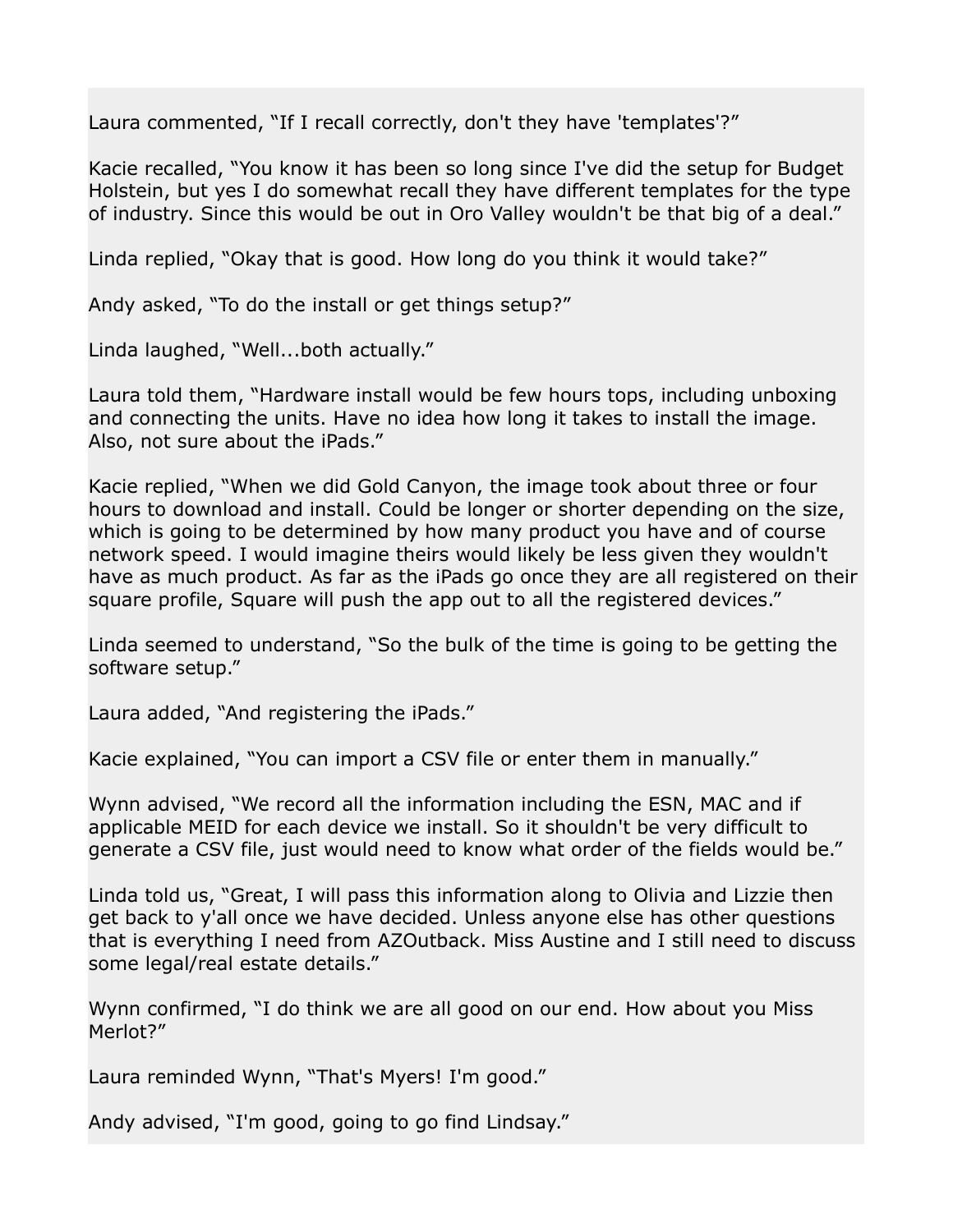Laura commented, “If I recall correctly, don't they have 'templates'?”

Kacie recalled, “You know it has been so long since I've did the setup for Budget Holstein, but yes I do somewhat recall they have different templates for the type of industry. Since this would be out in Oro Valley wouldn't be that big of a deal.”

Linda replied, “Okay that is good. How long do you think it would take?”

Andy asked, “To do the install or get things setup?”

Linda laughed, “Well...both actually.”

Laura told them, “Hardware install would be few hours tops, including unboxing and connecting the units. Have no idea how long it takes to install the image. Also, not sure about the iPads.”

Kacie replied, “When we did Gold Canyon, the image took about three or four hours to download and install. Could be longer or shorter depending on the size, which is going to be determined by how many product you have and of course network speed. I would imagine theirs would likely be less given they wouldn't have as much product. As far as the iPads go once they are all registered on their square profile, Square will push the app out to all the registered devices.”

Linda seemed to understand, “So the bulk of the time is going to be getting the software setup.”

Laura added, “And registering the iPads.”

Kacie explained, “You can import a CSV file or enter them in manually.”

Wynn advised, “We record all the information including the ESN, MAC and if applicable MEID for each device we install. So it shouldn't be very difficult to generate a CSV file, just would need to know what order of the fields would be.”

Linda told us, “Great, I will pass this information along to Olivia and Lizzie then get back to y'all once we have decided. Unless anyone else has other questions that is everything I need from AZOutback. Miss Austine and I still need to discuss some legal/real estate details.”

Wynn confirmed, “I do think we are all good on our end. How about you Miss Merlot?”

Laura reminded Wynn, “That's Myers! I'm good.”

Andy advised, “I'm good, going to go find Lindsay.”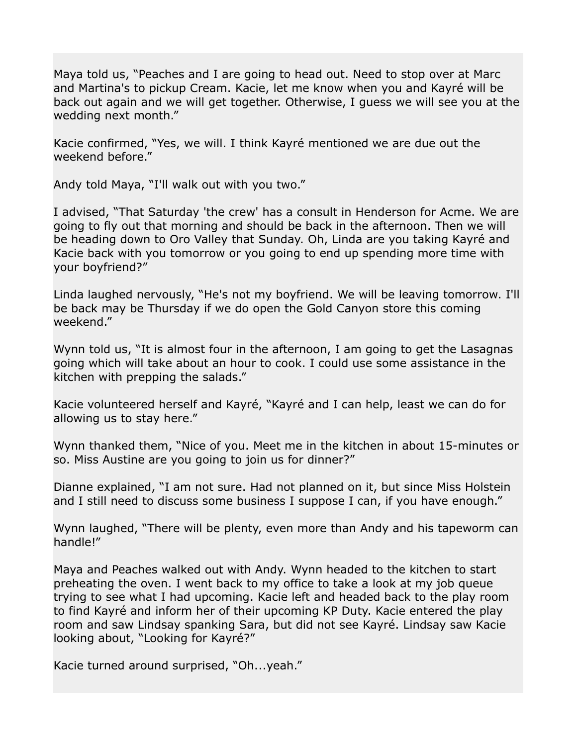Maya told us, “Peaches and I are going to head out. Need to stop over at Marc and Martina's to pickup Cream. Kacie, let me know when you and Kayré will be back out again and we will get together. Otherwise, I guess we will see you at the wedding next month.”

Kacie confirmed, “Yes, we will. I think Kayré mentioned we are due out the weekend before.”

Andy told Maya, “I'll walk out with you two.”

I advised, “That Saturday 'the crew' has a consult in Henderson for Acme. We are going to fly out that morning and should be back in the afternoon. Then we will be heading down to Oro Valley that Sunday. Oh, Linda are you taking Kayré and Kacie back with you tomorrow or you going to end up spending more time with your boyfriend?”

Linda laughed nervously, “He's not my boyfriend. We will be leaving tomorrow. I'll be back may be Thursday if we do open the Gold Canyon store this coming weekend.”

Wynn told us, “It is almost four in the afternoon, I am going to get the Lasagnas going which will take about an hour to cook. I could use some assistance in the kitchen with prepping the salads.”

Kacie volunteered herself and Kayré, “Kayré and I can help, least we can do for allowing us to stay here.”

Wynn thanked them, “Nice of you. Meet me in the kitchen in about 15-minutes or so. Miss Austine are you going to join us for dinner?”

Dianne explained, “I am not sure. Had not planned on it, but since Miss Holstein and I still need to discuss some business I suppose I can, if you have enough.”

Wynn laughed, “There will be plenty, even more than Andy and his tapeworm can handle!”

Maya and Peaches walked out with Andy. Wynn headed to the kitchen to start preheating the oven. I went back to my office to take a look at my job queue trying to see what I had upcoming. Kacie left and headed back to the play room to find Kayré and inform her of their upcoming KP Duty. Kacie entered the play room and saw Lindsay spanking Sara, but did not see Kayré. Lindsay saw Kacie looking about, “Looking for Kayré?”

Kacie turned around surprised, “Oh...yeah.”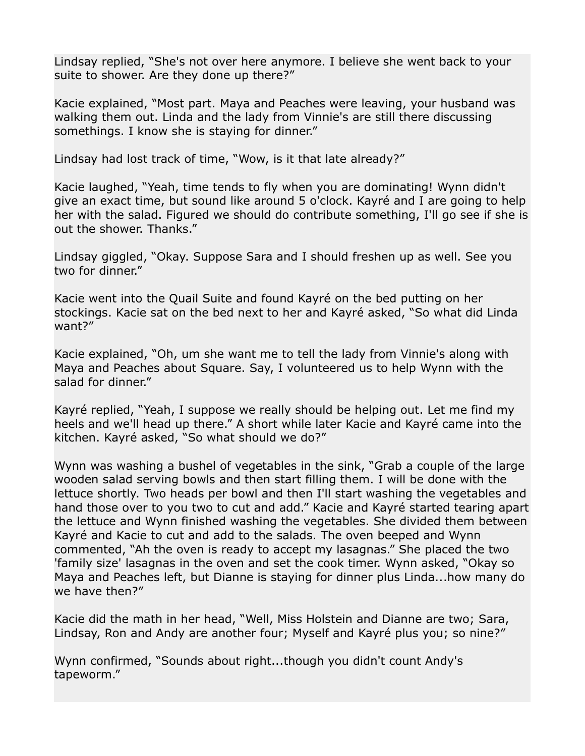Lindsay replied, “She's not over here anymore. I believe she went back to your suite to shower. Are they done up there?”

Kacie explained, “Most part. Maya and Peaches were leaving, your husband was walking them out. Linda and the lady from Vinnie's are still there discussing somethings. I know she is staying for dinner.”

Lindsay had lost track of time, “Wow, is it that late already?”

Kacie laughed, “Yeah, time tends to fly when you are dominating! Wynn didn't give an exact time, but sound like around 5 o'clock. Kayré and I are going to help her with the salad. Figured we should do contribute something, I'll go see if she is out the shower. Thanks.”

Lindsay giggled, “Okay. Suppose Sara and I should freshen up as well. See you two for dinner.”

Kacie went into the Quail Suite and found Kayré on the bed putting on her stockings. Kacie sat on the bed next to her and Kayré asked, “So what did Linda want?”

Kacie explained, “Oh, um she want me to tell the lady from Vinnie's along with Maya and Peaches about Square. Say, I volunteered us to help Wynn with the salad for dinner.”

Kayré replied, “Yeah, I suppose we really should be helping out. Let me find my heels and we'll head up there.” A short while later Kacie and Kayré came into the kitchen. Kayré asked, “So what should we do?”

Wynn was washing a bushel of vegetables in the sink, “Grab a couple of the large wooden salad serving bowls and then start filling them. I will be done with the lettuce shortly. Two heads per bowl and then I'll start washing the vegetables and hand those over to you two to cut and add.” Kacie and Kayré started tearing apart the lettuce and Wynn finished washing the vegetables. She divided them between Kayré and Kacie to cut and add to the salads. The oven beeped and Wynn commented, “Ah the oven is ready to accept my lasagnas.” She placed the two 'family size' lasagnas in the oven and set the cook timer. Wynn asked, “Okay so Maya and Peaches left, but Dianne is staying for dinner plus Linda...how many do we have then?”

Kacie did the math in her head, “Well, Miss Holstein and Dianne are two; Sara, Lindsay, Ron and Andy are another four; Myself and Kayré plus you; so nine?”

Wynn confirmed, “Sounds about right...though you didn't count Andy's tapeworm.”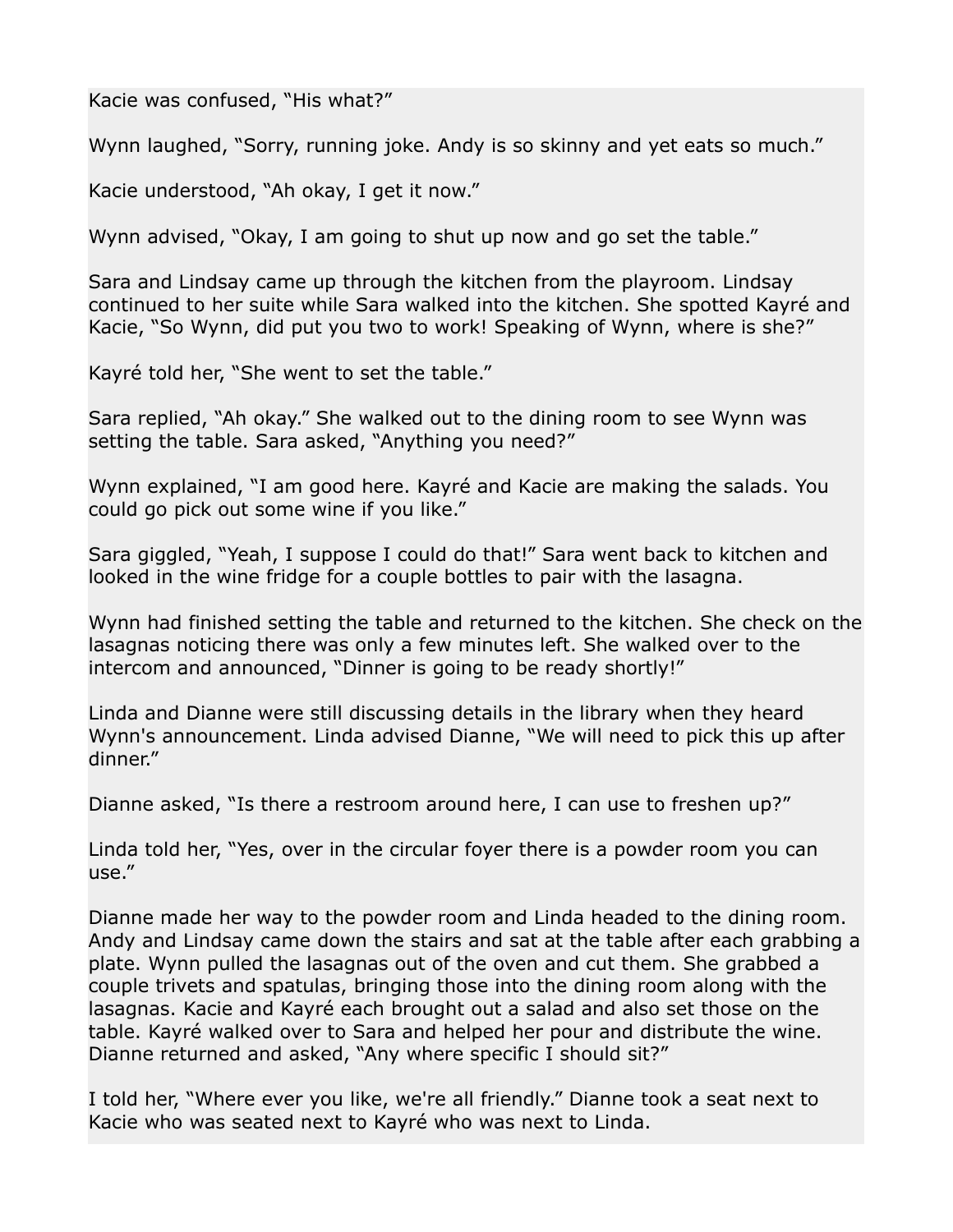Kacie was confused, “His what?”

Wynn laughed, “Sorry, running joke. Andy is so skinny and yet eats so much.”

Kacie understood, “Ah okay, I get it now.”

Wynn advised, “Okay, I am going to shut up now and go set the table.”

Sara and Lindsay came up through the kitchen from the playroom. Lindsay continued to her suite while Sara walked into the kitchen. She spotted Kayré and Kacie, “So Wynn, did put you two to work! Speaking of Wynn, where is she?”

Kayré told her, “She went to set the table.”

Sara replied, “Ah okay.” She walked out to the dining room to see Wynn was setting the table. Sara asked, “Anything you need?”

Wynn explained, “I am good here. Kayré and Kacie are making the salads. You could go pick out some wine if you like.”

Sara giggled, “Yeah, I suppose I could do that!” Sara went back to kitchen and looked in the wine fridge for a couple bottles to pair with the lasagna.

Wynn had finished setting the table and returned to the kitchen. She check on the lasagnas noticing there was only a few minutes left. She walked over to the intercom and announced, “Dinner is going to be ready shortly!”

Linda and Dianne were still discussing details in the library when they heard Wynn's announcement. Linda advised Dianne, “We will need to pick this up after dinner.”

Dianne asked, “Is there a restroom around here, I can use to freshen up?”

Linda told her, “Yes, over in the circular foyer there is a powder room you can use.”

Dianne made her way to the powder room and Linda headed to the dining room. Andy and Lindsay came down the stairs and sat at the table after each grabbing a plate. Wynn pulled the lasagnas out of the oven and cut them. She grabbed a couple trivets and spatulas, bringing those into the dining room along with the lasagnas. Kacie and Kayré each brought out a salad and also set those on the table. Kayré walked over to Sara and helped her pour and distribute the wine. Dianne returned and asked, “Any where specific I should sit?”

I told her, “Where ever you like, we're all friendly.” Dianne took a seat next to Kacie who was seated next to Kayré who was next to Linda.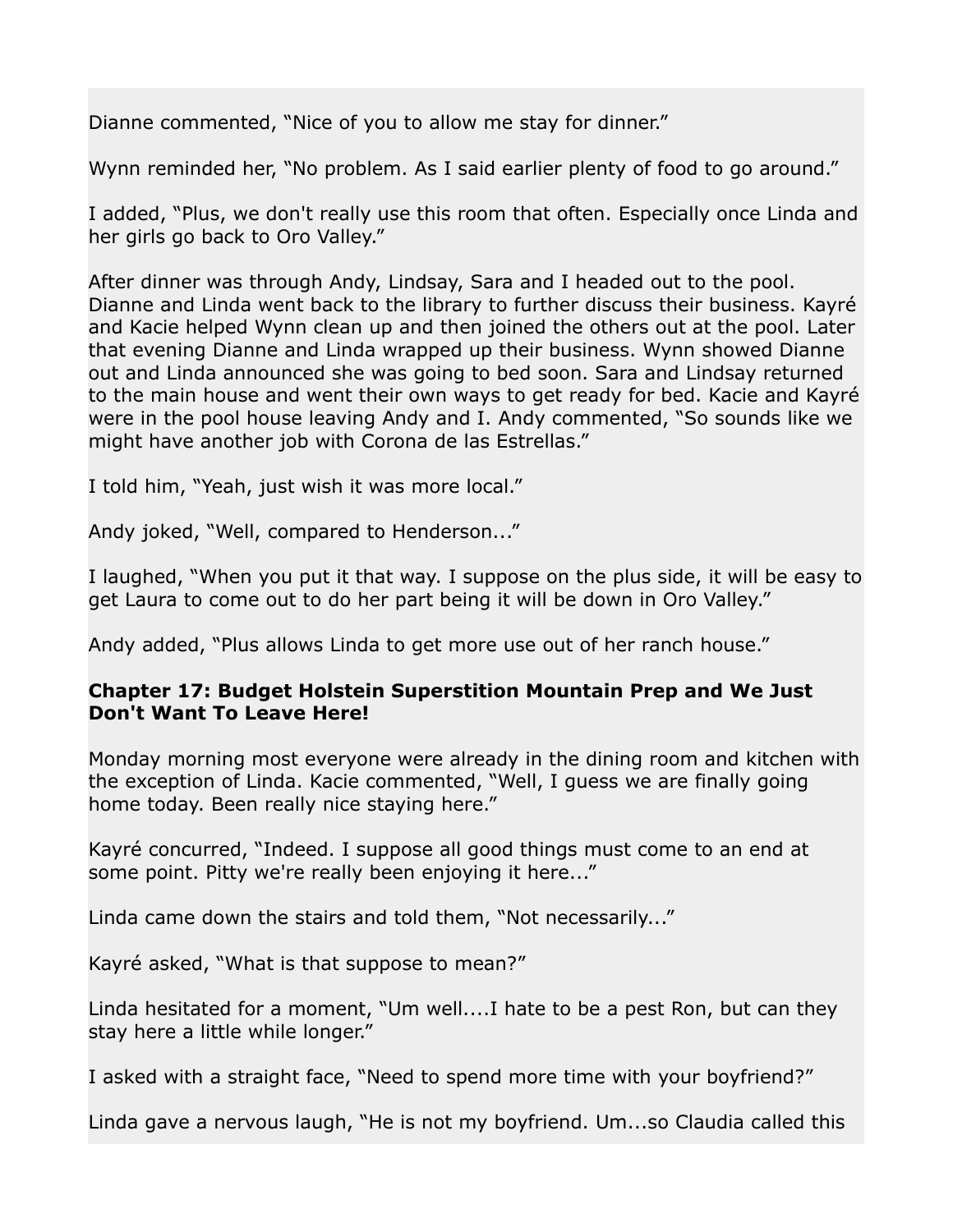Dianne commented, “Nice of you to allow me stay for dinner.”

Wynn reminded her, “No problem. As I said earlier plenty of food to go around.”

I added, “Plus, we don't really use this room that often. Especially once Linda and her girls go back to Oro Valley.”

After dinner was through Andy, Lindsay, Sara and I headed out to the pool. Dianne and Linda went back to the library to further discuss their business. Kayré and Kacie helped Wynn clean up and then joined the others out at the pool. Later that evening Dianne and Linda wrapped up their business. Wynn showed Dianne out and Linda announced she was going to bed soon. Sara and Lindsay returned to the main house and went their own ways to get ready for bed. Kacie and Kayré were in the pool house leaving Andy and I. Andy commented, “So sounds like we might have another job with Corona de las Estrellas.”

I told him, “Yeah, just wish it was more local.”

Andy joked, “Well, compared to Henderson...”

I laughed, “When you put it that way. I suppose on the plus side, it will be easy to get Laura to come out to do her part being it will be down in Oro Valley.”

Andy added, “Plus allows Linda to get more use out of her ranch house.”

**Chapter 17: Budget Holstein Superstition Mountain Prep and We Just Don't Want To Leave Here!**

Monday morning most everyone were already in the dining room and kitchen with the exception of Linda. Kacie commented, “Well, I guess we are finally going home today. Been really nice staying here.”

Kayré concurred, “Indeed. I suppose all good things must come to an end at some point. Pitty we're really been enjoying it here...”

Linda came down the stairs and told them, “Not necessarily...”

Kayré asked, “What is that suppose to mean?”

Linda hesitated for a moment, “Um well....I hate to be a pest Ron, but can they stay here a little while longer.”

I asked with a straight face, “Need to spend more time with your boyfriend?”

Linda gave a nervous laugh, “He is not my boyfriend. Um...so Claudia called this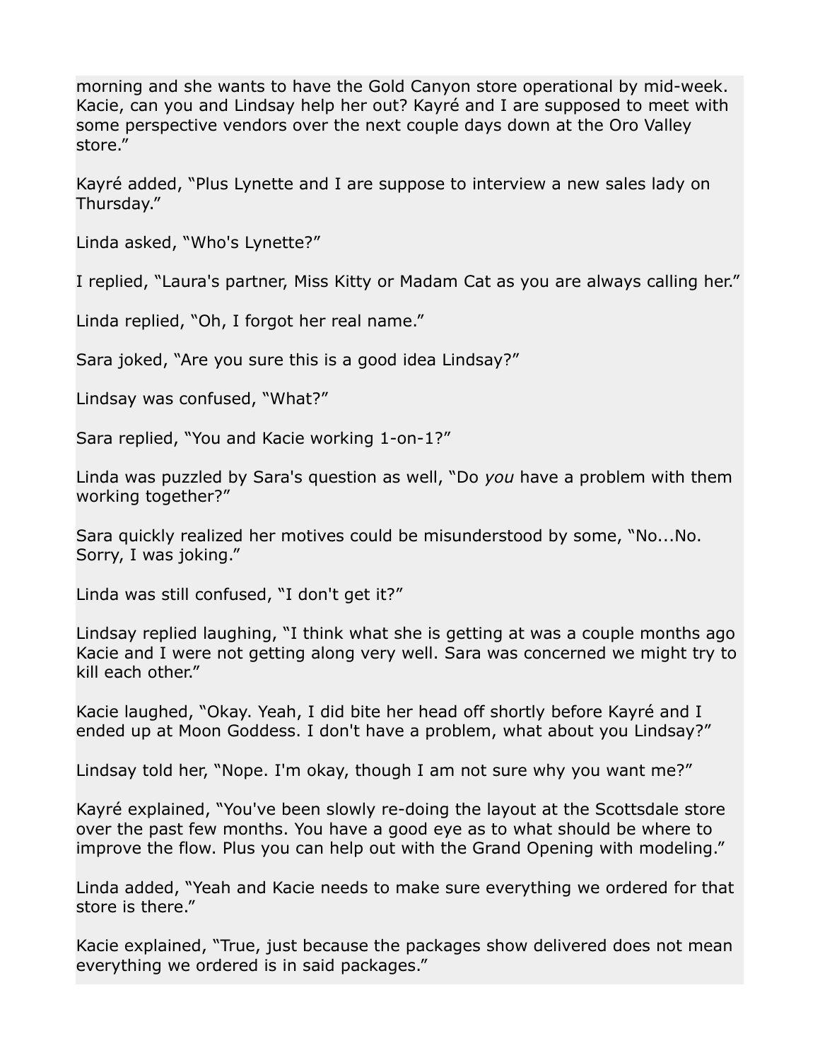morning and she wants to have the Gold Canyon store operational by mid-week. Kacie, can you and Lindsay help her out? Kayré and I are supposed to meet with some perspective vendors over the next couple days down at the Oro Valley store."

Kayré added, "Plus Lynette and I are suppose to interview a new sales lady on Thursday."

Linda asked, "Who's Lynette?"

I replied, "Laura's partner, Miss Kitty or Madam Cat as you are always calling her."

Linda replied, "Oh, I forgot her real name."

Sara joked, "Are you sure this is a good idea Lindsay?"

Lindsay was confused, "What?"

Sara replied, "You and Kacie working 1-on-1?"

Linda was puzzled by Sara's question as well, "Do *you* have a problem with them working together?"

Sara quickly realized her motives could be misunderstood by some, "No...No. Sorry, I was joking."

Linda was still confused, "I don't get it?"

Lindsay replied laughing, "I think what she is getting at was a couple months ago Kacie and I were not getting along very well. Sara was concerned we might try to kill each other."

Kacie laughed, "Okay. Yeah, I did bite her head off shortly before Kayré and I ended up at Moon Goddess. I don't have a problem, what about you Lindsay?"

Lindsay told her, "Nope. I'm okay, though I am not sure why you want me?"

Kayré explained, "You've been slowly re-doing the layout at the Scottsdale store over the past few months. You have a good eye as to what should be where to improve the flow. Plus you can help out with the Grand Opening with modeling."

Linda added, "Yeah and Kacie needs to make sure everything we ordered for that store is there."

Kacie explained, "True, just because the packages show delivered does not mean everything we ordered is in said packages."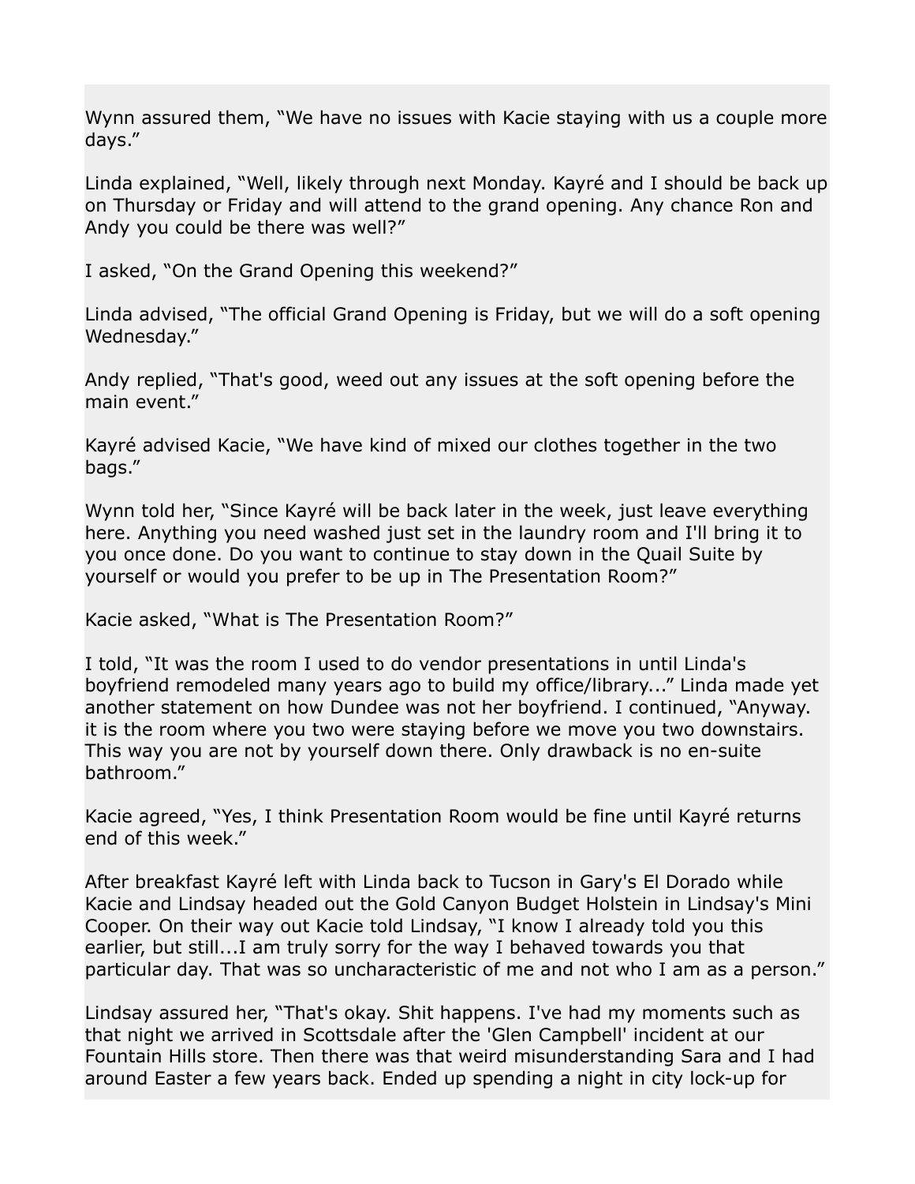Wynn assured them, “We have no issues with Kacie staying with us a couple more days.”

Linda explained, “Well, likely through next Monday. Kayré and I should be back up on Thursday or Friday and will attend to the grand opening. Any chance Ron and Andy you could be there was well?”

I asked, “On the Grand Opening this weekend?”

Linda advised, “The official Grand Opening is Friday, but we will do a soft opening Wednesday.”

Andy replied, “That's good, weed out any issues at the soft opening before the main event.”

Kayré advised Kacie, “We have kind of mixed our clothes together in the two bags.”

Wynn told her, “Since Kayré will be back later in the week, just leave everything here. Anything you need washed just set in the laundry room and I'll bring it to you once done. Do you want to continue to stay down in the Quail Suite by yourself or would you prefer to be up in The Presentation Room?”

Kacie asked, “What is The Presentation Room?”

I told, “It was the room I used to do vendor presentations in until Linda's boyfriend remodeled many years ago to build my office/library...” Linda made yet another statement on how Dundee was not her boyfriend. I continued, “Anyway. it is the room where you two were staying before we move you two downstairs. This way you are not by yourself down there. Only drawback is no en-suite bathroom.”

Kacie agreed, “Yes, I think Presentation Room would be fine until Kayré returns end of this week.”

After breakfast Kayré left with Linda back to Tucson in Gary's El Dorado while Kacie and Lindsay headed out the Gold Canyon Budget Holstein in Lindsay's Mini Cooper. On their way out Kacie told Lindsay, “I know I already told you this earlier, but still...I am truly sorry for the way I behaved towards you that particular day. That was so uncharacteristic of me and not who I am as a person.”

Lindsay assured her, “That's okay. Shit happens. I've had my moments such as that night we arrived in Scottsdale after the 'Glen Campbell' incident at our Fountain Hills store. Then there was that weird misunderstanding Sara and I had around Easter a few years back. Ended up spending a night in city lock-up for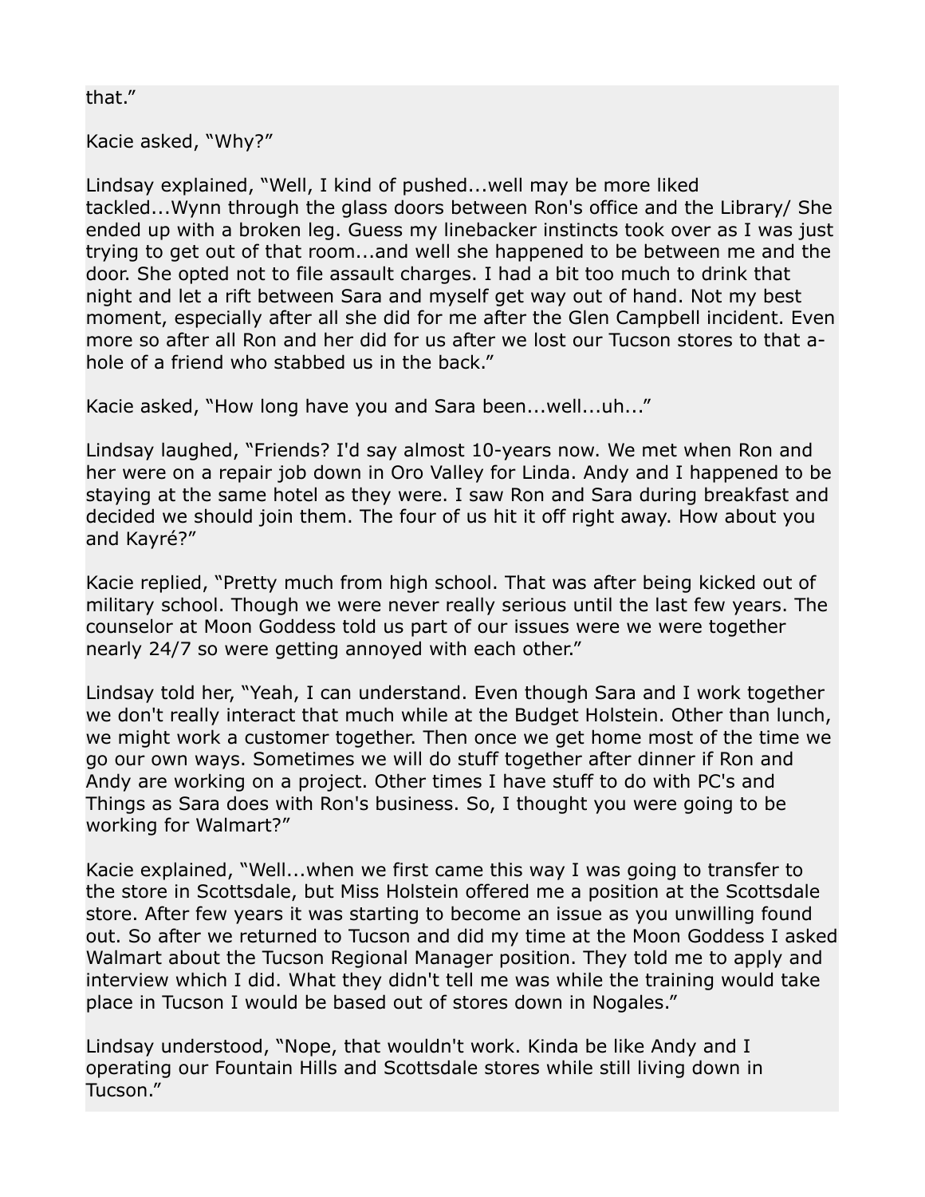that."

Kacie asked, "Why?"

Lindsay explained, "Well, I kind of pushed...well may be more liked tackled...Wynn through the glass doors between Ron's office and the Library/ She ended up with a broken leg. Guess my linebacker instincts took over as I was just trying to get out of that room...and well she happened to be between me and the door. She opted not to file assault charges. I had a bit too much to drink that night and let a rift between Sara and myself get way out of hand. Not my best moment, especially after all she did for me after the Glen Campbell incident. Even more so after all Ron and her did for us after we lost our Tucson stores to that a-hole of a friend who stabbed us in the back."

Kacie asked, "How long have you and Sara been...well...uh..."

Lindsay laughed, "Friends? I'd say almost 10-years now. We met when Ron and her were on a repair job down in Oro Valley for Linda. Andy and I happened to be staying at the same hotel as they were. I saw Ron and Sara during breakfast and decided we should join them. The four of us hit it off right away. How about you and Kayré?"

Kacie replied, "Pretty much from high school. That was after being kicked out of military school. Though we were never really serious until the last few years. The counselor at Moon Goddess told us part of our issues were we were together nearly 24/7 so were getting annoyed with each other."

Lindsay told her, "Yeah, I can understand. Even though Sara and I work together we don't really interact that much while at the Budget Holstein. Other than lunch, we might work a customer together. Then once we get home most of the time we go our own ways. Sometimes we will do stuff together after dinner if Ron and Andy are working on a project. Other times I have stuff to do with PC's and Things as Sara does with Ron's business. So, I thought you were going to be working for Walmart?"

Kacie explained, "Well...when we first came this way I was going to transfer to the store in Scottsdale, but Miss Holstein offered me a position at the Scottsdale store. After few years it was starting to become an issue as you unwilling found out. So after we returned to Tucson and did my time at the Moon Goddess I asked Walmart about the Tucson Regional Manager position. They told me to apply and interview which I did. What they didn't tell me was while the training would take place in Tucson I would be based out of stores down in Nogales."

Lindsay understood, "Nope, that wouldn't work. Kinda be like Andy and I operating our Fountain Hills and Scottsdale stores while still living down in Tucson."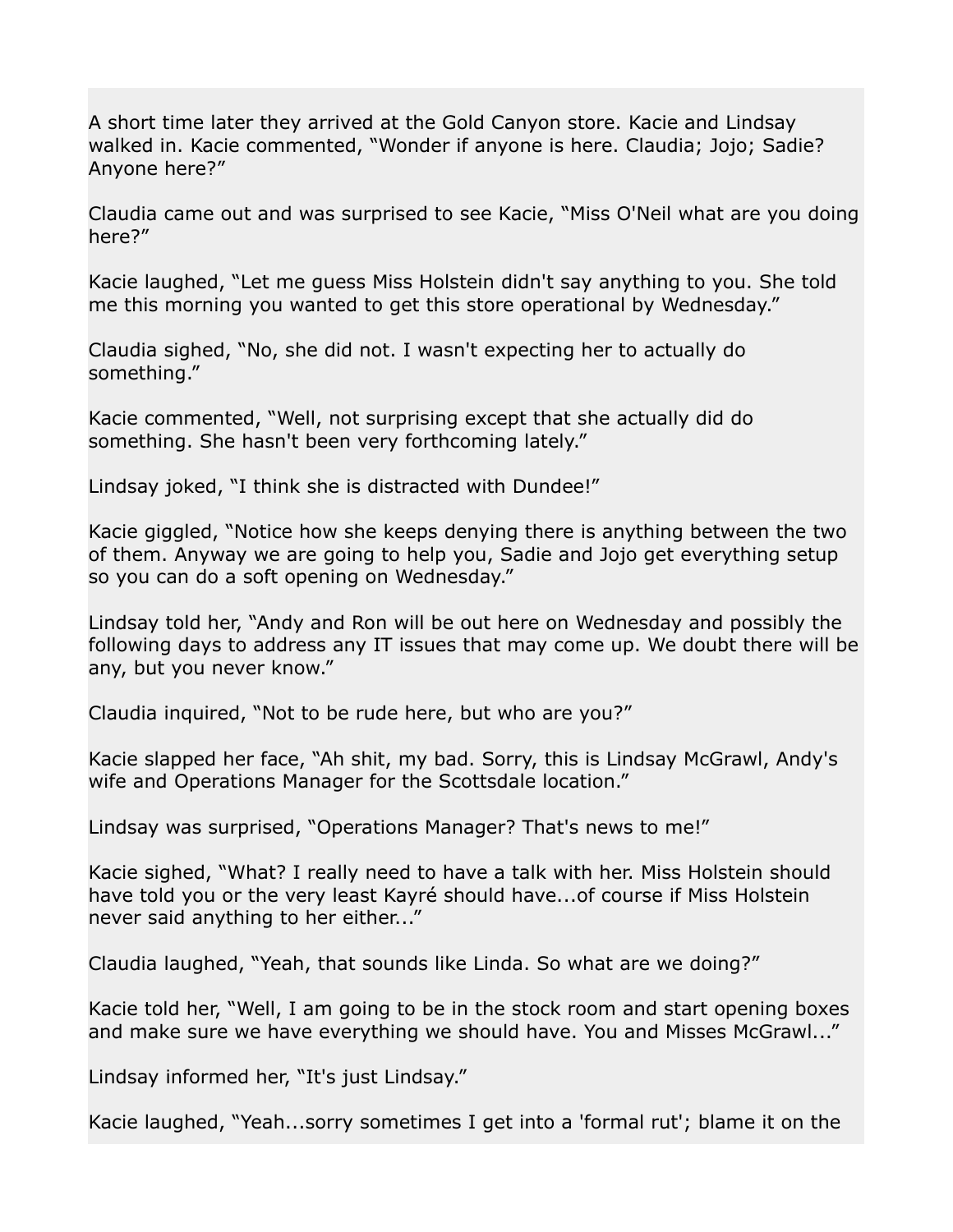A short time later they arrived at the Gold Canyon store. Kacie and Lindsay walked in. Kacie commented, “Wonder if anyone is here. Claudia; Jojo; Sadie? Anyone here?”

Claudia came out and was surprised to see Kacie, “Miss O'Neil what are you doing here?”

Kacie laughed, “Let me guess Miss Holstein didn't say anything to you. She told me this morning you wanted to get this store operational by Wednesday.”

Claudia sighed, “No, she did not. I wasn't expecting her to actually do something.”

Kacie commented, “Well, not surprising except that she actually did do something. She hasn't been very forthcoming lately.”

Lindsay joked, “I think she is distracted with Dundee!”

Kacie giggled, “Notice how she keeps denying there is anything between the two of them. Anyway we are going to help you, Sadie and Jojo get everything setup so you can do a soft opening on Wednesday.”

Lindsay told her, “Andy and Ron will be out here on Wednesday and possibly the following days to address any IT issues that may come up. We doubt there will be any, but you never know.”

Claudia inquired, “Not to be rude here, but who are you?”

Kacie slapped her face, “Ah shit, my bad. Sorry, this is Lindsay McGrawl, Andy's wife and Operations Manager for the Scottsdale location.”

Lindsay was surprised, “Operations Manager? That's news to me!”

Kacie sighed, “What? I really need to have a talk with her. Miss Holstein should have told you or the very least Kayré should have...of course if Miss Holstein never said anything to her either...”

Claudia laughed, “Yeah, that sounds like Linda. So what are we doing?”

Kacie told her, “Well, I am going to be in the stock room and start opening boxes and make sure we have everything we should have. You and Misses McGrawl...”

Lindsay informed her, “It's just Lindsay.”

Kacie laughed, “Yeah...sorry sometimes I get into a 'formal rut'; blame it on the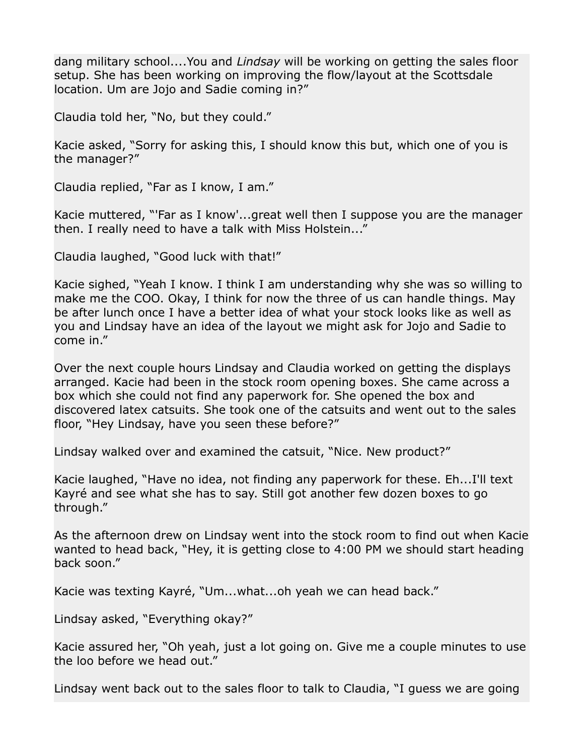dang military school....You and *Lindsay* will be working on getting the sales floor setup. She has been working on improving the flow/layout at the Scottsdale location. Um are Jojo and Sadie coming in?”

Claudia told her, “No, but they could.”

Kacie asked, “Sorry for asking this, I should know this but, which one of you is the manager?”

Claudia replied, “Far as I know, I am.”

Kacie muttered, “'Far as I know'...great well then I suppose you are the manager then. I really need to have a talk with Miss Holstein...”

Claudia laughed, “Good luck with that!”

Kacie sighed, “Yeah I know. I think I am understanding why she was so willing to make me the COO. Okay, I think for now the three of us can handle things. May be after lunch once I have a better idea of what your stock looks like as well as you and Lindsay have an idea of the layout we might ask for Jojo and Sadie to come in.”

Over the next couple hours Lindsay and Claudia worked on getting the displays arranged. Kacie had been in the stock room opening boxes. She came across a box which she could not find any paperwork for. She opened the box and discovered latex catsuits. She took one of the catsuits and went out to the sales floor, “Hey Lindsay, have you seen these before?”

Lindsay walked over and examined the catsuit, “Nice. New product?”

Kacie laughed, “Have no idea, not finding any paperwork for these. Eh...I'll text Kayré and see what she has to say. Still got another few dozen boxes to go through.”

As the afternoon drew on Lindsay went into the stock room to find out when Kacie wanted to head back, “Hey, it is getting close to 4:00 PM we should start heading back soon.”

Kacie was texting Kayré, “Um...what...oh yeah we can head back.”

Lindsay asked, “Everything okay?”

Kacie assured her, “Oh yeah, just a lot going on. Give me a couple minutes to use the loo before we head out.”

Lindsay went back out to the sales floor to talk to Claudia, “I guess we are going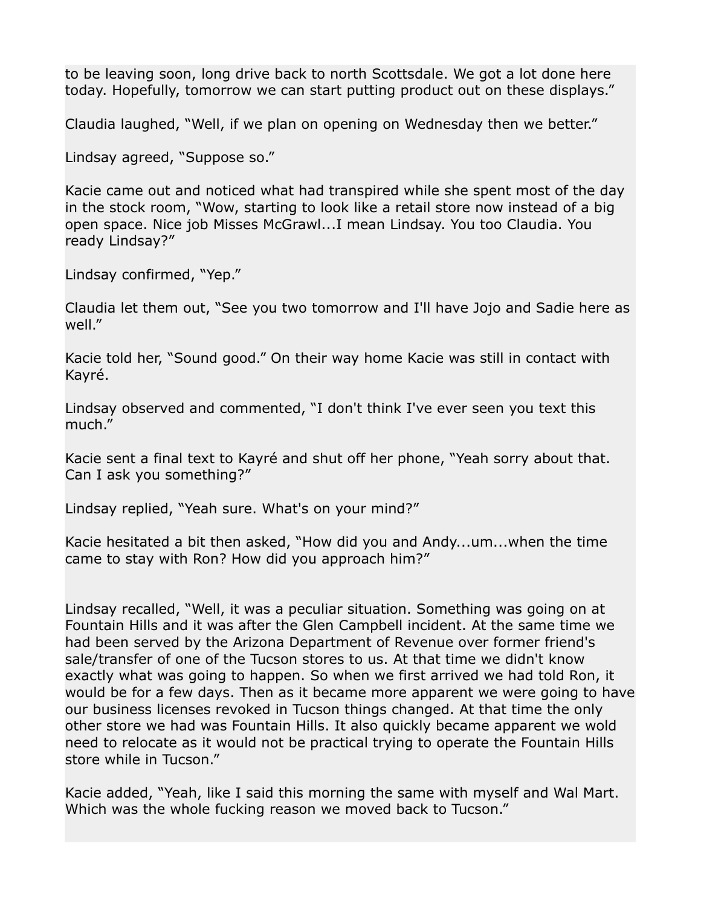to be leaving soon, long drive back to north Scottsdale. We got a lot done here today. Hopefully, tomorrow we can start putting product out on these displays."

Claudia laughed, "Well, if we plan on opening on Wednesday then we better."

Lindsay agreed, "Suppose so."

Kacie came out and noticed what had transpired while she spent most of the day in the stock room, "Wow, starting to look like a retail store now instead of a big open space. Nice job Misses McGrawl...I mean Lindsay. You too Claudia. You ready Lindsay?"

Lindsay confirmed, "Yep."

Claudia let them out, "See you two tomorrow and I'll have Jojo and Sadie here as well."

Kacie told her, "Sound good." On their way home Kacie was still in contact with Kayré.

Lindsay observed and commented, "I don't think I've ever seen you text this much."

Kacie sent a final text to Kayré and shut off her phone, "Yeah sorry about that. Can I ask you something?"

Lindsay replied, "Yeah sure. What's on your mind?"

Kacie hesitated a bit then asked, "How did you and Andy...um...when the time came to stay with Ron? How did you approach him?"

Lindsay recalled, "Well, it was a peculiar situation. Something was going on at Fountain Hills and it was after the Glen Campbell incident. At the same time we had been served by the Arizona Department of Revenue over former friend's sale/transfer of one of the Tucson stores to us. At that time we didn't know exactly what was going to happen. So when we first arrived we had told Ron, it would be for a few days. Then as it became more apparent we were going to have our business licenses revoked in Tucson things changed. At that time the only other store we had was Fountain Hills. It also quickly became apparent we wold need to relocate as it would not be practical trying to operate the Fountain Hills store while in Tucson."

Kacie added, "Yeah, like I said this morning the same with myself and Wal Mart. Which was the whole fucking reason we moved back to Tucson."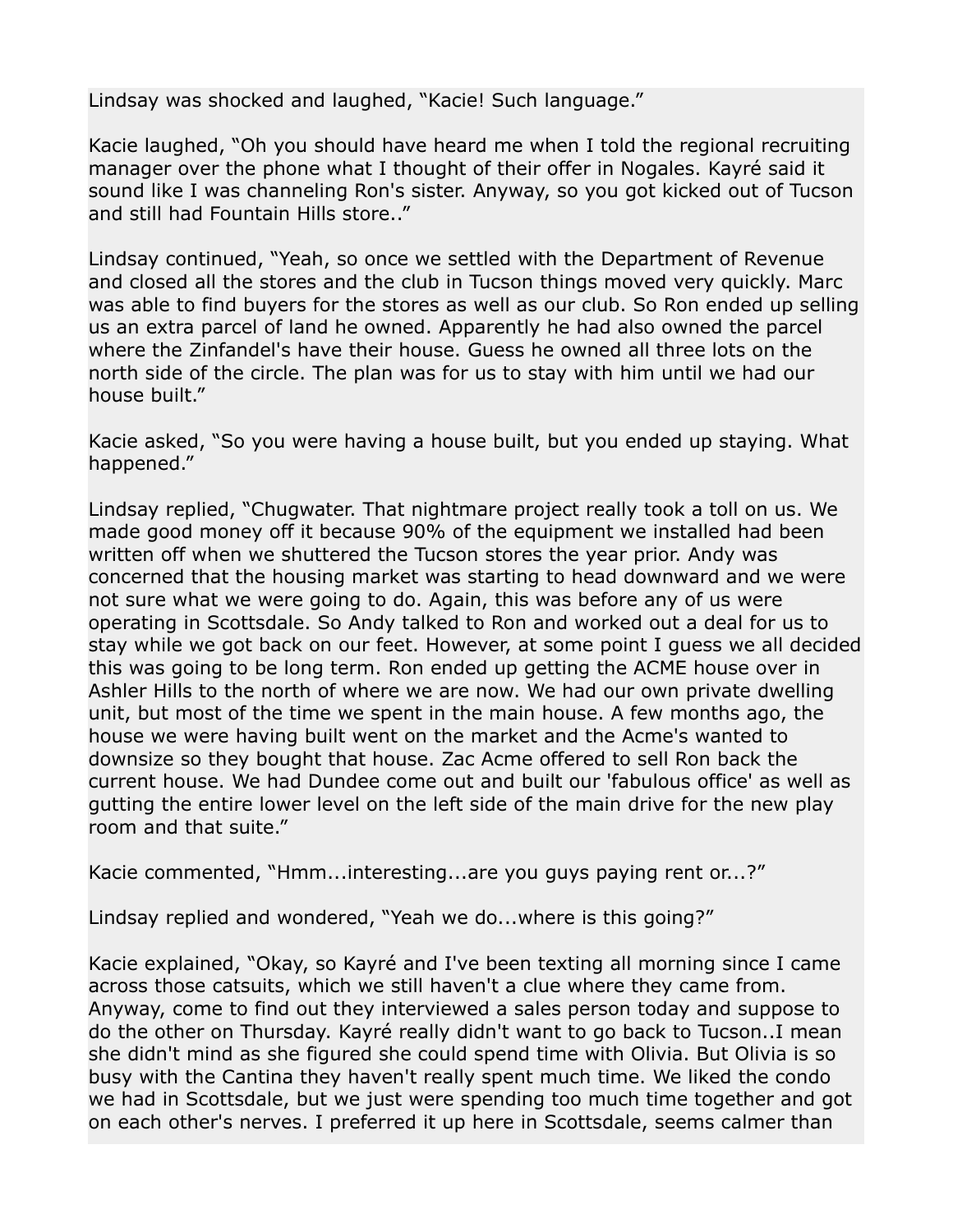Lindsay was shocked and laughed, “Kacie! Such language.”

Kacie laughed, “Oh you should have heard me when I told the regional recruiting manager over the phone what I thought of their offer in Nogales. Kayré said it sound like I was channeling Ron's sister. Anyway, so you got kicked out of Tucson and still had Fountain Hills store..”

Lindsay continued, “Yeah, so once we settled with the Department of Revenue and closed all the stores and the club in Tucson things moved very quickly. Marc was able to find buyers for the stores as well as our club. So Ron ended up selling us an extra parcel of land he owned. Apparently he had also owned the parcel where the Zinfandel's have their house. Guess he owned all three lots on the north side of the circle. The plan was for us to stay with him until we had our house built.”

Kacie asked, “So you were having a house built, but you ended up staying. What happened.”

Lindsay replied, “Chugwater. That nightmare project really took a toll on us. We made good money off it because 90% of the equipment we installed had been written off when we shuttered the Tucson stores the year prior. Andy was concerned that the housing market was starting to head downward and we were not sure what we were going to do. Again, this was before any of us were operating in Scottsdale. So Andy talked to Ron and worked out a deal for us to stay while we got back on our feet. However, at some point I guess we all decided this was going to be long term. Ron ended up getting the ACME house over in Ashler Hills to the north of where we are now. We had our own private dwelling unit, but most of the time we spent in the main house. A few months ago, the house we were having built went on the market and the Acme's wanted to downsize so they bought that house. Zac Acme offered to sell Ron back the current house. We had Dundee come out and built our 'fabulous office' as well as gutting the entire lower level on the left side of the main drive for the new play room and that suite.”

Kacie commented, “Hmm...interesting...are you guys paying rent or...?”

Lindsay replied and wondered, “Yeah we do...where is this going?”

Kacie explained, “Okay, so Kayré and I've been texting all morning since I came across those catsuits, which we still haven't a clue where they came from. Anyway, come to find out they interviewed a sales person today and suppose to do the other on Thursday. Kayré really didn't want to go back to Tucson..I mean she didn't mind as she figured she could spend time with Olivia. But Olivia is so busy with the Cantina they haven't really spent much time. We liked the condo we had in Scottsdale, but we just were spending too much time together and got on each other's nerves. I preferred it up here in Scottsdale, seems calmer than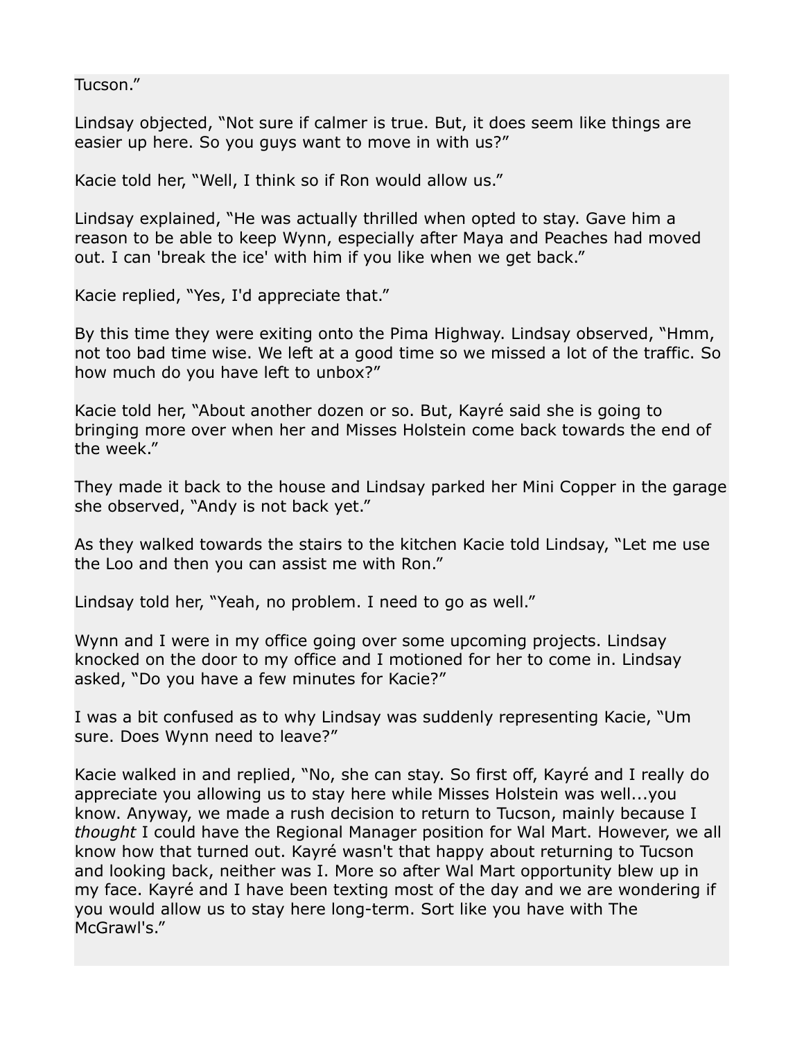Tucson."

Lindsay objected, "Not sure if calmer is true. But, it does seem like things are easier up here. So you guys want to move in with us?"

Kacie told her, "Well, I think so if Ron would allow us."

Lindsay explained, "He was actually thrilled when opted to stay. Gave him a reason to be able to keep Wynn, especially after Maya and Peaches had moved out. I can 'break the ice' with him if you like when we get back."

Kacie replied, "Yes, I'd appreciate that."

By this time they were exiting onto the Pima Highway. Lindsay observed, "Hmm, not too bad time wise. We left at a good time so we missed a lot of the traffic. So how much do you have left to unbox?"

Kacie told her, "About another dozen or so. But, Kayré said she is going to bringing more over when her and Misses Holstein come back towards the end of the week."

They made it back to the house and Lindsay parked her Mini Copper in the garage she observed, "Andy is not back yet."

As they walked towards the stairs to the kitchen Kacie told Lindsay, "Let me use the Loo and then you can assist me with Ron."

Lindsay told her, "Yeah, no problem. I need to go as well."

Wynn and I were in my office going over some upcoming projects. Lindsay knocked on the door to my office and I motioned for her to come in. Lindsay asked, "Do you have a few minutes for Kacie?"

I was a bit confused as to why Lindsay was suddenly representing Kacie, "Um sure. Does Wynn need to leave?"

Kacie walked in and replied, "No, she can stay. So first off, Kayré and I really do appreciate you allowing us to stay here while Misses Holstein was well...you know. Anyway, we made a rush decision to return to Tucson, mainly because I *thought* I could have the Regional Manager position for Wal Mart. However, we all know how that turned out. Kayré wasn't that happy about returning to Tucson and looking back, neither was I. More so after Wal Mart opportunity blew up in my face. Kayré and I have been texting most of the day and we are wondering if you would allow us to stay here long-term. Sort like you have with The McGrawl's."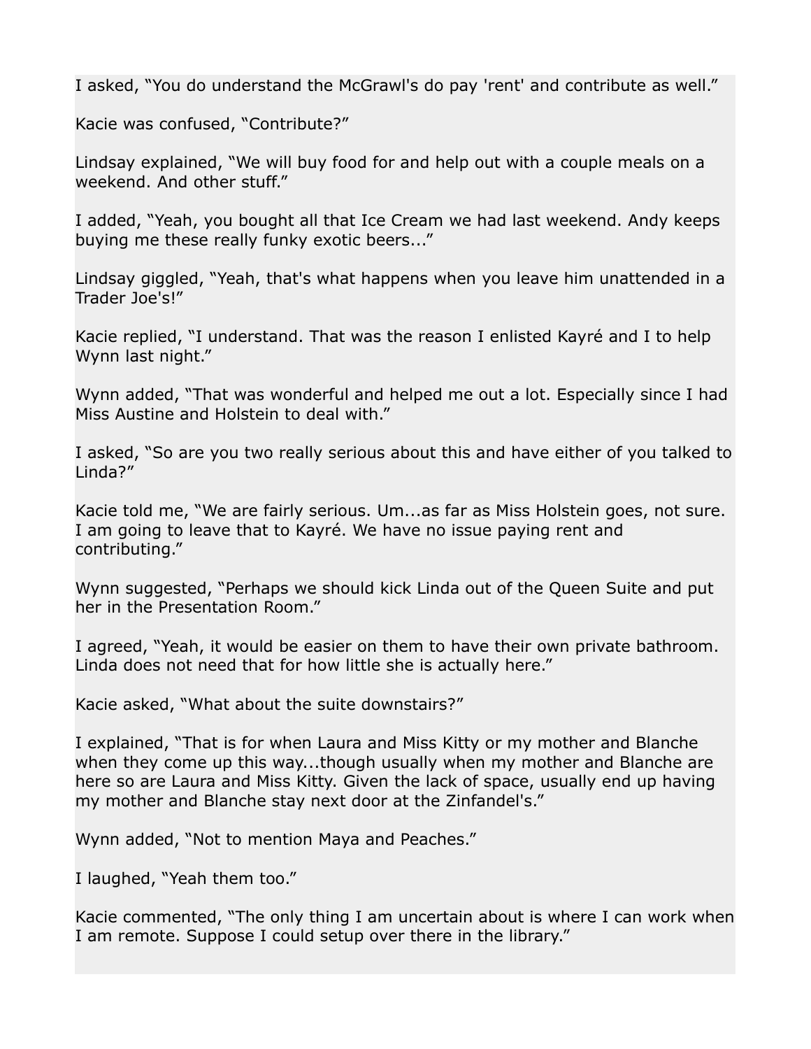I asked, “You do understand the McGrawl's do pay 'rent' and contribute as well.”

Kacie was confused, “Contribute?”

Lindsay explained, “We will buy food for and help out with a couple meals on a weekend. And other stuff.”

I added, “Yeah, you bought all that Ice Cream we had last weekend. Andy keeps buying me these really funky exotic beers...”

Lindsay giggled, “Yeah, that's what happens when you leave him unattended in a Trader Joe's!”

Kacie replied, “I understand. That was the reason I enlisted Kayré and I to help Wynn last night.”

Wynn added, “That was wonderful and helped me out a lot. Especially since I had Miss Austine and Holstein to deal with.”

I asked, “So are you two really serious about this and have either of you talked to Linda?”

Kacie told me, “We are fairly serious. Um...as far as Miss Holstein goes, not sure. I am going to leave that to Kayré. We have no issue paying rent and contributing.”

Wynn suggested, “Perhaps we should kick Linda out of the Queen Suite and put her in the Presentation Room.”

I agreed, “Yeah, it would be easier on them to have their own private bathroom. Linda does not need that for how little she is actually here.”

Kacie asked, “What about the suite downstairs?”

I explained, “That is for when Laura and Miss Kitty or my mother and Blanche when they come up this way...though usually when my mother and Blanche are here so are Laura and Miss Kitty. Given the lack of space, usually end up having my mother and Blanche stay next door at the Zinfandel's.”

Wynn added, “Not to mention Maya and Peaches.”

I laughed, “Yeah them too.”

Kacie commented, “The only thing I am uncertain about is where I can work when I am remote. Suppose I could setup over there in the library.”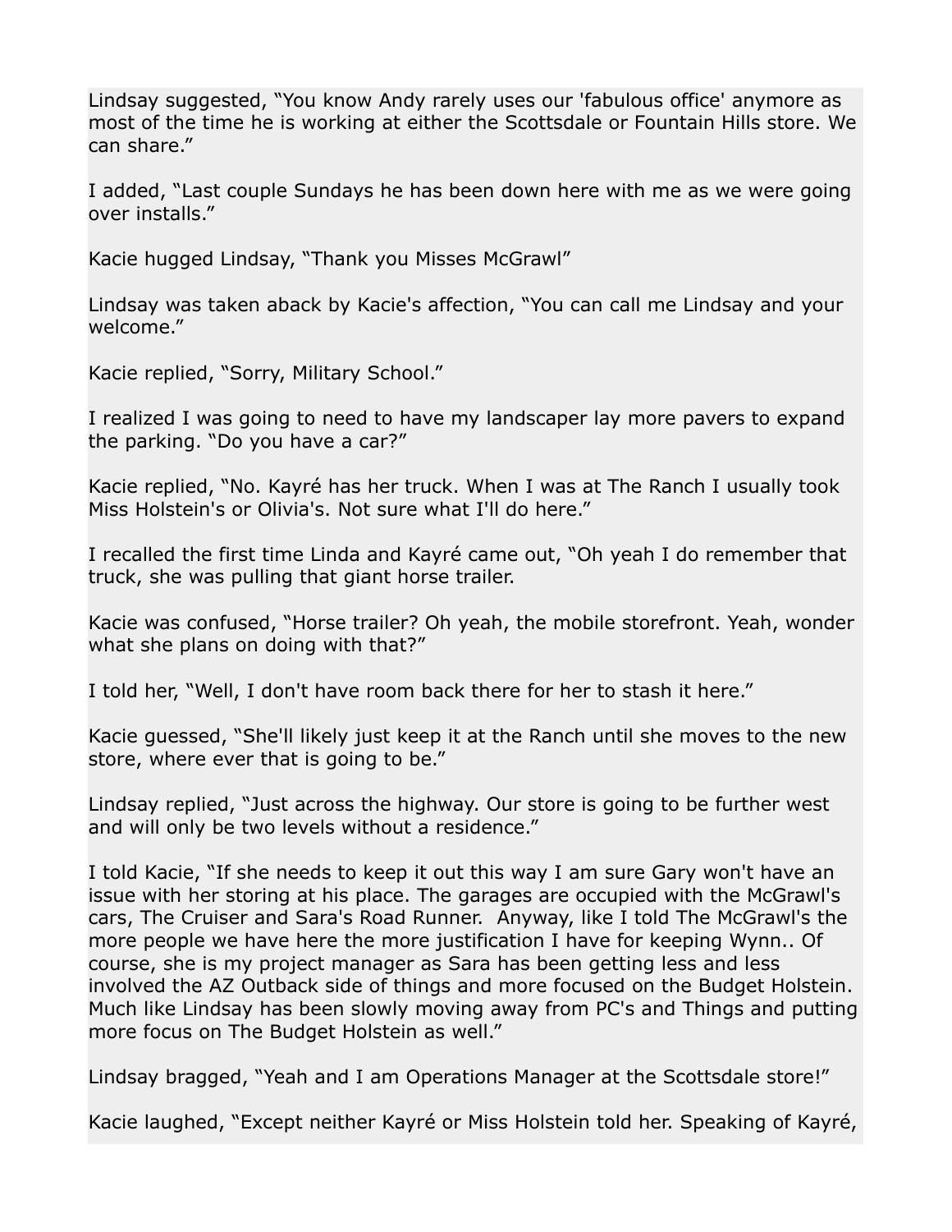Lindsay suggested, “You know Andy rarely uses our 'fabulous office' anymore as most of the time he is working at either the Scottsdale or Fountain Hills store. We can share.”

I added, “Last couple Sundays he has been down here with me as we were going over installs.”

Kacie hugged Lindsay, “Thank you Misses McGrawl”

Lindsay was taken aback by Kacie's affection, “You can call me Lindsay and your welcome.”

Kacie replied, “Sorry, Military School.”

I realized I was going to need to have my landscaper lay more pavers to expand the parking. “Do you have a car?”

Kacie replied, “No. Kayré has her truck. When I was at The Ranch I usually took Miss Holstein's or Olivia's. Not sure what I'll do here.”

I recalled the first time Linda and Kayré came out, “Oh yeah I do remember that truck, she was pulling that giant horse trailer.

Kacie was confused, “Horse trailer? Oh yeah, the mobile storefront. Yeah, wonder what she plans on doing with that?”

I told her, “Well, I don't have room back there for her to stash it here.”

Kacie guessed, “She'll likely just keep it at the Ranch until she moves to the new store, where ever that is going to be.”

Lindsay replied, “Just across the highway. Our store is going to be further west and will only be two levels without a residence.”

I told Kacie, “If she needs to keep it out this way I am sure Gary won't have an issue with her storing at his place. The garages are occupied with the McGrawl's cars, The Cruiser and Sara's Road Runner. Anyway, like I told The McGrawl's the more people we have here the more justification I have for keeping Wynn.. Of course, she is my project manager as Sara has been getting less and less involved the AZ Outback side of things and more focused on the Budget Holstein. Much like Lindsay has been slowly moving away from PC's and Things and putting more focus on The Budget Holstein as well.”

Lindsay bragged, “Yeah and I am Operations Manager at the Scottsdale store!”

Kacie laughed, “Except neither Kayré or Miss Holstein told her. Speaking of Kayré,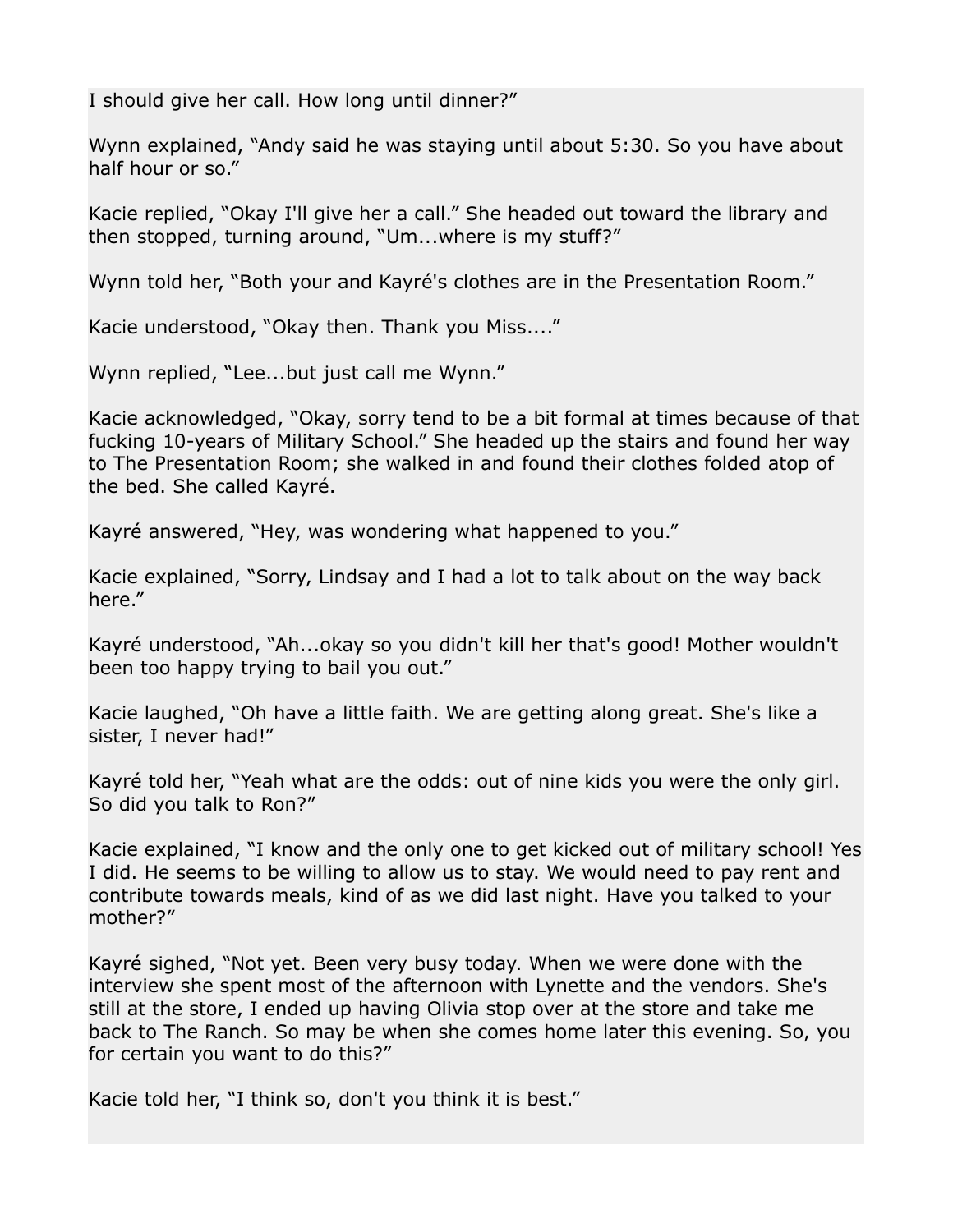I should give her call. How long until dinner?"

Wynn explained, "Andy said he was staying until about 5:30. So you have about half hour or so."

Kacie replied, "Okay I'll give her a call." She headed out toward the library and then stopped, turning around, "Um...where is my stuff?"

Wynn told her, "Both your and Kayré's clothes are in the Presentation Room."

Kacie understood, "Okay then. Thank you Miss...."

Wynn replied, "Lee...but just call me Wynn."

Kacie acknowledged, "Okay, sorry tend to be a bit formal at times because of that fucking 10-years of Military School." She headed up the stairs and found her way to The Presentation Room; she walked in and found their clothes folded atop of the bed. She called Kayré.

Kayré answered, "Hey, was wondering what happened to you."

Kacie explained, "Sorry, Lindsay and I had a lot to talk about on the way back here."

Kayré understood, "Ah...okay so you didn't kill her that's good! Mother wouldn't been too happy trying to bail you out."

Kacie laughed, "Oh have a little faith. We are getting along great. She's like a sister, I never had!"

Kayré told her, "Yeah what are the odds: out of nine kids you were the only girl. So did you talk to Ron?"

Kacie explained, "I know and the only one to get kicked out of military school! Yes I did. He seems to be willing to allow us to stay. We would need to pay rent and contribute towards meals, kind of as we did last night. Have you talked to your mother?"

Kayré sighed, "Not yet. Been very busy today. When we were done with the interview she spent most of the afternoon with Lynette and the vendors. She's still at the store, I ended up having Olivia stop over at the store and take me back to The Ranch. So may be when she comes home later this evening. So, you for certain you want to do this?"

Kacie told her, "I think so, don't you think it is best."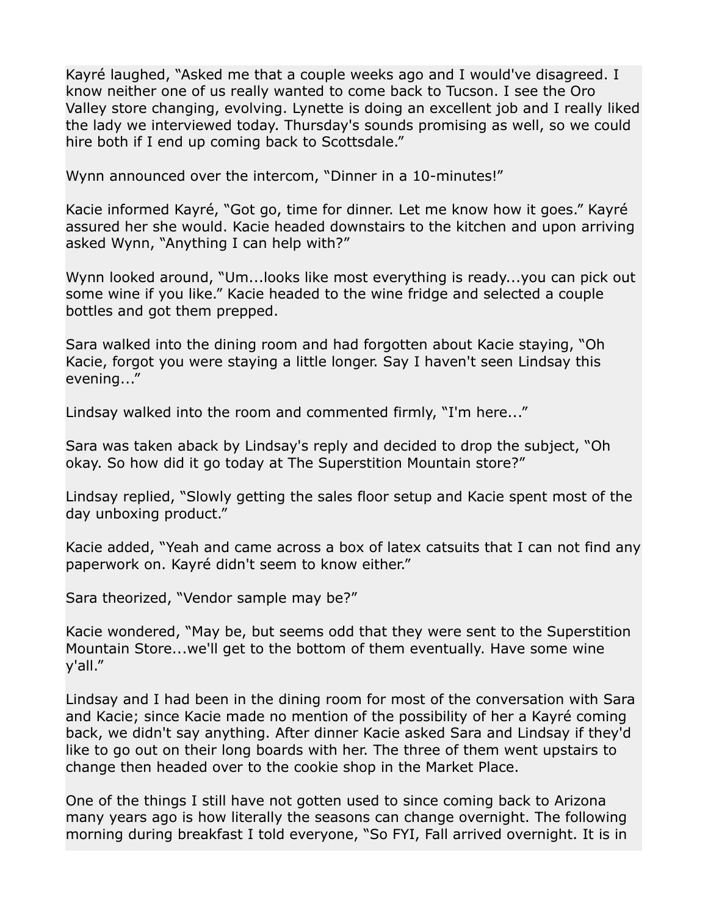Kayré laughed, "Asked me that a couple weeks ago and I would've disagreed. I know neither one of us really wanted to come back to Tucson. I see the Oro Valley store changing, evolving. Lynette is doing an excellent job and I really liked the lady we interviewed today. Thursday's sounds promising as well, so we could hire both if I end up coming back to Scottsdale."

Wynn announced over the intercom, "Dinner in a 10-minutes!"

Kacie informed Kayré, "Got go, time for dinner. Let me know how it goes." Kayré assured her she would. Kacie headed downstairs to the kitchen and upon arriving asked Wynn, "Anything I can help with?"

Wynn looked around, "Um...looks like most everything is ready...you can pick out some wine if you like." Kacie headed to the wine fridge and selected a couple bottles and got them prepped.

Sara walked into the dining room and had forgotten about Kacie staying, "Oh Kacie, forgot you were staying a little longer. Say I haven't seen Lindsay this evening..."

Lindsay walked into the room and commented firmly, "I'm here..."

Sara was taken aback by Lindsay's reply and decided to drop the subject, "Oh okay. So how did it go today at The Superstition Mountain store?"

Lindsay replied, "Slowly getting the sales floor setup and Kacie spent most of the day unboxing product."

Kacie added, "Yeah and came across a box of latex catsuits that I can not find any paperwork on. Kayré didn't seem to know either."

Sara theorized, "Vendor sample may be?"

Kacie wondered, "May be, but seems odd that they were sent to the Superstition Mountain Store...we'll get to the bottom of them eventually. Have some wine y'all."

Lindsay and I had been in the dining room for most of the conversation with Sara and Kacie; since Kacie made no mention of the possibility of her a Kayré coming back, we didn't say anything. After dinner Kacie asked Sara and Lindsay if they'd like to go out on their long boards with her. The three of them went upstairs to change then headed over to the cookie shop in the Market Place.

One of the things I still have not gotten used to since coming back to Arizona many years ago is how literally the seasons can change overnight. The following morning during breakfast I told everyone, "So FYI, Fall arrived overnight. It is in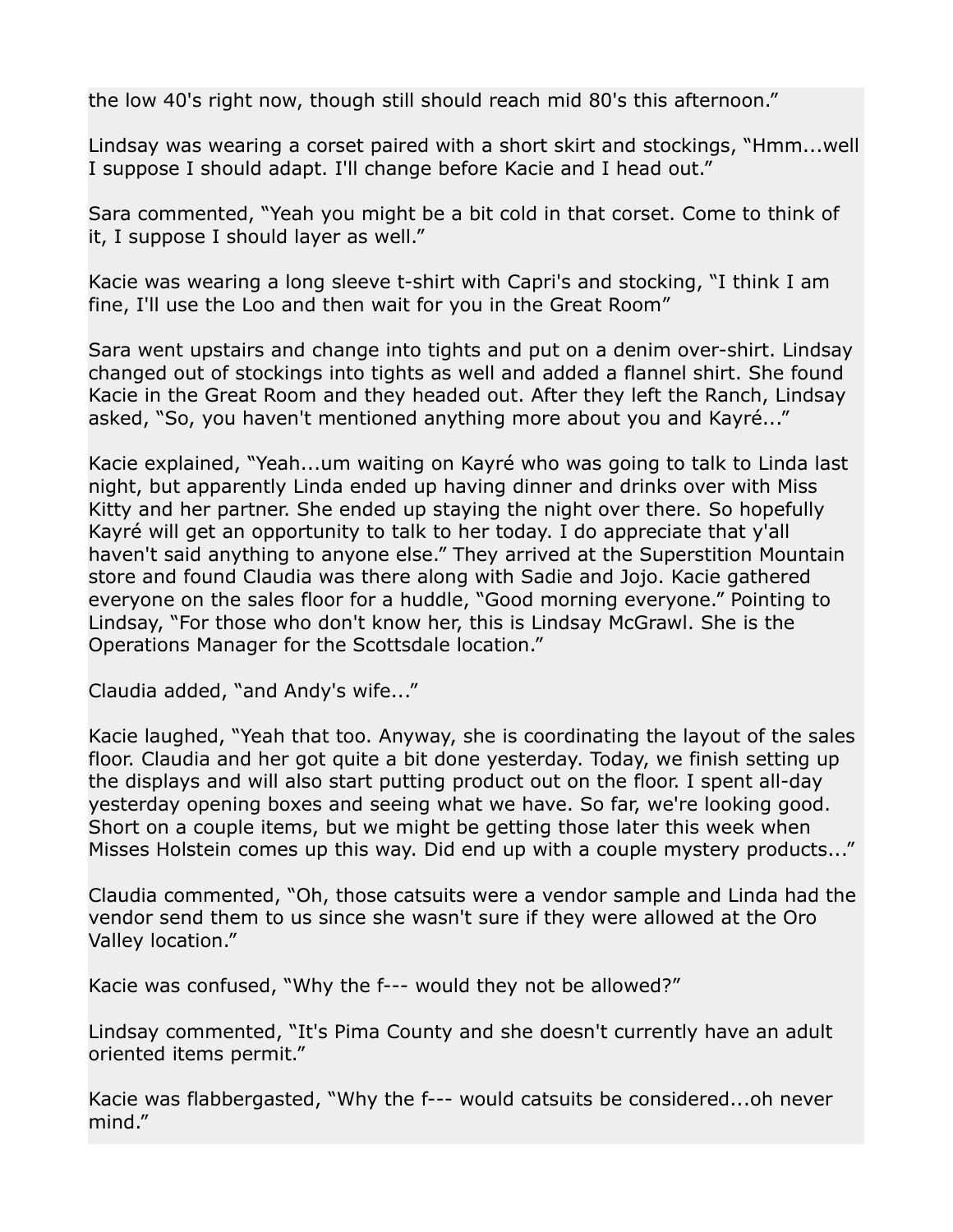the low 40's right now, though still should reach mid 80's this afternoon."

Lindsay was wearing a corset paired with a short skirt and stockings, "Hmm...well I suppose I should adapt. I'll change before Kacie and I head out."

Sara commented, "Yeah you might be a bit cold in that corset. Come to think of it, I suppose I should layer as well."

Kacie was wearing a long sleeve t-shirt with Capri's and stocking, "I think I am fine, I'll use the Loo and then wait for you in the Great Room"

Sara went upstairs and change into tights and put on a denim over-shirt. Lindsay changed out of stockings into tights as well and added a flannel shirt. She found Kacie in the Great Room and they headed out. After they left the Ranch, Lindsay asked, "So, you haven't mentioned anything more about you and Kayré..."

Kacie explained, "Yeah...um waiting on Kayré who was going to talk to Linda last night, but apparently Linda ended up having dinner and drinks over with Miss Kitty and her partner. She ended up staying the night over there. So hopefully Kayré will get an opportunity to talk to her today. I do appreciate that y'all haven't said anything to anyone else." They arrived at the Superstition Mountain store and found Claudia was there along with Sadie and Jojo. Kacie gathered everyone on the sales floor for a huddle, "Good morning everyone." Pointing to Lindsay, "For those who don't know her, this is Lindsay McGrawl. She is the Operations Manager for the Scottsdale location."

Claudia added, "and Andy's wife..."

Kacie laughed, "Yeah that too. Anyway, she is coordinating the layout of the sales floor. Claudia and her got quite a bit done yesterday. Today, we finish setting up the displays and will also start putting product out on the floor. I spent all-day yesterday opening boxes and seeing what we have. So far, we're looking good. Short on a couple items, but we might be getting those later this week when Misses Holstein comes up this way. Did end up with a couple mystery products..."

Claudia commented, "Oh, those catsuits were a vendor sample and Linda had the vendor send them to us since she wasn't sure if they were allowed at the Oro Valley location."

Kacie was confused, "Why the f--- would they not be allowed?"

Lindsay commented, "It's Pima County and she doesn't currently have an adult oriented items permit."

Kacie was flabbergasted, "Why the f--- would catsuits be considered...oh never mind."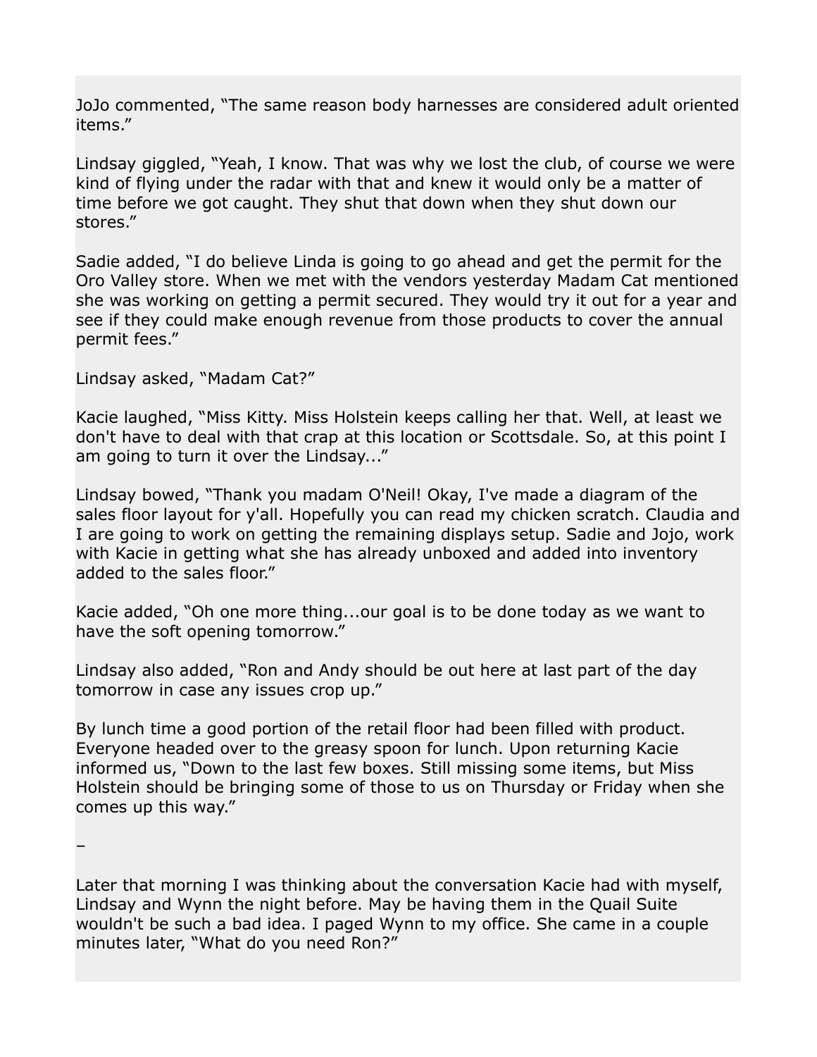JoJo commented, “The same reason body harnesses are considered adult oriented items.”

Lindsay giggled, “Yeah, I know. That was why we lost the club, of course we were kind of flying under the radar with that and knew it would only be a matter of time before we got caught. They shut that down when they shut down our stores.”

Sadie added, “I do believe Linda is going to go ahead and get the permit for the Oro Valley store. When we met with the vendors yesterday Madam Cat mentioned she was working on getting a permit secured. They would try it out for a year and see if they could make enough revenue from those products to cover the annual permit fees.”

Lindsay asked, “Madam Cat?”

Kacie laughed, “Miss Kitty. Miss Holstein keeps calling her that. Well, at least we don't have to deal with that crap at this location or Scottsdale. So, at this point I am going to turn it over the Lindsay...”

Lindsay bowed, “Thank you madam O'Neil! Okay, I've made a diagram of the sales floor layout for y'all. Hopefully you can read my chicken scratch. Claudia and I are going to work on getting the remaining displays setup. Sadie and Jojo, work with Kacie in getting what she has already unboxed and added into inventory added to the sales floor.”

Kacie added, “Oh one more thing...our goal is to be done today as we want to have the soft opening tomorrow.”

Lindsay also added, “Ron and Andy should be out here at last part of the day tomorrow in case any issues crop up.”

By lunch time a good portion of the retail floor had been filled with product. Everyone headed over to the greasy spoon for lunch. Upon returning Kacie informed us, “Down to the last few boxes. Still missing some items, but Miss Holstein should be bringing some of those to us on Thursday or Friday when she comes up this way.”

–

Later that morning I was thinking about the conversation Kacie had with myself, Lindsay and Wynn the night before. May be having them in the Quail Suite wouldn't be such a bad idea. I paged Wynn to my office. She came in a couple minutes later, “What do you need Ron?”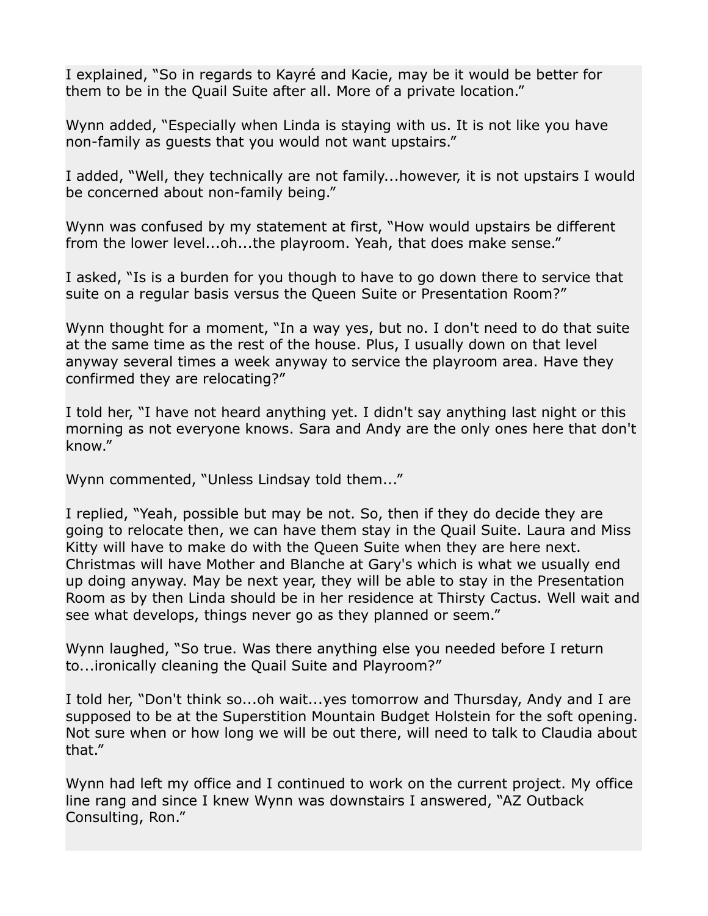I explained, “So in regards to Kayré and Kacie, may be it would be better for them to be in the Quail Suite after all. More of a private location.”

Wynn added, “Especially when Linda is staying with us. It is not like you have non-family as guests that you would not want upstairs.”

I added, “Well, they technically are not family...however, it is not upstairs I would be concerned about non-family being.”

Wynn was confused by my statement at first, “How would upstairs be different from the lower level...oh...the playroom. Yeah, that does make sense.”

I asked, “Is is a burden for you though to have to go down there to service that suite on a regular basis versus the Queen Suite or Presentation Room?”

Wynn thought for a moment, “In a way yes, but no. I don't need to do that suite at the same time as the rest of the house. Plus, I usually down on that level anyway several times a week anyway to service the playroom area. Have they confirmed they are relocating?”

I told her, “I have not heard anything yet. I didn't say anything last night or this morning as not everyone knows. Sara and Andy are the only ones here that don't know.”

Wynn commented, “Unless Lindsay told them...”

I replied, “Yeah, possible but may be not. So, then if they do decide they are going to relocate then, we can have them stay in the Quail Suite. Laura and Miss Kitty will have to make do with the Queen Suite when they are here next. Christmas will have Mother and Blanche at Gary's which is what we usually end up doing anyway. May be next year, they will be able to stay in the Presentation Room as by then Linda should be in her residence at Thirsty Cactus. Well wait and see what develops, things never go as they planned or seem.”

Wynn laughed, “So true. Was there anything else you needed before I return to...ironically cleaning the Quail Suite and Playroom?”

I told her, “Don't think so...oh wait...yes tomorrow and Thursday, Andy and I are supposed to be at the Superstition Mountain Budget Holstein for the soft opening. Not sure when or how long we will be out there, will need to talk to Claudia about that.”

Wynn had left my office and I continued to work on the current project. My office line rang and since I knew Wynn was downstairs I answered, “AZ Outback Consulting, Ron.”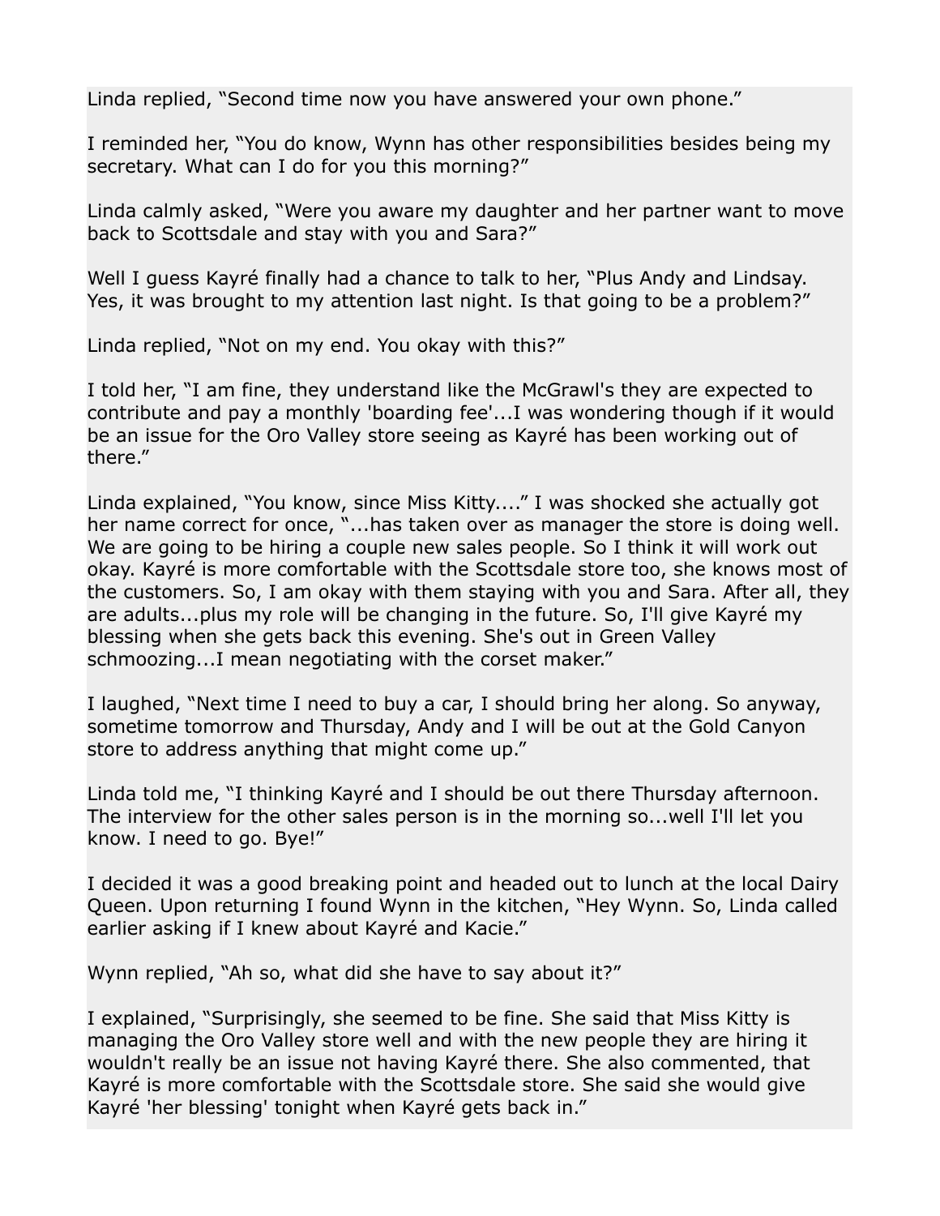Linda replied, “Second time now you have answered your own phone.”

I reminded her, “You do know, Wynn has other responsibilities besides being my secretary. What can I do for you this morning?”

Linda calmly asked, “Were you aware my daughter and her partner want to move back to Scottsdale and stay with you and Sara?”

Well I guess Kayré finally had a chance to talk to her, “Plus Andy and Lindsay. Yes, it was brought to my attention last night. Is that going to be a problem?”

Linda replied, “Not on my end. You okay with this?”

I told her, “I am fine, they understand like the McGrawl's they are expected to contribute and pay a monthly 'boarding fee'...I was wondering though if it would be an issue for the Oro Valley store seeing as Kayré has been working out of there.”

Linda explained, “You know, since Miss Kitty....” I was shocked she actually got her name correct for once, “...has taken over as manager the store is doing well. We are going to be hiring a couple new sales people. So I think it will work out okay. Kayré is more comfortable with the Scottsdale store too, she knows most of the customers. So, I am okay with them staying with you and Sara. After all, they are adults...plus my role will be changing in the future. So, I'll give Kayré my blessing when she gets back this evening. She's out in Green Valley schmoozing...I mean negotiating with the corset maker.”

I laughed, “Next time I need to buy a car, I should bring her along. So anyway, sometime tomorrow and Thursday, Andy and I will be out at the Gold Canyon store to address anything that might come up.”

Linda told me, “I thinking Kayré and I should be out there Thursday afternoon. The interview for the other sales person is in the morning so...well I'll let you know. I need to go. Bye!”

I decided it was a good breaking point and headed out to lunch at the local Dairy Queen. Upon returning I found Wynn in the kitchen, “Hey Wynn. So, Linda called earlier asking if I knew about Kayré and Kacie.”

Wynn replied, “Ah so, what did she have to say about it?”

I explained, “Surprisingly, she seemed to be fine. She said that Miss Kitty is managing the Oro Valley store well and with the new people they are hiring it wouldn't really be an issue not having Kayré there. She also commented, that Kayré is more comfortable with the Scottsdale store. She said she would give Kayré 'her blessing' tonight when Kayré gets back in.”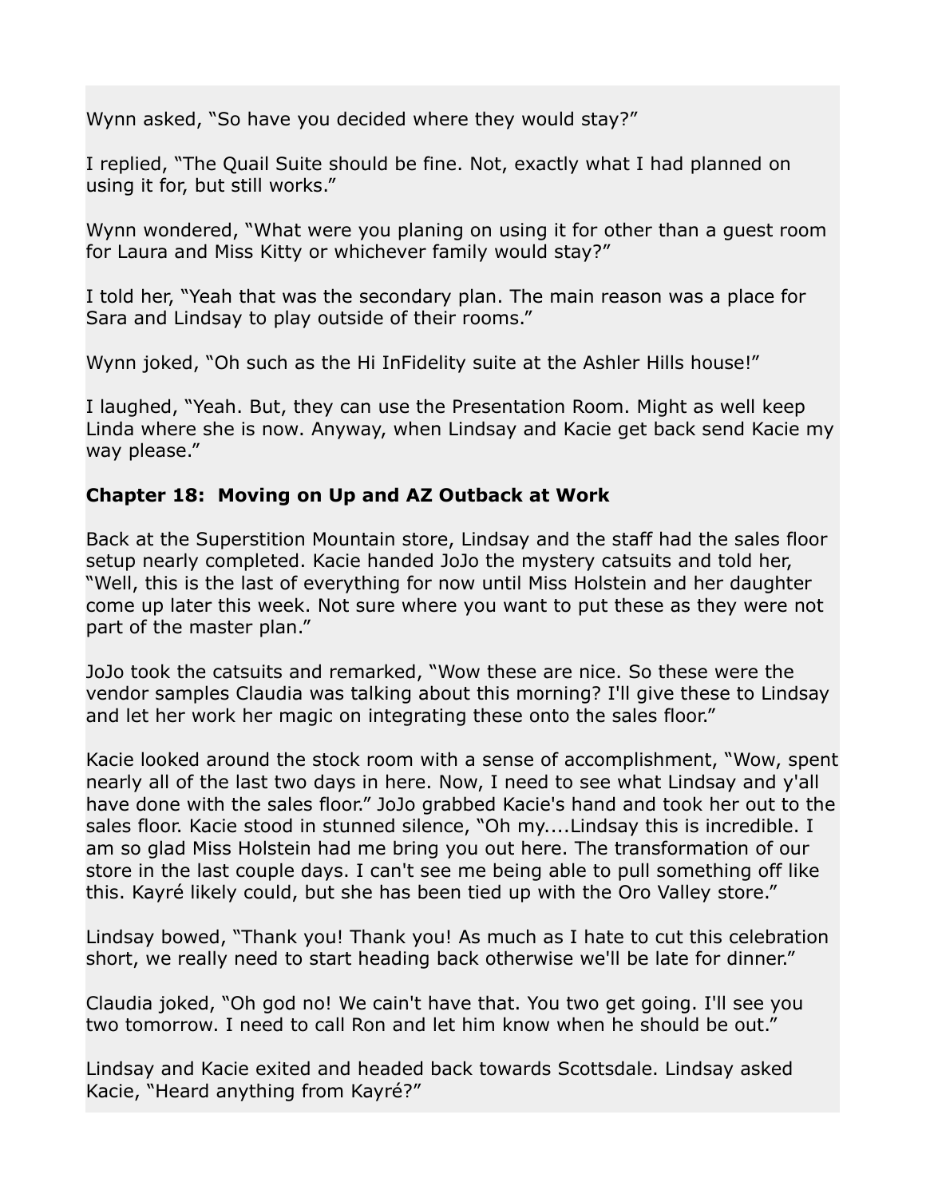Wynn asked, “So have you decided where they would stay?”

I replied, “The Quail Suite should be fine. Not, exactly what I had planned on using it for, but still works.”

Wynn wondered, “What were you planing on using it for other than a guest room for Laura and Miss Kitty or whichever family would stay?”

I told her, “Yeah that was the secondary plan. The main reason was a place for Sara and Lindsay to play outside of their rooms.”

Wynn joked, “Oh such as the Hi InFidelity suite at the Ashler Hills house!”

I laughed, “Yeah. But, they can use the Presentation Room. Might as well keep Linda where she is now. Anyway, when Lindsay and Kacie get back send Kacie my way please.”

**Chapter 18: Moving on Up and AZ Outback at Work**

Back at the Superstition Mountain store, Lindsay and the staff had the sales floor setup nearly completed. Kacie handed JoJo the mystery catsuits and told her, “Well, this is the last of everything for now until Miss Holstein and her daughter come up later this week. Not sure where you want to put these as they were not part of the master plan.”

JoJo took the catsuits and remarked, “Wow these are nice. So these were the vendor samples Claudia was talking about this morning? I'll give these to Lindsay and let her work her magic on integrating these onto the sales floor.”

Kacie looked around the stock room with a sense of accomplishment, “Wow, spent nearly all of the last two days in here. Now, I need to see what Lindsay and y'all have done with the sales floor.” JoJo grabbed Kacie's hand and took her out to the sales floor. Kacie stood in stunned silence, “Oh my....Lindsay this is incredible. I am so glad Miss Holstein had me bring you out here. The transformation of our store in the last couple days. I can't see me being able to pull something off like this. Kayré likely could, but she has been tied up with the Oro Valley store.”

Lindsay bowed, “Thank you! Thank you! As much as I hate to cut this celebration short, we really need to start heading back otherwise we'll be late for dinner.”

Claudia joked, “Oh god no! We cain't have that. You two get going. I'll see you two tomorrow. I need to call Ron and let him know when he should be out.”

Lindsay and Kacie exited and headed back towards Scottsdale. Lindsay asked Kacie, “Heard anything from Kayré?”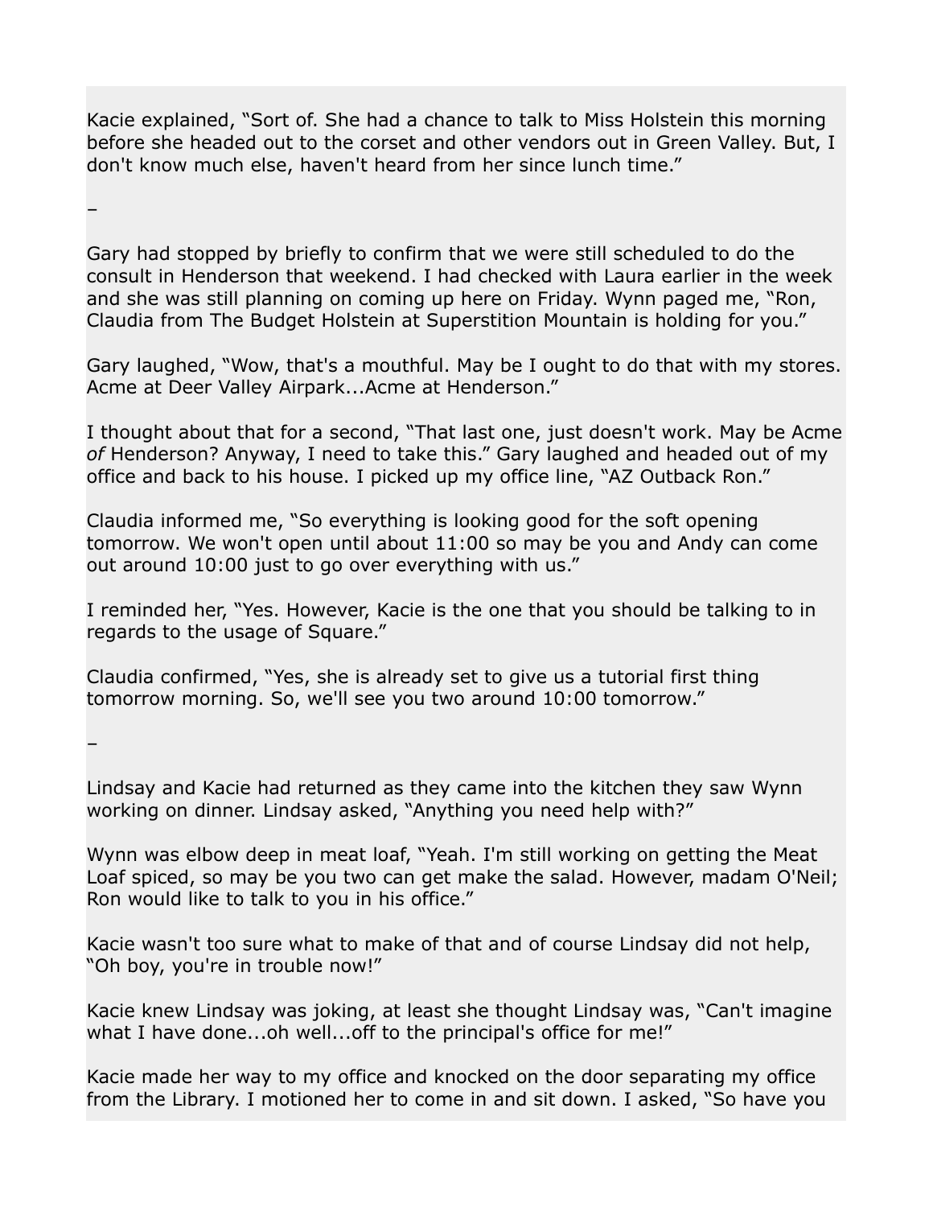Kacie explained, “Sort of. She had a chance to talk to Miss Holstein this morning before she headed out to the corset and other vendors out in Green Valley. But, I don't know much else, haven't heard from her since lunch time.”

–

Gary had stopped by briefly to confirm that we were still scheduled to do the consult in Henderson that weekend. I had checked with Laura earlier in the week and she was still planning on coming up here on Friday. Wynn paged me, “Ron, Claudia from The Budget Holstein at Superstition Mountain is holding for you.”

Gary laughed, “Wow, that's a mouthful. May be I ought to do that with my stores. Acme at Deer Valley Airpark...Acme at Henderson.”

I thought about that for a second, “That last one, just doesn't work. May be Acme *of* Henderson? Anyway, I need to take this.” Gary laughed and headed out of my office and back to his house. I picked up my office line, “AZ Outback Ron.”

Claudia informed me, “So everything is looking good for the soft opening tomorrow. We won't open until about 11:00 so may be you and Andy can come out around 10:00 just to go over everything with us.”

I reminded her, “Yes. However, Kacie is the one that you should be talking to in regards to the usage of Square.”

Claudia confirmed, “Yes, she is already set to give us a tutorial first thing tomorrow morning. So, we'll see you two around 10:00 tomorrow.”

–

Lindsay and Kacie had returned as they came into the kitchen they saw Wynn working on dinner. Lindsay asked, “Anything you need help with?”

Wynn was elbow deep in meat loaf, “Yeah. I'm still working on getting the Meat Loaf spiced, so may be you two can get make the salad. However, madam O'Neil; Ron would like to talk to you in his office.”

Kacie wasn't too sure what to make of that and of course Lindsay did not help, “Oh boy, you're in trouble now!”

Kacie knew Lindsay was joking, at least she thought Lindsay was, “Can't imagine what I have done...oh well...off to the principal's office for me!”

Kacie made her way to my office and knocked on the door separating my office from the Library. I motioned her to come in and sit down. I asked, “So have you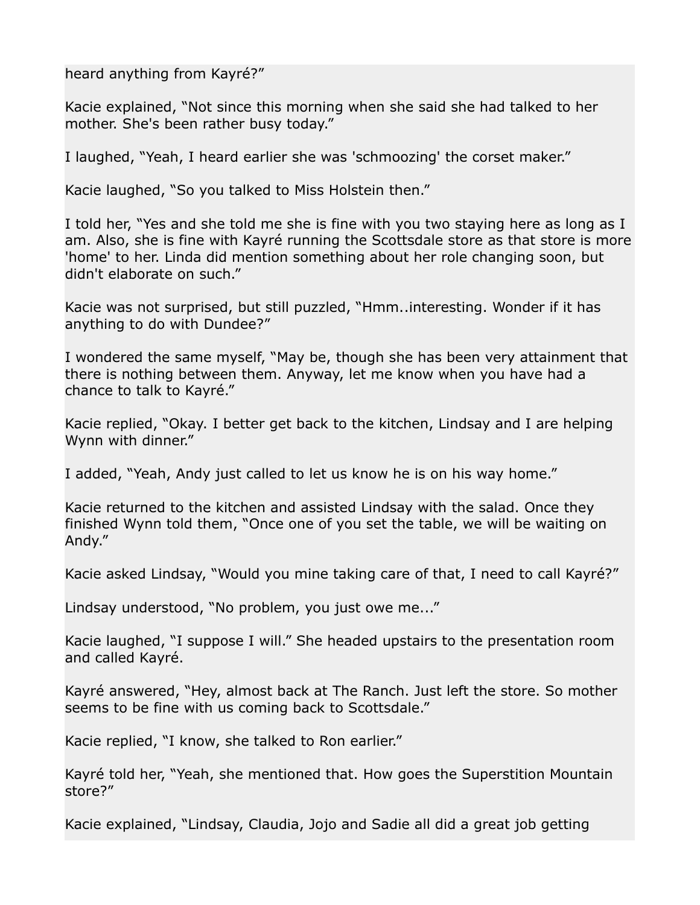heard anything from Kayré?"

Kacie explained, "Not since this morning when she said she had talked to her mother. She's been rather busy today."

I laughed, "Yeah, I heard earlier she was 'schmoozing' the corset maker."

Kacie laughed, "So you talked to Miss Holstein then."

I told her, "Yes and she told me she is fine with you two staying here as long as I am. Also, she is fine with Kayré running the Scottsdale store as that store is more 'home' to her. Linda did mention something about her role changing soon, but didn't elaborate on such."

Kacie was not surprised, but still puzzled, "Hmm..interesting. Wonder if it has anything to do with Dundee?"

I wondered the same myself, "May be, though she has been very attainment that there is nothing between them. Anyway, let me know when you have had a chance to talk to Kayré."

Kacie replied, "Okay. I better get back to the kitchen, Lindsay and I are helping Wynn with dinner."

I added, "Yeah, Andy just called to let us know he is on his way home."

Kacie returned to the kitchen and assisted Lindsay with the salad. Once they finished Wynn told them, "Once one of you set the table, we will be waiting on Andy."

Kacie asked Lindsay, "Would you mine taking care of that, I need to call Kayré?"

Lindsay understood, "No problem, you just owe me..."

Kacie laughed, "I suppose I will." She headed upstairs to the presentation room and called Kayré.

Kayré answered, "Hey, almost back at The Ranch. Just left the store. So mother seems to be fine with us coming back to Scottsdale."

Kacie replied, "I know, she talked to Ron earlier."

Kayré told her, "Yeah, she mentioned that. How goes the Superstition Mountain store?"

Kacie explained, "Lindsay, Claudia, Jojo and Sadie all did a great job getting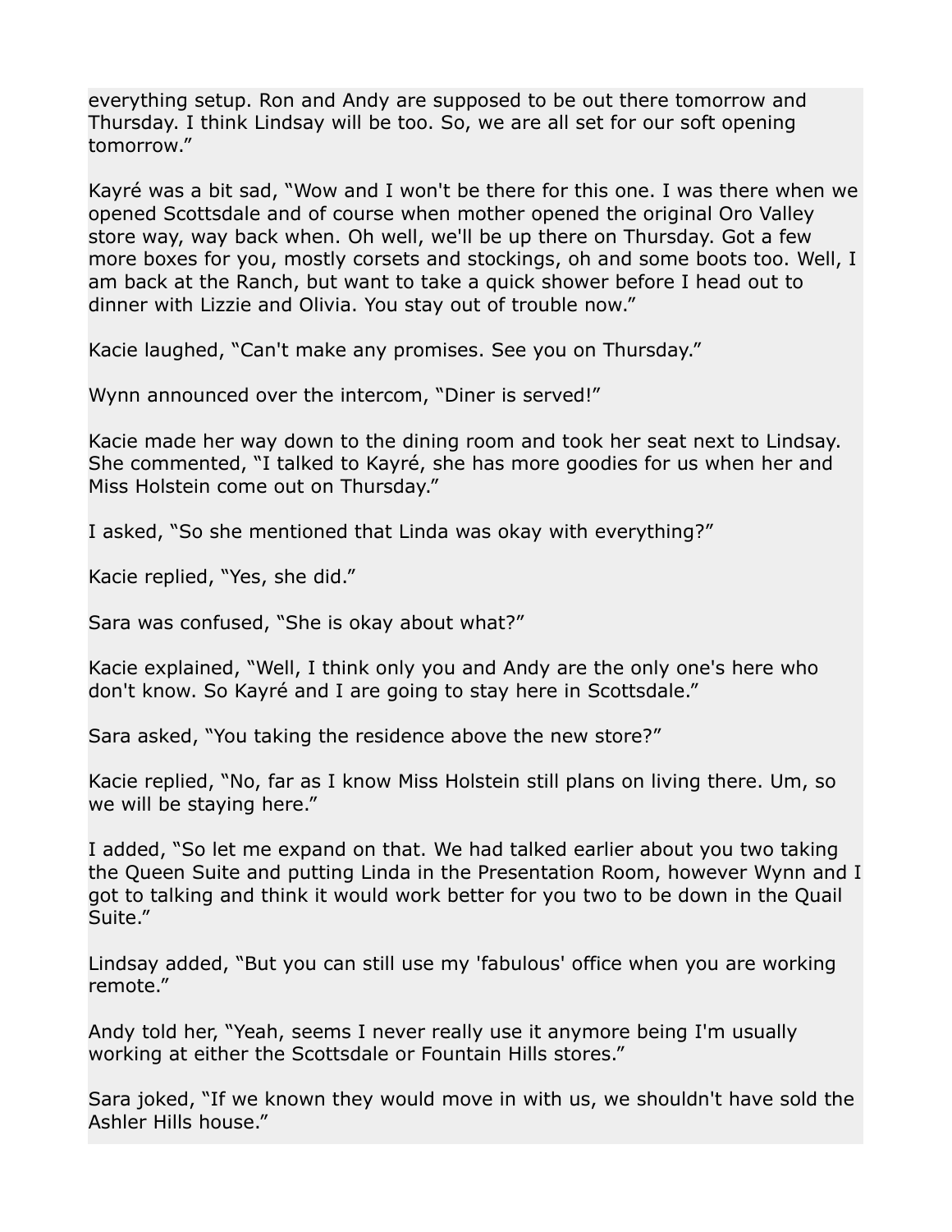everything setup. Ron and Andy are supposed to be out there tomorrow and Thursday. I think Lindsay will be too. So, we are all set for our soft opening tomorrow."

Kayré was a bit sad, "Wow and I won't be there for this one. I was there when we opened Scottsdale and of course when mother opened the original Oro Valley store way, way back when. Oh well, we'll be up there on Thursday. Got a few more boxes for you, mostly corsets and stockings, oh and some boots too. Well, I am back at the Ranch, but want to take a quick shower before I head out to dinner with Lizzie and Olivia. You stay out of trouble now."

Kacie laughed, "Can't make any promises. See you on Thursday."

Wynn announced over the intercom, "Diner is served!"

Kacie made her way down to the dining room and took her seat next to Lindsay. She commented, "I talked to Kayré, she has more goodies for us when her and Miss Holstein come out on Thursday."

I asked, "So she mentioned that Linda was okay with everything?"

Kacie replied, "Yes, she did."

Sara was confused, "She is okay about what?"

Kacie explained, "Well, I think only you and Andy are the only one's here who don't know. So Kayré and I are going to stay here in Scottsdale."

Sara asked, "You taking the residence above the new store?"

Kacie replied, "No, far as I know Miss Holstein still plans on living there. Um, so we will be staying here."

I added, "So let me expand on that. We had talked earlier about you two taking the Queen Suite and putting Linda in the Presentation Room, however Wynn and I got to talking and think it would work better for you two to be down in the Quail Suite."

Lindsay added, "But you can still use my 'fabulous' office when you are working remote."

Andy told her, "Yeah, seems I never really use it anymore being I'm usually working at either the Scottsdale or Fountain Hills stores."

Sara joked, "If we known they would move in with us, we shouldn't have sold the Ashler Hills house."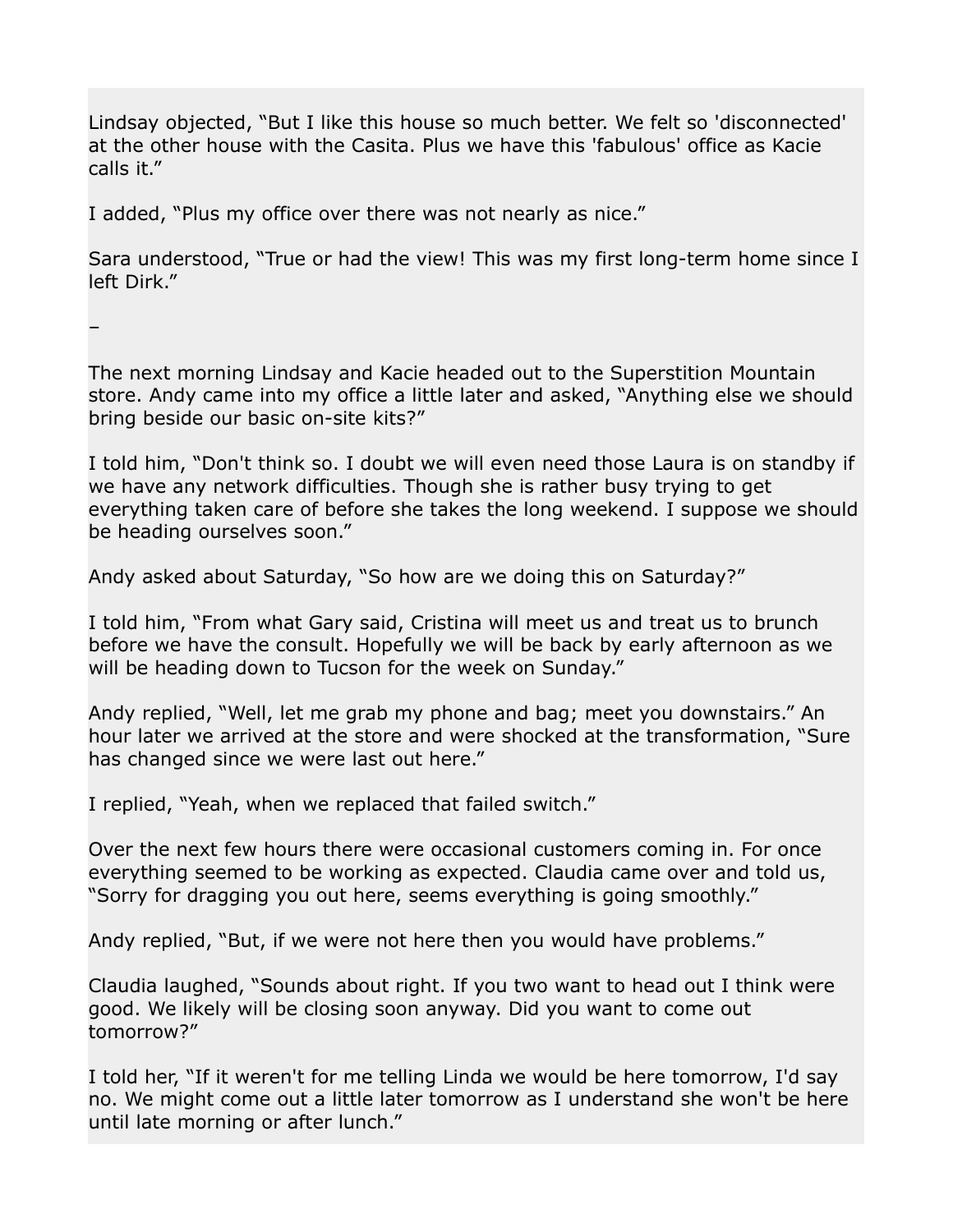Lindsay objected, “But I like this house so much better. We felt so 'disconnected' at the other house with the Casita. Plus we have this 'fabulous' office as Kacie calls it.”

I added, “Plus my office over there was not nearly as nice.”

Sara understood, “True or had the view! This was my first long-term home since I left Dirk.”

–

The next morning Lindsay and Kacie headed out to the Superstition Mountain store. Andy came into my office a little later and asked, “Anything else we should bring beside our basic on-site kits?”

I told him, “Don't think so. I doubt we will even need those Laura is on standby if we have any network difficulties. Though she is rather busy trying to get everything taken care of before she takes the long weekend. I suppose we should be heading ourselves soon.”

Andy asked about Saturday, “So how are we doing this on Saturday?”

I told him, “From what Gary said, Cristina will meet us and treat us to brunch before we have the consult. Hopefully we will be back by early afternoon as we will be heading down to Tucson for the week on Sunday.”

Andy replied, “Well, let me grab my phone and bag; meet you downstairs.” An hour later we arrived at the store and were shocked at the transformation, “Sure has changed since we were last out here.”

I replied, “Yeah, when we replaced that failed switch.”

Over the next few hours there were occasional customers coming in. For once everything seemed to be working as expected. Claudia came over and told us, “Sorry for dragging you out here, seems everything is going smoothly.”

Andy replied, “But, if we were not here then you would have problems.”

Claudia laughed, “Sounds about right. If you two want to head out I think were good. We likely will be closing soon anyway. Did you want to come out tomorrow?”

I told her, “If it weren't for me telling Linda we would be here tomorrow, I'd say no. We might come out a little later tomorrow as I understand she won't be here until late morning or after lunch.”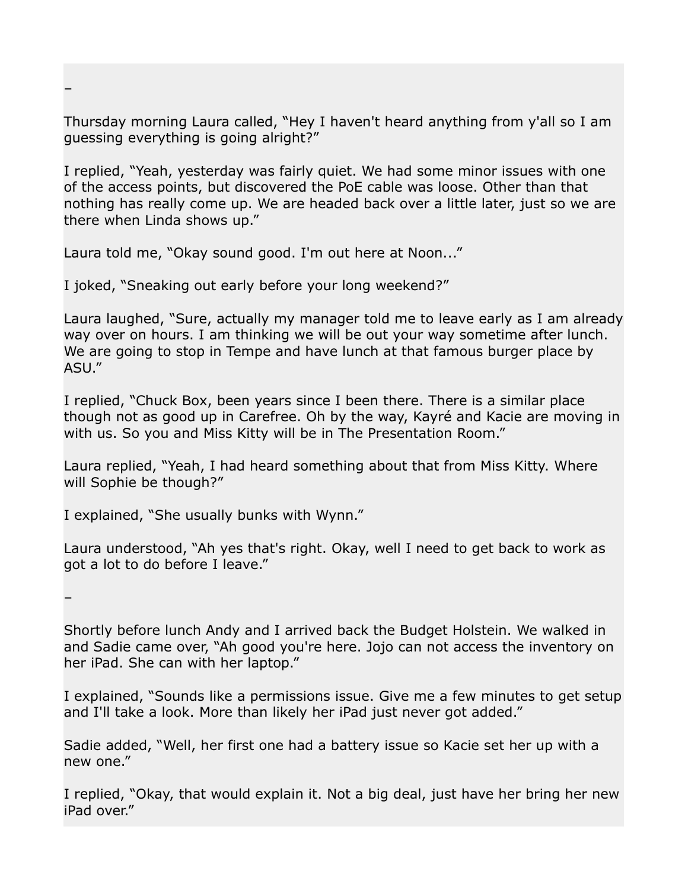–

Thursday morning Laura called, “Hey I haven't heard anything from y'all so I am guessing everything is going alright?”

I replied, “Yeah, yesterday was fairly quiet. We had some minor issues with one of the access points, but discovered the PoE cable was loose. Other than that nothing has really come up. We are headed back over a little later, just so we are there when Linda shows up.”

Laura told me, “Okay sound good. I'm out here at Noon...”

I joked, “Sneaking out early before your long weekend?”

Laura laughed, “Sure, actually my manager told me to leave early as I am already way over on hours. I am thinking we will be out your way sometime after lunch. We are going to stop in Tempe and have lunch at that famous burger place by ASU.”

I replied, “Chuck Box, been years since I been there. There is a similar place though not as good up in Carefree. Oh by the way, Kayré and Kacie are moving in with us. So you and Miss Kitty will be in The Presentation Room.”

Laura replied, “Yeah, I had heard something about that from Miss Kitty. Where will Sophie be though?”

I explained, “She usually bunks with Wynn.”

Laura understood, “Ah yes that's right. Okay, well I need to get back to work as got a lot to do before I leave.”

–

Shortly before lunch Andy and I arrived back the Budget Holstein. We walked in and Sadie came over, “Ah good you're here. Jojo can not access the inventory on her iPad. She can with her laptop.”

I explained, “Sounds like a permissions issue. Give me a few minutes to get setup and I'll take a look. More than likely her iPad just never got added.”

Sadie added, “Well, her first one had a battery issue so Kacie set her up with a new one.”

I replied, “Okay, that would explain it. Not a big deal, just have her bring her new iPad over.”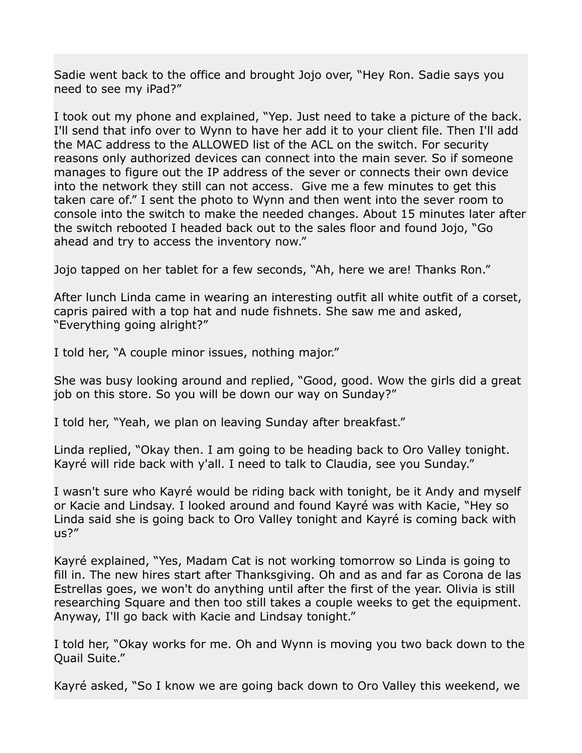Sadie went back to the office and brought Jojo over, “Hey Ron. Sadie says you need to see my iPad?”

I took out my phone and explained, “Yep. Just need to take a picture of the back. I'll send that info over to Wynn to have her add it to your client file. Then I'll add the MAC address to the ALLOWED list of the ACL on the switch. For security reasons only authorized devices can connect into the main sever. So if someone manages to figure out the IP address of the sever or connects their own device into the network they still can not access.  Give me a few minutes to get this taken care of.” I sent the photo to Wynn and then went into the sever room to console into the switch to make the needed changes. About 15 minutes later after the switch rebooted I headed back out to the sales floor and found Jojo, “Go ahead and try to access the inventory now.”

Jojo tapped on her tablet for a few seconds, “Ah, here we are! Thanks Ron.”

After lunch Linda came in wearing an interesting outfit all white outfit of a corset, capris paired with a top hat and nude fishnets. She saw me and asked, “Everything going alright?”

I told her, “A couple minor issues, nothing major.”

She was busy looking around and replied, “Good, good. Wow the girls did a great job on this store. So you will be down our way on Sunday?”

I told her, “Yeah, we plan on leaving Sunday after breakfast.”

Linda replied, “Okay then. I am going to be heading back to Oro Valley tonight. Kayré will ride back with y'all. I need to talk to Claudia, see you Sunday.”

I wasn't sure who Kayré would be riding back with tonight, be it Andy and myself or Kacie and Lindsay. I looked around and found Kayré was with Kacie, “Hey so Linda said she is going back to Oro Valley tonight and Kayré is coming back with us?”

Kayré explained, “Yes, Madam Cat is not working tomorrow so Linda is going to fill in. The new hires start after Thanksgiving. Oh and as and far as Corona de las Estrellas goes, we won't do anything until after the first of the year. Olivia is still researching Square and then too still takes a couple weeks to get the equipment. Anyway, I'll go back with Kacie and Lindsay tonight.”

I told her, “Okay works for me. Oh and Wynn is moving you two back down to the Quail Suite.”

Kayré asked, “So I know we are going back down to Oro Valley this weekend, we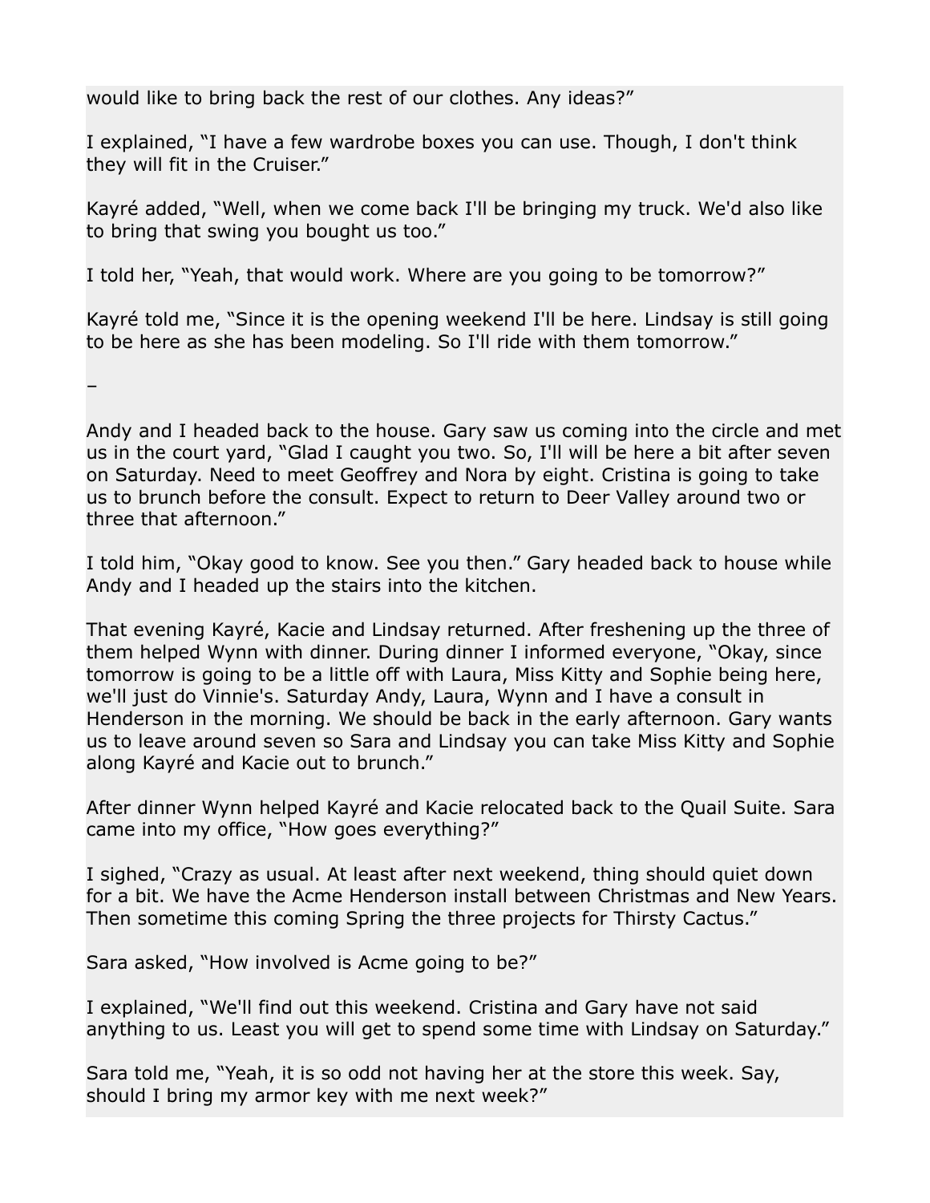would like to bring back the rest of our clothes. Any ideas?”

I explained, “I have a few wardrobe boxes you can use. Though, I don't think they will fit in the Cruiser.”

Kayré added, “Well, when we come back I'll be bringing my truck. We'd also like to bring that swing you bought us too.”

I told her, “Yeah, that would work. Where are you going to be tomorrow?”

Kayré told me, “Since it is the opening weekend I'll be here. Lindsay is still going to be here as she has been modeling. So I'll ride with them tomorrow.”

–

Andy and I headed back to the house. Gary saw us coming into the circle and met us in the court yard, “Glad I caught you two. So, I'll will be here a bit after seven on Saturday. Need to meet Geoffrey and Nora by eight. Cristina is going to take us to brunch before the consult. Expect to return to Deer Valley around two or three that afternoon.”

I told him, “Okay good to know. See you then.” Gary headed back to house while Andy and I headed up the stairs into the kitchen.

That evening Kayré, Kacie and Lindsay returned. After freshening up the three of them helped Wynn with dinner. During dinner I informed everyone, “Okay, since tomorrow is going to be a little off with Laura, Miss Kitty and Sophie being here, we'll just do Vinnie's. Saturday Andy, Laura, Wynn and I have a consult in Henderson in the morning. We should be back in the early afternoon. Gary wants us to leave around seven so Sara and Lindsay you can take Miss Kitty and Sophie along Kayré and Kacie out to brunch.”

After dinner Wynn helped Kayré and Kacie relocated back to the Quail Suite. Sara came into my office, “How goes everything?”

I sighed, “Crazy as usual. At least after next weekend, thing should quiet down for a bit. We have the Acme Henderson install between Christmas and New Years. Then sometime this coming Spring the three projects for Thirsty Cactus.”

Sara asked, “How involved is Acme going to be?”

I explained, “We'll find out this weekend. Cristina and Gary have not said anything to us. Least you will get to spend some time with Lindsay on Saturday.”

Sara told me, “Yeah, it is so odd not having her at the store this week. Say, should I bring my armor key with me next week?”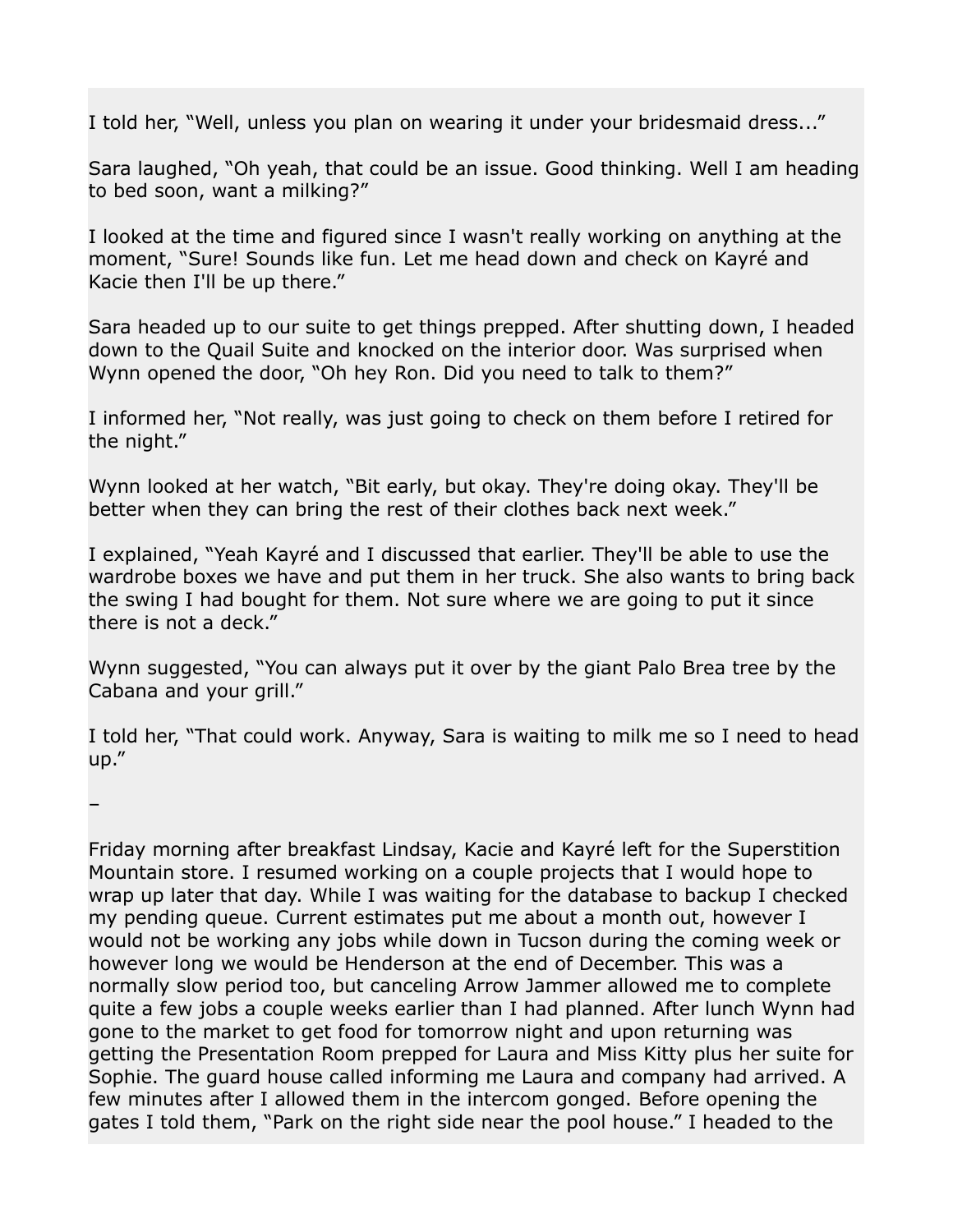I told her, “Well, unless you plan on wearing it under your bridesmaid dress...”

Sara laughed, “Oh yeah, that could be an issue. Good thinking. Well I am heading to bed soon, want a milking?”

I looked at the time and figured since I wasn't really working on anything at the moment, “Sure! Sounds like fun. Let me head down and check on Kayré and Kacie then I'll be up there.”

Sara headed up to our suite to get things prepped. After shutting down, I headed down to the Quail Suite and knocked on the interior door. Was surprised when Wynn opened the door, “Oh hey Ron. Did you need to talk to them?”

I informed her, “Not really, was just going to check on them before I retired for the night.”

Wynn looked at her watch, “Bit early, but okay. They're doing okay. They'll be better when they can bring the rest of their clothes back next week.”

I explained, “Yeah Kayré and I discussed that earlier. They'll be able to use the wardrobe boxes we have and put them in her truck. She also wants to bring back the swing I had bought for them. Not sure where we are going to put it since there is not a deck.”

Wynn suggested, “You can always put it over by the giant Palo Brea tree by the Cabana and your grill.”

I told her, “That could work. Anyway, Sara is waiting to milk me so I need to head up.”

–

Friday morning after breakfast Lindsay, Kacie and Kayré left for the Superstition Mountain store. I resumed working on a couple projects that I would hope to wrap up later that day. While I was waiting for the database to backup I checked my pending queue. Current estimates put me about a month out, however I would not be working any jobs while down in Tucson during the coming week or however long we would be Henderson at the end of December. This was a normally slow period too, but canceling Arrow Jammer allowed me to complete quite a few jobs a couple weeks earlier than I had planned. After lunch Wynn had gone to the market to get food for tomorrow night and upon returning was getting the Presentation Room prepped for Laura and Miss Kitty plus her suite for Sophie. The guard house called informing me Laura and company had arrived. A few minutes after I allowed them in the intercom gonged. Before opening the gates I told them, “Park on the right side near the pool house.” I headed to the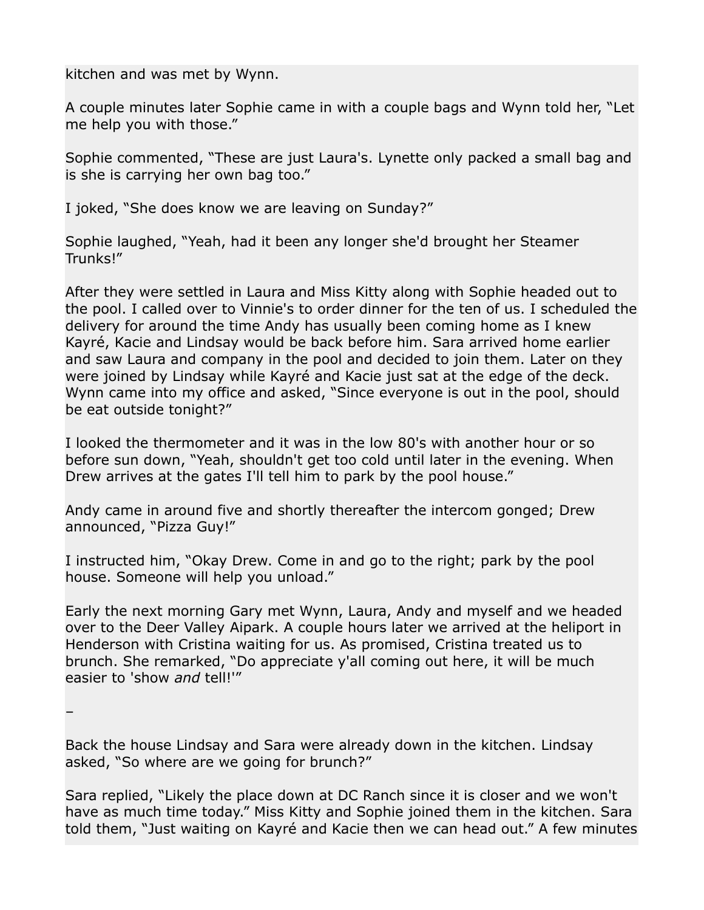kitchen and was met by Wynn.

A couple minutes later Sophie came in with a couple bags and Wynn told her, “Let me help you with those.”

Sophie commented, “These are just Laura's. Lynette only packed a small bag and is she is carrying her own bag too.”

I joked, “She does know we are leaving on Sunday?”

Sophie laughed, “Yeah, had it been any longer she'd brought her Steamer Trunks!”

After they were settled in Laura and Miss Kitty along with Sophie headed out to the pool. I called over to Vinnie's to order dinner for the ten of us. I scheduled the delivery for around the time Andy has usually been coming home as I knew Kayré, Kacie and Lindsay would be back before him. Sara arrived home earlier and saw Laura and company in the pool and decided to join them. Later on they were joined by Lindsay while Kayré and Kacie just sat at the edge of the deck. Wynn came into my office and asked, “Since everyone is out in the pool, should be eat outside tonight?”

I looked the thermometer and it was in the low 80's with another hour or so before sun down, “Yeah, shouldn't get too cold until later in the evening. When Drew arrives at the gates I'll tell him to park by the pool house.”

Andy came in around five and shortly thereafter the intercom gonged; Drew announced, “Pizza Guy!”

I instructed him, “Okay Drew. Come in and go to the right; park by the pool house. Someone will help you unload.”

Early the next morning Gary met Wynn, Laura, Andy and myself and we headed over to the Deer Valley Aipark. A couple hours later we arrived at the heliport in Henderson with Cristina waiting for us. As promised, Cristina treated us to brunch. She remarked, “Do appreciate y'all coming out here, it will be much easier to 'show *and* tell!'”

–

Back the house Lindsay and Sara were already down in the kitchen. Lindsay asked, “So where are we going for brunch?”

Sara replied, “Likely the place down at DC Ranch since it is closer and we won't have as much time today.” Miss Kitty and Sophie joined them in the kitchen. Sara told them, “Just waiting on Kayré and Kacie then we can head out.” A few minutes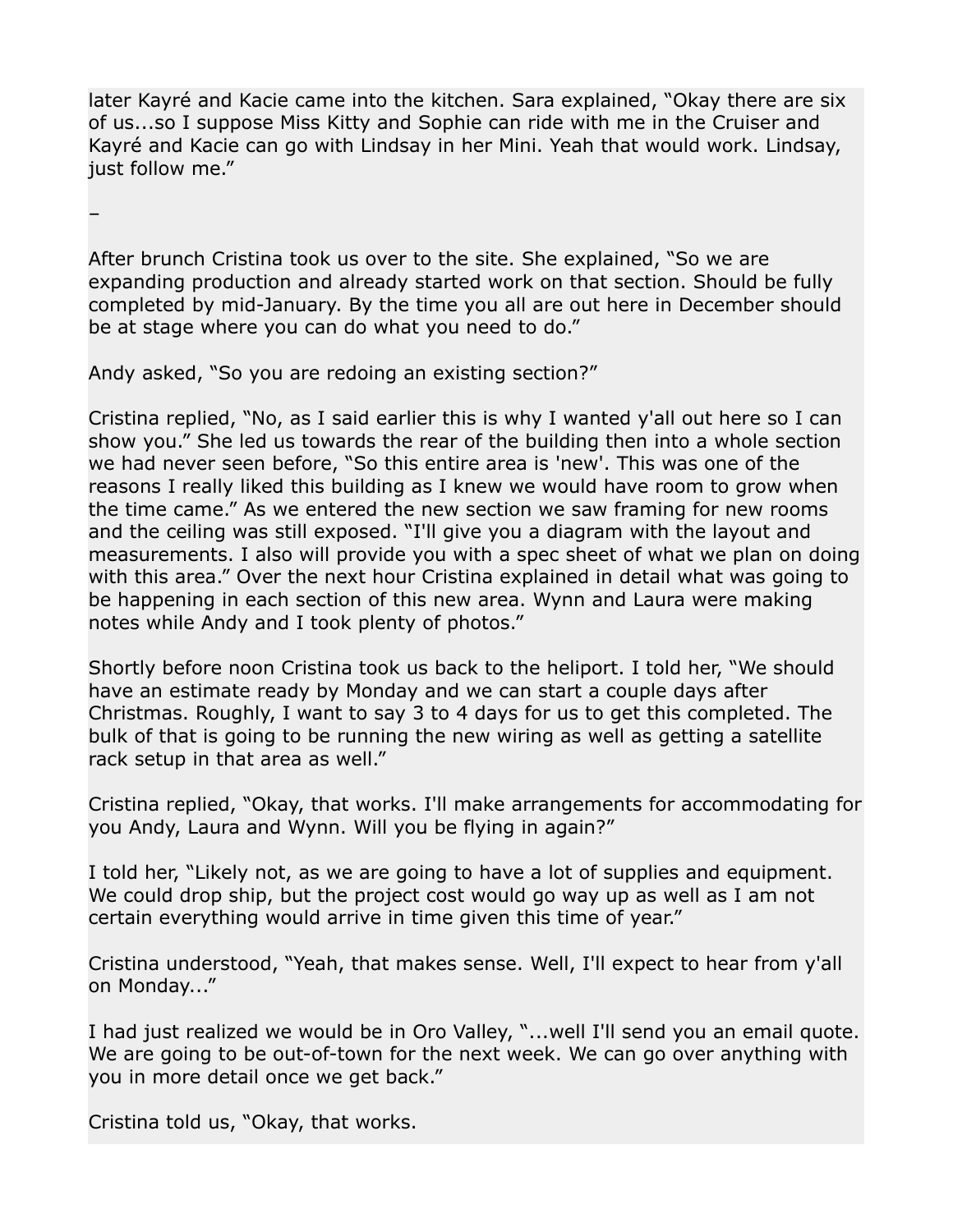later Kayré and Kacie came into the kitchen. Sara explained, “Okay there are six of us...so I suppose Miss Kitty and Sophie can ride with me in the Cruiser and Kayré and Kacie can go with Lindsay in her Mini. Yeah that would work. Lindsay, just follow me.”

–

After brunch Cristina took us over to the site. She explained, “So we are expanding production and already started work on that section. Should be fully completed by mid-January. By the time you all are out here in December should be at stage where you can do what you need to do.”

Andy asked, “So you are redoing an existing section?”

Cristina replied, “No, as I said earlier this is why I wanted y'all out here so I can show you.” She led us towards the rear of the building then into a whole section we had never seen before, “So this entire area is 'new'. This was one of the reasons I really liked this building as I knew we would have room to grow when the time came.” As we entered the new section we saw framing for new rooms and the ceiling was still exposed. “I'll give you a diagram with the layout and measurements. I also will provide you with a spec sheet of what we plan on doing with this area.” Over the next hour Cristina explained in detail what was going to be happening in each section of this new area. Wynn and Laura were making notes while Andy and I took plenty of photos.”

Shortly before noon Cristina took us back to the heliport. I told her, “We should have an estimate ready by Monday and we can start a couple days after Christmas. Roughly, I want to say 3 to 4 days for us to get this completed. The bulk of that is going to be running the new wiring as well as getting a satellite rack setup in that area as well.”

Cristina replied, “Okay, that works. I'll make arrangements for accommodating for you Andy, Laura and Wynn. Will you be flying in again?”

I told her, “Likely not, as we are going to have a lot of supplies and equipment. We could drop ship, but the project cost would go way up as well as I am not certain everything would arrive in time given this time of year.”

Cristina understood, “Yeah, that makes sense. Well, I'll expect to hear from y'all on Monday...”

I had just realized we would be in Oro Valley, “...well I'll send you an email quote. We are going to be out-of-town for the next week. We can go over anything with you in more detail once we get back.”

Cristina told us, “Okay, that works.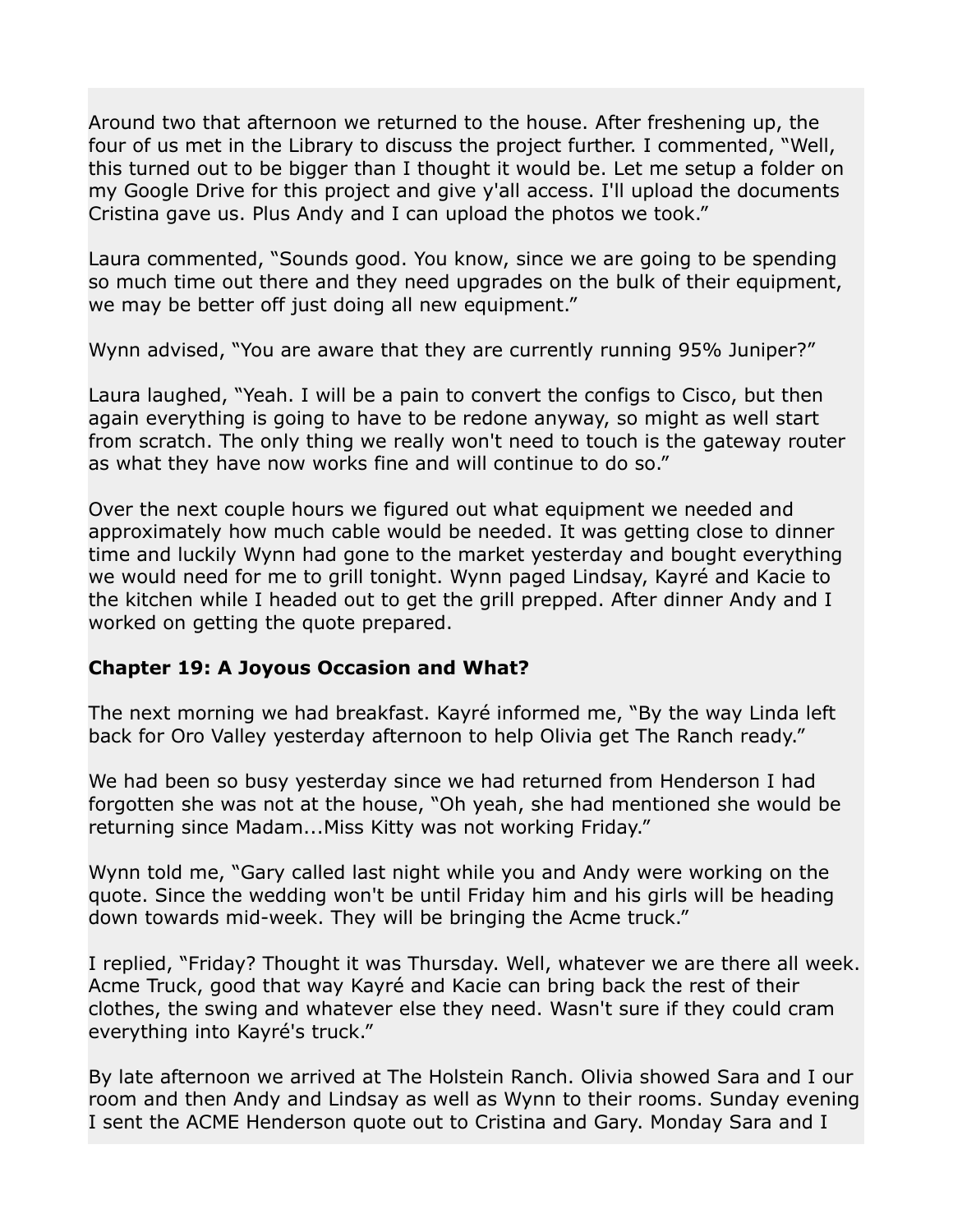Around two that afternoon we returned to the house. After freshening up, the four of us met in the Library to discuss the project further. I commented, “Well, this turned out to be bigger than I thought it would be. Let me setup a folder on my Google Drive for this project and give y'all access. I'll upload the documents Cristina gave us. Plus Andy and I can upload the photos we took.”

Laura commented, “Sounds good. You know, since we are going to be spending so much time out there and they need upgrades on the bulk of their equipment, we may be better off just doing all new equipment.”

Wynn advised, “You are aware that they are currently running 95% Juniper?”

Laura laughed, “Yeah. I will be a pain to convert the configs to Cisco, but then again everything is going to have to be redone anyway, so might as well start from scratch. The only thing we really won't need to touch is the gateway router as what they have now works fine and will continue to do so.”

Over the next couple hours we figured out what equipment we needed and approximately how much cable would be needed. It was getting close to dinner time and luckily Wynn had gone to the market yesterday and bought everything we would need for me to grill tonight. Wynn paged Lindsay, Kayré and Kacie to the kitchen while I headed out to get the grill prepped. After dinner Andy and I worked on getting the quote prepared.

**Chapter 19: A Joyous Occasion and What?**

The next morning we had breakfast. Kayré informed me, “By the way Linda left back for Oro Valley yesterday afternoon to help Olivia get The Ranch ready.”

We had been so busy yesterday since we had returned from Henderson I had forgotten she was not at the house, “Oh yeah, she had mentioned she would be returning since Madam...Miss Kitty was not working Friday.”

Wynn told me, “Gary called last night while you and Andy were working on the quote. Since the wedding won't be until Friday him and his girls will be heading down towards mid-week. They will be bringing the Acme truck.”

I replied, “Friday? Thought it was Thursday. Well, whatever we are there all week. Acme Truck, good that way Kayré and Kacie can bring back the rest of their clothes, the swing and whatever else they need. Wasn't sure if they could cram everything into Kayré's truck.”

By late afternoon we arrived at The Holstein Ranch. Olivia showed Sara and I our room and then Andy and Lindsay as well as Wynn to their rooms. Sunday evening I sent the ACME Henderson quote out to Cristina and Gary. Monday Sara and I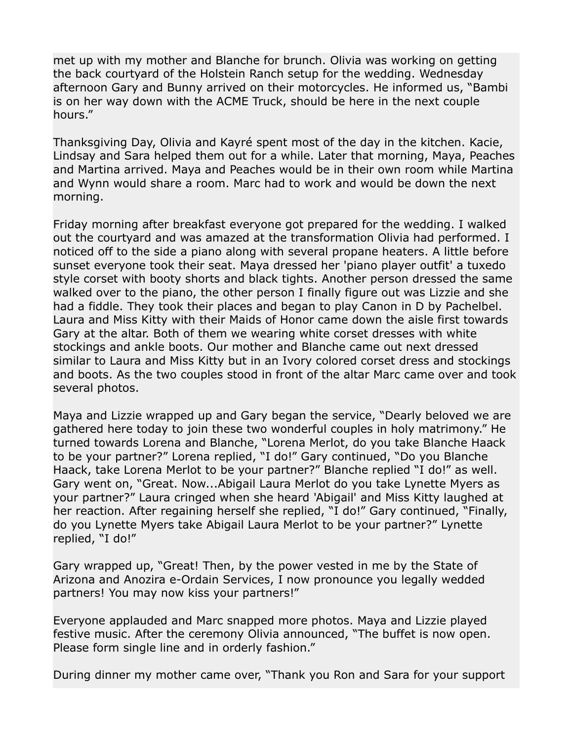met up with my mother and Blanche for brunch. Olivia was working on getting the back courtyard of the Holstein Ranch setup for the wedding. Wednesday afternoon Gary and Bunny arrived on their motorcycles. He informed us, “Bambi is on her way down with the ACME Truck, should be here in the next couple hours.”

Thanksgiving Day, Olivia and Kayré spent most of the day in the kitchen. Kacie, Lindsay and Sara helped them out for a while. Later that morning, Maya, Peaches and Martina arrived. Maya and Peaches would be in their own room while Martina and Wynn would share a room. Marc had to work and would be down the next morning.

Friday morning after breakfast everyone got prepared for the wedding. I walked out the courtyard and was amazed at the transformation Olivia had performed. I noticed off to the side a piano along with several propane heaters. A little before sunset everyone took their seat. Maya dressed her 'piano player outfit' a tuxedo style corset with booty shorts and black tights. Another person dressed the same walked over to the piano, the other person I finally figure out was Lizzie and she had a fiddle. They took their places and began to play Canon in D by Pachelbel. Laura and Miss Kitty with their Maids of Honor came down the aisle first towards Gary at the altar. Both of them we wearing white corset dresses with white stockings and ankle boots. Our mother and Blanche came out next dressed similar to Laura and Miss Kitty but in an Ivory colored corset dress and stockings and boots. As the two couples stood in front of the altar Marc came over and took several photos.

Maya and Lizzie wrapped up and Gary began the service, “Dearly beloved we are gathered here today to join these two wonderful couples in holy matrimony.” He turned towards Lorena and Blanche, “Lorena Merlot, do you take Blanche Haack to be your partner?” Lorena replied, “I do!” Gary continued, “Do you Blanche Haack, take Lorena Merlot to be your partner?” Blanche replied “I do!” as well. Gary went on, “Great. Now...Abigail Laura Merlot do you take Lynette Myers as your partner?” Laura cringed when she heard 'Abigail' and Miss Kitty laughed at her reaction. After regaining herself she replied, “I do!” Gary continued, “Finally, do you Lynette Myers take Abigail Laura Merlot to be your partner?” Lynette replied, “I do!”

Gary wrapped up, “Great! Then, by the power vested in me by the State of Arizona and Anozira e-Ordain Services, I now pronounce you legally wedded partners! You may now kiss your partners!”

Everyone applauded and Marc snapped more photos. Maya and Lizzie played festive music. After the ceremony Olivia announced, “The buffet is now open. Please form single line and in orderly fashion.”

During dinner my mother came over, “Thank you Ron and Sara for your support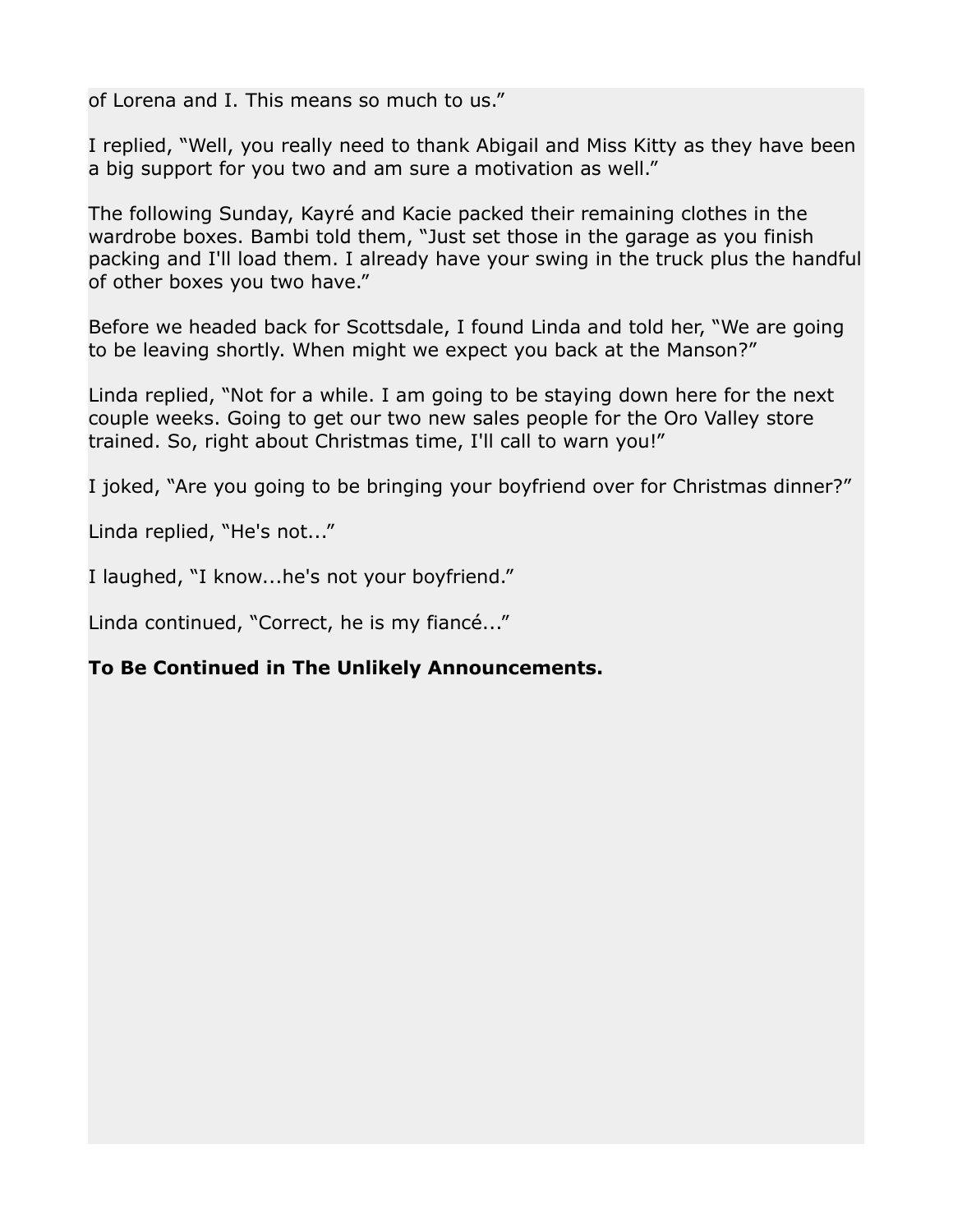of Lorena and I. This means so much to us.”

I replied, “Well, you really need to thank Abigail and Miss Kitty as they have been a big support for you two and am sure a motivation as well.”

The following Sunday, Kayré and Kacie packed their remaining clothes in the wardrobe boxes. Bambi told them, “Just set those in the garage as you finish packing and I'll load them. I already have your swing in the truck plus the handful of other boxes you two have.”

Before we headed back for Scottsdale, I found Linda and told her, “We are going to be leaving shortly. When might we expect you back at the Manson?”

Linda replied, “Not for a while. I am going to be staying down here for the next couple weeks. Going to get our two new sales people for the Oro Valley store trained. So, right about Christmas time, I'll call to warn you!”

I joked, “Are you going to be bringing your boyfriend over for Christmas dinner?”

Linda replied, “He's not...”

I laughed, “I know...he's not your boyfriend.”

Linda continued, “Correct, he is my fiancé...”

**To Be Continued in The Unlikely Announcements.**